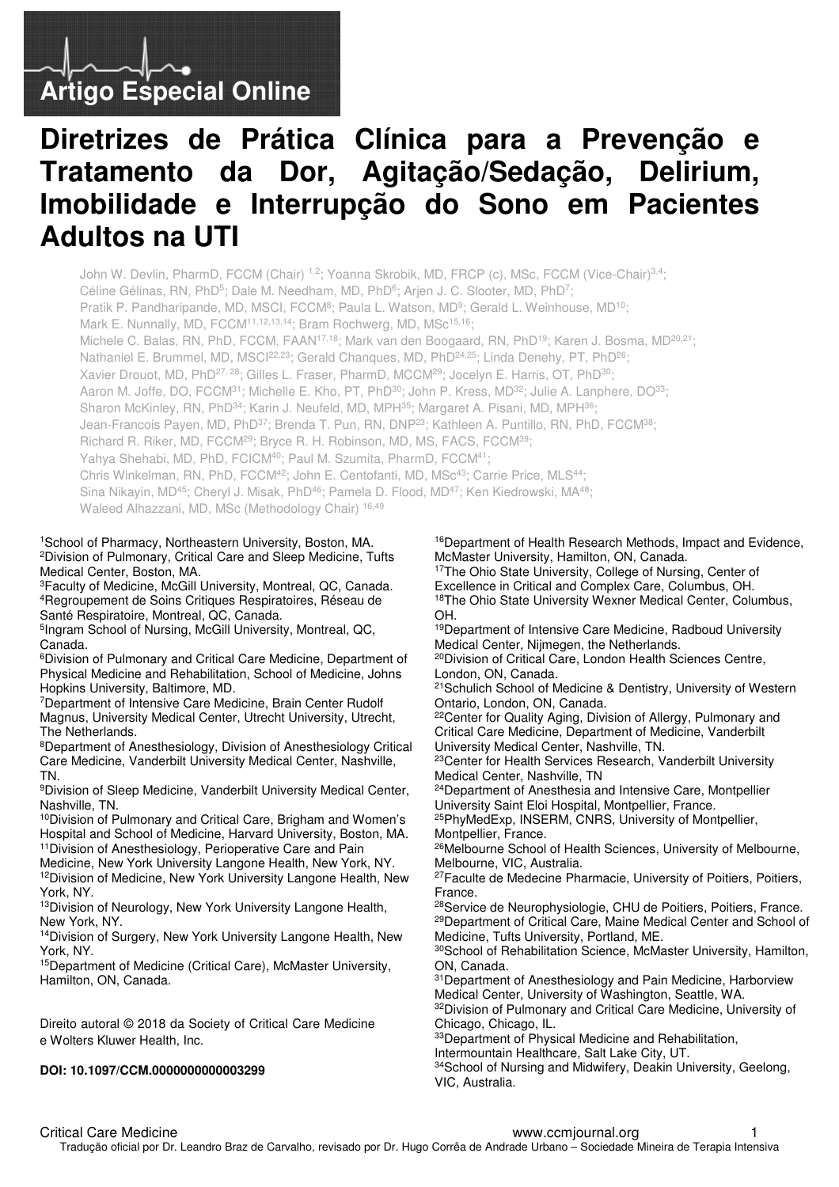Artigo Especial Online

# Diretrizes de Prática Clínica para a Prevenção e Tratamento da Dor, Agitação/Sedação, Delirium, Imobilidade e Interrupção do Sono em Pacientes Adultos na UTI

John W. Devlin, PharmD, FCCM (Chair) [1,2]; Yoanna Skrobik, MD, FRCP (c), MSc, FCCM (Vice-Chair)[3,4]; Céline Gélinas, RN, PhD[5]; Dale M. Needham, MD, PhD[6]; Arjen J. C. Slooter, MD, PhD[7]; Pratik P. Pandharipande, MD, MSCI, FCCM[8]; Paula L. Watson, MD[9]; Gerald L. Weinhouse, MD[10]; Mark E. Nunnally, MD, FCCM[11,12,13,14]; Bram Rochwerg, MD, MSc[15,16]; Michele C. Balas, RN, PhD, FCCM, FAAN[17,18]; Mark van den Boogaard, RN, PhD[19]; Karen J. Bosma, MD[20,21]; Nathaniel E. Brummel, MD, MSCI[22,23]; Gerald Chanques, MD, PhD[24,25]; Linda Denehy, PT, PhD[26]; Xavier Drouot, MD, PhD[27, 28]; Gilles L. Fraser, PharmD, MCCM[29]; Jocelyn E. Harris, OT, PhD[30]; Aaron M. Joffe, DO, FCCM[31]; Michelle E. Kho, PT, PhD[30]; John P. Kress, MD[32]; Julie A. Lanphere, DO[33]; Sharon McKinley, RN, PhD[34]; Karin J. Neufeld, MD, MPH[35]; Margaret A. Pisani, MD, MPH[36]; Jean-Francois Payen, MD, PhD[37]; Brenda T. Pun, RN, DNP[23]; Kathleen A. Puntillo, RN, PhD, FCCM[38]; Richard R. Riker, MD, FCCM[29]; Bryce R. H. Robinson, MD, MS, FACS, FCCM[39]; Yahya Shehabi, MD, PhD, FCICM[40]; Paul M. Szumita, PharmD, FCCM[41]; Chris Winkelman, RN, PhD, FCCM[42]; John E. Centofanti, MD, MSc[43]; Carrie Price, MLS[44]; Sina Nikayin, MD[45]; Cheryl J. Misak, PhD[46]; Pamela D. Flood, MD[47]; Ken Kiedrowski, MA[48]; Waleed Alhazzani, MD, MSc (Methodology Chair) [16,49]

[1]School of Pharmacy, Northeastern University, Boston, MA.
[2]Division of Pulmonary, Critical Care and Sleep Medicine, Tufts Medical Center, Boston, MA.
[3]Faculty of Medicine, McGill University, Montreal, QC, Canada.
[4]Regroupement de Soins Critiques Respiratoires, Réseau de Santé Respiratoire, Montreal, QC, Canada.
[5]Ingram School of Nursing, McGill University, Montreal, QC, Canada.
[6]Division of Pulmonary and Critical Care Medicine, Department of Physical Medicine and Rehabilitation, School of Medicine, Johns Hopkins University, Baltimore, MD.
[7]Department of Intensive Care Medicine, Brain Center Rudolf Magnus, University Medical Center, Utrecht University, Utrecht, The Netherlands.
[8]Department of Anesthesiology, Division of Anesthesiology Critical Care Medicine, Vanderbilt University Medical Center, Nashville, TN.
[9]Division of Sleep Medicine, Vanderbilt University Medical Center, Nashville, TN.
[10]Division of Pulmonary and Critical Care, Brigham and Women's Hospital and School of Medicine, Harvard University, Boston, MA.
[11]Division of Anesthesiology, Perioperative Care and Pain Medicine, New York University Langone Health, New York, NY.
[12]Division of Medicine, New York University Langone Health, New York, NY.
[13]Division of Neurology, New York University Langone Health, New York, NY.
[14]Division of Surgery, New York University Langone Health, New York, NY.
[15]Department of Medicine (Critical Care), McMaster University, Hamilton, ON, Canada.

Direito autoral © 2018 da Society of Critical Care Medicine e Wolters Kluwer Health, Inc.

**DOI: 10.1097/CCM.0000000000003299**

[16]Department of Health Research Methods, Impact and Evidence, McMaster University, Hamilton, ON, Canada.
[17]The Ohio State University, College of Nursing, Center of Excellence in Critical and Complex Care, Columbus, OH.
[18]The Ohio State University Wexner Medical Center, Columbus, OH.
[19]Department of Intensive Care Medicine, Radboud University Medical Center, Nijmegen, the Netherlands.
[20]Division of Critical Care, London Health Sciences Centre, London, ON, Canada.
[21]Schulich School of Medicine & Dentistry, University of Western Ontario, London, ON, Canada.
[22]Center for Quality Aging, Division of Allergy, Pulmonary and Critical Care Medicine, Department of Medicine, Vanderbilt University Medical Center, Nashville, TN.
[23]Center for Health Services Research, Vanderbilt University Medical Center, Nashville, TN
[24]Department of Anesthesia and Intensive Care, Montpellier University Saint Eloi Hospital, Montpellier, France.
[25]PhyMedExp, INSERM, CNRS, University of Montpellier, Montpellier, France.
[26]Melbourne School of Health Sciences, University of Melbourne, Melbourne, VIC, Australia.
[27]Faculte de Medecine Pharmacie, University of Poitiers, Poitiers, France.
[28]Service de Neurophysiologie, CHU de Poitiers, Poitiers, France.
[29]Department of Critical Care, Maine Medical Center and School of Medicine, Tufts University, Portland, ME.
[30]School of Rehabilitation Science, McMaster University, Hamilton, ON, Canada.
[31]Department of Anesthesiology and Pain Medicine, Harborview Medical Center, University of Washington, Seattle, WA.
[32]Division of Pulmonary and Critical Care Medicine, University of Chicago, Chicago, IL.
[33]Department of Physical Medicine and Rehabilitation, Intermountain Healthcare, Salt Lake City, UT.
[34]School of Nursing and Midwifery, Deakin University, Geelong, VIC, Australia.

Tradução oficial por Dr. Leandro Braz de Carvalho, revisado por Dr. Hugo Corrêa de Andrade Urbano – Sociedade Mineira de Terapia Intensiva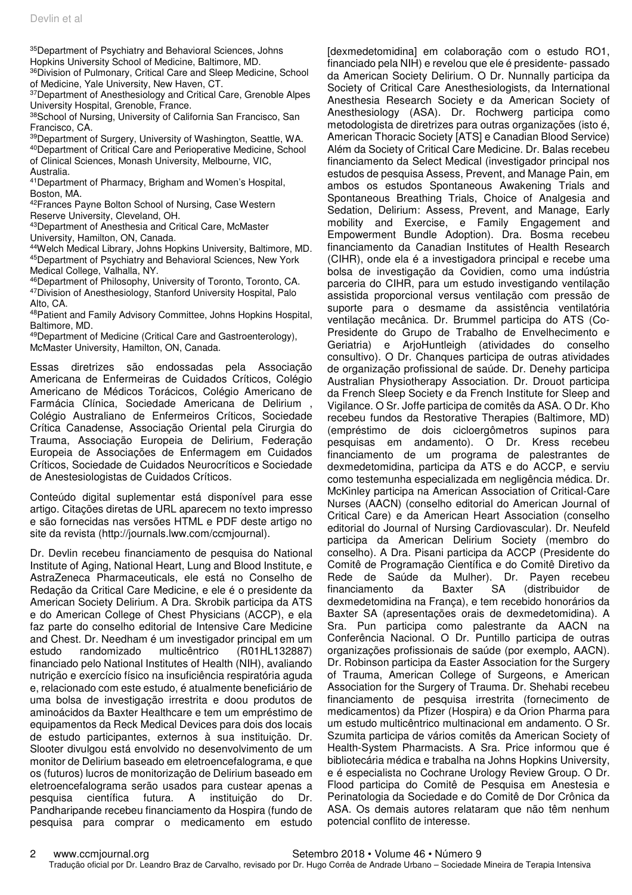[35]Department of Psychiatry and Behavioral Sciences, Johns Hopkins University School of Medicine, Baltimore, MD.
[36]Division of Pulmonary, Critical Care and Sleep Medicine, School of Medicine, Yale University, New Haven, CT.
[37]Department of Anesthesiology and Critical Care, Grenoble Alpes University Hospital, Grenoble, France.
[38]School of Nursing, University of California San Francisco, San Francisco, CA.
[39]Department of Surgery, University of Washington, Seattle, WA.
[40]Department of Critical Care and Perioperative Medicine, School of Clinical Sciences, Monash University, Melbourne, VIC, Australia.
[41]Department of Pharmacy, Brigham and Women's Hospital, Boston, MA.
[42]Frances Payne Bolton School of Nursing, Case Western Reserve University, Cleveland, OH.
[43]Department of Anesthesia and Critical Care, McMaster University, Hamilton, ON, Canada.
[44]Welch Medical Library, Johns Hopkins University, Baltimore, MD.
[45]Department of Psychiatry and Behavioral Sciences, New York Medical College, Valhalla, NY.
[46]Department of Philosophy, University of Toronto, Toronto, CA.
[47]Division of Anesthesiology, Stanford University Hospital, Palo Alto, CA.
[48]Patient and Family Advisory Committee, Johns Hopkins Hospital, Baltimore, MD.
[49]Department of Medicine (Critical Care and Gastroenterology), McMaster University, Hamilton, ON, Canada.

Essas diretrizes são endossadas pela Associação Americana de Enfermeiras de Cuidados Críticos, Colégio Americano de Médicos Torácicos, Colégio Americano de Farmácia Clínica, Sociedade Americana de Delirium , Colégio Australiano de Enfermeiros Críticos, Sociedade Crítica Canadense, Associação Oriental pela Cirurgia do Trauma, Associação Europeia de Delirium, Federação Europeia de Associações de Enfermagem em Cuidados Críticos, Sociedade de Cuidados Neurocríticos e Sociedade de Anestesiologistas de Cuidados Críticos.

Conteúdo digital suplementar está disponível para esse artigo. Citações diretas de URL aparecem no texto impresso e são fornecidas nas versões HTML e PDF deste artigo no site da revista (http://journals.lww.com/ccmjournal).

Dr. Devlin recebeu financiamento de pesquisa do National Institute of Aging, National Heart, Lung and Blood Institute, e AstraZeneca Pharmaceuticals, ele está no Conselho de Redação da Critical Care Medicine, e ele é o presidente da American Society Delirium. A Dra. Skrobik participa da ATS e do American College of Chest Physicians (ACCP), e ela faz parte do conselho editorial de Intensive Care Medicine and Chest. Dr. Needham é um investigador principal em um estudo randomizado multicêntrico (R01HL132887) financiado pelo National Institutes of Health (NIH), avaliando nutrição e exercício físico na insuficiência respiratória aguda e, relacionado com este estudo, é atualmente beneficiário de uma bolsa de investigação irrestrita e doou produtos de aminoácidos da Baxter Healthcare e tem um empréstimo de equipamentos da Reck Medical Devices para dois dos locais de estudo participantes, externos à sua instituição. Dr. Slooter divulgou está envolvido no desenvolvimento de um monitor de Delirium baseado em eletroencefalograma, e que os (futuros) lucros de monitorização de Delirium baseado em eletroencefalograma serão usados para custear apenas a pesquisa científica futura. A instituição do Dr. Pandharipande recebeu financiamento da Hospira (fundo de pesquisa para comprar o medicamento em estudo [dexmedetomidina] em colaboração com o estudo RO1, financiado pela NIH) e revelou que ele é presidente- passado da American Society Delirium. O Dr. Nunnally participa da Society of Critical Care Anesthesiologists, da International Anesthesia Research Society e da American Society of Anesthesiology (ASA). Dr. Rochwerg participa como metodologista de diretrizes para outras organizações (isto é, American Thoracic Society [ATS] e Canadian Blood Service) Além da Society of Critical Care Medicine. Dr. Balas recebeu financiamento da Select Medical (investigador principal nos estudos de pesquisa Assess, Prevent, and Manage Pain, em ambos os estudos Spontaneous Awakening Trials and Spontaneous Breathing Trials, Choice of Analgesia and Sedation, Delirium: Assess, Prevent, and Manage, Early mobility and Exercise, e Family Engagement and Empowerment Bundle Adoption). Dra. Bosma recebeu financiamento da Canadian Institutes of Health Research (CIHR), onde ela é a investigadora principal e recebe uma bolsa de investigação da Covidien, como uma indústria parceria do CIHR, para um estudo investigando ventilação assistida proporcional versus ventilação com pressão de suporte para o desmame da assistência ventilatória ventilação mecânica. Dr. Brummel participa do ATS (Co-Presidente do Grupo de Trabalho de Envelhecimento e Geriatria) e ArjoHuntleigh (atividades do conselho consultivo). O Dr. Chanques participa de outras atividades de organização profissional de saúde. Dr. Denehy participa Australian Physiotherapy Association. Dr. Drouot participa da French Sleep Society e da French Institute for Sleep and Vigilance. O Sr. Joffe participa de comitês da ASA. O Dr. Kho recebeu fundos da Restorative Therapies (Baltimore, MD) (empréstimo de dois cicloergômetros supinos para pesquisas em andamento). O Dr. Kress recebeu financiamento de um programa de palestrantes de dexmedetomidina, participa da ATS e do ACCP, e serviu como testemunha especializada em negligência médica. Dr. McKinley participa na American Association of Critical-Care Nurses (AACN) (conselho editorial do American Journal of Critical Care) e da American Heart Association (conselho editorial do Journal of Nursing Cardiovascular). Dr. Neufeld participa da American Delirium Society (membro do conselho). A Dra. Pisani participa da ACCP (Presidente do Comitê de Programação Científica e do Comitê Diretivo da Rede de Saúde da Mulher). Dr. Payen recebeu financiamento da Baxter SA (distribuidor de dexmedetomidina na França), e tem recebido honorários da Baxter SA (apresentações orais de dexmedetomidina). A Sra. Pun participa como palestrante da AACN na Conferência Nacional. O Dr. Puntillo participa de outras organizações profissionais de saúde (por exemplo, AACN). Dr. Robinson participa da Easter Association for the Surgery of Trauma, American College of Surgeons, e American Association for the Surgery of Trauma. Dr. Shehabi recebeu financiamento de pesquisa irrestrita (fornecimento de medicamentos) da Pfizer (Hospira) e da Orion Pharma para um estudo multicêntrico multinacional em andamento. O Sr. Szumita participa de vários comitês da American Society of Health-System Pharmacists. A Sra. Price informou que é bibliotecária médica e trabalha na Johns Hopkins University, e é especialista no Cochrane Urology Review Group. O Dr. Flood participa do Comitê de Pesquisa em Anestesia e Perinatologia da Sociedade e do Comitê de Dor Crônica da ASA. Os demais autores relataram que não têm nenhum potencial conflito de interesse.

Tradução oficial por Dr. Leandro Braz de Carvalho, revisado por Dr. Hugo Corrêa de Andrade Urbano – Sociedade Mineira de Terapia Intensiva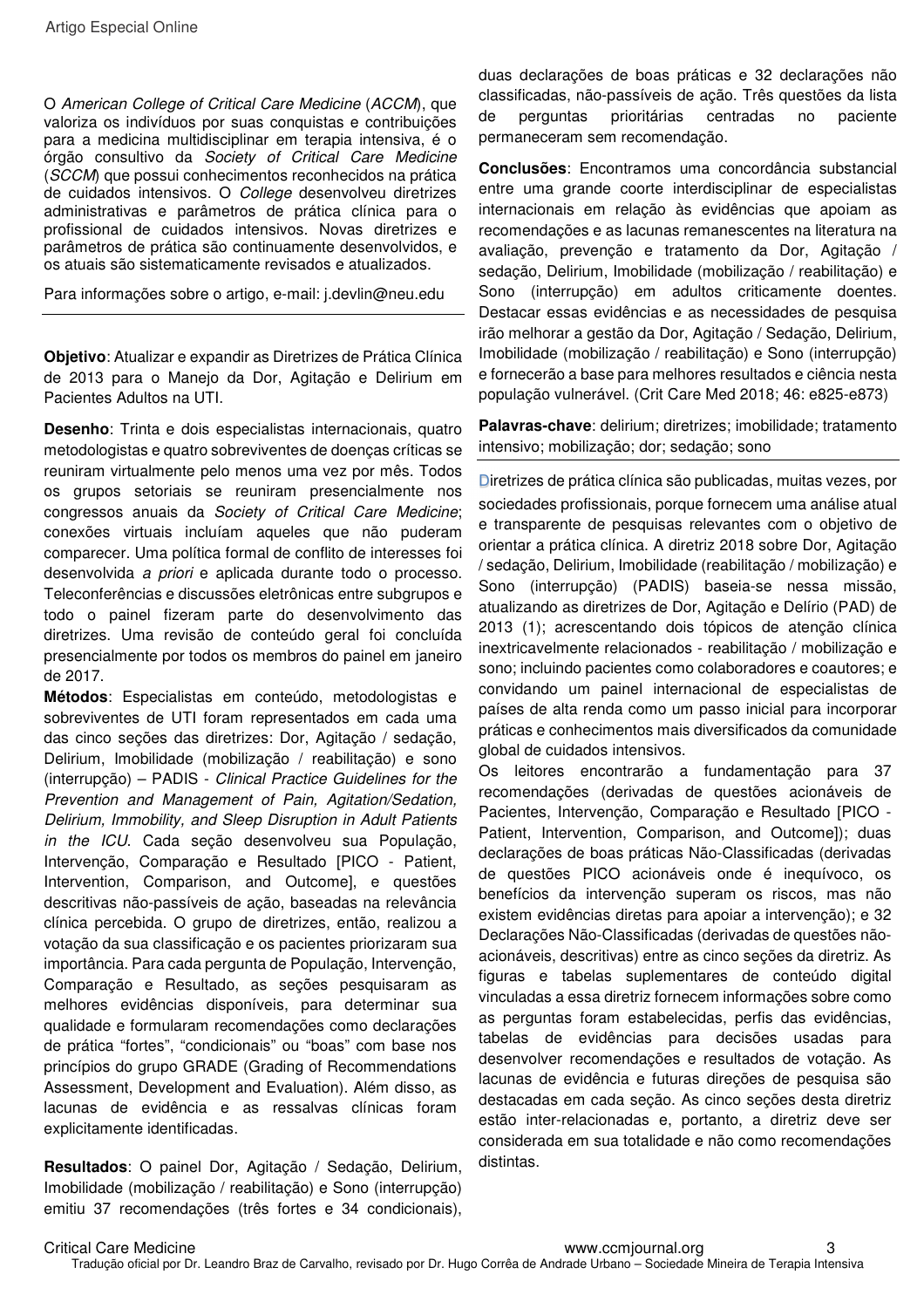O *American College of Critical Care Medicine* (*ACCM*), que valoriza os indivíduos por suas conquistas e contribuições para a medicina multidisciplinar em terapia intensiva, é o órgão consultivo da *Society of Critical Care Medicine* (*SCCM*) que possui conhecimentos reconhecidos na prática de cuidados intensivos. O *College* desenvolveu diretrizes administrativas e parâmetros de prática clínica para o profissional de cuidados intensivos. Novas diretrizes e parâmetros de prática são continuamente desenvolvidos, e os atuais são sistematicamente revisados e atualizados.

Para informações sobre o artigo, e-mail: j.devlin@neu.edu

---

**Objetivo**: Atualizar e expandir as Diretrizes de Prática Clínica de 2013 para o Manejo da Dor, Agitação e Delirium em Pacientes Adultos na UTI.

**Desenho**: Trinta e dois especialistas internacionais, quatro metodologistas e quatro sobreviventes de doenças críticas se reuniram virtualmente pelo menos uma vez por mês. Todos os grupos setoriais se reuniram presencialmente nos congressos anuais da *Society of Critical Care Medicine*; conexões virtuais incluíam aqueles que não puderam comparecer. Uma política formal de conflito de interesses foi desenvolvida *a priori* e aplicada durante todo o processo. Teleconferências e discussões eletrônicas entre subgrupos e todo o painel fizeram parte do desenvolvimento das diretrizes. Uma revisão de conteúdo geral foi concluída presencialmente por todos os membros do painel em janeiro de 2017.

**Métodos**: Especialistas em conteúdo, metodologistas e sobreviventes de UTI foram representados em cada uma das cinco seções das diretrizes: Dor, Agitação / sedação, Delirium, Imobilidade (mobilização / reabilitação) e sono (interrupção) – PADIS - *Clinical Practice Guidelines for the Prevention and Management of Pain, Agitation/Sedation, Delirium, Immobility, and Sleep Disruption in Adult Patients in the ICU*. Cada seção desenvolveu sua População, Intervenção, Comparação e Resultado [PICO - Patient, Intervention, Comparison, and Outcome], e questões descritivas não-passíveis de ação, baseadas na relevância clínica percebida. O grupo de diretrizes, então, realizou a votação da sua classificação e os pacientes priorizaram sua importância. Para cada pergunta de População, Intervenção, Comparação e Resultado, as seções pesquisaram as melhores evidências disponíveis, para determinar sua qualidade e formularam recomendações como declarações de prática "fortes", "condicionais" ou "boas" com base nos princípios do grupo GRADE (Grading of Recommendations Assessment, Development and Evaluation). Além disso, as lacunas de evidência e as ressalvas clínicas foram explicitamente identificadas.

**Resultados**: O painel Dor, Agitação / Sedação, Delirium, Imobilidade (mobilização / reabilitação) e Sono (interrupção) emitiu 37 recomendações (três fortes e 34 condicionais), duas declarações de boas práticas e 32 declarações não classificadas, não-passíveis de ação. Três questões da lista de perguntas prioritárias centradas no paciente permaneceram sem recomendação.

**Conclusões**: Encontramos uma concordância substancial entre uma grande coorte interdisciplinar de especialistas internacionais em relação às evidências que apoiam as recomendações e as lacunas remanescentes na literatura na avaliação, prevenção e tratamento da Dor, Agitação / sedação, Delirium, Imobilidade (mobilização / reabilitação) e Sono (interrupção) em adultos criticamente doentes. Destacar essas evidências e as necessidades de pesquisa irão melhorar a gestão da Dor, Agitação / Sedação, Delirium, Imobilidade (mobilização / reabilitação) e Sono (interrupção) e fornecerão a base para melhores resultados e ciência nesta população vulnerável. (Crit Care Med 2018; 46: e825-e873)

**Palavras-chave**: delirium; diretrizes; imobilidade; tratamento intensivo; mobilização; dor; sedação; sono

---

Diretrizes de prática clínica são publicadas, muitas vezes, por sociedades profissionais, porque fornecem uma análise atual e transparente de pesquisas relevantes com o objetivo de orientar a prática clínica. A diretriz 2018 sobre Dor, Agitação / sedação, Delirium, Imobilidade (reabilitação / mobilização) e Sono (interrupção) (PADIS) baseia-se nessa missão, atualizando as diretrizes de Dor, Agitação e Delírio (PAD) de 2013 (1); acrescentando dois tópicos de atenção clínica inextricavelmente relacionados - reabilitação / mobilização e sono; incluindo pacientes como colaboradores e coautores; e convidando um painel internacional de especialistas de países de alta renda como um passo inicial para incorporar práticas e conhecimentos mais diversificados da comunidade global de cuidados intensivos.

Os leitores encontrarão a fundamentação para 37 recomendações (derivadas de questões acionáveis de Pacientes, Intervenção, Comparação e Resultado [PICO - Patient, Intervention, Comparison, and Outcome]); duas declarações de boas práticas Não-Classificadas (derivadas de questões PICO acionáveis onde é inequívoco, os benefícios da intervenção superam os riscos, mas não existem evidências diretas para apoiar a intervenção); e 32 Declarações Não-Classificadas (derivadas de questões não-acionáveis, descritivas) entre as cinco seções da diretriz. As figuras e tabelas suplementares de conteúdo digital vinculadas a essa diretriz fornecem informações sobre como as perguntas foram estabelecidas, perfis das evidências, tabelas de evidências para decisões usadas para desenvolver recomendações e resultados de votação. As lacunas de evidência e futuras direções de pesquisa são destacadas em cada seção. As cinco seções desta diretriz estão inter-relacionadas e, portanto, a diretriz deve ser considerada em sua totalidade e não como recomendações distintas.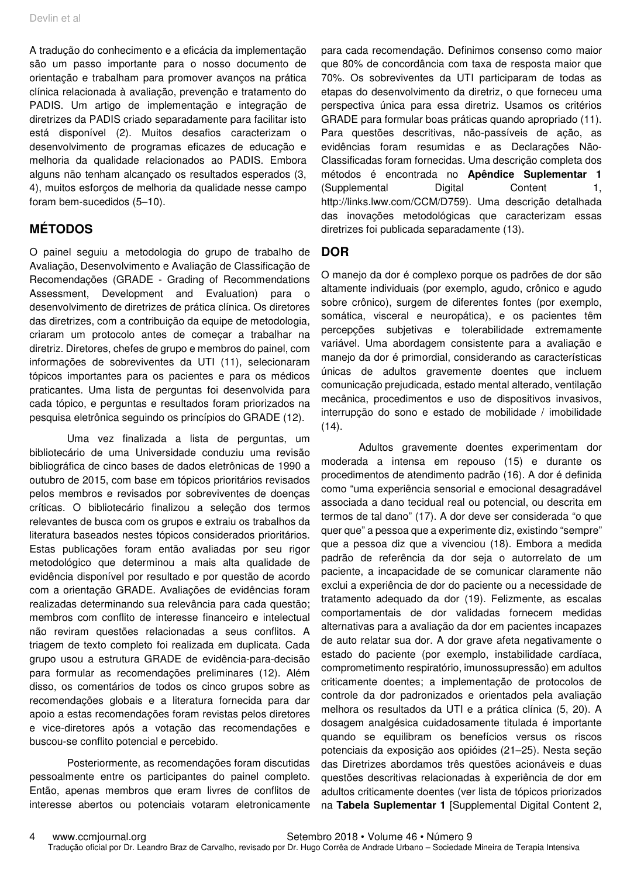A tradução do conhecimento e a eficácia da implementação são um passo importante para o nosso documento de orientação e trabalham para promover avanços na prática clínica relacionada à avaliação, prevenção e tratamento do PADIS. Um artigo de implementação e integração de diretrizes da PADIS criado separadamente para facilitar isto está disponível (2). Muitos desafios caracterizam o desenvolvimento de programas eficazes de educação e melhoria da qualidade relacionados ao PADIS. Embora alguns não tenham alcançado os resultados esperados (3, 4), muitos esforços de melhoria da qualidade nesse campo foram bem-sucedidos (5–10).

## MÉTODOS

O painel seguiu a metodologia do grupo de trabalho de Avaliação, Desenvolvimento e Avaliação de Classificação de Recomendações (GRADE - Grading of Recommendations Assessment, Development and Evaluation) para o desenvolvimento de diretrizes de prática clínica. Os diretores das diretrizes, com a contribuição da equipe de metodologia, criaram um protocolo antes de começar a trabalhar na diretriz. Diretores, chefes de grupo e membros do painel, com informações de sobreviventes da UTI (11), selecionaram tópicos importantes para os pacientes e para os médicos praticantes. Uma lista de perguntas foi desenvolvida para cada tópico, e perguntas e resultados foram priorizados na pesquisa eletrônica seguindo os princípios do GRADE (12).

Uma vez finalizada a lista de perguntas, um bibliotecário de uma Universidade conduziu uma revisão bibliográfica de cinco bases de dados eletrônicas de 1990 a outubro de 2015, com base em tópicos prioritários revisados pelos membros e revisados por sobreviventes de doenças críticas. O bibliotecário finalizou a seleção dos termos relevantes de busca com os grupos e extraiu os trabalhos da literatura baseados nestes tópicos considerados prioritários. Estas publicações foram então avaliadas por seu rigor metodológico que determinou a mais alta qualidade de evidência disponível por resultado e por questão de acordo com a orientação GRADE. Avaliações de evidências foram realizadas determinando sua relevância para cada questão; membros com conflito de interesse financeiro e intelectual não reviram questões relacionadas a seus conflitos. A triagem de texto completo foi realizada em duplicata. Cada grupo usou a estrutura GRADE de evidência-para-decisão para formular as recomendações preliminares (12). Além disso, os comentários de todos os cinco grupos sobre as recomendações globais e a literatura fornecida para dar apoio a estas recomendações foram revistas pelos diretores e vice-diretores após a votação das recomendações e buscou-se conflito potencial e percebido.

Posteriormente, as recomendações foram discutidas pessoalmente entre os participantes do painel completo. Então, apenas membros que eram livres de conflitos de interesse abertos ou potenciais votaram eletronicamente para cada recomendação. Definimos consenso como maior que 80% de concordância com taxa de resposta maior que 70%. Os sobreviventes da UTI participaram de todas as etapas do desenvolvimento da diretriz, o que forneceu uma perspectiva única para essa diretriz. Usamos os critérios GRADE para formular boas práticas quando apropriado (11). Para questões descritivas, não-passíveis de ação, as evidências foram resumidas e as Declarações Não-Classificadas foram fornecidas. Uma descrição completa dos métodos é encontrada no **Apêndice Suplementar 1** (Supplemental Digital Content 1, http://links.lww.com/CCM/D759). Uma descrição detalhada das inovações metodológicas que caracterizam essas diretrizes foi publicada separadamente (13).

## DOR

O manejo da dor é complexo porque os padrões de dor são altamente individuais (por exemplo, agudo, crônico e agudo sobre crônico), surgem de diferentes fontes (por exemplo, somática, visceral e neuropática), e os pacientes têm percepções subjetivas e tolerabilidade extremamente variável. Uma abordagem consistente para a avaliação e manejo da dor é primordial, considerando as características únicas de adultos gravemente doentes que incluem comunicação prejudicada, estado mental alterado, ventilação mecânica, procedimentos e uso de dispositivos invasivos, interrupção do sono e estado de mobilidade / imobilidade (14).

Adultos gravemente doentes experimentam dor moderada a intensa em repouso (15) e durante os procedimentos de atendimento padrão (16). A dor é definida como “uma experiência sensorial e emocional desagradável associada a dano tecidual real ou potencial, ou descrita em termos de tal dano” (17). A dor deve ser considerada “o que quer que” a pessoa que a experimente diz, existindo “sempre” que a pessoa diz que a vivenciou (18). Embora a medida padrão de referência da dor seja o autorrelato de um paciente, a incapacidade de se comunicar claramente não exclui a experiência de dor do paciente ou a necessidade de tratamento adequado da dor (19). Felizmente, as escalas comportamentais de dor validadas fornecem medidas alternativas para a avaliação da dor em pacientes incapazes de auto relatar sua dor. A dor grave afeta negativamente o estado do paciente (por exemplo, instabilidade cardíaca, comprometimento respiratório, imunossupressão) em adultos criticamente doentes; a implementação de protocolos de controle da dor padronizados e orientados pela avaliação melhora os resultados da UTI e a prática clínica (5, 20). A dosagem analgésica cuidadosamente titulada é importante quando se equilibram os benefícios versus os riscos potenciais da exposição aos opióides (21–25). Nesta seção das Diretrizes abordamos três questões acionáveis e duas questões descritivas relacionadas à experiência de dor em adultos criticamente doentes (ver lista de tópicos priorizados na **Tabela Suplementar 1** [Supplemental Digital Content 2,

Tradução oficial por Dr. Leandro Braz de Carvalho, revisado por Dr. Hugo Corrêa de Andrade Urbano – Sociedade Mineira de Terapia Intensiva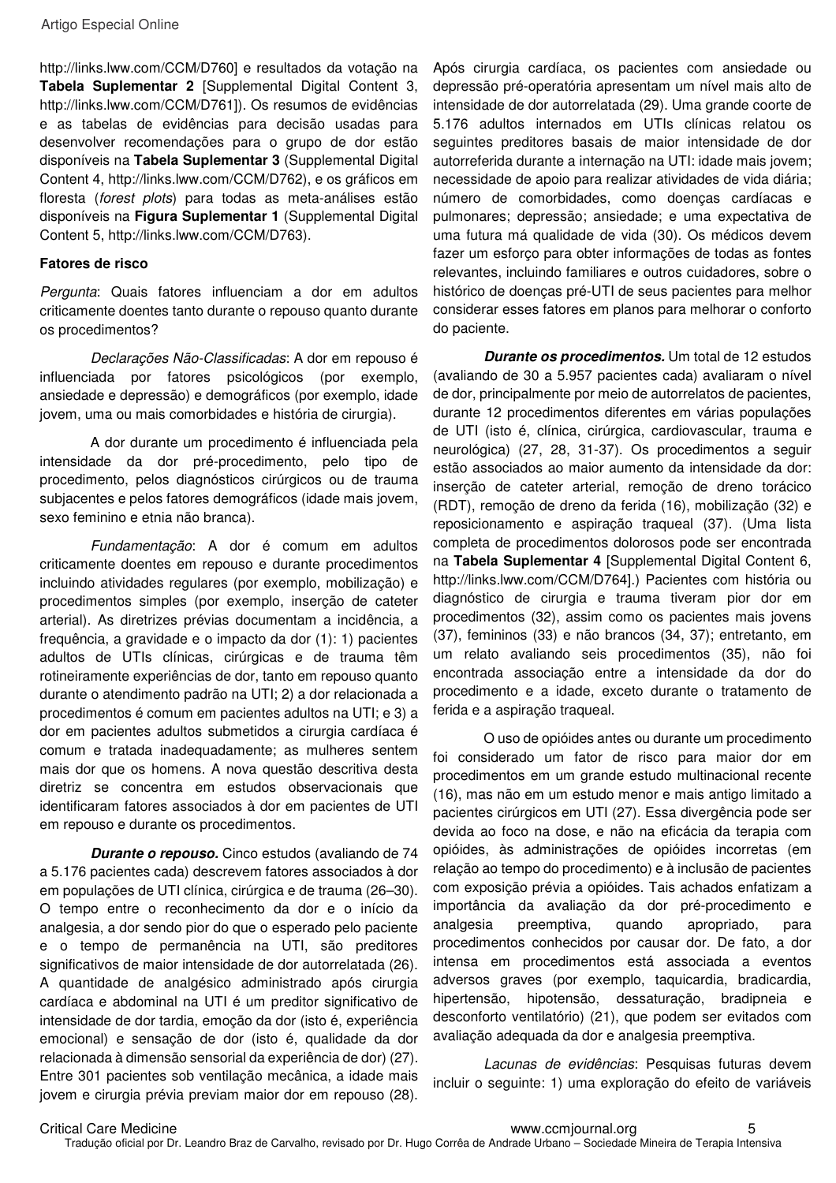http://links.lww.com/CCM/D760] e resultados da votação na **Tabela Suplementar 2** [Supplemental Digital Content 3, http://links.lww.com/CCM/D761]). Os resumos de evidências e as tabelas de evidências para decisão usadas para desenvolver recomendações para o grupo de dor estão disponíveis na **Tabela Suplementar 3** (Supplemental Digital Content 4, http://links.lww.com/CCM/D762), e os gráficos em floresta (*forest plots*) para todas as meta-análises estão disponíveis na **Figura Suplementar 1** (Supplemental Digital Content 5, http://links.lww.com/CCM/D763).

**Fatores de risco**

*Pergunta*: Quais fatores influenciam a dor em adultos criticamente doentes tanto durante o repouso quanto durante os procedimentos?

*Declarações Não-Classificadas*: A dor em repouso é influenciada por fatores psicológicos (por exemplo, ansiedade e depressão) e demográficos (por exemplo, idade jovem, uma ou mais comorbidades e história de cirurgia).

A dor durante um procedimento é influenciada pela intensidade da dor pré-procedimento, pelo tipo de procedimento, pelos diagnósticos cirúrgicos ou de trauma subjacentes e pelos fatores demográficos (idade mais jovem, sexo feminino e etnia não branca).

*Fundamentação*: A dor é comum em adultos criticamente doentes em repouso e durante procedimentos incluindo atividades regulares (por exemplo, mobilização) e procedimentos simples (por exemplo, inserção de cateter arterial). As diretrizes prévias documentam a incidência, a frequência, a gravidade e o impacto da dor (1): 1) pacientes adultos de UTIs clínicas, cirúrgicas e de trauma têm rotineiramente experiências de dor, tanto em repouso quanto durante o atendimento padrão na UTI; 2) a dor relacionada a procedimentos é comum em pacientes adultos na UTI; e 3) a dor em pacientes adultos submetidos a cirurgia cardíaca é comum e tratada inadequadamente; as mulheres sentem mais dor que os homens. A nova questão descritiva desta diretriz se concentra em estudos observacionais que identificaram fatores associados à dor em pacientes de UTI em repouso e durante os procedimentos.

***Durante o repouso.*** Cinco estudos (avaliando de 74 a 5.176 pacientes cada) descrevem fatores associados à dor em populações de UTI clínica, cirúrgica e de trauma (26–30). O tempo entre o reconhecimento da dor e o início da analgesia, a dor sendo pior do que o esperado pelo paciente e o tempo de permanência na UTI, são preditores significativos de maior intensidade de dor autorrelatada (26). A quantidade de analgésico administrado após cirurgia cardíaca e abdominal na UTI é um preditor significativo de intensidade de dor tardia, emoção da dor (isto é, experiência emocional) e sensação de dor (isto é, qualidade da dor relacionada à dimensão sensorial da experiência de dor) (27). Entre 301 pacientes sob ventilação mecânica, a idade mais jovem e cirurgia prévia previam maior dor em repouso (28). Após cirurgia cardíaca, os pacientes com ansiedade ou depressão pré-operatória apresentam um nível mais alto de intensidade de dor autorrelatada (29). Uma grande coorte de 5.176 adultos internados em UTIs clínicas relatou os seguintes preditores basais de maior intensidade de dor autorreferida durante a internação na UTI: idade mais jovem; necessidade de apoio para realizar atividades de vida diária; número de comorbidades, como doenças cardíacas e pulmonares; depressão; ansiedade; e uma expectativa de uma futura má qualidade de vida (30). Os médicos devem fazer um esforço para obter informações de todas as fontes relevantes, incluindo familiares e outros cuidadores, sobre o histórico de doenças pré-UTI de seus pacientes para melhor considerar esses fatores em planos para melhorar o conforto do paciente.

***Durante os procedimentos.*** Um total de 12 estudos (avaliando de 30 a 5.957 pacientes cada) avaliaram o nível de dor, principalmente por meio de autorrelatos de pacientes, durante 12 procedimentos diferentes em várias populações de UTI (isto é, clínica, cirúrgica, cardiovascular, trauma e neurológica) (27, 28, 31-37). Os procedimentos a seguir estão associados ao maior aumento da intensidade da dor: inserção de cateter arterial, remoção de dreno torácico (RDT), remoção de dreno da ferida (16), mobilização (32) e reposicionamento e aspiração traqueal (37). (Uma lista completa de procedimentos dolorosos pode ser encontrada na **Tabela Suplementar 4** [Supplemental Digital Content 6, http://links.lww.com/CCM/D764].) Pacientes com história ou diagnóstico de cirurgia e trauma tiveram pior dor em procedimentos (32), assim como os pacientes mais jovens (37), femininos (33) e não brancos (34, 37); entretanto, em um relato avaliando seis procedimentos (35), não foi encontrada associação entre a intensidade da dor do procedimento e a idade, exceto durante o tratamento de ferida e a aspiração traqueal.

O uso de opióides antes ou durante um procedimento foi considerado um fator de risco para maior dor em procedimentos em um grande estudo multinacional recente (16), mas não em um estudo menor e mais antigo limitado a pacientes cirúrgicos em UTI (27). Essa divergência pode ser devida ao foco na dose, e não na eficácia da terapia com opióides, às administrações de opióides incorretas (em relação ao tempo do procedimento) e à inclusão de pacientes com exposição prévia a opióides. Tais achados enfatizam a importância da avaliação da dor pré-procedimento e analgesia preemptiva, quando apropriado, para procedimentos conhecidos por causar dor. De fato, a dor intensa em procedimentos está associada a eventos adversos graves (por exemplo, taquicardia, bradicardia, hipertensão, hipotensão, dessaturação, bradipneia e desconforto ventilatório) (21), que podem ser evitados com avaliação adequada da dor e analgesia preemptiva.

*Lacunas de evidências*: Pesquisas futuras devem incluir o seguinte: 1) uma exploração do efeito de variáveis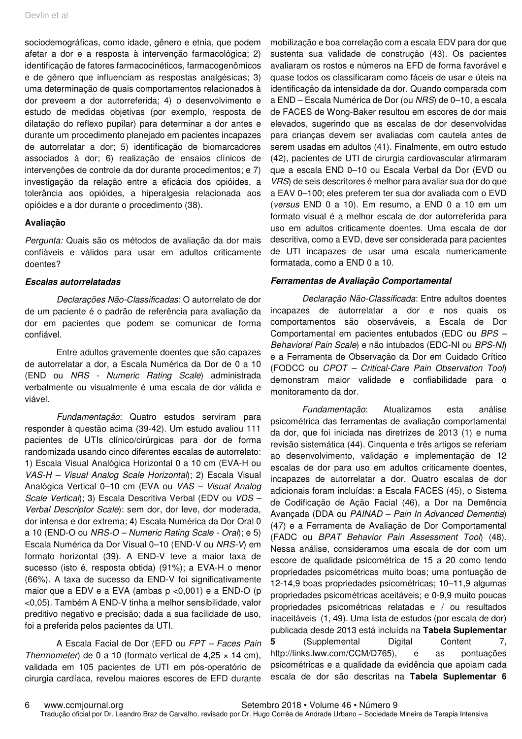sociodemográficas, como idade, gênero e etnia, que podem afetar a dor e a resposta à intervenção farmacológica; 2) identificação de fatores farmacocinéticos, farmacogenômicos e de gênero que influenciam as respostas analgésicas; 3) uma determinação de quais comportamentos relacionados à dor preveem a dor autorreferida; 4) o desenvolvimento e estudo de medidas objetivas (por exemplo, resposta de dilatação do reflexo pupilar) para determinar a dor antes e durante um procedimento planejado em pacientes incapazes de autorrelatar a dor; 5) identificação de biomarcadores associados à dor; 6) realização de ensaios clínicos de intervenções de controle da dor durante procedimentos; e 7) investigação da relação entre a eficácia dos opióides, a tolerância aos opióides, a hiperalgesia relacionada aos opióides e a dor durante o procedimento (38).

**Avaliação**

*Pergunta:* Quais são os métodos de avaliação da dor mais confiáveis e válidos para usar em adultos criticamente doentes?

***Escalas autorrelatadas***

*Declarações Não-Classificadas*: O autorrelato de dor de um paciente é o padrão de referência para avaliação da dor em pacientes que podem se comunicar de forma confiável.

Entre adultos gravemente doentes que são capazes de autorrelatar a dor, a Escala Numérica da Dor de 0 a 10 (END ou *NRS - Numeric Rating Scale*) administrada verbalmente ou visualmente é uma escala de dor válida e viável.

*Fundamentação*: Quatro estudos serviram para responder à questão acima (39-42). Um estudo avaliou 111 pacientes de UTIs clínico/cirúrgicas para dor de forma randomizada usando cinco diferentes escalas de autorrelato: 1) Escala Visual Analógica Horizontal 0 a 10 cm (EVA-H ou *VAS-H – Visual Analog Scale Horizontal*); 2) Escala Visual Analógica Vertical 0–10 cm (EVA ou *VAS – Visual Analog Scale Vertical*); 3) Escala Descritiva Verbal (EDV ou *VDS – Verbal Descriptor Scale*): sem dor, dor leve, dor moderada, dor intensa e dor extrema; 4) Escala Numérica da Dor Oral 0 a 10 (END-O ou *NRS-O – Numeric Rating Scale - Oral*); e 5) Escala Numérica da Dor Visual 0–10 (END-V ou *NRS-V*) em formato horizontal (39). A END-V teve a maior taxa de sucesso (isto é, resposta obtida) (91%); a EVA-H o menor (66%). A taxa de sucesso da END-V foi significativamente maior que a EDV e a EVA (ambas p <0,001) e a END-O (p <0,05). Também A END-V tinha a melhor sensibilidade, valor preditivo negativo e precisão; dada a sua facilidade de uso, foi a preferida pelos pacientes da UTI.

A Escala Facial de Dor (EFD ou *FPT – Faces Pain Thermometer*) de 0 a 10 (formato vertical de 4,25 × 14 cm), validada em 105 pacientes de UTI em pós-operatório de cirurgia cardíaca, revelou maiores escores de EFD durante mobilização e boa correlação com a escala EDV para dor que sustenta sua validade de construção (43). Os pacientes avaliaram os rostos e números na EFD de forma favorável e quase todos os classificaram como fáceis de usar e úteis na identificação da intensidade da dor. Quando comparada com a END – Escala Numérica de Dor (ou *NRS*) de 0–10, a escala de FACES de Wong-Baker resultou em escores de dor mais elevados, sugerindo que as escalas de dor desenvolvidas para crianças devem ser avaliadas com cautela antes de serem usadas em adultos (41). Finalmente, em outro estudo (42), pacientes de UTI de cirurgia cardiovascular afirmaram que a escala END 0–10 ou Escala Verbal da Dor (EVD ou *VRS*) de seis descritores é melhor para avaliar sua dor do que a EAV 0–100; eles preferem ter sua dor avaliada com o EVD (*versus* END 0 a 10). Em resumo, a END 0 a 10 em um formato visual é a melhor escala de dor autorreferida para uso em adultos criticamente doentes. Uma escala de dor descritiva, como a EVD, deve ser considerada para pacientes de UTI incapazes de usar uma escala numericamente formatada, como a END 0 a 10.

***Ferramentas de Avaliação Comportamental***

*Declaração Não-Classificada*: Entre adultos doentes incapazes de autorrelatar a dor e nos quais os comportamentos são observáveis, a Escala de Dor Comportamental em pacientes entubados (EDC ou *BPS – Behavioral Pain Scale*) e não intubados (EDC-NI ou *BPS-NI*) e a Ferramenta de Observação da Dor em Cuidado Crítico (FODCC ou *CPOT – Critical-Care Pain Observation Tool*) demonstram maior validade e confiabilidade para o monitoramento da dor.

*Fundamentação*: Atualizamos esta análise psicométrica das ferramentas de avaliação comportamental da dor, que foi iniciada nas diretrizes de 2013 (1) e numa revisão sistemática (44). Cinquenta e três artigos se referiam ao desenvolvimento, validação e implementação de 12 escalas de dor para uso em adultos criticamente doentes, incapazes de autorrelatar a dor. Quatro escalas de dor adicionais foram incluídas: a Escala FACES (45), o Sistema de Codificação de Ação Facial (46), a Dor na Demência Avançada (DDA ou *PAINAD – Pain In Advanced Dementia*) (47) e a Ferramenta de Avaliação de Dor Comportamental (FADC ou *BPAT Behavior Pain Assessment Tool*) (48). Nessa análise, consideramos uma escala de dor com um escore de qualidade psicométrica de 15 a 20 como tendo propriedades psicométricas muito boas; uma pontuação de 12-14,9 boas propriedades psicométricas; 10–11,9 algumas propriedades psicométricas aceitáveis; e 0-9,9 muito poucas propriedades psicométricas relatadas e / ou resultados inaceitáveis (1, 49). Uma lista de estudos (por escala de dor) publicada desde 2013 está incluída na **Tabela Suplementar 5** (Supplemental Digital Content 7, http://links.lww.com/CCM/D765), e as pontuações psicométricas e a qualidade da evidência que apoiam cada escala de dor são descritas na **Tabela Suplementar 6**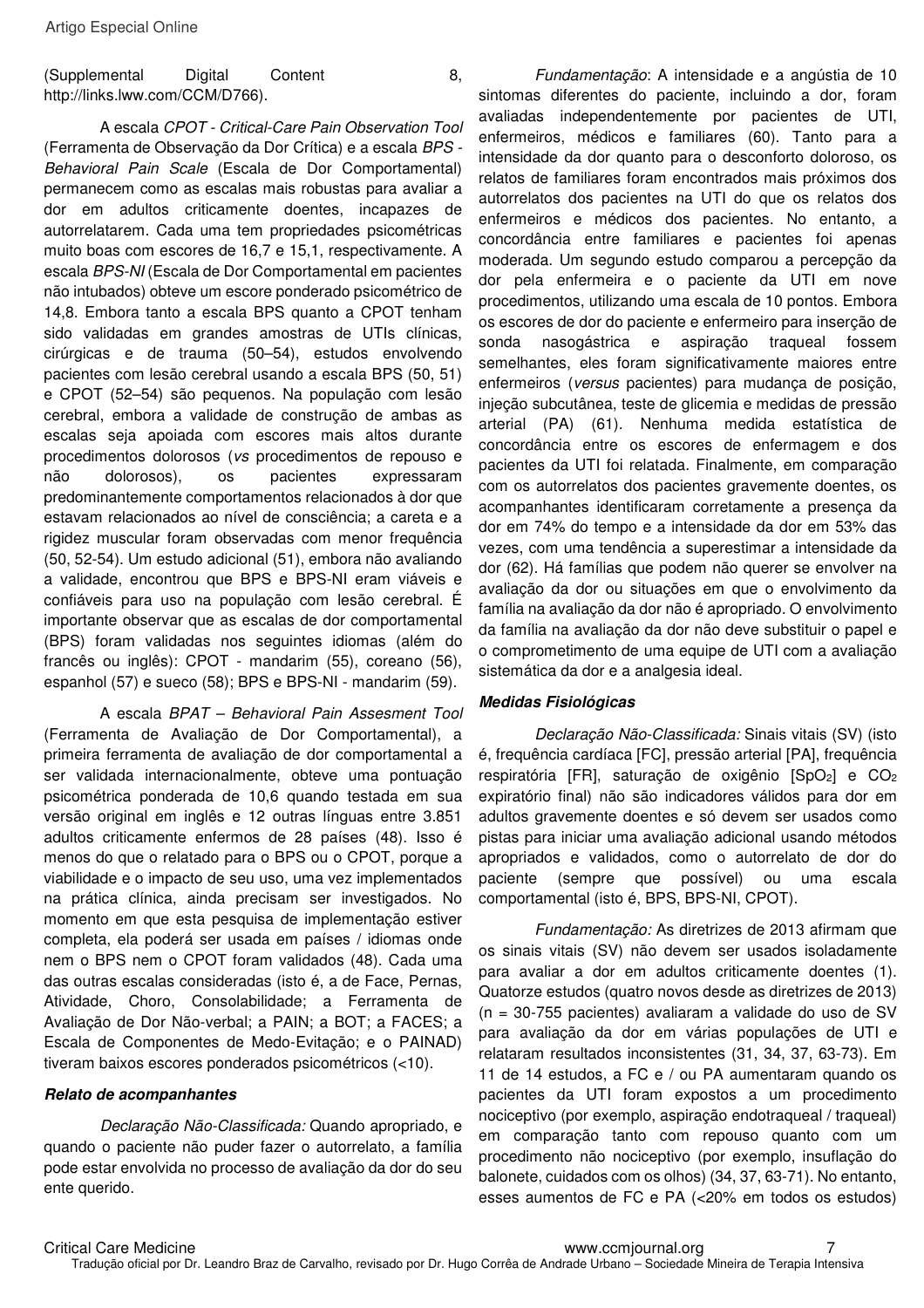(Supplemental Digital Content 8, http://links.lww.com/CCM/D766).

A escala *CPOT - Critical-Care Pain Observation Tool* (Ferramenta de Observação da Dor Crítica) e a escala *BPS - Behavioral Pain Scale* (Escala de Dor Comportamental) permanecem como as escalas mais robustas para avaliar a dor em adultos criticamente doentes, incapazes de autorrelatarem. Cada uma tem propriedades psicométricas muito boas com escores de 16,7 e 15,1, respectivamente. A escala *BPS-NI* (Escala de Dor Comportamental em pacientes não intubados) obteve um escore ponderado psicométrico de 14,8. Embora tanto a escala BPS quanto a CPOT tenham sido validadas em grandes amostras de UTIs clínicas, cirúrgicas e de trauma (50–54), estudos envolvendo pacientes com lesão cerebral usando a escala BPS (50, 51) e CPOT (52–54) são pequenos. Na população com lesão cerebral, embora a validade de construção de ambas as escalas seja apoiada com escores mais altos durante procedimentos dolorosos (*vs* procedimentos de repouso e não dolorosos), os pacientes expressaram predominantemente comportamentos relacionados à dor que estavam relacionados ao nível de consciência; a careta e a rigidez muscular foram observadas com menor frequência (50, 52-54). Um estudo adicional (51), embora não avaliando a validade, encontrou que BPS e BPS-NI eram viáveis e confiáveis para uso na população com lesão cerebral. É importante observar que as escalas de dor comportamental (BPS) foram validadas nos seguintes idiomas (além do francês ou inglês): CPOT - mandarim (55), coreano (56), espanhol (57) e sueco (58); BPS e BPS-NI - mandarim (59).

A escala *BPAT – Behavioral Pain Assesment Tool* (Ferramenta de Avaliação de Dor Comportamental), a primeira ferramenta de avaliação de dor comportamental a ser validada internacionalmente, obteve uma pontuação psicométrica ponderada de 10,6 quando testada em sua versão original em inglês e 12 outras línguas entre 3.851 adultos criticamente enfermos de 28 países (48). Isso é menos do que o relatado para o BPS ou o CPOT, porque a viabilidade e o impacto de seu uso, uma vez implementados na prática clínica, ainda precisam ser investigados. No momento em que esta pesquisa de implementação estiver completa, ela poderá ser usada em países / idiomas onde nem o BPS nem o CPOT foram validados (48). Cada uma das outras escalas consideradas (isto é, a de Face, Pernas, Atividade, Choro, Consolabilidade; a Ferramenta de Avaliação de Dor Não-verbal; a PAIN; a BOT; a FACES; a Escala de Componentes de Medo-Evitação; e o PAINAD) tiveram baixos escores ponderados psicométricos (<10).

***Relato de acompanhantes***

*Declaração Não-Classificada:* Quando apropriado, e quando o paciente não puder fazer o autorrelato, a família pode estar envolvida no processo de avaliação da dor do seu ente querido.

*Fundamentação*: A intensidade e a angústia de 10 sintomas diferentes do paciente, incluindo a dor, foram avaliadas independentemente por pacientes de UTI, enfermeiros, médicos e familiares (60). Tanto para a intensidade da dor quanto para o desconforto doloroso, os relatos de familiares foram encontrados mais próximos dos autorrelatos dos pacientes na UTI do que os relatos dos enfermeiros e médicos dos pacientes. No entanto, a concordância entre familiares e pacientes foi apenas moderada. Um segundo estudo comparou a percepção da dor pela enfermeira e o paciente da UTI em nove procedimentos, utilizando uma escala de 10 pontos. Embora os escores de dor do paciente e enfermeiro para inserção de sonda nasogástrica e aspiração traqueal fossem semelhantes, eles foram significativamente maiores entre enfermeiros (*versus* pacientes) para mudança de posição, injeção subcutânea, teste de glicemia e medidas de pressão arterial (PA) (61). Nenhuma medida estatística de concordância entre os escores de enfermagem e dos pacientes da UTI foi relatada. Finalmente, em comparação com os autorrelatos dos pacientes gravemente doentes, os acompanhantes identificaram corretamente a presença da dor em 74% do tempo e a intensidade da dor em 53% das vezes, com uma tendência a superestimar a intensidade da dor (62). Há famílias que podem não querer se envolver na avaliação da dor ou situações em que o envolvimento da família na avaliação da dor não é apropriado. O envolvimento da família na avaliação da dor não deve substituir o papel e o comprometimento de uma equipe de UTI com a avaliação sistemática da dor e a analgesia ideal.

***Medidas Fisiológicas***

*Declaração Não-Classificada:* Sinais vitais (SV) (isto é, frequência cardíaca [FC], pressão arterial [PA], frequência respiratória [FR], saturação de oxigênio [$SpO_2$] e $CO_2$ expiratório final) não são indicadores válidos para dor em adultos gravemente doentes e só devem ser usados como pistas para iniciar uma avaliação adicional usando métodos apropriados e validados, como o autorrelato de dor do paciente (sempre que possível) ou uma escala comportamental (isto é, BPS, BPS-NI, CPOT).

*Fundamentação:* As diretrizes de 2013 afirmam que os sinais vitais (SV) não devem ser usados isoladamente para avaliar a dor em adultos criticamente doentes (1). Quatorze estudos (quatro novos desde as diretrizes de 2013) (n = 30-755 pacientes) avaliaram a validade do uso de SV para avaliação da dor em várias populações de UTI e relataram resultados inconsistentes (31, 34, 37, 63-73). Em 11 de 14 estudos, a FC e / ou PA aumentaram quando os pacientes da UTI foram expostos a um procedimento nociceptivo (por exemplo, aspiração endotraqueal / traqueal) em comparação tanto com repouso quanto com um procedimento não nociceptivo (por exemplo, insuflação do balonete, cuidados com os olhos) (34, 37, 63-71). No entanto, esses aumentos de FC e PA (<20% em todos os estudos)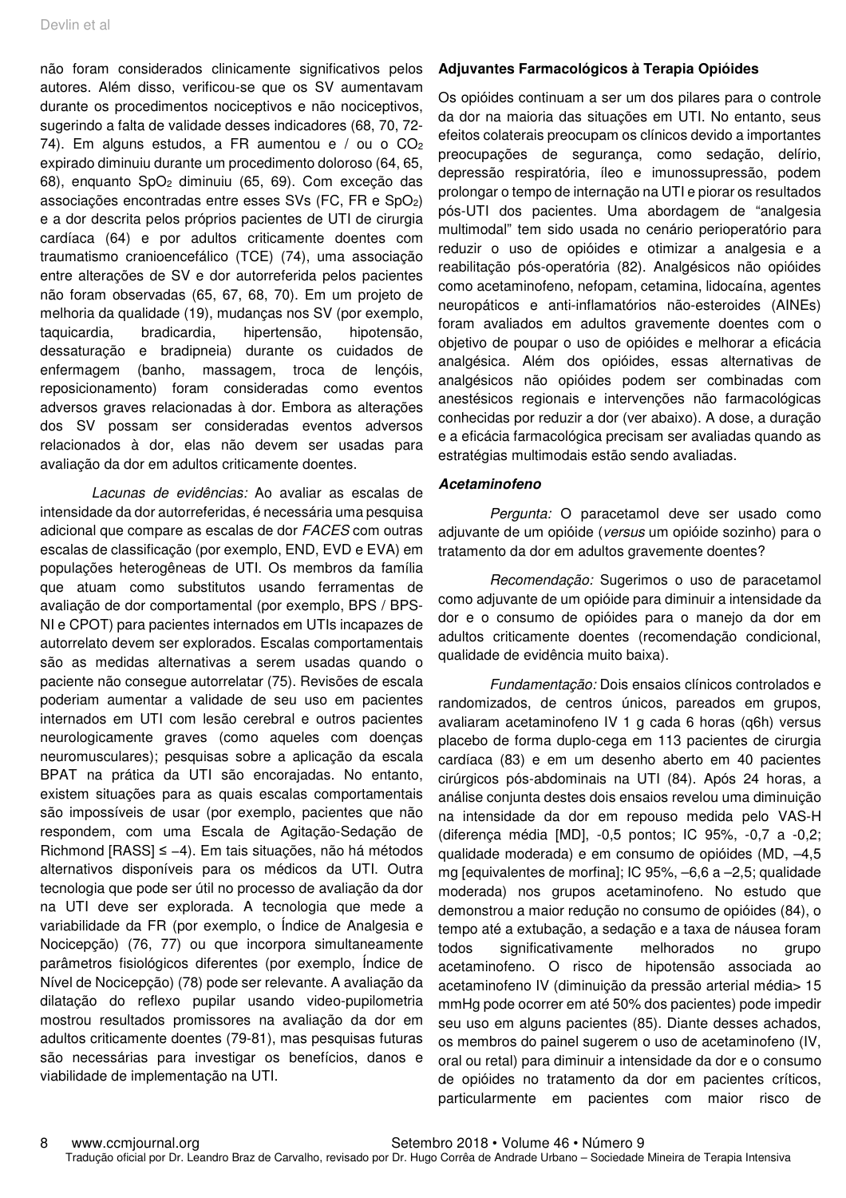não foram considerados clinicamente significativos pelos autores. Além disso, verificou-se que os SV aumentavam durante os procedimentos nociceptivos e não nociceptivos, sugerindo a falta de validade desses indicadores (68, 70, 72-74). Em alguns estudos, a FR aumentou e / ou o $CO_2$ expirado diminuiu durante um procedimento doloroso (64, 65, 68), enquanto $SpO_2$ diminuiu (65, 69). Com exceção das associações encontradas entre esses SVs (FC, FR e $SpO_2$) e a dor descrita pelos próprios pacientes de UTI de cirurgia cardíaca (64) e por adultos criticamente doentes com traumatismo cranioencefálico (TCE) (74), uma associação entre alterações de SV e dor autorreferida pelos pacientes não foram observadas (65, 67, 68, 70). Em um projeto de melhoria da qualidade (19), mudanças nos SV (por exemplo, taquicardia, bradicardia, hipertensão, hipotensão, dessaturação e bradipneia) durante os cuidados de enfermagem (banho, massagem, troca de lençóis, reposicionamento) foram consideradas como eventos adversos graves relacionadas à dor. Embora as alterações dos SV possam ser consideradas eventos adversos relacionados à dor, elas não devem ser usadas para avaliação da dor em adultos criticamente doentes.

*Lacunas de evidências:* Ao avaliar as escalas de intensidade da dor autorreferidas, é necessária uma pesquisa adicional que compare as escalas de dor *FACES* com outras escalas de classificação (por exemplo, END, EVD e EVA) em populações heterogêneas de UTI. Os membros da família que atuam como substitutos usando ferramentas de avaliação de dor comportamental (por exemplo, BPS / BPS-NI e CPOT) para pacientes internados em UTIs incapazes de autorrelato devem ser explorados. Escalas comportamentais são as medidas alternativas a serem usadas quando o paciente não consegue autorrelatar (75). Revisões de escala poderiam aumentar a validade de seu uso em pacientes internados em UTI com lesão cerebral e outros pacientes neurologicamente graves (como aqueles com doenças neuromusculares); pesquisas sobre a aplicação da escala BPAT na prática da UTI são encorajadas. No entanto, existem situações para as quais escalas comportamentais são impossíveis de usar (por exemplo, pacientes que não respondem, com uma Escala de Agitação-Sedação de Richmond [RASS] ≤ –4). Em tais situações, não há métodos alternativos disponíveis para os médicos da UTI. Outra tecnologia que pode ser útil no processo de avaliação da dor na UTI deve ser explorada. A tecnologia que mede a variabilidade da FR (por exemplo, o Índice de Analgesia e Nocicepção) (76, 77) ou que incorpora simultaneamente parâmetros fisiológicos diferentes (por exemplo, Índice de Nível de Nocicepção) (78) pode ser relevante. A avaliação da dilatação do reflexo pupilar usando video-pupilometria mostrou resultados promissores na avaliação da dor em adultos criticamente doentes (79-81), mas pesquisas futuras são necessárias para investigar os benefícios, danos e viabilidade de implementação na UTI.

### Adjuvantes Farmacológicos à Terapia Opióides

Os opióides continuam a ser um dos pilares para o controle da dor na maioria das situações em UTI. No entanto, seus efeitos colaterais preocupam os clínicos devido a importantes preocupações de segurança, como sedação, delírio, depressão respiratória, íleo e imunossupressão, podem prolongar o tempo de internação na UTI e piorar os resultados pós-UTI dos pacientes. Uma abordagem de "analgesia multimodal" tem sido usada no cenário perioperatório para reduzir o uso de opióides e otimizar a analgesia e a reabilitação pós-operatória (82). Analgésicos não opióides como acetaminofeno, nefopam, cetamina, lidocaína, agentes neuropáticos e anti-inflamatórios não-esteroides (AINEs) foram avaliados em adultos gravemente doentes com o objetivo de poupar o uso de opióides e melhorar a eficácia analgésica. Além dos opióides, essas alternativas de analgésicos não opióides podem ser combinadas com anestésicos regionais e intervenções não farmacológicas conhecidas por reduzir a dor (ver abaixo). A dose, a duração e a eficácia farmacológica precisam ser avaliadas quando as estratégias multimodais estão sendo avaliadas.

#### *Acetaminofeno*

*Pergunta:* O paracetamol deve ser usado como adjuvante de um opióide (*versus* um opióide sozinho) para o tratamento da dor em adultos gravemente doentes?

*Recomendação:* Sugerimos o uso de paracetamol como adjuvante de um opióide para diminuir a intensidade da dor e o consumo de opióides para o manejo da dor em adultos criticamente doentes (recomendação condicional, qualidade de evidência muito baixa).

*Fundamentação:* Dois ensaios clínicos controlados e randomizados, de centros únicos, pareados em grupos, avaliaram acetaminofeno IV 1 g cada 6 horas (q6h) versus placebo de forma duplo-cega em 113 pacientes de cirurgia cardíaca (83) e em um desenho aberto em 40 pacientes cirúrgicos pós-abdominais na UTI (84). Após 24 horas, a análise conjunta destes dois ensaios revelou uma diminuição na intensidade da dor em repouso medida pelo VAS-H (diferença média [MD], -0,5 pontos; IC 95%, -0,7 a -0,2; qualidade moderada) e em consumo de opióides (MD, –4,5 mg [equivalentes de morfina]; IC 95%, –6,6 a –2,5; qualidade moderada) nos grupos acetaminofeno. No estudo que demonstrou a maior redução no consumo de opióides (84), o tempo até a extubação, a sedação e a taxa de náusea foram todos significativamente melhorados no grupo acetaminofeno. O risco de hipotensão associada ao acetaminofeno IV (diminuição da pressão arterial média> 15 mmHg pode ocorrer em até 50% dos pacientes) pode impedir seu uso em alguns pacientes (85). Diante desses achados, os membros do painel sugerem o uso de acetaminofeno (IV, oral ou retal) para diminuir a intensidade da dor e o consumo de opióides no tratamento da dor em pacientes críticos, particularmente em pacientes com maior risco de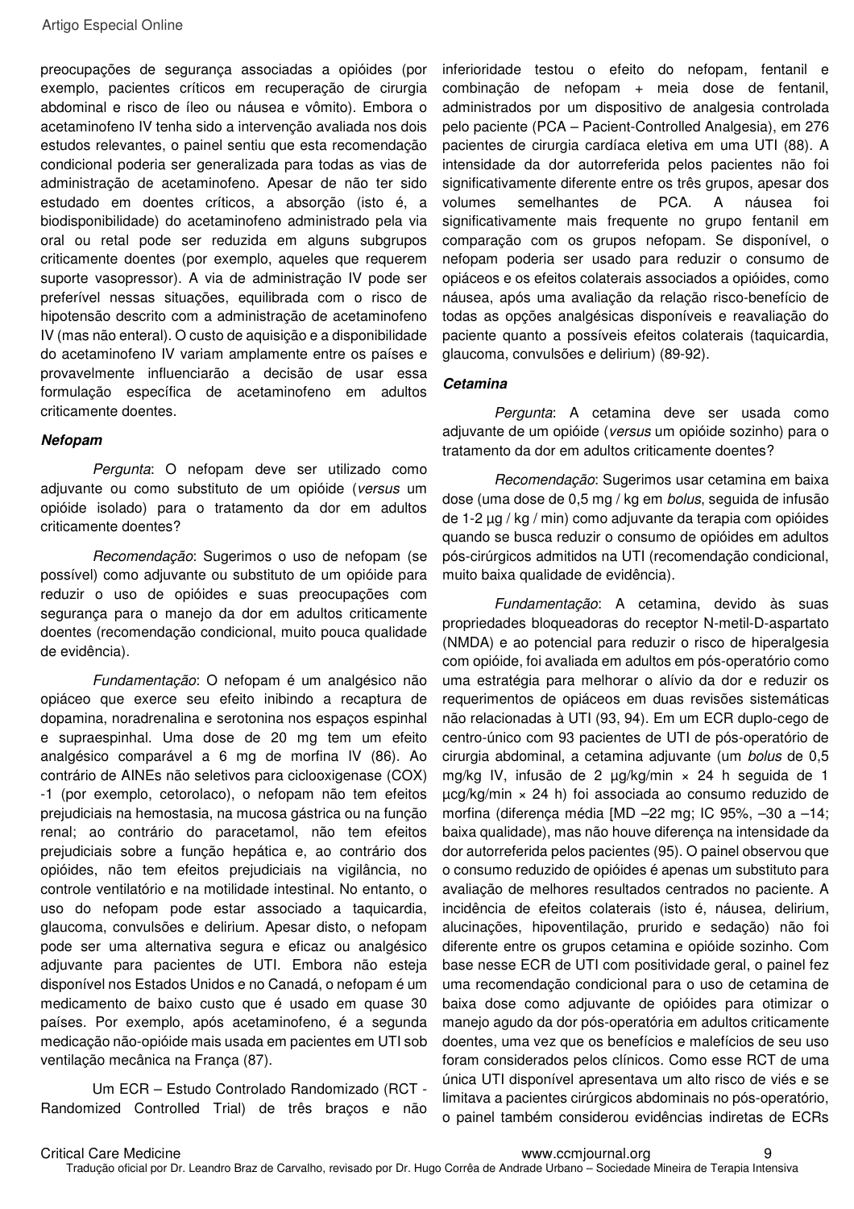preocupações de segurança associadas a opióides (por exemplo, pacientes críticos em recuperação de cirurgia abdominal e risco de íleo ou náusea e vômito). Embora o acetaminofeno IV tenha sido a intervenção avaliada nos dois estudos relevantes, o painel sentiu que esta recomendação condicional poderia ser generalizada para todas as vias de administração de acetaminofeno. Apesar de não ter sido estudado em doentes críticos, a absorção (isto é, a biodisponibilidade) do acetaminofeno administrado pela via oral ou retal pode ser reduzida em alguns subgrupos criticamente doentes (por exemplo, aqueles que requerem suporte vasopressor). A via de administração IV pode ser preferível nessas situações, equilibrada com o risco de hipotensão descrito com a administração de acetaminofeno IV (mas não enteral). O custo de aquisição e a disponibilidade do acetaminofeno IV variam amplamente entre os países e provavelmente influenciarão a decisão de usar essa formulação específica de acetaminofeno em adultos criticamente doentes.

### Nefopam

*Pergunta*: O nefopam deve ser utilizado como adjuvante ou como substituto de um opióide (*versus* um opióide isolado) para o tratamento da dor em adultos criticamente doentes?

*Recomendação*: Sugerimos o uso de nefopam (se possível) como adjuvante ou substituto de um opióide para reduzir o uso de opióides e suas preocupações com segurança para o manejo da dor em adultos criticamente doentes (recomendação condicional, muito pouca qualidade de evidência).

*Fundamentação*: O nefopam é um analgésico não opiáceo que exerce seu efeito inibindo a recaptura de dopamina, noradrenalina e serotonina nos espaços espinhal e supraespinhal. Uma dose de 20 mg tem um efeito analgésico comparável a 6 mg de morfina IV (86). Ao contrário de AINEs não seletivos para ciclooxigenase (COX) -1 (por exemplo, cetorolaco), o nefopam não tem efeitos prejudiciais na hemostasia, na mucosa gástrica ou na função renal; ao contrário do paracetamol, não tem efeitos prejudiciais sobre a função hepática e, ao contrário dos opióides, não tem efeitos prejudiciais na vigilância, no controle ventilatório e na motilidade intestinal. No entanto, o uso do nefopam pode estar associado a taquicardia, glaucoma, convulsões e delirium. Apesar disto, o nefopam pode ser uma alternativa segura e eficaz ou analgésico adjuvante para pacientes de UTI. Embora não esteja disponível nos Estados Unidos e no Canadá, o nefopam é um medicamento de baixo custo que é usado em quase 30 países. Por exemplo, após acetaminofeno, é a segunda medicação não-opióide mais usada em pacientes em UTI sob ventilação mecânica na França (87).

Um ECR – Estudo Controlado Randomizado (RCT - Randomized Controlled Trial) de três braços e não inferioridade testou o efeito do nefopam, fentanil e combinação de nefopam + meia dose de fentanil, administrados por um dispositivo de analgesia controlada pelo paciente (PCA – Pacient-Controlled Analgesia), em 276 pacientes de cirurgia cardíaca eletiva em uma UTI (88). A intensidade da dor autorreferida pelos pacientes não foi significativamente diferente entre os três grupos, apesar dos volumes semelhantes de PCA. A náusea foi significativamente mais frequente no grupo fentanil em comparação com os grupos nefopam. Se disponível, o nefopam poderia ser usado para reduzir o consumo de opiáceos e os efeitos colaterais associados a opióides, como náusea, após uma avaliação da relação risco-benefício de todas as opções analgésicas disponíveis e reavaliação do paciente quanto a possíveis efeitos colaterais (taquicardia, glaucoma, convulsões e delirium) (89-92).

### Cetamina

*Pergunta*: A cetamina deve ser usada como adjuvante de um opióide (*versus* um opióide sozinho) para o tratamento da dor em adultos criticamente doentes?

*Recomendação*: Sugerimos usar cetamina em baixa dose (uma dose de 0,5 mg / kg em *bolus*, seguida de infusão de 1-2 µg / kg / min) como adjuvante da terapia com opióides quando se busca reduzir o consumo de opióides em adultos pós-cirúrgicos admitidos na UTI (recomendação condicional, muito baixa qualidade de evidência).

*Fundamentação*: A cetamina, devido às suas propriedades bloqueadoras do receptor N-metil-D-aspartato (NMDA) e ao potencial para reduzir o risco de hiperalgesia com opióide, foi avaliada em adultos em pós-operatório como uma estratégia para melhorar o alívio da dor e reduzir os requerimentos de opiáceos em duas revisões sistemáticas não relacionadas à UTI (93, 94). Em um ECR duplo-cego de centro-único com 93 pacientes de UTI de pós-operatório de cirurgia abdominal, a cetamina adjuvante (um *bolus* de 0,5 mg/kg IV, infusão de 2 µg/kg/min × 24 h seguida de 1 µcg/kg/min × 24 h) foi associada ao consumo reduzido de morfina (diferença média [MD –22 mg; IC 95%, –30 a –14; baixa qualidade), mas não houve diferença na intensidade da dor autorreferida pelos pacientes (95). O painel observou que o consumo reduzido de opióides é apenas um substituto para avaliação de melhores resultados centrados no paciente. A incidência de efeitos colaterais (isto é, náusea, delirium, alucinações, hipoventilação, prurido e sedação) não foi diferente entre os grupos cetamina e opióide sozinho. Com base nesse ECR de UTI com positividade geral, o painel fez uma recomendação condicional para o uso de cetamina de baixa dose como adjuvante de opióides para otimizar o manejo agudo da dor pós-operatória em adultos criticamente doentes, uma vez que os benefícios e malefícios de seu uso foram considerados pelos clínicos. Como esse RCT de uma única UTI disponível apresentava um alto risco de viés e se limitava a pacientes cirúrgicos abdominais no pós-operatório, o painel também considerou evidências indiretas de ECRs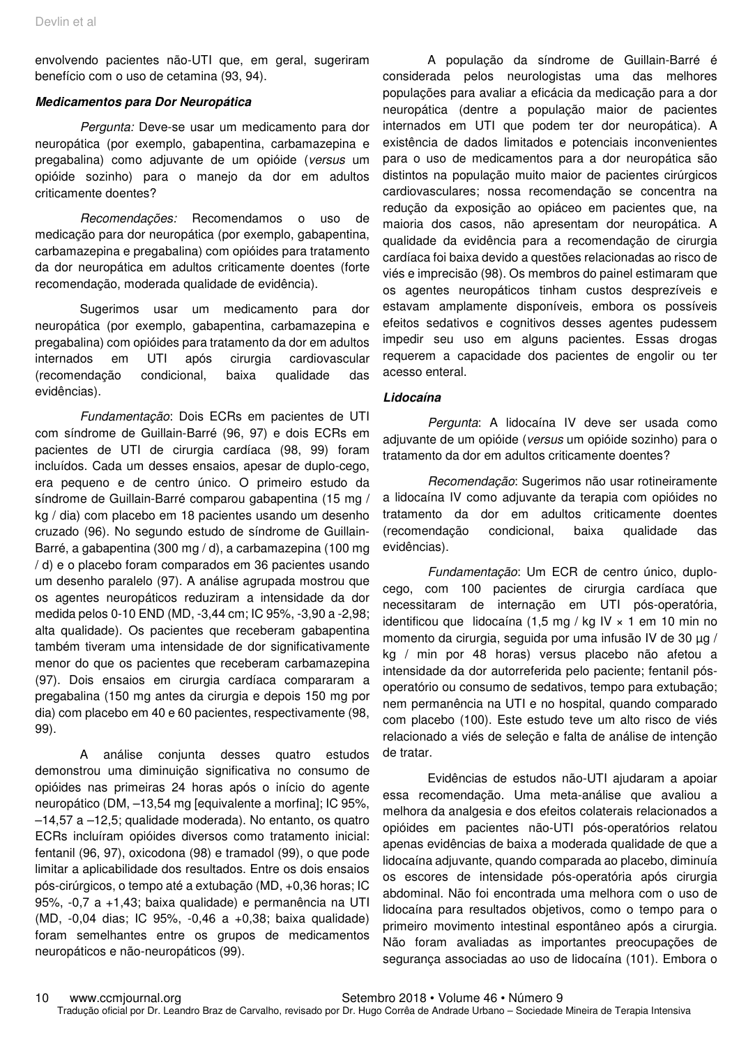envolvendo pacientes não-UTI que, em geral, sugeriram benefício com o uso de cetamina (93, 94).

### Medicamentos para Dor Neuropática

*Pergunta:* Deve-se usar um medicamento para dor neuropática (por exemplo, gabapentina, carbamazepina e pregabalina) como adjuvante de um opióide (*versus* um opióide sozinho) para o manejo da dor em adultos criticamente doentes?

*Recomendações:* Recomendamos o uso de medicação para dor neuropática (por exemplo, gabapentina, carbamazepina e pregabalina) com opióides para tratamento da dor neuropática em adultos criticamente doentes (forte recomendação, moderada qualidade de evidência).

Sugerimos usar um medicamento para dor neuropática (por exemplo, gabapentina, carbamazepina e pregabalina) com opióides para tratamento da dor em adultos internados em UTI após cirurgia cardiovascular (recomendação condicional, baixa qualidade das evidências).

*Fundamentação*: Dois ECRs em pacientes de UTI com síndrome de Guillain-Barré (96, 97) e dois ECRs em pacientes de UTI de cirurgia cardíaca (98, 99) foram incluídos. Cada um desses ensaios, apesar de duplo-cego, era pequeno e de centro único. O primeiro estudo da síndrome de Guillain-Barré comparou gabapentina (15 mg / kg / dia) com placebo em 18 pacientes usando um desenho cruzado (96). No segundo estudo de síndrome de Guillain-Barré, a gabapentina (300 mg / d), a carbamazepina (100 mg / d) e o placebo foram comparados em 36 pacientes usando um desenho paralelo (97). A análise agrupada mostrou que os agentes neuropáticos reduziram a intensidade da dor medida pelos 0-10 END (MD, -3,44 cm; IC 95%, -3,90 a -2,98; alta qualidade). Os pacientes que receberam gabapentina também tiveram uma intensidade de dor significativamente menor do que os pacientes que receberam carbamazepina (97). Dois ensaios em cirurgia cardíaca compararam a pregabalina (150 mg antes da cirurgia e depois 150 mg por dia) com placebo em 40 e 60 pacientes, respectivamente (98, 99).

A análise conjunta desses quatro estudos demonstrou uma diminuição significativa no consumo de opióides nas primeiras 24 horas após o início do agente neuropático (DM, –13,54 mg [equivalente a morfina]; IC 95%, –14,57 a –12,5; qualidade moderada). No entanto, os quatro ECRs incluíram opióides diversos como tratamento inicial: fentanil (96, 97), oxicodona (98) e tramadol (99), o que pode limitar a aplicabilidade dos resultados. Entre os dois ensaios pós-cirúrgicos, o tempo até a extubação (MD, +0,36 horas; IC 95%, -0,7 a +1,43; baixa qualidade) e permanência na UTI (MD, -0,04 dias; IC 95%, -0,46 a +0,38; baixa qualidade) foram semelhantes entre os grupos de medicamentos neuropáticos e não-neuropáticos (99).

A população da síndrome de Guillain-Barré é considerada pelos neurologistas uma das melhores populações para avaliar a eficácia da medicação para a dor neuropática (dentre a população maior de pacientes internados em UTI que podem ter dor neuropática). A existência de dados limitados e potenciais inconvenientes para o uso de medicamentos para a dor neuropática são distintos na população muito maior de pacientes cirúrgicos cardiovasculares; nossa recomendação se concentra na redução da exposição ao opiáceo em pacientes que, na maioria dos casos, não apresentam dor neuropática. A qualidade da evidência para a recomendação de cirurgia cardíaca foi baixa devido a questões relacionadas ao risco de viés e imprecisão (98). Os membros do painel estimaram que os agentes neuropáticos tinham custos desprezíveis e estavam amplamente disponíveis, embora os possíveis efeitos sedativos e cognitivos desses agentes pudessem impedir seu uso em alguns pacientes. Essas drogas requerem a capacidade dos pacientes de engolir ou ter acesso enteral.

### Lidocaína

*Pergunta*: A lidocaína IV deve ser usada como adjuvante de um opióide (*versus* um opióide sozinho) para o tratamento da dor em adultos criticamente doentes?

*Recomendação*: Sugerimos não usar rotineiramente a lidocaína IV como adjuvante da terapia com opióides no tratamento da dor em adultos criticamente doentes (recomendação condicional, baixa qualidade das evidências).

*Fundamentação*: Um ECR de centro único, duplo-cego, com 100 pacientes de cirurgia cardíaca que necessitaram de internação em UTI pós-operatória, identificou que lidocaína (1,5 mg / kg IV × 1 em 10 min no momento da cirurgia, seguida por uma infusão IV de 30 µg / kg / min por 48 horas) versus placebo não afetou a intensidade da dor autorreferida pelo paciente; fentanil pós-operatório ou consumo de sedativos, tempo para extubação; nem permanência na UTI e no hospital, quando comparado com placebo (100). Este estudo teve um alto risco de viés relacionado a viés de seleção e falta de análise de intenção de tratar.

Evidências de estudos não-UTI ajudaram a apoiar essa recomendação. Uma meta-análise que avaliou a melhora da analgesia e dos efeitos colaterais relacionados a opióides em pacientes não-UTI pós-operatórios relatou apenas evidências de baixa a moderada qualidade de que a lidocaína adjuvante, quando comparada ao placebo, diminuía os escores de intensidade pós-operatória após cirurgia abdominal. Não foi encontrada uma melhora com o uso de lidocaína para resultados objetivos, como o tempo para o primeiro movimento intestinal espontâneo após a cirurgia. Não foram avaliadas as importantes preocupações de segurança associadas ao uso de lidocaína (101). Embora o

Tradução oficial por Dr. Leandro Braz de Carvalho, revisado por Dr. Hugo Corrêa de Andrade Urbano – Sociedade Mineira de Terapia Intensiva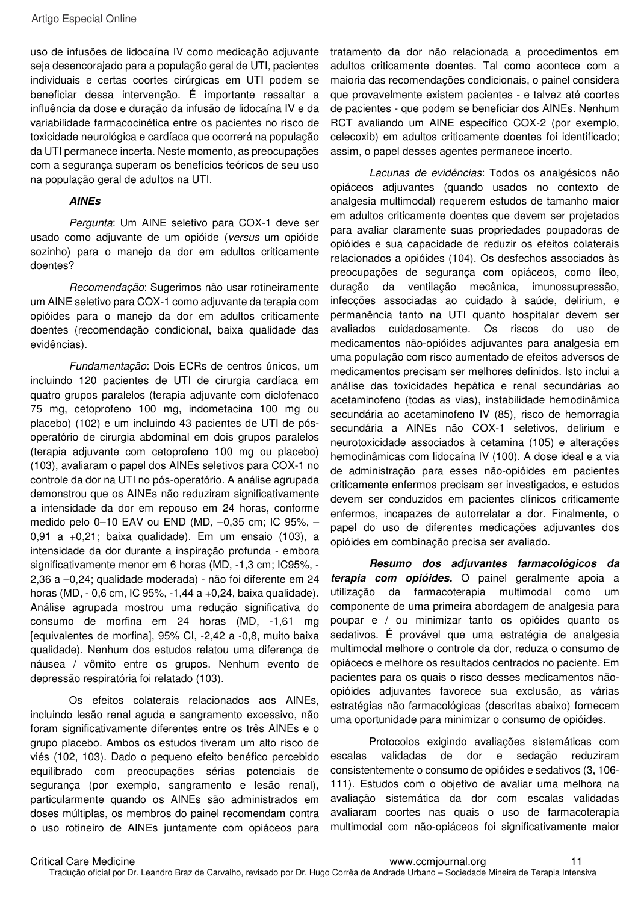uso de infusões de lidocaína IV como medicação adjuvante seja desencorajado para a população geral de UTI, pacientes individuais e certas coortes cirúrgicas em UTI podem se beneficiar dessa intervenção. É importante ressaltar a influência da dose e duração da infusão de lidocaína IV e da variabilidade farmacocinética entre os pacientes no risco de toxicidade neurológica e cardíaca que ocorrerá na população da UTI permanece incerta. Neste momento, as preocupações com a segurança superam os benefícios teóricos de seu uso na população geral de adultos na UTI.

***AINEs***

*Pergunta*: Um AINE seletivo para COX-1 deve ser usado como adjuvante de um opióide (*versus* um opióide sozinho) para o manejo da dor em adultos criticamente doentes?

*Recomendação*: Sugerimos não usar rotineiramente um AINE seletivo para COX-1 como adjuvante da terapia com opióides para o manejo da dor em adultos criticamente doentes (recomendação condicional, baixa qualidade das evidências).

*Fundamentação*: Dois ECRs de centros únicos, um incluindo 120 pacientes de UTI de cirurgia cardíaca em quatro grupos paralelos (terapia adjuvante com diclofenaco 75 mg, cetoprofeno 100 mg, indometacina 100 mg ou placebo) (102) e um incluindo 43 pacientes de UTI de pós-operatório de cirurgia abdominal em dois grupos paralelos (terapia adjuvante com cetoprofeno 100 mg ou placebo) (103), avaliaram o papel dos AINEs seletivos para COX-1 no controle da dor na UTI no pós-operatório. A análise agrupada demonstrou que os AINEs não reduziram significativamente a intensidade da dor em repouso em 24 horas, conforme medido pelo 0–10 EAV ou END (MD, –0,35 cm; IC 95%, –0,91 a +0,21; baixa qualidade). Em um ensaio (103), a intensidade da dor durante a inspiração profunda - embora significativamente menor em 6 horas (MD, -1,3 cm; IC95%, -2,36 a –0,24; qualidade moderada) - não foi diferente em 24 horas (MD, - 0,6 cm, IC 95%, -1,44 a +0,24, baixa qualidade). Análise agrupada mostrou uma redução significativa do consumo de morfina em 24 horas (MD, -1,61 mg [equivalentes de morfina], 95% CI, -2,42 a -0,8, muito baixa qualidade). Nenhum dos estudos relatou uma diferença de náusea / vômito entre os grupos. Nenhum evento de depressão respiratória foi relatado (103).

Os efeitos colaterais relacionados aos AINEs, incluindo lesão renal aguda e sangramento excessivo, não foram significativamente diferentes entre os três AINEs e o grupo placebo. Ambos os estudos tiveram um alto risco de viés (102, 103). Dado o pequeno efeito benéfico percebido equilibrado com preocupações sérias potenciais de segurança (por exemplo, sangramento e lesão renal), particularmente quando os AINEs são administrados em doses múltiplas, os membros do painel recomendam contra o uso rotineiro de AINEs juntamente com opiáceos para tratamento da dor não relacionada a procedimentos em adultos criticamente doentes. Tal como acontece com a maioria das recomendações condicionais, o painel considera que provavelmente existem pacientes - e talvez até coortes de pacientes - que podem se beneficiar dos AINEs. Nenhum RCT avaliando um AINE específico COX-2 (por exemplo, celecoxib) em adultos criticamente doentes foi identificado; assim, o papel desses agentes permanece incerto.

*Lacunas de evidências*: Todos os analgésicos não opiáceos adjuvantes (quando usados no contexto de analgesia multimodal) requerem estudos de tamanho maior em adultos criticamente doentes que devem ser projetados para avaliar claramente suas propriedades poupadoras de opióides e sua capacidade de reduzir os efeitos colaterais relacionados a opióides (104). Os desfechos associados às preocupações de segurança com opiáceos, como íleo, duração da ventilação mecânica, imunossupressão, infecções associadas ao cuidado à saúde, delirium, e permanência tanto na UTI quanto hospitalar devem ser avaliados cuidadosamente. Os riscos do uso de medicamentos não-opióides adjuvantes para analgesia em uma população com risco aumentado de efeitos adversos de medicamentos precisam ser melhores definidos. Isto inclui a análise das toxicidades hepática e renal secundárias ao acetaminofeno (todas as vias), instabilidade hemodinâmica secundária ao acetaminofeno IV (85), risco de hemorragia secundária a AINEs não COX-1 seletivos, delirium e neurotoxicidade associados à cetamina (105) e alterações hemodinâmicas com lidocaína IV (100). A dose ideal e a via de administração para esses não-opióides em pacientes criticamente enfermos precisam ser investigados, e estudos devem ser conduzidos em pacientes clínicos criticamente enfermos, incapazes de autorrelatar a dor. Finalmente, o papel do uso de diferentes medicações adjuvantes dos opióides em combinação precisa ser avaliado.

***Resumo dos adjuvantes farmacológicos da terapia com opióides.*** O painel geralmente apoia a utilização da farmacoterapia multimodal como um componente de uma primeira abordagem de analgesia para poupar e / ou minimizar tanto os opióides quanto os sedativos. É provável que uma estratégia de analgesia multimodal melhore o controle da dor, reduza o consumo de opiáceos e melhore os resultados centrados no paciente. Em pacientes para os quais o risco desses medicamentos não-opióides adjuvantes favorece sua exclusão, as várias estratégias não farmacológicas (descritas abaixo) fornecem uma oportunidade para minimizar o consumo de opióides.

Protocolos exigindo avaliações sistemáticas com escalas validadas de dor e sedação reduziram consistentemente o consumo de opióides e sedativos (3, 106-111). Estudos com o objetivo de avaliar uma melhora na avaliação sistemática da dor com escalas validadas avaliaram coortes nas quais o uso de farmacoterapia multimodal com não-opiáceos foi significativamente maior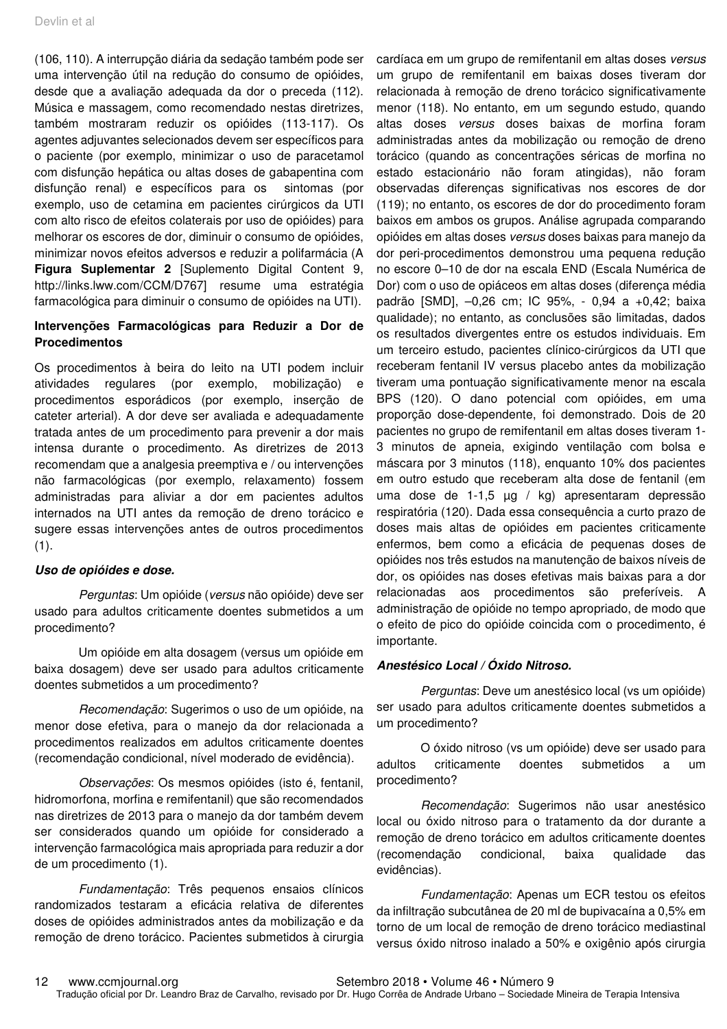(106, 110). A interrupção diária da sedação também pode ser uma intervenção útil na redução do consumo de opióides, desde que a avaliação adequada da dor o preceda (112). Música e massagem, como recomendado nestas diretrizes, também mostraram reduzir os opióides (113-117). Os agentes adjuvantes selecionados devem ser específicos para o paciente (por exemplo, minimizar o uso de paracetamol com disfunção hepática ou altas doses de gabapentina com disfunção renal) e específicos para os sintomas (por exemplo, uso de cetamina em pacientes cirúrgicos da UTI com alto risco de efeitos colaterais por uso de opióides) para melhorar os escores de dor, diminuir o consumo de opióides, minimizar novos efeitos adversos e reduzir a polifarmácia (A **Figura Suplementar 2** [Suplemento Digital Content 9, http://links.lww.com/CCM/D767] resume uma estratégia farmacológica para diminuir o consumo de opióides na UTI).

### Intervenções Farmacológicas para Reduzir a Dor de Procedimentos

Os procedimentos à beira do leito na UTI podem incluir atividades regulares (por exemplo, mobilização) e procedimentos esporádicos (por exemplo, inserção de cateter arterial). A dor deve ser avaliada e adequadamente tratada antes de um procedimento para prevenir a dor mais intensa durante o procedimento. As diretrizes de 2013 recomendam que a analgesia preemptiva e / ou intervenções não farmacológicas (por exemplo, relaxamento) fossem administradas para aliviar a dor em pacientes adultos internados na UTI antes da remoção de dreno torácico e sugere essas intervenções antes de outros procedimentos (1).

#### *Uso de opióides e dose.*

*Perguntas*: Um opióide (*versus* não opióide) deve ser usado para adultos criticamente doentes submetidos a um procedimento?

Um opióide em alta dosagem (versus um opióide em baixa dosagem) deve ser usado para adultos criticamente doentes submetidos a um procedimento?

*Recomendação*: Sugerimos o uso de um opióide, na menor dose efetiva, para o manejo da dor relacionada a procedimentos realizados em adultos criticamente doentes (recomendação condicional, nível moderado de evidência).

*Observações*: Os mesmos opióides (isto é, fentanil, hidromorfona, morfina e remifentanil) que são recomendados nas diretrizes de 2013 para o manejo da dor também devem ser considerados quando um opióide for considerado a intervenção farmacológica mais apropriada para reduzir a dor de um procedimento (1).

*Fundamentação*: Três pequenos ensaios clínicos randomizados testaram a eficácia relativa de diferentes doses de opióides administrados antes da mobilização e da remoção de dreno torácico. Pacientes submetidos à cirurgia cardíaca em um grupo de remifentanil em altas doses *versus* um grupo de remifentanil em baixas doses tiveram dor relacionada à remoção de dreno torácico significativamente menor (118). No entanto, em um segundo estudo, quando altas doses *versus* doses baixas de morfina foram administradas antes da mobilização ou remoção de dreno torácico (quando as concentrações séricas de morfina no estado estacionário não foram atingidas), não foram observadas diferenças significativas nos escores de dor (119); no entanto, os escores de dor do procedimento foram baixos em ambos os grupos. Análise agrupada comparando opióides em altas doses *versus* doses baixas para manejo da dor peri-procedimentos demonstrou uma pequena redução no escore 0–10 de dor na escala END (Escala Numérica de Dor) com o uso de opiáceos em altas doses (diferença média padrão [SMD], –0,26 cm; IC 95%, - 0,94 a +0,42; baixa qualidade); no entanto, as conclusões são limitadas, dados os resultados divergentes entre os estudos individuais. Em um terceiro estudo, pacientes clínico-cirúrgicos da UTI que receberam fentanil IV versus placebo antes da mobilização tiveram uma pontuação significativamente menor na escala BPS (120). O dano potencial com opióides, em uma proporção dose-dependente, foi demonstrado. Dois de 20 pacientes no grupo de remifentanil em altas doses tiveram 1-3 minutos de apneia, exigindo ventilação com bolsa e máscara por 3 minutos (118), enquanto 10% dos pacientes em outro estudo que receberam alta dose de fentanil (em uma dose de 1-1,5 µg / kg) apresentaram depressão respiratória (120). Dada essa consequência a curto prazo de doses mais altas de opióides em pacientes criticamente enfermos, bem como a eficácia de pequenas doses de opióides nos três estudos na manutenção de baixos níveis de dor, os opióides nas doses efetivas mais baixas para a dor relacionadas aos procedimentos são preferíveis. A administração de opióide no tempo apropriado, de modo que o efeito de pico do opióide coincida com o procedimento, é importante.

#### *Anestésico Local / Óxido Nitroso.*

*Perguntas*: Deve um anestésico local (vs um opióide) ser usado para adultos criticamente doentes submetidos a um procedimento?

O óxido nitroso (vs um opióide) deve ser usado para adultos criticamente doentes submetidos a um procedimento?

*Recomendação*: Sugerimos não usar anestésico local ou óxido nitroso para o tratamento da dor durante a remoção de dreno torácico em adultos criticamente doentes (recomendação condicional, baixa qualidade das evidências).

*Fundamentação*: Apenas um ECR testou os efeitos da infiltração subcutânea de 20 ml de bupivacaína a 0,5% em torno de um local de remoção de dreno torácico mediastinal versus óxido nitroso inalado a 50% e oxigênio após cirurgia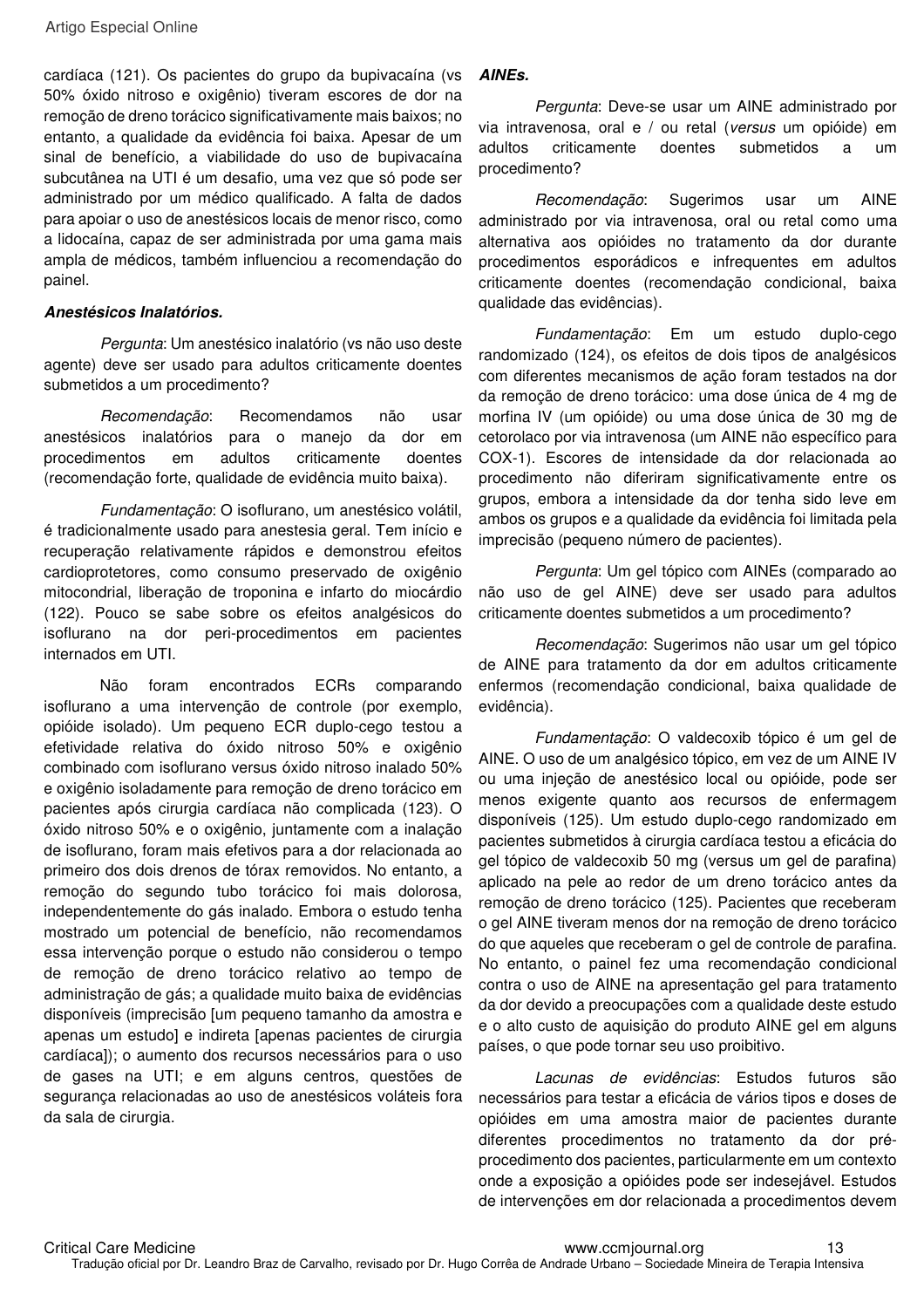cardíaca (121). Os pacientes do grupo da bupivacaína (vs 50% óxido nitroso e oxigênio) tiveram escores de dor na remoção de dreno torácico significativamente mais baixos; no entanto, a qualidade da evidência foi baixa. Apesar de um sinal de benefício, a viabilidade do uso de bupivacaína subcutânea na UTI é um desafio, uma vez que só pode ser administrado por um médico qualificado. A falta de dados para apoiar o uso de anestésicos locais de menor risco, como a lidocaína, capaz de ser administrada por uma gama mais ampla de médicos, também influenciou a recomendação do painel.

***Anestésicos Inalatórios.***

*Pergunta*: Um anestésico inalatório (vs não uso deste agente) deve ser usado para adultos criticamente doentes submetidos a um procedimento?

*Recomendação*: Recomendamos não usar anestésicos inalatórios para o manejo da dor em procedimentos em adultos criticamente doentes (recomendação forte, qualidade de evidência muito baixa).

*Fundamentação*: O isoflurano, um anestésico volátil, é tradicionalmente usado para anestesia geral. Tem início e recuperação relativamente rápidos e demonstrou efeitos cardioprotetores, como consumo preservado de oxigênio mitocondrial, liberação de troponina e infarto do miocárdio (122). Pouco se sabe sobre os efeitos analgésicos do isoflurano na dor peri-procedimentos em pacientes internados em UTI.

Não foram encontrados ECRs comparando isoflurano a uma intervenção de controle (por exemplo, opióide isolado). Um pequeno ECR duplo-cego testou a efetividade relativa do óxido nitroso 50% e oxigênio combinado com isoflurano versus óxido nitroso inalado 50% e oxigênio isoladamente para remoção de dreno torácico em pacientes após cirurgia cardíaca não complicada (123). O óxido nitroso 50% e o oxigênio, juntamente com a inalação de isoflurano, foram mais efetivos para a dor relacionada ao primeiro dos dois drenos de tórax removidos. No entanto, a remoção do segundo tubo torácico foi mais dolorosa, independentemente do gás inalado. Embora o estudo tenha mostrado um potencial de benefício, não recomendamos essa intervenção porque o estudo não considerou o tempo de remoção de dreno torácico relativo ao tempo de administração de gás; a qualidade muito baixa de evidências disponíveis (imprecisão [um pequeno tamanho da amostra e apenas um estudo] e indireta [apenas pacientes de cirurgia cardíaca]); o aumento dos recursos necessários para o uso de gases na UTI; e em alguns centros, questões de segurança relacionadas ao uso de anestésicos voláteis fora da sala de cirurgia.

***AINEs.***

*Pergunta*: Deve-se usar um AINE administrado por via intravenosa, oral e / ou retal (*versus* um opióide) em adultos criticamente doentes submetidos a um procedimento?

*Recomendação*: Sugerimos usar um AINE administrado por via intravenosa, oral ou retal como uma alternativa aos opióides no tratamento da dor durante procedimentos esporádicos e infrequentes em adultos criticamente doentes (recomendação condicional, baixa qualidade das evidências).

*Fundamentação*: Em um estudo duplo-cego randomizado (124), os efeitos de dois tipos de analgésicos com diferentes mecanismos de ação foram testados na dor da remoção de dreno torácico: uma dose única de 4 mg de morfina IV (um opióide) ou uma dose única de 30 mg de cetorolaco por via intravenosa (um AINE não específico para COX-1). Escores de intensidade da dor relacionada ao procedimento não diferiram significativamente entre os grupos, embora a intensidade da dor tenha sido leve em ambos os grupos e a qualidade da evidência foi limitada pela imprecisão (pequeno número de pacientes).

*Pergunta*: Um gel tópico com AINEs (comparado ao não uso de gel AINE) deve ser usado para adultos criticamente doentes submetidos a um procedimento?

*Recomendação*: Sugerimos não usar um gel tópico de AINE para tratamento da dor em adultos criticamente enfermos (recomendação condicional, baixa qualidade de evidência).

*Fundamentação*: O valdecoxib tópico é um gel de AINE. O uso de um analgésico tópico, em vez de um AINE IV ou uma injeção de anestésico local ou opióide, pode ser menos exigente quanto aos recursos de enfermagem disponíveis (125). Um estudo duplo-cego randomizado em pacientes submetidos à cirurgia cardíaca testou a eficácia do gel tópico de valdecoxib 50 mg (versus um gel de parafina) aplicado na pele ao redor de um dreno torácico antes da remoção de dreno torácico (125). Pacientes que receberam o gel AINE tiveram menos dor na remoção de dreno torácico do que aqueles que receberam o gel de controle de parafina. No entanto, o painel fez uma recomendação condicional contra o uso de AINE na apresentação gel para tratamento da dor devido a preocupações com a qualidade deste estudo e o alto custo de aquisição do produto AINE gel em alguns países, o que pode tornar seu uso proibitivo.

*Lacunas de evidências*: Estudos futuros são necessários para testar a eficácia de vários tipos e doses de opióides em uma amostra maior de pacientes durante diferentes procedimentos no tratamento da dor pré-procedimento dos pacientes, particularmente em um contexto onde a exposição a opióides pode ser indesejável. Estudos de intervenções em dor relacionada a procedimentos devem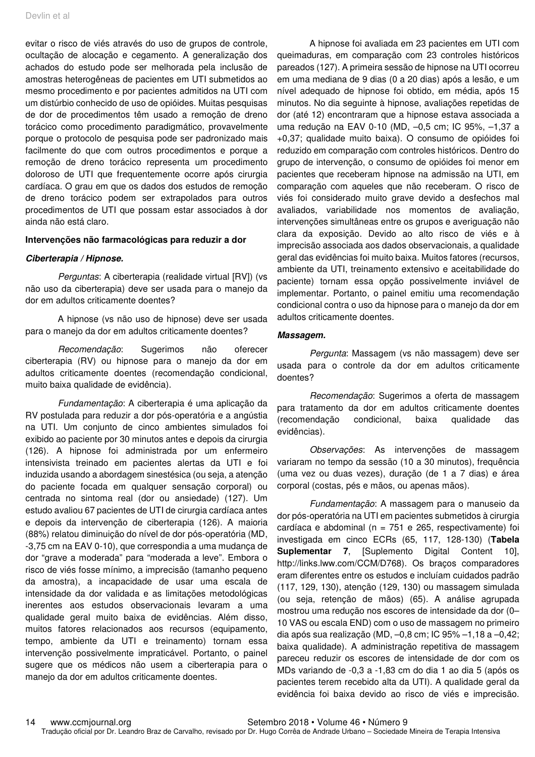evitar o risco de viés através do uso de grupos de controle, ocultação de alocação e cegamento. A generalização dos achados do estudo pode ser melhorada pela inclusão de amostras heterogêneas de pacientes em UTI submetidos ao mesmo procedimento e por pacientes admitidos na UTI com um distúrbio conhecido de uso de opióides. Muitas pesquisas de dor de procedimentos têm usado a remoção de dreno torácico como procedimento paradigmático, provavelmente porque o protocolo de pesquisa pode ser padronizado mais facilmente do que com outros procedimentos e porque a remoção de dreno torácico representa um procedimento doloroso de UTI que frequentemente ocorre após cirurgia cardíaca. O grau em que os dados dos estudos de remoção de dreno torácico podem ser extrapolados para outros procedimentos de UTI que possam estar associados à dor ainda não está claro.

**Intervenções não farmacológicas para reduzir a dor**

***Ciberterapia / Hipnose.***

*Perguntas*: A ciberterapia (realidade virtual [RV]) (vs não uso da ciberterapia) deve ser usada para o manejo da dor em adultos criticamente doentes?

A hipnose (vs não uso de hipnose) deve ser usada para o manejo da dor em adultos criticamente doentes?

*Recomendação*: Sugerimos não oferecer ciberterapia (RV) ou hipnose para o manejo da dor em adultos criticamente doentes (recomendação condicional, muito baixa qualidade de evidência).

*Fundamentação*: A ciberterapia é uma aplicação da RV postulada para reduzir a dor pós-operatória e a angústia na UTI. Um conjunto de cinco ambientes simulados foi exibido ao paciente por 30 minutos antes e depois da cirurgia (126). A hipnose foi administrada por um enfermeiro intensivista treinado em pacientes alertas da UTI e foi induzida usando a abordagem sinestésica (ou seja, a atenção do paciente focada em qualquer sensação corporal) ou centrada no sintoma real (dor ou ansiedade) (127). Um estudo avaliou 67 pacientes de UTI de cirurgia cardíaca antes e depois da intervenção de ciberterapia (126). A maioria (88%) relatou diminuição do nível de dor pós-operatória (MD, -3,75 cm na EAV 0-10), que correspondia a uma mudança de dor "grave a moderada" para "moderada a leve". Embora o risco de viés fosse mínimo, a imprecisão (tamanho pequeno da amostra), a incapacidade de usar uma escala de intensidade da dor validada e as limitações metodológicas inerentes aos estudos observacionais levaram a uma qualidade geral muito baixa de evidências. Além disso, muitos fatores relacionados aos recursos (equipamento, tempo, ambiente da UTI e treinamento) tornam essa intervenção possivelmente impraticável. Portanto, o painel sugere que os médicos não usem a ciberterapia para o manejo da dor em adultos criticamente doentes.

A hipnose foi avaliada em 23 pacientes em UTI com queimaduras, em comparação com 23 controles históricos pareados (127). A primeira sessão de hipnose na UTI ocorreu em uma mediana de 9 dias (0 a 20 dias) após a lesão, e um nível adequado de hipnose foi obtido, em média, após 15 minutos. No dia seguinte à hipnose, avaliações repetidas de dor (até 12) encontraram que a hipnose estava associada a uma redução na EAV 0-10 (MD, –0,5 cm; IC 95%, –1,37 a +0,37; qualidade muito baixa). O consumo de opióides foi reduzido em comparação com controles históricos. Dentro do grupo de intervenção, o consumo de opióides foi menor em pacientes que receberam hipnose na admissão na UTI, em comparação com aqueles que não receberam. O risco de viés foi considerado muito grave devido a desfechos mal avaliados, variabilidade nos momentos de avaliação, intervenções simultâneas entre os grupos e averiguação não clara da exposição. Devido ao alto risco de viés e à imprecisão associada aos dados observacionais, a qualidade geral das evidências foi muito baixa. Muitos fatores (recursos, ambiente da UTI, treinamento extensivo e aceitabilidade do paciente) tornam essa opção possivelmente inviável de implementar. Portanto, o painel emitiu uma recomendação condicional contra o uso da hipnose para o manejo da dor em adultos criticamente doentes.

***Massagem.***

*Pergunta*: Massagem (vs não massagem) deve ser usada para o controle da dor em adultos criticamente doentes?

*Recomendação*: Sugerimos a oferta de massagem para tratamento da dor em adultos criticamente doentes (recomendação condicional, baixa qualidade das evidências).

*Observações*: As intervenções de massagem variaram no tempo da sessão (10 a 30 minutos), frequência (uma vez ou duas vezes), duração (de 1 a 7 dias) e área corporal (costas, pés e mãos, ou apenas mãos).

*Fundamentação*: A massagem para o manuseio da dor pós-operatória na UTI em pacientes submetidos à cirurgia cardíaca e abdominal (n = 751 e 265, respectivamente) foi investigada em cinco ECRs (65, 117, 128-130) (**Tabela Suplementar 7**, [Suplemento Digital Content 10], http://links.lww.com/CCM/D768). Os braços comparadores eram diferentes entre os estudos e incluíam cuidados padrão (117, 129, 130), atenção (129, 130) ou massagem simulada (ou seja, retenção de mãos) (65). A análise agrupada mostrou uma redução nos escores de intensidade da dor (0–10 VAS ou escala END) com o uso de massagem no primeiro dia após sua realização (MD, –0,8 cm; IC 95% –1,18 a –0,42; baixa qualidade). A administração repetitiva de massagem pareceu reduzir os escores de intensidade de dor com os MDs variando de -0,3 a -1,83 cm do dia 1 ao dia 5 (após os pacientes terem recebido alta da UTI). A qualidade geral da evidência foi baixa devido ao risco de viés e imprecisão.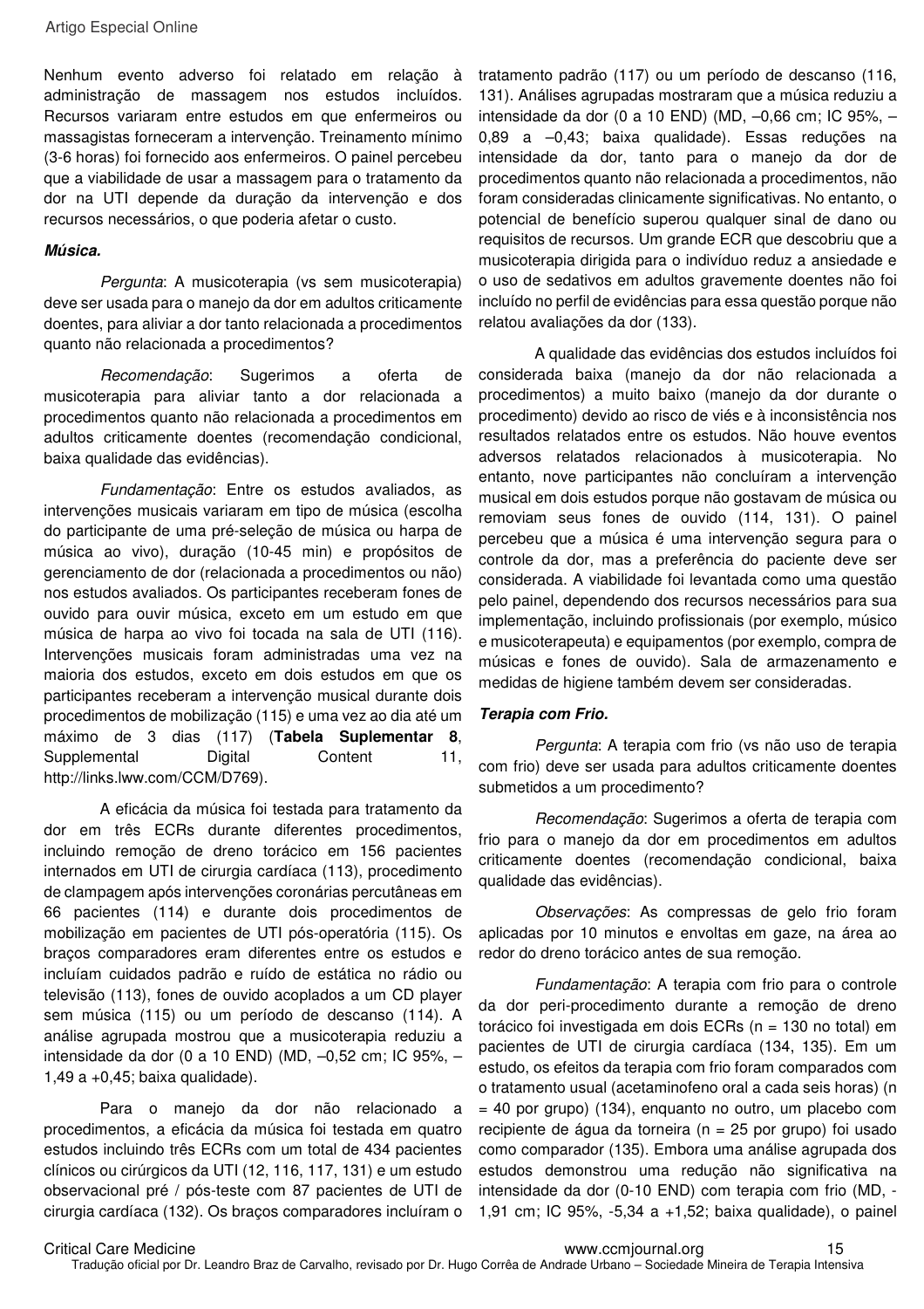Nenhum evento adverso foi relatado em relação à administração de massagem nos estudos incluídos. Recursos variaram entre estudos em que enfermeiros ou massagistas forneceram a intervenção. Treinamento mínimo (3-6 horas) foi fornecido aos enfermeiros. O painel percebeu que a viabilidade de usar a massagem para o tratamento da dor na UTI depende da duração da intervenção e dos recursos necessários, o que poderia afetar o custo.

***Música.***

*Pergunta*: A musicoterapia (vs sem musicoterapia) deve ser usada para o manejo da dor em adultos criticamente doentes, para aliviar a dor tanto relacionada a procedimentos quanto não relacionada a procedimentos?

*Recomendação*: Sugerimos a oferta de musicoterapia para aliviar tanto a dor relacionada a procedimentos quanto não relacionada a procedimentos em adultos criticamente doentes (recomendação condicional, baixa qualidade das evidências).

*Fundamentação*: Entre os estudos avaliados, as intervenções musicais variaram em tipo de música (escolha do participante de uma pré-seleção de música ou harpa de música ao vivo), duração (10-45 min) e propósitos de gerenciamento de dor (relacionada a procedimentos ou não) nos estudos avaliados. Os participantes receberam fones de ouvido para ouvir música, exceto em um estudo em que música de harpa ao vivo foi tocada na sala de UTI (116). Intervenções musicais foram administradas uma vez na maioria dos estudos, exceto em dois estudos em que os participantes receberam a intervenção musical durante dois procedimentos de mobilização (115) e uma vez ao dia até um máximo de 3 dias (117) (**Tabela Suplementar 8**, Supplemental Digital Content 11, http://links.lww.com/CCM/D769).

A eficácia da música foi testada para tratamento da dor em três ECRs durante diferentes procedimentos, incluindo remoção de dreno torácico em 156 pacientes internados em UTI de cirurgia cardíaca (113), procedimento de clampagem após intervenções coronárias percutâneas em 66 pacientes (114) e durante dois procedimentos de mobilização em pacientes de UTI pós-operatória (115). Os braços comparadores eram diferentes entre os estudos e incluíam cuidados padrão e ruído de estática no rádio ou televisão (113), fones de ouvido acoplados a um CD player sem música (115) ou um período de descanso (114). A análise agrupada mostrou que a musicoterapia reduziu a intensidade da dor (0 a 10 END) (MD, –0,52 cm; IC 95%, –1,49 a +0,45; baixa qualidade).

Para o manejo da dor não relacionada a procedimentos, a eficácia da música foi testada em quatro estudos incluindo três ECRs com um total de 434 pacientes clínicos ou cirúrgicos da UTI (12, 116, 117, 131) e um estudo observacional pré / pós-teste com 87 pacientes de UTI de cirurgia cardíaca (132). Os braços comparadores incluíram o tratamento padrão (117) ou um período de descanso (116, 131). Análises agrupadas mostraram que a música reduziu a intensidade da dor (0 a 10 END) (MD, –0,66 cm; IC 95%, –0,89 a –0,43; baixa qualidade). Essas reduções na intensidade da dor, tanto para o manejo da dor de procedimentos quanto não relacionada a procedimentos, não foram consideradas clinicamente significativas. No entanto, o potencial de benefício superou qualquer sinal de dano ou requisitos de recursos. Um grande ECR que descobriu que a musicoterapia dirigida para o indivíduo reduz a ansiedade e o uso de sedativos em adultos gravemente doentes não foi incluído no perfil de evidências para essa questão porque não relatou avaliações da dor (133).

A qualidade das evidências dos estudos incluídos foi considerada baixa (manejo da dor não relacionada a procedimentos) a muito baixo (manejo da dor durante o procedimento) devido ao risco de viés e à inconsistência nos resultados relatados entre os estudos. Não houve eventos adversos relatados relacionados à musicoterapia. No entanto, nove participantes não concluíram a intervenção musical em dois estudos porque não gostavam de música ou removiam seus fones de ouvido (114, 131). O painel percebeu que a música é uma intervenção segura para o controle da dor, mas a preferência do paciente deve ser considerada. A viabilidade foi levantada como uma questão pelo painel, dependendo dos recursos necessários para sua implementação, incluindo profissionais (por exemplo, músico e musicoterapeuta) e equipamentos (por exemplo, compra de músicas e fones de ouvido). Sala de armazenamento e medidas de higiene também devem ser consideradas.

***Terapia com Frio.***

*Pergunta*: A terapia com frio (vs não uso de terapia com frio) deve ser usada para adultos criticamente doentes submetidos a um procedimento?

*Recomendação*: Sugerimos a oferta de terapia com frio para o manejo da dor em procedimentos em adultos criticamente doentes (recomendação condicional, baixa qualidade das evidências).

*Observações*: As compressas de gelo frio foram aplicadas por 10 minutos e envoltas em gaze, na área ao redor do dreno torácico antes de sua remoção.

*Fundamentação*: A terapia com frio para o controle da dor peri-procedimento durante a remoção de dreno torácico foi investigada em dois ECRs (n = 130 no total) em pacientes de UTI de cirurgia cardíaca (134, 135). Em um estudo, os efeitos da terapia com frio foram comparados com o tratamento usual (acetaminofeno oral a cada seis horas) (n = 40 por grupo) (134), enquanto no outro, um placebo com recipiente de água da torneira (n = 25 por grupo) foi usado como comparador (135). Embora uma análise agrupada dos estudos demonstrou uma redução não significativa na intensidade da dor (0-10 END) com terapia com frio (MD, -1,91 cm; IC 95%, -5,34 a +1,52; baixa qualidade), o painel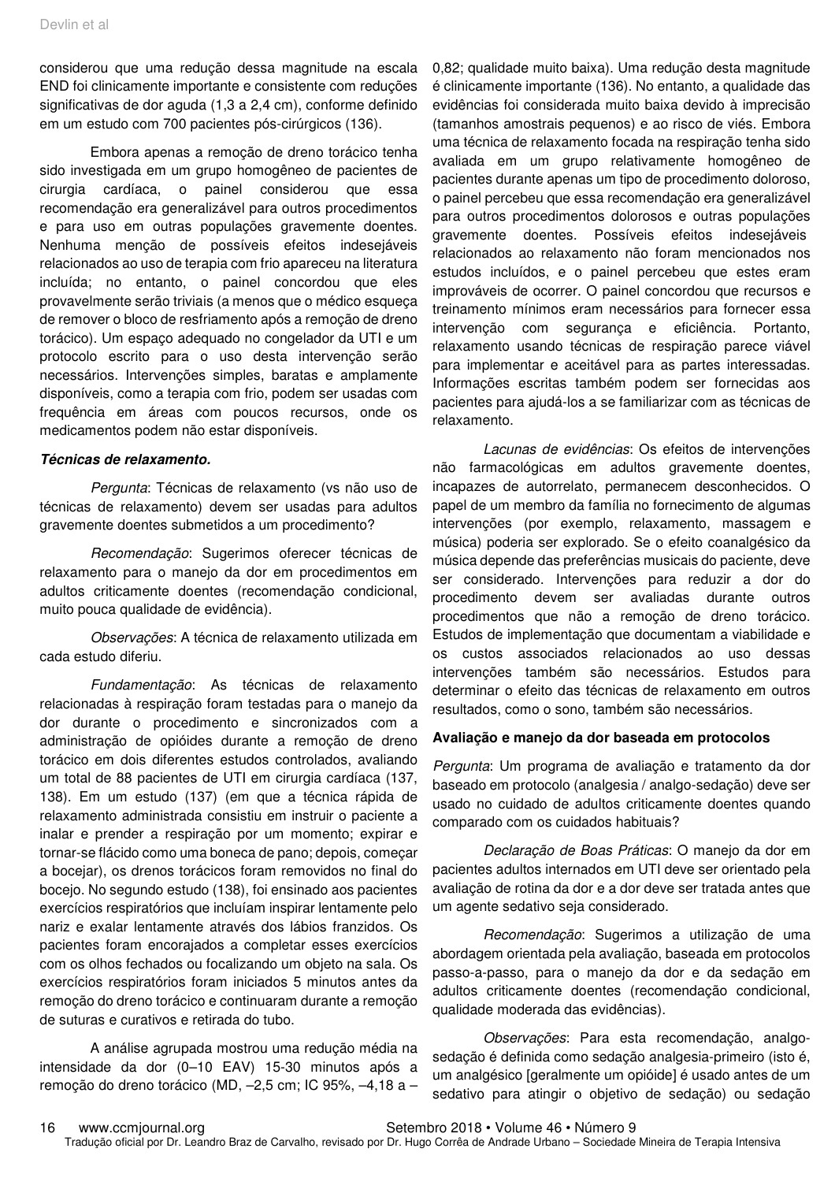considerou que uma redução dessa magnitude na escala END foi clinicamente importante e consistente com reduções significativas de dor aguda (1,3 a 2,4 cm), conforme definido em um estudo com 700 pacientes pós-cirúrgicos (136).

Embora apenas a remoção de dreno torácico tenha sido investigada em um grupo homogêneo de pacientes de cirurgia cardíaca, o painel considerou que essa recomendação era generalizável para outros procedimentos e para uso em outras populações gravemente doentes. Nenhuma menção de possíveis efeitos indesejáveis relacionados ao uso de terapia com frio apareceu na literatura incluída; no entanto, o painel concordou que eles provavelmente serão triviais (a menos que o médico esqueça de remover o bloco de resfriamento após a remoção de dreno torácico). Um espaço adequado no congelador da UTI e um protocolo escrito para o uso desta intervenção serão necessários. Intervenções simples, baratas e amplamente disponíveis, como a terapia com frio, podem ser usadas com frequência em áreas com poucos recursos, onde os medicamentos podem não estar disponíveis.

***Técnicas de relaxamento.***

*Pergunta*: Técnicas de relaxamento (vs não uso de técnicas de relaxamento) devem ser usadas para adultos gravemente doentes submetidos a um procedimento?

*Recomendação*: Sugerimos oferecer técnicas de relaxamento para o manejo da dor em procedimentos em adultos criticamente doentes (recomendação condicional, muito pouca qualidade de evidência).

*Observações*: A técnica de relaxamento utilizada em cada estudo diferiu.

*Fundamentação*: As técnicas de relaxamento relacionadas à respiração foram testadas para o manejo da dor durante o procedimento e sincronizados com a administração de opióides durante a remoção de dreno torácico em dois diferentes estudos controlados, avaliando um total de 88 pacientes de UTI em cirurgia cardíaca (137, 138). Em um estudo (137) (em que a técnica rápida de relaxamento administrada consistiu em instruir o paciente a inalar e prender a respiração por um momento; expirar e tornar-se flácido como uma boneca de pano; depois, começar a bocejar), os drenos torácicos foram removidos no final do bocejo. No segundo estudo (138), foi ensinado aos pacientes exercícios respiratórios que incluíam inspirar lentamente pelo nariz e exalar lentamente através dos lábios franzidos. Os pacientes foram encorajados a completar esses exercícios com os olhos fechados ou focalizando um objeto na sala. Os exercícios respiratórios foram iniciados 5 minutos antes da remoção do dreno torácico e continuaram durante a remoção de suturas e curativos e retirada do tubo.

A análise agrupada mostrou uma redução média na intensidade da dor (0–10 EAV) 15-30 minutos após a remoção do dreno torácico (MD, –2,5 cm; IC 95%, –4,18 a –0,82; qualidade muito baixa). Uma redução desta magnitude é clinicamente importante (136). No entanto, a qualidade das evidências foi considerada muito baixa devido à imprecisão (tamanhos amostrais pequenos) e ao risco de viés. Embora uma técnica de relaxamento focada na respiração tenha sido avaliada em um grupo relativamente homogêneo de pacientes durante apenas um tipo de procedimento doloroso, o painel percebeu que essa recomendação era generalizável para outros procedimentos dolorosos e outras populações gravemente doentes. Possíveis efeitos indesejáveis relacionados ao relaxamento não foram mencionados nos estudos incluídos, e o painel percebeu que estes eram improváveis de ocorrer. O painel concordou que recursos e treinamento mínimos eram necessários para fornecer essa intervenção com segurança e eficiência. Portanto, relaxamento usando técnicas de respiração parece viável para implementar e aceitável para as partes interessadas. Informações escritas também podem ser fornecidas aos pacientes para ajudá-los a se familiarizar com as técnicas de relaxamento.

*Lacunas de evidências*: Os efeitos de intervenções não farmacológicas em adultos gravemente doentes, incapazes de autorrelato, permanecem desconhecidos. O papel de um membro da família no fornecimento de algumas intervenções (por exemplo, relaxamento, massagem e música) poderia ser explorado. Se o efeito coanalgésico da música depende das preferências musicais do paciente, deve ser considerado. Intervenções para reduzir a dor do procedimento devem ser avaliadas durante outros procedimentos que não a remoção de dreno torácico. Estudos de implementação que documentam a viabilidade e os custos associados relacionados ao uso dessas intervenções também são necessários. Estudos para determinar o efeito das técnicas de relaxamento em outros resultados, como o sono, também são necessários.

**Avaliação e manejo da dor baseada em protocolos**

*Pergunta*: Um programa de avaliação e tratamento da dor baseado em protocolo (analgesia / analgo-sedação) deve ser usado no cuidado de adultos criticamente doentes quando comparado com os cuidados habituais?

*Declaração de Boas Práticas*: O manejo da dor em pacientes adultos internados em UTI deve ser orientado pela avaliação de rotina da dor e a dor deve ser tratada antes que um agente sedativo seja considerado.

*Recomendação*: Sugerimos a utilização de uma abordagem orientada pela avaliação, baseada em protocolos passo-a-passo, para o manejo da dor e da sedação em adultos criticamente doentes (recomendação condicional, qualidade moderada das evidências).

*Observações*: Para esta recomendação, analgo-sedação é definida como sedação analgesia-primeiro (isto é, um analgésico [geralmente um opióide] é usado antes de um sedativo para atingir o objetivo de sedação) ou sedação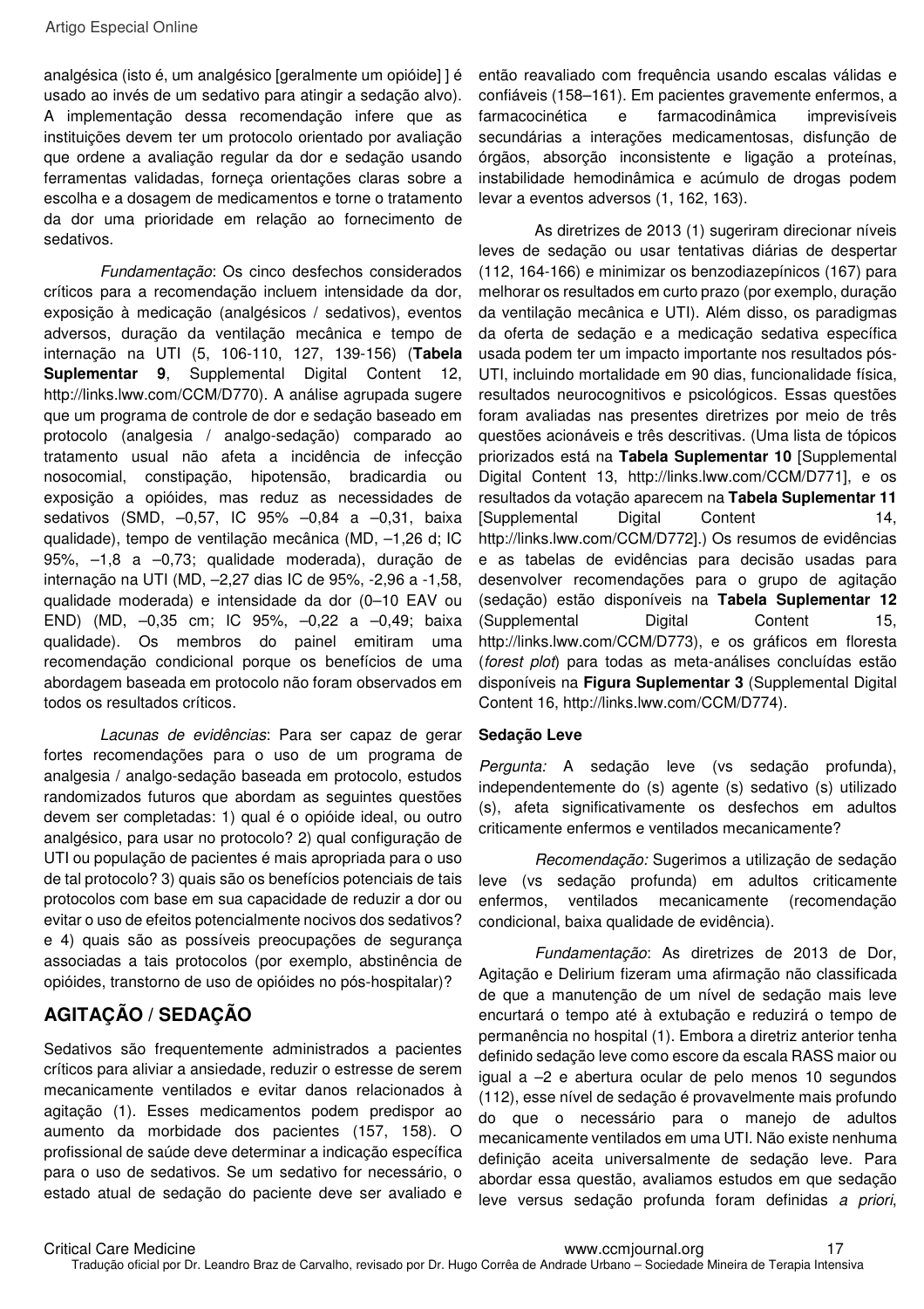analgésica (isto é, um analgésico [geralmente um opióide] ] é usado ao invés de um sedativo para atingir a sedação alvo). A implementação dessa recomendação infere que as instituições devem ter um protocolo orientado por avaliação que ordene a avaliação regular da dor e sedação usando ferramentas validadas, forneça orientações claras sobre a escolha e a dosagem de medicamentos e torne o tratamento da dor uma prioridade em relação ao fornecimento de sedativos.

*Fundamentação*: Os cinco desfechos considerados críticos para a recomendação incluem intensidade da dor, exposição à medicação (analgésicos / sedativos), eventos adversos, duração da ventilação mecânica e tempo de internação na UTI (5, 106-110, 127, 139-156) (**Tabela Suplementar 9**, Supplemental Digital Content 12, http://links.lww.com/CCM/D770). A análise agrupada sugere que um programa de controle de dor e sedação baseado em protocolo (analgesia / analgo-sedação) comparado ao tratamento usual não afeta a incidência de infecção nosocomial, constipação, hipotensão, bradicardia ou exposição a opióides, mas reduz as necessidades de sedativos (SMD, –0,57, IC 95% –0,84 a –0,31, baixa qualidade), tempo de ventilação mecânica (MD, –1,26 d; IC 95%, –1,8 a –0,73; qualidade moderada), duração de internação na UTI (MD, –2,27 dias IC de 95%, -2,96 a -1,58, qualidade moderada) e intensidade da dor (0–10 EAV ou END) (MD, –0,35 cm; IC 95%, –0,22 a –0,49; baixa qualidade). Os membros do painel emitiram uma recomendação condicional porque os benefícios de uma abordagem baseada em protocolo não foram observados em todos os resultados críticos.

*Lacunas de evidências*: Para ser capaz de gerar fortes recomendações para o uso de um programa de analgesia / analgo-sedação baseada em protocolo, estudos randomizados futuros que abordam as seguintes questões devem ser completadas: 1) qual é o opióide ideal, ou outro analgésico, para usar no protocolo? 2) qual configuração de UTI ou população de pacientes é mais apropriada para o uso de tal protocolo? 3) quais são os benefícios potenciais de tais protocolos com base em sua capacidade de reduzir a dor ou evitar o uso de efeitos potencialmente nocivos dos sedativos? e 4) quais são as possíveis preocupações de segurança associadas a tais protocolos (por exemplo, abstinência de opióides, transtorno de uso de opióides no pós-hospitalar)?

## AGITAÇÃO / SEDAÇÃO

Sedativos são frequentemente administrados a pacientes críticos para aliviar a ansiedade, reduzir o estresse de serem mecanicamente ventilados e evitar danos relacionados à agitação (1). Esses medicamentos podem predispor ao aumento da morbidade dos pacientes (157, 158). O profissional de saúde deve determinar a indicação específica para o uso de sedativos. Se um sedativo for necessário, o estado atual de sedação do paciente deve ser avaliado e então reavaliado com frequência usando escalas válidas e confiáveis (158–161). Em pacientes gravemente enfermos, a farmacocinética e farmacodinâmica imprevisíveis secundárias a interações medicamentosas, disfunção de órgãos, absorção inconsistente e ligação a proteínas, instabilidade hemodinâmica e acúmulo de drogas podem levar a eventos adversos (1, 162, 163).

As diretrizes de 2013 (1) sugeriram direcionar níveis leves de sedação ou usar tentativas diárias de despertar (112, 164-166) e minimizar os benzodiazepínicos (167) para melhorar os resultados em curto prazo (por exemplo, duração da ventilação mecânica e UTI). Além disso, os paradigmas da oferta de sedação e a medicação sedativa específica usada podem ter um impacto importante nos resultados pós-UTI, incluindo mortalidade em 90 dias, funcionalidade física, resultados neurocognitivos e psicológicos. Essas questões foram avaliadas nas presentes diretrizes por meio de três questões acionáveis e três descritivas. (Uma lista de tópicos priorizados está na **Tabela Suplementar 10** [Supplemental Digital Content 13, http://links.lww.com/CCM/D771], e os resultados da votação aparecem na **Tabela Suplementar 11** [Supplemental Digital Content 14, http://links.lww.com/CCM/D772].) Os resumos de evidências e as tabelas de evidências para decisão usadas para desenvolver recomendações para o grupo de agitação (sedação) estão disponíveis na **Tabela Suplementar 12** (Supplemental Digital Content 15, http://links.lww.com/CCM/D773), e os gráficos em floresta (*forest plot*) para todas as meta-análises concluídas estão disponíveis na **Figura Suplementar 3** (Supplemental Digital Content 16, http://links.lww.com/CCM/D774).

### Sedação Leve

*Pergunta:* A sedação leve (vs sedação profunda), independentemente do (s) agente (s) sedativo (s) utilizado (s), afeta significativamente os desfechos em adultos criticamente enfermos e ventilados mecanicamente?

*Recomendação:* Sugerimos a utilização de sedação leve (vs sedação profunda) em adultos criticamente enfermos, ventilados mecanicamente (recomendação condicional, baixa qualidade de evidência).

*Fundamentação*: As diretrizes de 2013 de Dor, Agitação e Delirium fizeram uma afirmação não classificada de que a manutenção de um nível de sedação mais leve encurtará o tempo até à extubação e reduzirá o tempo de permanência no hospital (1). Embora a diretriz anterior tenha definido sedação leve como escore da escala RASS maior ou igual a –2 e abertura ocular de pelo menos 10 segundos (112), esse nível de sedação é provavelmente mais profundo do que o necessário para o manejo de adultos mecanicamente ventilados em uma UTI. Não existe nenhuma definição aceita universalmente de sedação leve. Para abordar essa questão, avaliamos estudos em que sedação leve versus sedação profunda foram definidas *a priori*,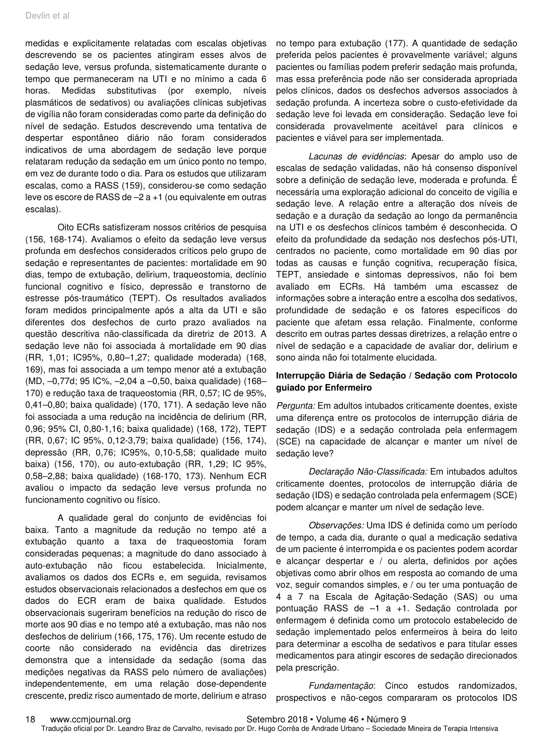medidas e explicitamente relatadas com escalas objetivas descrevendo se os pacientes atingiram esses alvos de sedação leve, versus profunda, sistematicamente durante o tempo que permaneceram na UTI e no mínimo a cada 6 horas. Medidas substitutivas (por exemplo, níveis plasmáticos de sedativos) ou avaliações clínicas subjetivas de vigília não foram consideradas como parte da definição do nível de sedação. Estudos descrevendo uma tentativa de despertar espontâneo diário não foram considerados indicativos de uma abordagem de sedação leve porque relataram redução da sedação em um único ponto no tempo, em vez de durante todo o dia. Para os estudos que utilizaram escalas, como a RASS (159), considerou-se como sedação leve os escore de RASS de –2 a +1 (ou equivalente em outras escalas).

Oito ECRs satisfizeram nossos critérios de pesquisa (156, 168-174). Avaliamos o efeito da sedação leve versus profunda em desfechos considerados críticos pelo grupo de sedação e representantes de pacientes: mortalidade em 90 dias, tempo de extubação, delirium, traqueostomia, declínio funcional cognitivo e físico, depressão e transtorno de estresse pós-traumático (TEPT). Os resultados avaliados foram medidos principalmente após a alta da UTI e são diferentes dos desfechos de curto prazo avaliados na questão descritiva não-classificada da diretriz de 2013. A sedação leve não foi associada à mortalidade em 90 dias (RR, 1,01; IC95%, 0,80–1,27; qualidade moderada) (168, 169), mas foi associada a um tempo menor até a extubação (MD, –0,77d; 95 IC%, –2,04 a –0,50, baixa qualidade) (168–170) e redução taxa de traqueostomia (RR, 0,57; IC de 95%, 0,41–0,80; baixa qualidade) (170, 171). A sedação leve não foi associada a uma redução na incidência de delirium (RR, 0,96; 95% CI, 0,80-1,16; baixa qualidade) (168, 172), TEPT (RR, 0,67; IC 95%, 0,12-3,79; baixa qualidade) (156, 174), depressão (RR, 0,76; IC95%, 0,10-5,58; qualidade muito baixa) (156, 170), ou auto-extubação (RR, 1,29; IC 95%, 0,58–2,88; baixa qualidade) (168-170, 173). Nenhum ECR avaliou o impacto da sedação leve versus profunda no funcionamento cognitivo ou físico.

A qualidade geral do conjunto de evidências foi baixa. Tanto a magnitude da redução no tempo até a extubação quanto a taxa de traqueostomia foram consideradas pequenas; a magnitude do dano associado à auto-extubação não ficou estabelecida. Inicialmente, avaliamos os dados dos ECRs e, em seguida, revisamos estudos observacionais relacionados a desfechos em que os dados do ECR eram de baixa qualidade. Estudos observacionais sugeriram benefícios na redução do risco de morte aos 90 dias e no tempo até a extubação, mas não nos desfechos de delirium (166, 175, 176). Um recente estudo de coorte não considerado na evidência das diretrizes demonstra que a intensidade da sedação (soma das medições negativas da RASS pelo número de avaliações) independentemente, em uma relação dose-dependente crescente, prediz risco aumentado de morte, delirium e atraso no tempo para extubação (177). A quantidade de sedação preferida pelos pacientes é provavelmente variável; alguns pacientes ou famílias podem preferir sedação mais profunda, mas essa preferência pode não ser considerada apropriada pelos clínicos, dados os desfechos adversos associados à sedação profunda. A incerteza sobre o custo-efetividade da sedação leve foi levada em consideração. Sedação leve foi considerada provavelmente aceitável para clínicos e pacientes e viável para ser implementada.

*Lacunas de evidências*: Apesar do amplo uso de escalas de sedação validadas, não há consenso disponível sobre a definição de sedação leve, moderada e profunda. É necessária uma exploração adicional do conceito de vigília e sedação leve. A relação entre a alteração dos níveis de sedação e a duração da sedação ao longo da permanência na UTI e os desfechos clínicos também é desconhecida. O efeito da profundidade da sedação nos desfechos pós-UTI, centrados no paciente, como mortalidade em 90 dias por todas as causas e função cognitiva, recuperação física, TEPT, ansiedade e sintomas depressivos, não foi bem avaliado em ECRs. Há também uma escassez de informações sobre a interação entre a escolha dos sedativos, profundidade de sedação e os fatores específicos do paciente que afetam essa relação. Finalmente, conforme descrito em outras partes dessas diretrizes, a relação entre o nível de sedação e a capacidade de avaliar dor, delirium e sono ainda não foi totalmente elucidada.

**Interrupção Diária de Sedação / Sedação com Protocolo guiado por Enfermeiro**

*Pergunta:* Em adultos intubados criticamente doentes, existe uma diferença entre os protocolos de interrupção diária de sedação (IDS) e a sedação controlada pela enfermagem (SCE) na capacidade de alcançar e manter um nível de sedação leve?

*Declaração Não-Classificada:* Em intubados adultos criticamente doentes, protocolos de interrupção diária de sedação (IDS) e sedação controlada pela enfermagem (SCE) podem alcançar e manter um nível de sedação leve.

*Observações:* Uma IDS é definida como um período de tempo, a cada dia, durante o qual a medicação sedativa de um paciente é interrompida e os pacientes podem acordar e alcançar despertar e / ou alerta, definidos por ações objetivas como abrir olhos em resposta ao comando de uma voz, seguir comandos simples, e / ou ter uma pontuação de 4 a 7 na Escala de Agitação-Sedação (SAS) ou uma pontuação RASS de –1 a +1. Sedação controlada por enfermagem é definida como um protocolo estabelecido de sedação implementado pelos enfermeiros à beira do leito para determinar a escolha de sedativos e para titular esses medicamentos para atingir escores de sedação direcionados pela prescrição.

*Fundamentação*: Cinco estudos randomizados, prospectivos e não-cegos compararam os protocolos IDS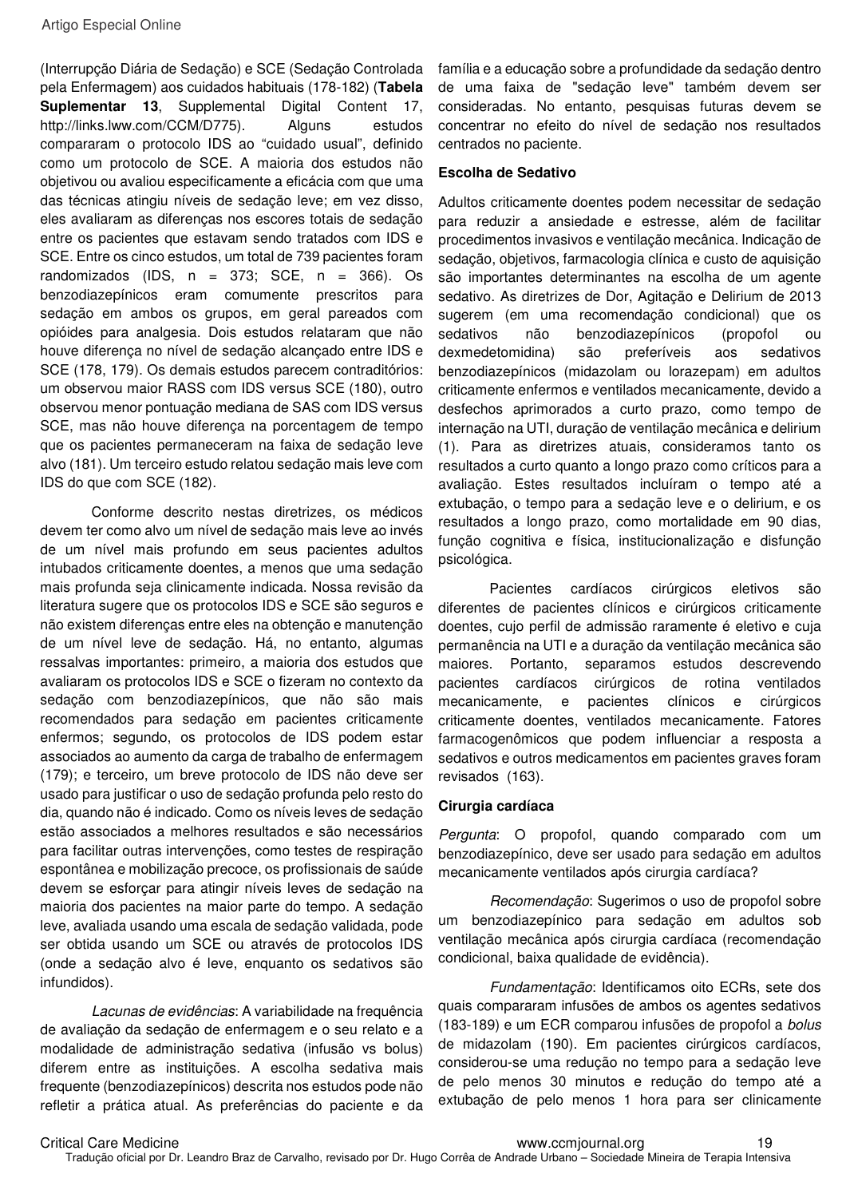(Interrupção Diária de Sedação) e SCE (Sedação Controlada pela Enfermagem) aos cuidados habituais (178-182) (**Tabela Suplementar 13**, Supplemental Digital Content 17, http://links.lww.com/CCM/D775). Alguns estudos compararam o protocolo IDS ao "cuidado usual", definido como um protocolo de SCE. A maioria dos estudos não objetivou ou avaliou especificamente a eficácia com que uma das técnicas atingiu níveis de sedação leve; em vez disso, eles avaliaram as diferenças nos escores totais de sedação entre os pacientes que estavam sendo tratados com IDS e SCE. Entre os cinco estudos, um total de 739 pacientes foram randomizados (IDS, n = 373; SCE, n = 366). Os benzodiazepínicos eram comumente prescritos para sedação em ambos os grupos, em geral pareados com opióides para analgesia. Dois estudos relataram que não houve diferença no nível de sedação alcançado entre IDS e SCE (178, 179). Os demais estudos parecem contraditórios: um observou maior RASS com IDS versus SCE (180), outro observou menor pontuação mediana de SAS com IDS versus SCE, mas não houve diferença na porcentagem de tempo que os pacientes permaneceram na faixa de sedação leve alvo (181). Um terceiro estudo relatou sedação mais leve com IDS do que com SCE (182).

Conforme descrito nestas diretrizes, os médicos devem ter como alvo um nível de sedação mais leve ao invés de um nível mais profundo em seus pacientes adultos intubados criticamente doentes, a menos que uma sedação mais profunda seja clinicamente indicada. Nossa revisão da literatura sugere que os protocolos IDS e SCE são seguros e não existem diferenças entre eles na obtenção e manutenção de um nível leve de sedação. Há, no entanto, algumas ressalvas importantes: primeiro, a maioria dos estudos que avaliaram os protocolos IDS e SCE o fizeram no contexto da sedação com benzodiazepínicos, que não são mais recomendados para sedação em pacientes criticamente enfermos; segundo, os protocolos de IDS podem estar associados ao aumento da carga de trabalho de enfermagem (179); e terceiro, um breve protocolo de IDS não deve ser usado para justificar o uso de sedação profunda pelo resto do dia, quando não é indicado. Como os níveis leves de sedação estão associados a melhores resultados e são necessários para facilitar outras intervenções, como testes de respiração espontânea e mobilização precoce, os profissionais de saúde devem se esforçar para atingir níveis leves de sedação na maioria dos pacientes na maior parte do tempo. A sedação leve, avaliada usando uma escala de sedação validada, pode ser obtida usando um SCE ou através de protocolos IDS (onde a sedação alvo é leve, enquanto os sedativos são infundidos).

*Lacunas de evidências*: A variabilidade na frequência de avaliação da sedação de enfermagem e o seu relato e a modalidade de administração sedativa (infusão vs bolus) diferem entre as instituições. A escolha sedativa mais frequente (benzodiazepínicos) descrita nos estudos pode não refletir a prática atual. As preferências do paciente e da família e a educação sobre a profundidade da sedação dentro de uma faixa de "sedação leve" também devem ser consideradas. No entanto, pesquisas futuras devem se concentrar no efeito do nível de sedação nos resultados centrados no paciente.

**Escolha de Sedativo**

Adultos criticamente doentes podem necessitar de sedação para reduzir a ansiedade e estresse, além de facilitar procedimentos invasivos e ventilação mecânica. Indicação de sedação, objetivos, farmacologia clínica e custo de aquisição são importantes determinantes na escolha de um agente sedativo. As diretrizes de Dor, Agitação e Delirium de 2013 sugerem (em uma recomendação condicional) que os sedativos não benzodiazepínicos (propofol ou dexmedetomidina) são preferíveis aos sedativos benzodiazepínicos (midazolam ou lorazepam) em adultos criticamente enfermos e ventilados mecanicamente, devido a desfechos aprimorados a curto prazo, como tempo de internação na UTI, duração de ventilação mecânica e delirium (1). Para as diretrizes atuais, consideramos tanto os resultados a curto quanto a longo prazo como críticos para a avaliação. Estes resultados incluíram o tempo até a extubação, o tempo para a sedação leve e o delirium, e os resultados a longo prazo, como mortalidade em 90 dias, função cognitiva e física, institucionalização e disfunção psicológica.

Pacientes cardíacos cirúrgicos eletivos são diferentes de pacientes clínicos e cirúrgicos criticamente doentes, cujo perfil de admissão raramente é eletivo e cuja permanência na UTI e a duração da ventilação mecânica são maiores. Portanto, separamos estudos descrevendo pacientes cardíacos cirúrgicos de rotina ventilados mecanicamente, e pacientes clínicos e cirúrgicos criticamente doentes, ventilados mecanicamente. Fatores farmacogenômicos que podem influenciar a resposta a sedativos e outros medicamentos em pacientes graves foram revisados (163).

**Cirurgia cardíaca**

*Pergunta*: O propofol, quando comparado com um benzodiazepínico, deve ser usado para sedação em adultos mecanicamente ventilados após cirurgia cardíaca?

*Recomendação*: Sugerimos o uso de propofol sobre um benzodiazepínico para sedação em adultos sob ventilação mecânica após cirurgia cardíaca (recomendação condicional, baixa qualidade de evidência).

*Fundamentação*: Identificamos oito ECRs, sete dos quais compararam infusões de ambos os agentes sedativos (183-189) e um ECR comparou infusões de propofol a *bolus* de midazolam (190). Em pacientes cirúrgicos cardíacos, considerou-se uma redução no tempo para a sedação leve de pelo menos 30 minutos e redução do tempo até a extubação de pelo menos 1 hora para ser clinicamente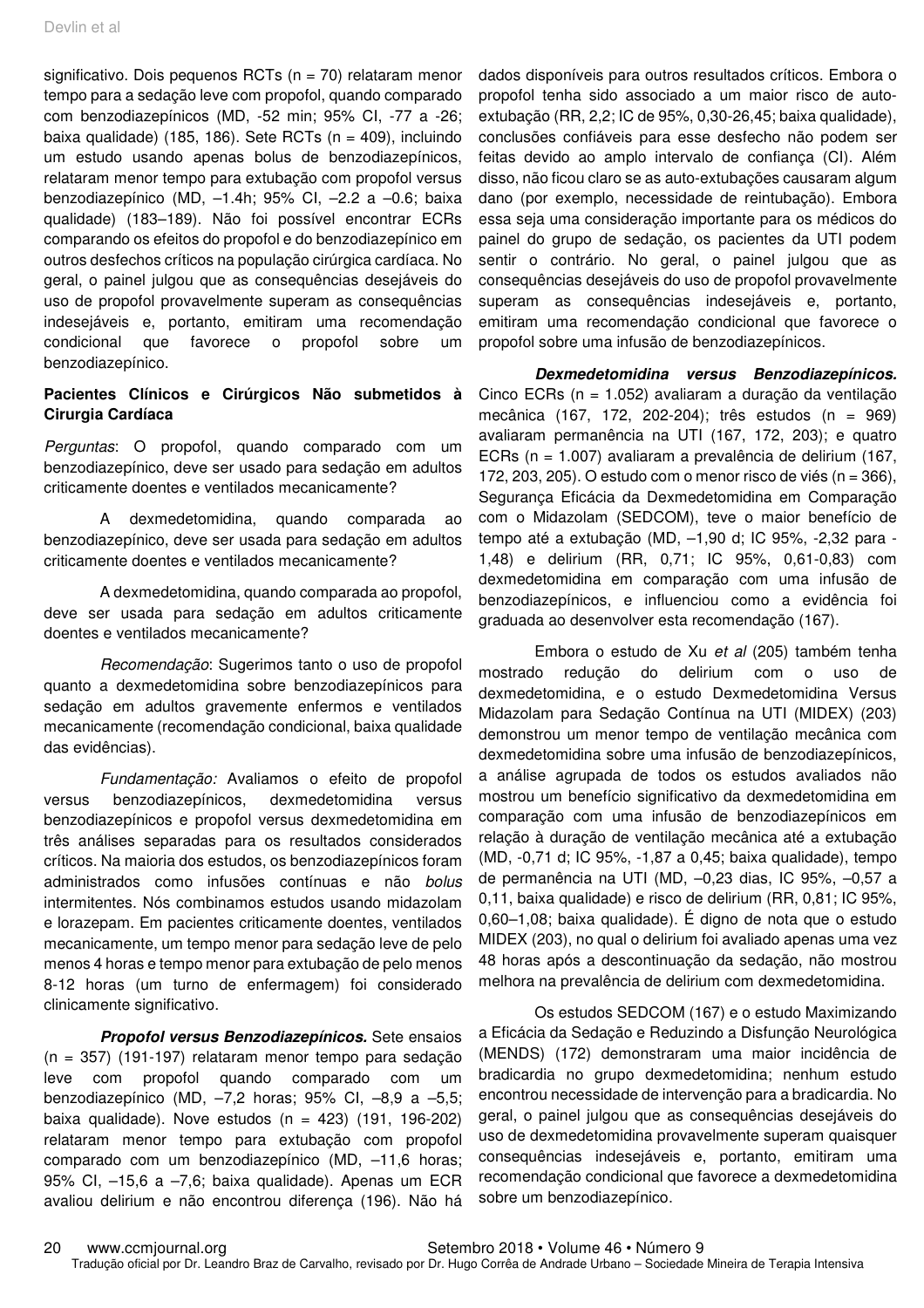significativo. Dois pequenos RCTs (n = 70) relataram menor tempo para a sedação leve com propofol, quando comparado com benzodiazepínicos (MD, -52 min; 95% CI, -77 a -26; baixa qualidade) (185, 186). Sete RCTs (n = 409), incluindo um estudo usando apenas bolus de benzodiazepínicos, relataram menor tempo para extubação com propofol versus benzodiazepínico (MD, –1.4h; 95% CI, –2.2 a –0.6; baixa qualidade) (183–189). Não foi possível encontrar ECRs comparando os efeitos do propofol e do benzodiazepínico em outros desfechos críticos na população cirúrgica cardíaca. No geral, o painel julgou que as consequências desejáveis do uso de propofol provavelmente superam as consequências indesejáveis e, portanto, emitiram uma recomendação condicional que favorece o propofol sobre um benzodiazepínico.

**Pacientes Clínicos e Cirúrgicos Não submetidos à Cirurgia Cardíaca**

*Perguntas*: O propofol, quando comparado com um benzodiazepínico, deve ser usado para sedação em adultos criticamente doentes e ventilados mecanicamente?

A dexmedetomidina, quando comparada ao benzodiazepínico, deve ser usada para sedação em adultos criticamente doentes e ventilados mecanicamente?

A dexmedetomidina, quando comparada ao propofol, deve ser usada para sedação em adultos criticamente doentes e ventilados mecanicamente?

*Recomendação*: Sugerimos tanto o uso de propofol quanto a dexmedetomidina sobre benzodiazepínicos para sedação em adultos gravemente enfermos e ventilados mecanicamente (recomendação condicional, baixa qualidade das evidências).

*Fundamentação:* Avaliamos o efeito de propofol versus benzodiazepínicos, dexmedetomidina versus benzodiazepínicos e propofol versus dexmedetomidina em três análises separadas para os resultados considerados críticos. Na maioria dos estudos, os benzodiazepínicos foram administrados como infusões contínuas e não *bolus* intermitentes. Nós combinamos estudos usando midazolam e lorazepam. Em pacientes criticamente doentes, ventilados mecanicamente, um tempo menor para sedação leve de pelo menos 4 horas e tempo menor para extubação de pelo menos 8-12 horas (um turno de enfermagem) foi considerado clinicamente significativo.

***Propofol versus Benzodiazepínicos.*** Sete ensaios (n = 357) (191-197) relataram menor tempo para sedação leve com propofol quando comparado com um benzodiazepínico (MD, –7,2 horas; 95% CI, –8,9 a –5,5; baixa qualidade). Nove estudos (n = 423) (191, 196-202) relataram menor tempo para extubação com propofol comparado com um benzodiazepínico (MD, –11,6 horas; 95% CI, –15,6 a –7,6; baixa qualidade). Apenas um ECR avaliou delirium e não encontrou diferença (196). Não há dados disponíveis para outros resultados críticos. Embora o propofol tenha sido associado a um maior risco de auto-extubação (RR, 2,2; IC de 95%, 0,30-26,45; baixa qualidade), conclusões confiáveis para esse desfecho não podem ser feitas devido ao amplo intervalo de confiança (CI). Além disso, não ficou claro se as auto-extubações causaram algum dano (por exemplo, necessidade de reintubação). Embora essa seja uma consideração importante para os médicos do painel do grupo de sedação, os pacientes da UTI podem sentir o contrário. No geral, o painel julgou que as consequências desejáveis do uso de propofol provavelmente superam as consequências indesejáveis e, portanto, emitiram uma recomendação condicional que favorece o propofol sobre uma infusão de benzodiazepínicos.

***Dexmedetomidina versus Benzodiazepínicos.*** Cinco ECRs (n = 1.052) avaliaram a duração da ventilação mecânica (167, 172, 202-204); três estudos (n = 969) avaliaram permanência na UTI (167, 172, 203); e quatro ECRs (n = 1.007) avaliaram a prevalência de delirium (167, 172, 203, 205). O estudo com o menor risco de viés (n = 366), Segurança Eficácia da Dexmedetomidina em Comparação com o Midazolam (SEDCOM), teve o maior benefício de tempo até a extubação (MD, –1,90 d; IC 95%, -2,32 para -1,48) e delirium (RR, 0,71; IC 95%, 0,61-0,83) com dexmedetomidina em comparação com uma infusão de benzodiazepínicos, e influenciou como a evidência foi graduada ao desenvolver esta recomendação (167).

Embora o estudo de Xu *et al* (205) também tenha mostrado redução do delirium com o uso de dexmedetomidina, e o estudo Dexmedetomidina Versus Midazolam para Sedação Contínua na UTI (MIDEX) (203) demonstrou um menor tempo de ventilação mecânica com dexmedetomidina sobre uma infusão de benzodiazepínicos, a análise agrupada de todos os estudos avaliados não mostrou um benefício significativo da dexmedetomidina em comparação com uma infusão de benzodiazepínicos em relação à duração de ventilação mecânica até a extubação (MD, -0,71 d; IC 95%, -1,87 a 0,45; baixa qualidade), tempo de permanência na UTI (MD, –0,23 dias, IC 95%, –0,57 a 0,11, baixa qualidade) e risco de delirium (RR, 0,81; IC 95%, 0,60–1,08; baixa qualidade). É digno de nota que o estudo MIDEX (203), no qual o delirium foi avaliado apenas uma vez 48 horas após a descontinuação da sedação, não mostrou melhora na prevalência de delirium com dexmedetomidina.

Os estudos SEDCOM (167) e o estudo Maximizando a Eficácia da Sedação e Reduzindo a Disfunção Neurológica (MENDS) (172) demonstraram uma maior incidência de bradicardia no grupo dexmedetomidina; nenhum estudo encontrou necessidade de intervenção para a bradicardia. No geral, o painel julgou que as consequências desejáveis do uso de dexmedetomidina provavelmente superam quaisquer consequências indesejáveis e, portanto, emitiram uma recomendação condicional que favorece a dexmedetomidina sobre um benzodiazepínico.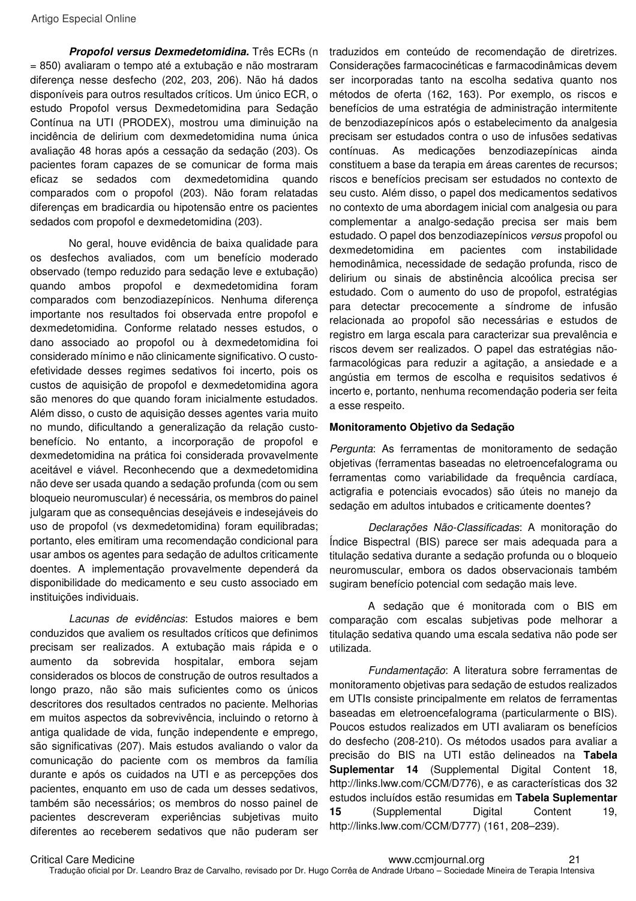***Propofol versus Dexmedetomidina.*** Três ECRs (n = 850) avaliaram o tempo até a extubação e não mostraram diferença nesse desfecho (202, 203, 206). Não há dados disponíveis para outros resultados críticos. Um único ECR, o estudo Propofol versus Dexmedetomidina para Sedação Contínua na UTI (PRODEX), mostrou uma diminuição na incidência de delirium com dexmedetomidina numa única avaliação 48 horas após a cessação da sedação (203). Os pacientes foram capazes de se comunicar de forma mais eficaz se sedados com dexmedetomidina quando comparados com o propofol (203). Não foram relatadas diferenças em bradicardia ou hipotensão entre os pacientes sedados com propofol e dexmedetomidina (203).

No geral, houve evidência de baixa qualidade para os desfechos avaliados, com um benefício moderado observado (tempo reduzido para sedação leve e extubação) quando ambos propofol e dexmedetomidina foram comparados com benzodiazepínicos. Nenhuma diferença importante nos resultados foi observada entre propofol e dexmedetomidina. Conforme relatado nesses estudos, o dano associado ao propofol ou à dexmedetomidina foi considerado mínimo e não clinicamente significativo. O custo-efetividade desses regimes sedativos foi incerto, pois os custos de aquisição de propofol e dexmedetomidina agora são menores do que quando foram inicialmente estudados. Além disso, o custo de aquisição desses agentes varia muito no mundo, dificultando a generalização da relação custo-benefício. No entanto, a incorporação de propofol e dexmedetomidina na prática foi considerada provavelmente aceitável e viável. Reconhecendo que a dexmedetomidina não deve ser usada quando a sedação profunda (com ou sem bloqueio neuromuscular) é necessária, os membros do painel julgaram que as consequências desejáveis e indesejáveis do uso de propofol (vs dexmedetomidina) foram equilibradas; portanto, eles emitiram uma recomendação condicional para usar ambos os agentes para sedação de adultos criticamente doentes. A implementação provavelmente dependerá da disponibilidade do medicamento e seu custo associado em instituições individuais.

*Lacunas de evidências*: Estudos maiores e bem conduzidos que avaliem os resultados críticos que definimos precisam ser realizados. A extubação mais rápida e o aumento da sobrevida hospitalar, embora sejam considerados os blocos de construção de outros resultados a longo prazo, não são mais suficientes como os únicos descritores dos resultados centrados no paciente. Melhorias em muitos aspectos da sobrevivência, incluindo o retorno à antiga qualidade de vida, função independente e emprego, são significativas (207). Mais estudos avaliando o valor da comunicação do paciente com os membros da família durante e após os cuidados na UTI e as percepções dos pacientes, enquanto em uso de cada um desses sedativos, também são necessários; os membros do nosso painel de pacientes descreveram experiências subjetivas muito diferentes ao receberem sedativos que não puderam ser traduzidos em conteúdo de recomendação de diretrizes. Considerações farmacocinéticas e farmacodinâmicas devem ser incorporadas tanto na escolha sedativa quanto nos métodos de oferta (162, 163). Por exemplo, os riscos e benefícios de uma estratégia de administração intermitente de benzodiazepínicos após o estabelecimento da analgesia precisam ser estudados contra o uso de infusões sedativas contínuas. As medicações benzodiazepínicas ainda constituem a base da terapia em áreas carentes de recursos; riscos e benefícios precisam ser estudados no contexto de seu custo. Além disso, o papel dos medicamentos sedativos no contexto de uma abordagem inicial com analgesia ou para complementar a analgo-sedação precisa ser mais bem estudado. O papel dos benzodiazepínicos *versus* propofol ou dexmedetomidina em pacientes com instabilidade hemodinâmica, necessidade de sedação profunda, risco de delirium ou sinais de abstinência alcoólica precisa ser estudado. Com o aumento do uso de propofol, estratégias para detectar precocemente a síndrome de infusão relacionada ao propofol são necessárias e estudos de registro em larga escala para caracterizar sua prevalência e riscos devem ser realizados. O papel das estratégias não-farmacológicas para reduzir a agitação, a ansiedade e a angústia em termos de escolha e requisitos sedativos é incerto e, portanto, nenhuma recomendação poderia ser feita a esse respeito.

**Monitoramento Objetivo da Sedação**

*Pergunta*: As ferramentas de monitoramento de sedação objetivas (ferramentas baseadas no eletroencefalograma ou ferramentas como variabilidade da frequência cardíaca, actigrafia e potenciais evocados) são úteis no manejo da sedação em adultos intubados e criticamente doentes?

*Declarações Não-Classificadas*: A monitoração do Índice Bispectral (BIS) parece ser mais adequada para a titulação sedativa durante a sedação profunda ou o bloqueio neuromuscular, embora os dados observacionais também sugiram benefício potencial com sedação mais leve.

A sedação que é monitorada com o BIS em comparação com escalas subjetivas pode melhorar a titulação sedativa quando uma escala sedativa não pode ser utilizada.

*Fundamentação*: A literatura sobre ferramentas de monitoramento objetivas para sedação de estudos realizados em UTIs consiste principalmente em relatos de ferramentas baseadas em eletroencefalograma (particularmente o BIS). Poucos estudos realizados em UTI avaliaram os benefícios do desfecho (208-210). Os métodos usados para avaliar a precisão do BIS na UTI estão delineados na **Tabela Suplementar 14** (Supplemental Digital Content 18, http://links.lww.com/CCM/D776), e as características dos 32 estudos incluídos estão resumidas em **Tabela Suplementar 15** (Supplemental Digital Content 19, http://links.lww.com/CCM/D777) (161, 208–239).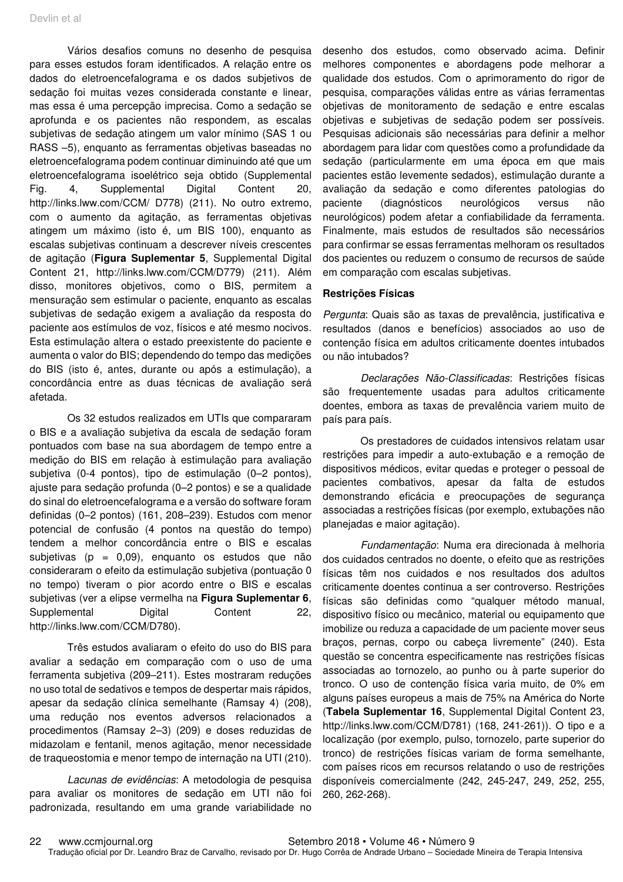Vários desafios comuns no desenho de pesquisa para esses estudos foram identificados. A relação entre os dados do eletroencefalograma e os dados subjetivos de sedação foi muitas vezes considerada constante e linear, mas essa é uma percepção imprecisa. Como a sedação se aprofunda e os pacientes não respondem, as escalas subjetivas de sedação atingem um valor mínimo (SAS 1 ou RASS –5), enquanto as ferramentas objetivas baseadas no eletroencefalograma podem continuar diminuindo até que um eletroencefalograma isoelétrico seja obtido (Supplemental Fig. 4, Supplemental Digital Content 20, http://links.lww.com/CCM/ D778) (211). No outro extremo, com o aumento da agitação, as ferramentas objetivas atingem um máximo (isto é, um BIS 100), enquanto as escalas subjetivas continuam a descrever níveis crescentes de agitação (**Figura Suplementar 5**, Supplemental Digital Content 21, http://links.lww.com/CCM/D779) (211). Além disso, monitores objetivos, como o BIS, permitem a mensuração sem estimular o paciente, enquanto as escalas subjetivas de sedação exigem a avaliação da resposta do paciente aos estímulos de voz, físicos e até mesmo nocivos. Esta estimulação altera o estado preexistente do paciente e aumenta o valor do BIS; dependendo do tempo das medições do BIS (isto é, antes, durante ou após a estimulação), a concordância entre as duas técnicas de avaliação será afetada.

Os 32 estudos realizados em UTIs que compararam o BIS e a avaliação subjetiva da escala de sedação foram pontuados com base na sua abordagem de tempo entre a medição do BIS em relação à estimulação para avaliação subjetiva (0-4 pontos), tipo de estimulação (0–2 pontos), ajuste para sedação profunda (0–2 pontos) e se a qualidade do sinal do eletroencefalograma e a versão do software foram definidas (0–2 pontos) (161, 208–239). Estudos com menor potencial de confusão (4 pontos na questão do tempo) tendem a melhor concordância entre o BIS e escalas subjetivas ($p = 0,09$), enquanto os estudos que não consideraram o efeito da estimulação subjetiva (pontuação 0 no tempo) tiveram o pior acordo entre o BIS e escalas subjetivas (ver a elipse vermelha na **Figura Suplementar 6**, Supplemental Digital Content 22, http://links.lww.com/CCM/D780).

Três estudos avaliaram o efeito do uso do BIS para avaliar a sedação em comparação com o uso de uma ferramenta subjetiva (209–211). Estes mostraram reduções no uso total de sedativos e tempos de despertar mais rápidos, apesar da sedação clínica semelhante (Ramsay 4) (208), uma redução nos eventos adversos relacionados a procedimentos (Ramsay 2–3) (209) e doses reduzidas de midazolam e fentanil, menos agitação, menor necessidade de traqueostomia e menor tempo de internação na UTI (210).

*Lacunas de evidências*: A metodologia de pesquisa para avaliar os monitores de sedação em UTI não foi padronizada, resultando em uma grande variabilidade no desenho dos estudos, como observado acima. Definir melhores componentes e abordagens pode melhorar a qualidade dos estudos. Com o aprimoramento do rigor de pesquisa, comparações válidas entre as várias ferramentas objetivas de monitoramento de sedação e entre escalas objetivas e subjetivas de sedação podem ser possíveis. Pesquisas adicionais são necessárias para definir a melhor abordagem para lidar com questões como a profundidade da sedação (particularmente em uma época em que mais pacientes estão levemente sedados), estimulação durante a avaliação da sedação e como diferentes patologias do paciente (diagnósticos neurológicos versus não neurológicos) podem afetar a confiabilidade da ferramenta. Finalmente, mais estudos de resultados são necessários para confirmar se essas ferramentas melhoram os resultados dos pacientes ou reduzem o consumo de recursos de saúde em comparação com escalas subjetivas.

### Restrições Físicas

*Pergunta*: Quais são as taxas de prevalência, justificativa e resultados (danos e benefícios) associados ao uso de contenção física em adultos criticamente doentes intubados ou não intubados?

*Declarações Não-Classificadas*: Restrições físicas são frequentemente usadas para adultos criticamente doentes, embora as taxas de prevalência variem muito de país para país.

Os prestadores de cuidados intensivos relatam usar restrições para impedir a auto-extubação e a remoção de dispositivos médicos, evitar quedas e proteger o pessoal de pacientes combativos, apesar da falta de estudos demonstrando eficácia e preocupações de segurança associadas a restrições físicas (por exemplo, extubações não planejadas e maior agitação).

*Fundamentação*: Numa era direcionada à melhoria dos cuidados centrados no doente, o efeito que as restrições físicas têm nos cuidados e nos resultados dos adultos criticamente doentes continua a ser controverso. Restrições físicas são definidas como “qualquer método manual, dispositivo físico ou mecânico, material ou equipamento que imobilize ou reduza a capacidade de um paciente mover seus braços, pernas, corpo ou cabeça livremente” (240). Esta questão se concentra especificamente nas restrições físicas associadas ao tornozelo, ao punho ou à parte superior do tronco. O uso de contenção física varia muito, de 0% em alguns países europeus a mais de 75% na América do Norte (**Tabela Suplementar 16**, Supplemental Digital Content 23, http://links.lww.com/CCM/D781) (168, 241-261)). O tipo e a localização (por exemplo, pulso, tornozelo, parte superior do tronco) de restrições físicas variam de forma semelhante, com países ricos em recursos relatando o uso de restrições disponíveis comercialmente (242, 245-247, 249, 252, 255, 260, 262-268).

Tradução oficial por Dr. Leandro Braz de Carvalho, revisado por Dr. Hugo Corrêa de Andrade Urbano – Sociedade Mineira de Terapia Intensiva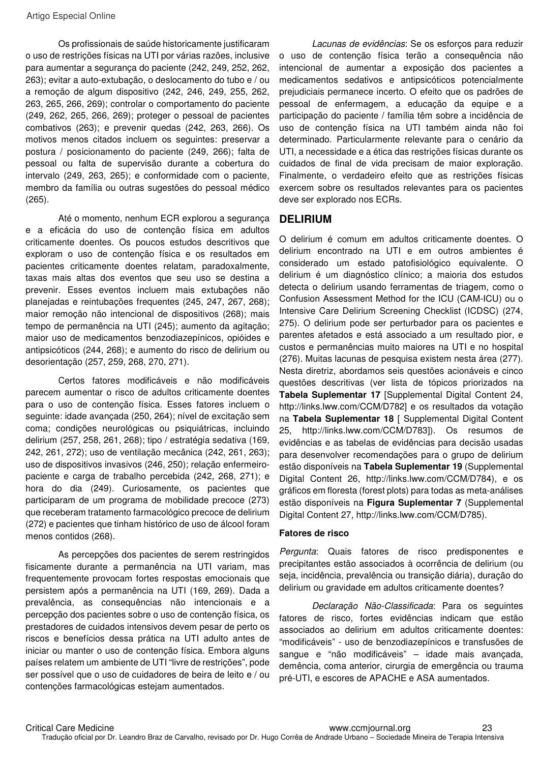Os profissionais de saúde historicamente justificaram o uso de restrições físicas na UTI por várias razões, inclusive para aumentar a segurança do paciente (242, 249, 252, 262, 263); evitar a auto-extubação, o deslocamento do tubo e / ou a remoção de algum dispositivo (242, 246, 249, 255, 262, 263, 265, 266, 269); controlar o comportamento do paciente (249, 262, 265, 266, 269); proteger o pessoal de pacientes combativos (263); e prevenir quedas (242, 263, 266). Os motivos menos citados incluem os seguintes: preservar a postura / posicionamento do paciente (249, 266); falta de pessoal ou falta de supervisão durante a cobertura do intervalo (249, 263, 265); e conformidade com o paciente, membro da família ou outras sugestões do pessoal médico (265).

Até o momento, nenhum ECR explorou a segurança e a eficácia do uso de contenção física em adultos criticamente doentes. Os poucos estudos descritivos que exploram o uso de contenção física e os resultados em pacientes criticamente doentes relatam, paradoxalmente, taxas mais altas dos eventos que seu uso se destina a prevenir. Esses eventos incluem mais extubações não planejadas e reintubações frequentes (245, 247, 267, 268); maior remoção não intencional de dispositivos (268); mais tempo de permanência na UTI (245); aumento da agitação; maior uso de medicamentos benzodiazepínicos, opióides e antipsicóticos (244, 268); e aumento do risco de delirium ou desorientação (257, 259, 268, 270, 271).

Certos fatores modificáveis e não modificáveis parecem aumentar o risco de adultos criticamente doentes para o uso de contenção física. Esses fatores incluem o seguinte: idade avançada (250, 264); nível de excitação sem coma; condições neurológicas ou psiquiátricas, incluindo delirium (257, 258, 261, 268); tipo / estratégia sedativa (169, 242, 261, 272); uso de ventilação mecânica (242, 261, 263); uso de dispositivos invasivos (246, 250); relação enfermeiro-paciente e carga de trabalho percebida (242, 268, 271); e hora do dia (249). Curiosamente, os pacientes que participaram de um programa de mobilidade precoce (273) que receberam tratamento farmacológico precoce de delirium (272) e pacientes que tinham histórico de uso de álcool foram menos contidos (268).

As percepções dos pacientes de serem restringidos fisicamente durante a permanência na UTI variam, mas frequentemente provocam fortes respostas emocionais que persistem após a permanência na UTI (169, 269). Dada a prevalência, as consequências não intencionais e a percepção dos pacientes sobre o uso de contenção física, os prestadores de cuidados intensivos devem pesar de perto os riscos e benefícios dessa prática na UTI adulto antes de iniciar ou manter o uso de contenção física. Embora alguns países relatem um ambiente de UTI "livre de restrições", pode ser possível que o uso de cuidadores de beira de leito e / ou contenções farmacológicas estejam aumentados.

*Lacunas de evidências*: Se os esforços para reduzir o uso de contenção física terão a consequência não intencional de aumentar a exposição dos pacientes a medicamentos sedativos e antipsicóticos potencialmente prejudiciais permanece incerto. O efeito que os padrões de pessoal de enfermagem, a educação da equipe e a participação do paciente / família têm sobre a incidência de uso de contenção física na UTI também ainda não foi determinado. Particularmente relevante para o cenário da UTI, a necessidade e a ética das restrições físicas durante os cuidados de final de vida precisam de maior exploração. Finalmente, o verdadeiro efeito que as restrições físicas exercem sobre os resultados relevantes para os pacientes deve ser explorado nos ECRs.

## DELIRIUM

O delirium é comum em adultos criticamente doentes. O delirium encontrado na UTI e em outros ambientes é considerado um estado patofisiológico equivalente. O delirium é um diagnóstico clínico; a maioria dos estudos detecta o delirium usando ferramentas de triagem, como o Confusion Assessment Method for the ICU (CAM-ICU) ou o Intensive Care Delirium Screening Checklist (ICDSC) (274, 275). O delirium pode ser perturbador para os pacientes e parentes afetados e está associado a um resultado pior, e custos e permanências muito maiores na UTI e no hospital (276). Muitas lacunas de pesquisa existem nesta área (277). Nesta diretriz, abordamos seis questões acionáveis e cinco questões descritivas (ver lista de tópicos priorizados na **Tabela Suplementar 17** [Supplemental Digital Content 24, http://links.lww.com/CCM/D782] e os resultados da votação na **Tabela Suplementar 18** [ Supplemental Digital Content 25, http://links.lww.com/CCM/D783]). Os resumos de evidências e as tabelas de evidências para decisão usadas para desenvolver recomendações para o grupo de delirium estão disponíveis na **Tabela Suplementar 19** (Supplemental Digital Content 26, http://links.lww.com/CCM/D784), e os gráficos em floresta (forest plots) para todas as meta-análises estão disponíveis na **Figura Suplementar 7** (Supplemental Digital Content 27, http://links.lww.com/CCM/D785).

### Fatores de risco

*Pergunta*: Quais fatores de risco predisponentes e precipitantes estão associados à ocorrência de delirium (ou seja, incidência, prevalência ou transição diária), duração do delirium ou gravidade em adultos criticamente doentes?

*Declaração Não-Classificada*: Para os seguintes fatores de risco, fortes evidências indicam que estão associados ao delirium em adultos criticamente doentes: "modificáveis" - uso de benzodiazepínicos e transfusões de sangue e "não modificáveis" – idade mais avançada, demência, coma anterior, cirurgia de emergência ou trauma pré-UTI, e escores de APACHE e ASA aumentados.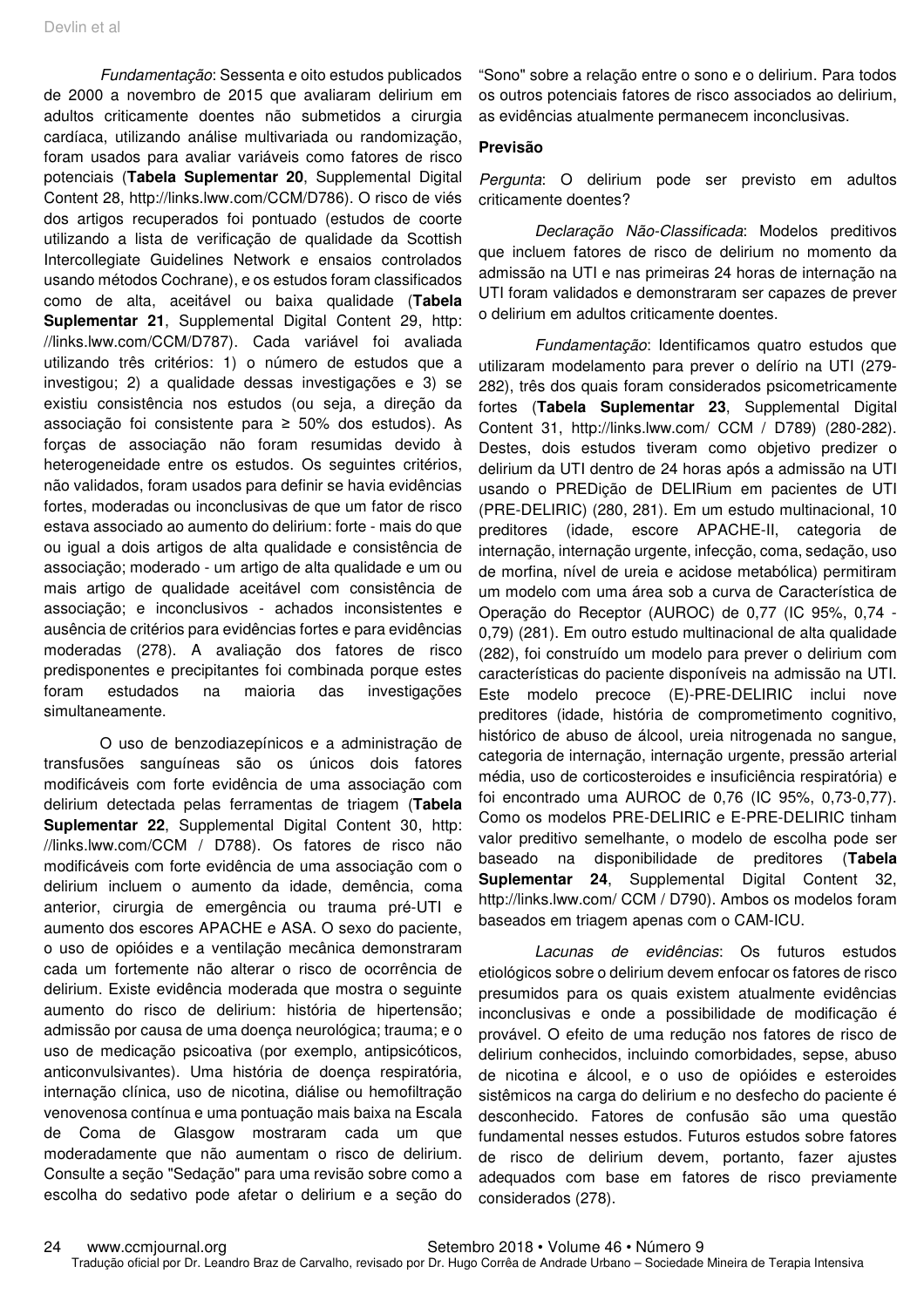*Fundamentação*: Sessenta e oito estudos publicados de 2000 a novembro de 2015 que avaliaram delirium em adultos criticamente doentes não submetidos a cirurgia cardíaca, utilizando análise multivariada ou randomização, foram usados para avaliar variáveis como fatores de risco potenciais (**Tabela Suplementar 20**, Supplemental Digital Content 28, http://links.lww.com/CCM/D786). O risco de viés dos artigos recuperados foi pontuado (estudos de coorte utilizando a lista de verificação de qualidade da Scottish Intercollegiate Guidelines Network e ensaios controlados usando métodos Cochrane), e os estudos foram classificados como de alta, aceitável ou baixa qualidade (**Tabela Suplementar 21**, Supplemental Digital Content 29, http://links.lww.com/CCM/D787). Cada variável foi avaliada utilizando três critérios: 1) o número de estudos que a investigou; 2) a qualidade dessas investigações e 3) se existiu consistência nos estudos (ou seja, a direção da associação foi consistente para ≥ 50% dos estudos). As forças de associação não foram resumidas devido à heterogeneidade entre os estudos. Os seguintes critérios, não validados, foram usados para definir se havia evidências fortes, moderadas ou inconclusivas de que um fator de risco estava associado ao aumento do delirium: forte - mais do que ou igual a dois artigos de alta qualidade e consistência de associação; moderado - um artigo de alta qualidade e um ou mais artigo de qualidade aceitável com consistência de associação; e inconclusivos - achados inconsistentes e ausência de critérios para evidências fortes e para evidências moderadas (278). A avaliação dos fatores de risco predisponentes e precipitantes foi combinada porque estes foram estudados na maioria das investigações simultaneamente.

O uso de benzodiazepínicos e a administração de transfusões sanguíneas são os únicos dois fatores modificáveis com forte evidência de uma associação com delirium detectada pelas ferramentas de triagem (**Tabela Suplementar 22**, Supplemental Digital Content 30, http://links.lww.com/CCM / D788). Os fatores de risco não modificáveis com forte evidência de uma associação com o delirium incluem o aumento da idade, demência, coma anterior, cirurgia de emergência ou trauma pré-UTI e aumento dos escores APACHE e ASA. O sexo do paciente, o uso de opióides e a ventilação mecânica demonstraram cada um fortemente não alterar o risco de ocorrência de delirium. Existe evidência moderada que mostra o seguinte aumento do risco de delirium: história de hipertensão; admissão por causa de uma doença neurológica; trauma; e o uso de medicação psicoativa (por exemplo, antipsicóticos, anticonvulsivantes). Uma história de doença respiratória, internação clínica, uso de nicotina, diálise ou hemofiltração venovenosa contínua e uma pontuação mais baixa na Escala de Coma de Glasgow mostraram cada um que moderadamente que não aumentam o risco de delirium. Consulte a seção "Sedação" para uma revisão sobre como a escolha do sedativo pode afetar o delirium e a seção do "Sono" sobre a relação entre o sono e o delirium. Para todos os outros potenciais fatores de risco associados ao delirium, as evidências atualmente permanecem inconclusivas.

**Previsão**

*Pergunta*: O delirium pode ser previsto em adultos criticamente doentes?

*Declaração Não-Classificada*: Modelos preditivos que incluem fatores de risco de delirium no momento da admissão na UTI e nas primeiras 24 horas de internação na UTI foram validados e demonstraram ser capazes de prever o delirium em adultos criticamente doentes.

*Fundamentação*: Identificamos quatro estudos que utilizaram modelamento para prever o delírio na UTI (279-282), três dos quais foram considerados psicometricamente fortes (**Tabela Suplementar 23**, Supplemental Digital Content 31, http://links.lww.com/ CCM / D789) (280-282). Destes, dois estudos tiveram como objetivo predizer o delirium da UTI dentro de 24 horas após a admissão na UTI usando o PREDição de DELIRium em pacientes de UTI (PRE-DELIRIC) (280, 281). Em um estudo multinacional, 10 preditores (idade, escore APACHE-II, categoria de internação, internação urgente, infecção, coma, sedação, uso de morfina, nível de ureia e acidose metabólica) permitiram um modelo com uma área sob a curva de Característica de Operação do Receptor (AUROC) de 0,77 (IC 95%, 0,74 - 0,79) (281). Em outro estudo multinacional de alta qualidade (282), foi construído um modelo para prever o delirium com características do paciente disponíveis na admissão na UTI. Este modelo precoce (E)-PRE-DELIRIC inclui nove preditores (idade, história de comprometimento cognitivo, histórico de abuso de álcool, ureia nitrogenada no sangue, categoria de internação, internação urgente, pressão arterial média, uso de corticosteroides e insuficiência respiratória) e foi encontrado uma AUROC de 0,76 (IC 95%, 0,73-0,77). Como os modelos PRE-DELIRIC e E-PRE-DELIRIC tinham valor preditivo semelhante, o modelo de escolha pode ser baseado na disponibilidade de preditores (**Tabela Suplementar 24**, Supplemental Digital Content 32, http://links.lww.com/ CCM / D790). Ambos os modelos foram baseados em triagem apenas com o CAM-ICU.

*Lacunas de evidências*: Os futuros estudos etiológicos sobre o delirium devem enfocar os fatores de risco presumidos para os quais existem atualmente evidências inconclusivas e onde a possibilidade de modificação é provável. O efeito de uma redução nos fatores de risco de delirium conhecidos, incluindo comorbidades, sepse, abuso de nicotina e álcool, e o uso de opióides e esteroides sistêmicos na carga do delirium e no desfecho do paciente é desconhecido. Fatores de confusão são uma questão fundamental nesses estudos. Futuros estudos sobre fatores de risco de delirium devem, portanto, fazer ajustes adequados com base em fatores de risco previamente considerados (278).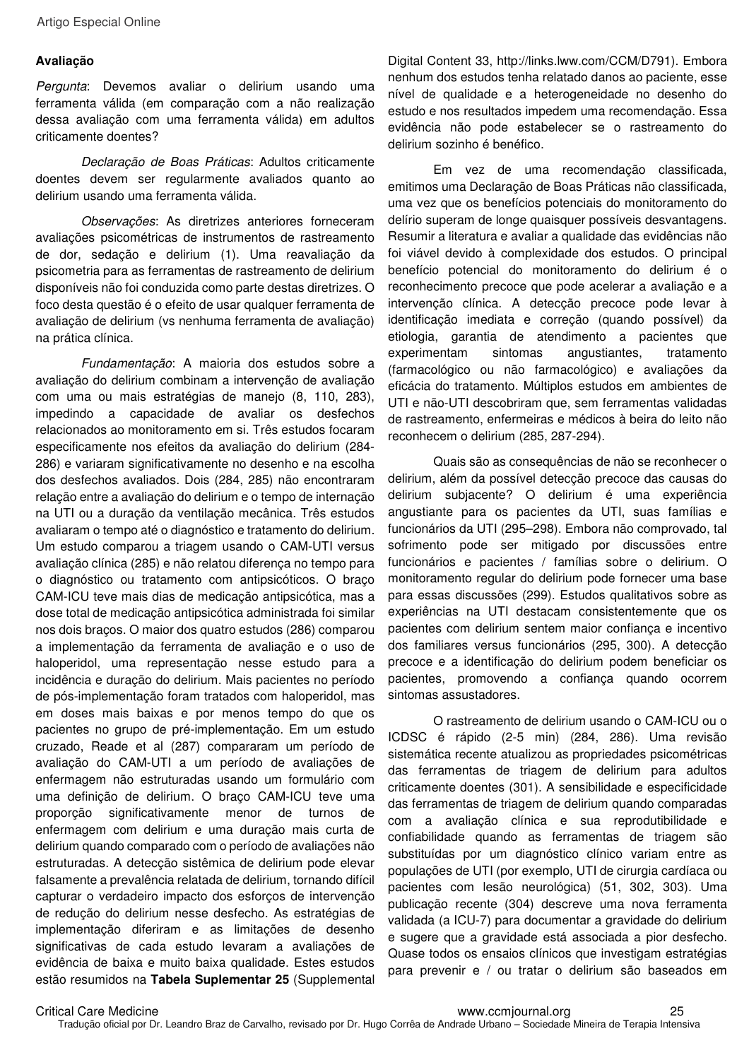**Avaliação**

*Pergunta*: Devemos avaliar o delirium usando uma ferramenta válida (em comparação com a não realização dessa avaliação com uma ferramenta válida) em adultos criticamente doentes?

*Declaração de Boas Práticas*: Adultos criticamente doentes devem ser regularmente avaliados quanto ao delirium usando uma ferramenta válida.

*Observações*: As diretrizes anteriores forneceram avaliações psicométricas de instrumentos de rastreamento de dor, sedação e delirium (1). Uma reavaliação da psicometria para as ferramentas de rastreamento de delirium disponíveis não foi conduzida como parte destas diretrizes. O foco desta questão é o efeito de usar qualquer ferramenta de avaliação de delirium (vs nenhuma ferramenta de avaliação) na prática clínica.

*Fundamentação*: A maioria dos estudos sobre a avaliação do delirium combinam a intervenção de avaliação com uma ou mais estratégias de manejo (8, 110, 283), impedindo a capacidade de avaliar os desfechos relacionados ao monitoramento em si. Três estudos focaram especificamente nos efeitos da avaliação do delirium (284-286) e variaram significativamente no desenho e na escolha dos desfechos avaliados. Dois (284, 285) não encontraram relação entre a avaliação do delirium e o tempo de internação na UTI ou a duração da ventilação mecânica. Três estudos avaliaram o tempo até o diagnóstico e tratamento do delirium. Um estudo comparou a triagem usando o CAM-UTI versus avaliação clínica (285) e não relatou diferença no tempo para o diagnóstico ou tratamento com antipsicóticos. O braço CAM-ICU teve mais dias de medicação antipsicótica, mas a dose total de medicação antipsicótica administrada foi similar nos dois braços. O maior dos quatro estudos (286) comparou a implementação da ferramenta de avaliação e o uso de haloperidol, uma representação nesse estudo para a incidência e duração do delirium. Mais pacientes no período de pós-implementação foram tratados com haloperidol, mas em doses mais baixas e por menos tempo do que os pacientes no grupo de pré-implementação. Em um estudo cruzado, Reade et al (287) compararam um período de avaliação do CAM-UTI a um período de avaliações de enfermagem não estruturadas usando um formulário com uma definição de delirium. O braço CAM-ICU teve uma proporção significativamente menor de turnos de enfermagem com delirium e uma duração mais curta de delirium quando comparado com o período de avaliações não estruturadas. A detecção sistêmica de delirium pode elevar falsamente a prevalência relatada de delirium, tornando difícil capturar o verdadeiro impacto dos esforços de intervenção de redução do delirium nesse desfecho. As estratégias de implementação diferiram e as limitações de desenho significativas de cada estudo levaram a avaliações de evidência de baixa e muito baixa qualidade. Estes estudos estão resumidos na **Tabela Suplementar 25** (Supplemental Digital Content 33, http://links.lww.com/CCM/D791). Embora nenhum dos estudos tenha relatado danos ao paciente, esse nível de qualidade e a heterogeneidade no desenho do estudo e nos resultados impedem uma recomendação. Essa evidência não pode estabelecer se o rastreamento do delirium sozinho é benéfico.

Em vez de uma recomendação classificada, emitimos uma Declaração de Boas Práticas não classificada, uma vez que os benefícios potenciais do monitoramento do delírio superam de longe quaisquer possíveis desvantagens. Resumir a literatura e avaliar a qualidade das evidências não foi viável devido à complexidade dos estudos. O principal benefício potencial do monitoramento do delirium é o reconhecimento precoce que pode acelerar a avaliação e a intervenção clínica. A detecção precoce pode levar à identificação imediata e correção (quando possível) da etiologia, garantia de atendimento a pacientes que experimentam sintomas angustiantes, tratamento (farmacológico ou não farmacológico) e avaliações da eficácia do tratamento. Múltiplos estudos em ambientes de UTI e não-UTI descobriram que, sem ferramentas validadas de rastreamento, enfermeiras e médicos à beira do leito não reconhecem o delirium (285, 287-294).

Quais são as consequências de não se reconhecer o delirium, além da possível detecção precoce das causas do delirium subjacente? O delirium é uma experiência angustiante para os pacientes da UTI, suas famílias e funcionários da UTI (295–298). Embora não comprovado, tal sofrimento pode ser mitigado por discussões entre funcionários e pacientes / famílias sobre o delirium. O monitoramento regular do delirium pode fornecer uma base para essas discussões (299). Estudos qualitativos sobre as experiências na UTI destacam consistentemente que os pacientes com delirium sentem maior confiança e incentivo dos familiares versus funcionários (295, 300). A detecção precoce e a identificação do delirium podem beneficiar os pacientes, promovendo a confiança quando ocorrem sintomas assustadores.

O rastreamento de delirium usando o CAM-ICU ou o ICDSC é rápido (2-5 min) (284, 286). Uma revisão sistemática recente atualizou as propriedades psicométricas das ferramentas de triagem de delirium para adultos criticamente doentes (301). A sensibilidade e especificidade das ferramentas de triagem de delirium quando comparadas com a avaliação clínica e sua reprodutibilidade e confiabilidade quando as ferramentas de triagem são substituídas por um diagnóstico clínico variam entre as populações de UTI (por exemplo, UTI de cirurgia cardíaca ou pacientes com lesão neurológica) (51, 302, 303). Uma publicação recente (304) descreve uma nova ferramenta validada (a ICU-7) para documentar a gravidade do delirium e sugere que a gravidade está associada a pior desfecho. Quase todos os ensaios clínicos que investigam estratégias para prevenir e / ou tratar o delirium são baseados em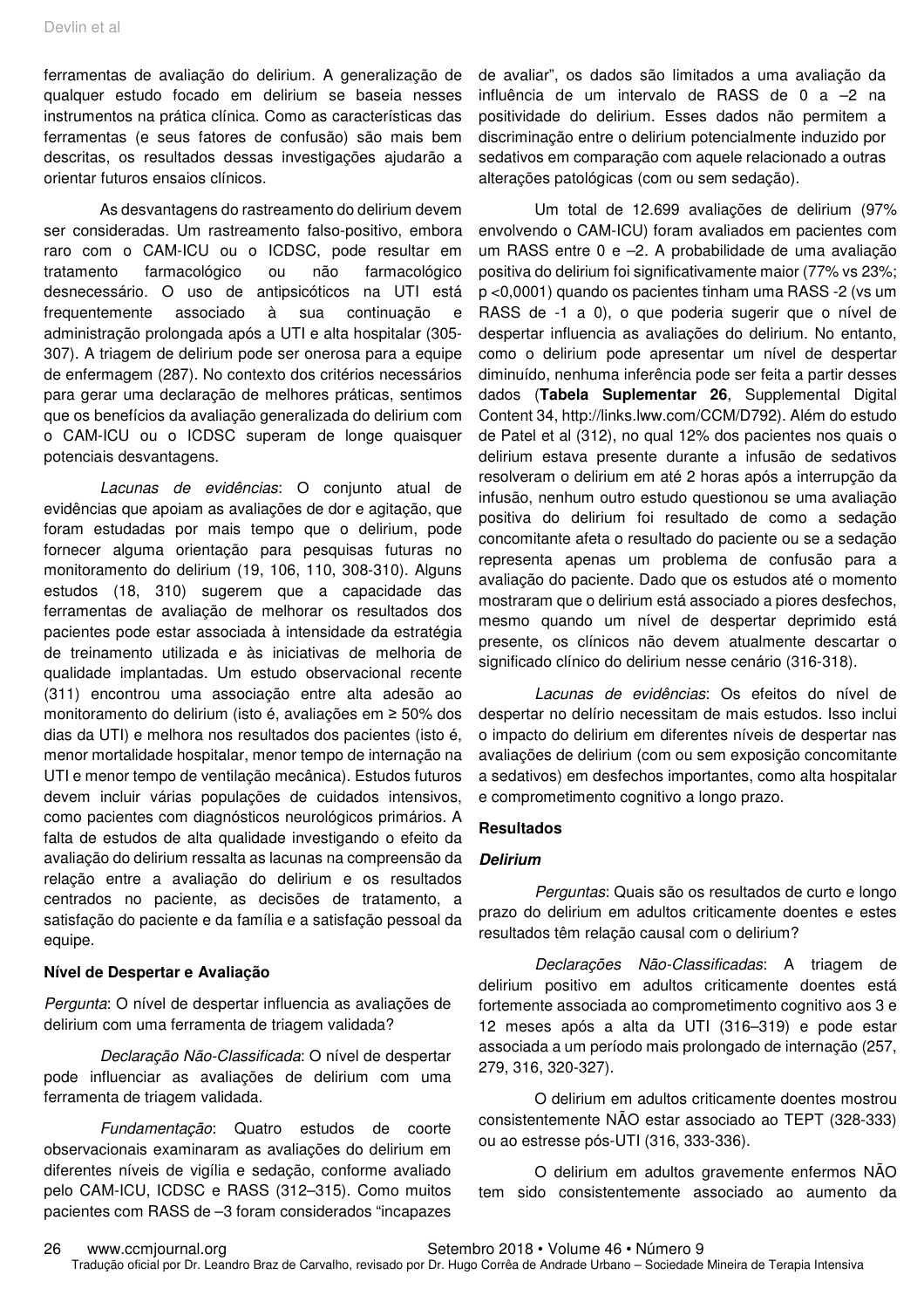ferramentas de avaliação do delirium. A generalização de qualquer estudo focado em delirium se baseia nesses instrumentos na prática clínica. Como as características das ferramentas (e seus fatores de confusão) são mais bem descritas, os resultados dessas investigações ajudarão a orientar futuros ensaios clínicos.

As desvantagens do rastreamento do delirium devem ser consideradas. Um rastreamento falso-positivo, embora raro com o CAM-ICU ou o ICDSC, pode resultar em tratamento farmacológico ou não farmacológico desnecessário. O uso de antipsicóticos na UTI está frequentemente associado à sua continuação e administração prolongada após a UTI e alta hospitalar (305-307). A triagem de delirium pode ser onerosa para a equipe de enfermagem (287). No contexto dos critérios necessários para gerar uma declaração de melhores práticas, sentimos que os benefícios da avaliação generalizada do delirium com o CAM-ICU ou o ICDSC superam de longe quaisquer potenciais desvantagens.

*Lacunas de evidências*: O conjunto atual de evidências que apoiam as avaliações de dor e agitação, que foram estudadas por mais tempo que o delirium, pode fornecer alguma orientação para pesquisas futuras no monitoramento do delirium (19, 106, 110, 308-310). Alguns estudos (18, 310) sugerem que a capacidade das ferramentas de avaliação de melhorar os resultados dos pacientes pode estar associada à intensidade da estratégia de treinamento utilizada e às iniciativas de melhoria de qualidade implantadas. Um estudo observacional recente (311) encontrou uma associação entre alta adesão ao monitoramento do delirium (isto é, avaliações em ≥ 50% dos dias da UTI) e melhora nos resultados dos pacientes (isto é, menor mortalidade hospitalar, menor tempo de internação na UTI e menor tempo de ventilação mecânica). Estudos futuros devem incluir várias populações de cuidados intensivos, como pacientes com diagnósticos neurológicos primários. A falta de estudos de alta qualidade investigando o efeito da avaliação do delirium ressalta as lacunas na compreensão da relação entre a avaliação do delirium e os resultados centrados no paciente, as decisões de tratamento, a satisfação do paciente e da família e a satisfação pessoal da equipe.

**Nível de Despertar e Avaliação**

*Pergunta*: O nível de despertar influencia as avaliações de delirium com uma ferramenta de triagem validada?

*Declaração Não-Classificada*: O nível de despertar pode influenciar as avaliações de delirium com uma ferramenta de triagem validada.

*Fundamentação*: Quatro estudos de coorte observacionais examinaram as avaliações do delirium em diferentes níveis de vigília e sedação, conforme avaliado pelo CAM-ICU, ICDSC e RASS (312–315). Como muitos pacientes com RASS de –3 foram considerados "incapazes de avaliar", os dados são limitados a uma avaliação da influência de um intervalo de RASS de 0 a –2 na positividade do delirium. Esses dados não permitem a discriminação entre o delirium potencialmente induzido por sedativos em comparação com aquele relacionado a outras alterações patológicas (com ou sem sedação).

Um total de 12.699 avaliações de delirium (97% envolvendo o CAM-ICU) foram avaliados em pacientes com um RASS entre 0 e –2. A probabilidade de uma avaliação positiva do delirium foi significativamente maior (77% vs 23%; p <0,0001) quando os pacientes tinham uma RASS -2 (vs um RASS de -1 a 0), o que poderia sugerir que o nível de despertar influencia as avaliações do delirium. No entanto, como o delirium pode apresentar um nível de despertar diminuído, nenhuma inferência pode ser feita a partir desses dados (**Tabela Suplementar 26**, Supplemental Digital Content 34, http://links.lww.com/CCM/D792). Além do estudo de Patel et al (312), no qual 12% dos pacientes nos quais o delirium estava presente durante a infusão de sedativos resolveram o delirium em até 2 horas após a interrupção da infusão, nenhum outro estudo questionou se uma avaliação positiva do delirium foi resultado de como a sedação concomitante afeta o resultado do paciente ou se a sedação representa apenas um problema de confusão para a avaliação do paciente. Dado que os estudos até o momento mostraram que o delirium está associado a piores desfechos, mesmo quando um nível de despertar deprimido está presente, os clínicos não devem atualmente descartar o significado clínico do delirium nesse cenário (316-318).

*Lacunas de evidências*: Os efeitos do nível de despertar no delírio necessitam de mais estudos. Isso inclui o impacto do delirium em diferentes níveis de despertar nas avaliações de delirium (com ou sem exposição concomitante a sedativos) em desfechos importantes, como alta hospitalar e comprometimento cognitivo a longo prazo.

**Resultados**

***Delirium***

*Perguntas*: Quais são os resultados de curto e longo prazo do delirium em adultos criticamente doentes e estes resultados têm relação causal com o delirium?

*Declarações Não-Classificadas*: A triagem de delirium positivo em adultos criticamente doentes está fortemente associada ao comprometimento cognitivo aos 3 e 12 meses após a alta da UTI (316–319) e pode estar associada a um período mais prolongado de internação (257, 279, 316, 320-327).

O delirium em adultos criticamente doentes mostrou consistentemente NÃO estar associado ao TEPT (328-333) ou ao estresse pós-UTI (316, 333-336).

O delirium em adultos gravemente enfermos NÃO tem sido consistentemente associado ao aumento da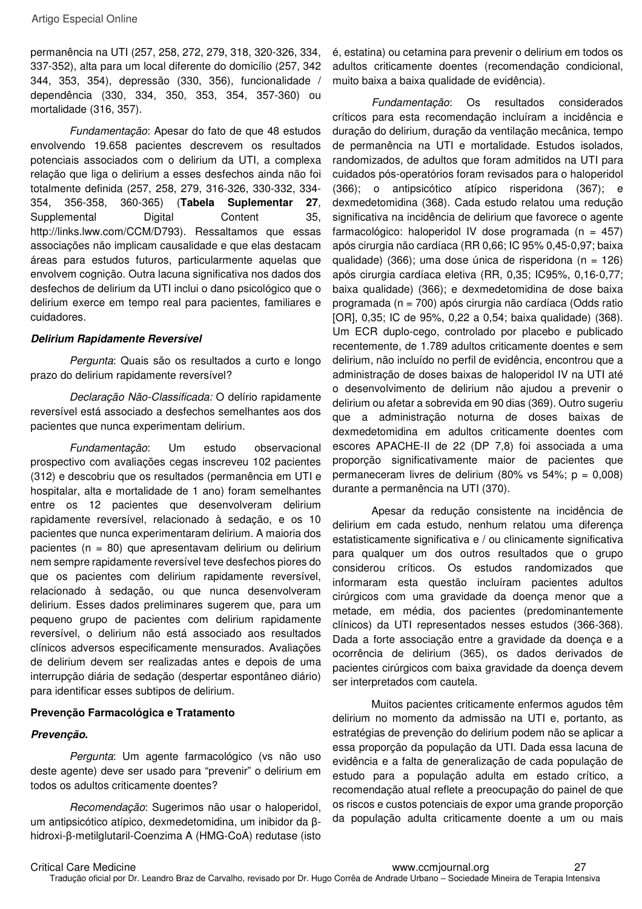permanência na UTI (257, 258, 272, 279, 318, 320-326, 334, 337-352), alta para um local diferente do domicílio (257, 342 344, 353, 354), depressão (330, 356), funcionalidade / dependência (330, 334, 350, 353, 354, 357-360) ou mortalidade (316, 357).

*Fundamentação*: Apesar do fato de que 48 estudos envolvendo 19.658 pacientes descrevem os resultados potenciais associados com o delirium da UTI, a complexa relação que liga o delirium a esses desfechos ainda não foi totalmente definida (257, 258, 279, 316-326, 330-332, 334-354, 356-358, 360-365) (**Tabela Suplementar 27**, Supplemental Digital Content 35, http://links.lww.com/CCM/D793). Ressaltamos que essas associações não implicam causalidade e que elas destacam áreas para estudos futuros, particularmente aquelas que envolvem cognição. Outra lacuna significativa nos dados dos desfechos de delirium da UTI inclui o dano psicológico que o delirium exerce em tempo real para pacientes, familiares e cuidadores.

***Delirium Rapidamente Reversível***

*Pergunta*: Quais são os resultados a curto e longo prazo do delirium rapidamente reversível?

*Declaração Não-Classificada:* O delírio rapidamente reversível está associado a desfechos semelhantes aos dos pacientes que nunca experimentam delirium.

*Fundamentação*: Um estudo observacional prospectivo com avaliações cegas inscreveu 102 pacientes (312) e descobriu que os resultados (permanência em UTI e hospitalar, alta e mortalidade de 1 ano) foram semelhantes entre os 12 pacientes que desenvolveram delirium rapidamente reversível, relacionado à sedação, e os 10 pacientes que nunca experimentaram delirium. A maioria dos pacientes (n = 80) que apresentavam delirium ou delirium nem sempre rapidamente reversível teve desfechos piores do que os pacientes com delirium rapidamente reversível, relacionado à sedação, ou que nunca desenvolveram delirium. Esses dados preliminares sugerem que, para um pequeno grupo de pacientes com delirium rapidamente reversível, o delirium não está associado aos resultados clínicos adversos especificamente mensurados. Avaliações de delirium devem ser realizadas antes e depois de uma interrupção diária de sedação (despertar espontâneo diário) para identificar esses subtipos de delirium.

**Prevenção Farmacológica e Tratamento**

***Prevenção.***

*Pergunta*: Um agente farmacológico (vs não uso deste agente) deve ser usado para "prevenir" o delirium em todos os adultos criticamente doentes?

*Recomendação*: Sugerimos não usar o haloperidol, um antipsicótico atípico, dexmedetomidina, um inibidor da β-hidroxi-β-metilglutaril-Coenzima A (HMG-CoA) redutase (isto é, estatina) ou cetamina para prevenir o delirium em todos os adultos criticamente doentes (recomendação condicional, muito baixa a baixa qualidade de evidência).

*Fundamentação*: Os resultados considerados críticos para esta recomendação incluíram a incidência e duração do delirium, duração da ventilação mecânica, tempo de permanência na UTI e mortalidade. Estudos isolados, randomizados, de adultos que foram admitidos na UTI para cuidados pós-operatórios foram revisados para o haloperidol (366); o antipsicótico atípico risperidona (367); e dexmedetomidina (368). Cada estudo relatou uma redução significativa na incidência de delirium que favorece o agente farmacológico: haloperidol IV dose programada (n = 457) após cirurgia não cardíaca (RR 0,66; IC 95% 0,45-0,97; baixa qualidade) (366); uma dose única de risperidona (n = 126) após cirurgia cardíaca eletiva (RR, 0,35; IC95%, 0,16-0,77; baixa qualidade) (366); e dexmedetomidina de dose baixa programada (n = 700) após cirurgia não cardíaca (Odds ratio [OR], 0,35; IC de 95%, 0,22 a 0,54; baixa qualidade) (368). Um ECR duplo-cego, controlado por placebo e publicado recentemente, de 1.789 adultos criticamente doentes e sem delirium, não incluído no perfil de evidência, encontrou que a administração de doses baixas de haloperidol IV na UTI até o desenvolvimento de delirium não ajudou a prevenir o delirium ou afetar a sobrevida em 90 dias (369). Outro sugeriu que a administração noturna de doses baixas de dexmedetomidina em adultos criticamente doentes com escores APACHE-II de 22 (DP 7,8) foi associada a uma proporção significativamente maior de pacientes que permaneceram livres de delirium (80% vs 54%; p = 0,008) durante a permanência na UTI (370).

Apesar da redução consistente na incidência de delirium em cada estudo, nenhum relatou uma diferença estatisticamente significativa e / ou clinicamente significativa para qualquer um dos outros resultados que o grupo considerou críticos. Os estudos randomizados que informaram esta questão incluíram pacientes adultos cirúrgicos com uma gravidade da doença menor que a metade, em média, dos pacientes (predominantemente clínicos) da UTI representados nesses estudos (366-368). Dada a forte associação entre a gravidade da doença e a ocorrência de delirium (365), os dados derivados de pacientes cirúrgicos com baixa gravidade da doença devem ser interpretados com cautela.

Muitos pacientes criticamente enfermos agudos têm delirium no momento da admissão na UTI e, portanto, as estratégias de prevenção do delirium podem não se aplicar a essa proporção da população da UTI. Dada essa lacuna de evidência e a falta de generalização de cada população de estudo para a população adulta em estado crítico, a recomendação atual reflete a preocupação do painel de que os riscos e custos potenciais de expor uma grande proporção da população adulta criticamente doente a um ou mais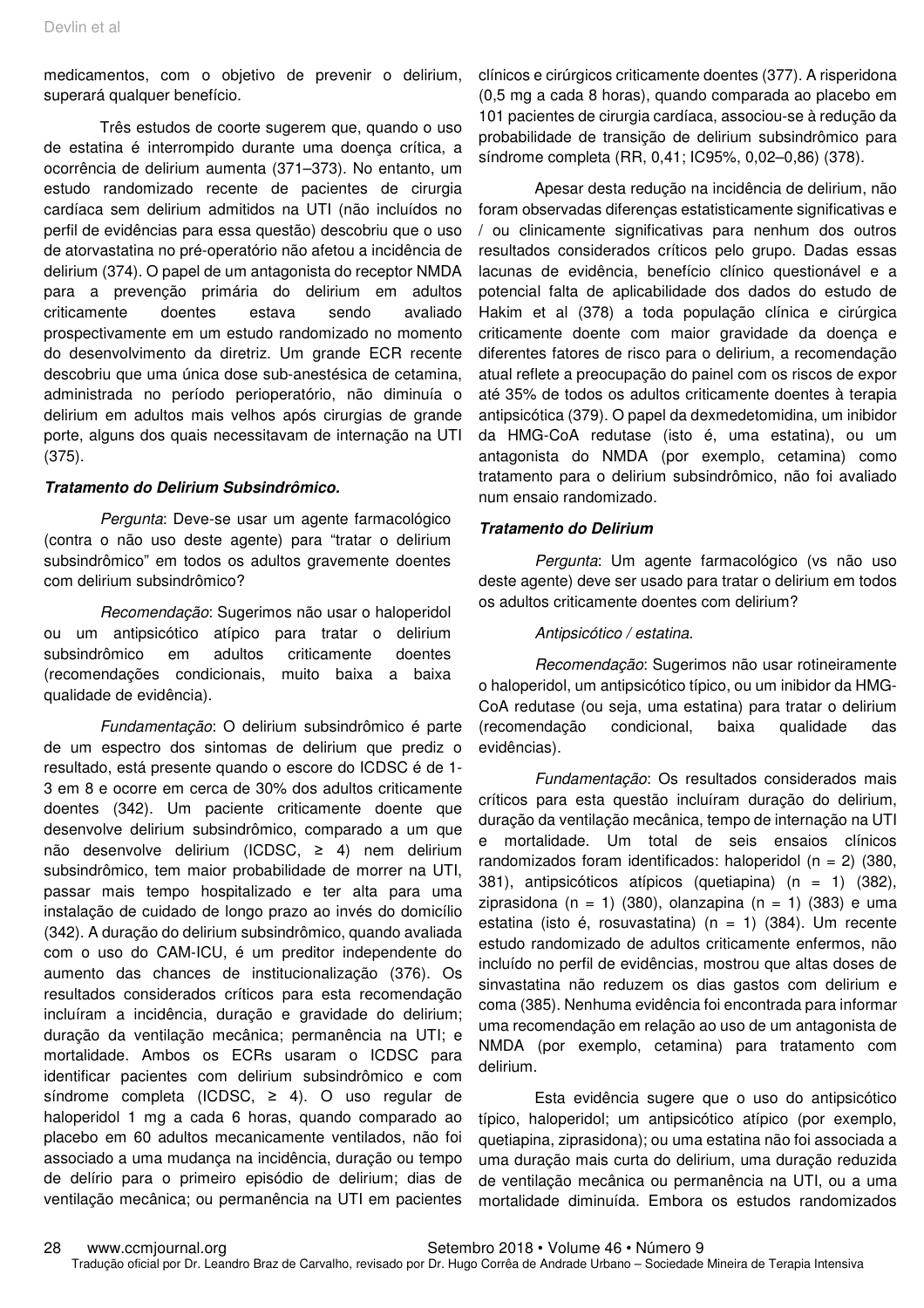medicamentos, com o objetivo de prevenir o delirium, superará qualquer benefício.

Três estudos de coorte sugerem que, quando o uso de estatina é interrompido durante uma doença crítica, a ocorrência de delirium aumenta (371–373). No entanto, um estudo randomizado recente de pacientes de cirurgia cardíaca sem delirium admitidos na UTI (não incluídos no perfil de evidências para essa questão) descobriu que o uso de atorvastatina no pré-operatório não afetou a incidência de delirium (374). O papel de um antagonista do receptor NMDA para a prevenção primária do delirium em adultos criticamente doentes estava sendo avaliado prospectivamente em um estudo randomizado no momento do desenvolvimento da diretriz. Um grande ECR recente descobriu que uma única dose sub-anestésica de cetamina, administrada no período perioperatório, não diminuía o delirium em adultos mais velhos após cirurgias de grande porte, alguns dos quais necessitavam de internação na UTI (375).

***Tratamento do Delirium Subsindrômico.***

*Pergunta*: Deve-se usar um agente farmacológico (contra o não uso deste agente) para "tratar o delirium subsindrômico" em todos os adultos gravemente doentes com delirium subsindrômico?

*Recomendação*: Sugerimos não usar o haloperidol ou um antipsicótico atípico para tratar o delirium subsindrômico em adultos criticamente doentes (recomendações condicionais, muito baixa a baixa qualidade de evidência).

*Fundamentação*: O delirium subsindrômico é parte de um espectro dos sintomas de delirium que prediz o resultado, está presente quando o escore do ICDSC é de 1-3 em 8 e ocorre em cerca de 30% dos adultos criticamente doentes (342). Um paciente criticamente doente que desenvolve delirium subsindrômico, comparado a um que não desenvolve delirium (ICDSC, ≥ 4) nem delirium subsindrômico, tem maior probabilidade de morrer na UTI, passar mais tempo hospitalizado e ter alta para uma instalação de cuidado de longo prazo ao invés do domicílio (342). A duração do delirium subsindrômico, quando avaliada com o uso do CAM-ICU, é um preditor independente do aumento das chances de institucionalização (376). Os resultados considerados críticos para esta recomendação incluíram a incidência, duração e gravidade do delirium; duração da ventilação mecânica; permanência na UTI; e mortalidade. Ambos os ECRs usaram o ICDSC para identificar pacientes com delirium subsindrômico e com síndrome completa (ICDSC, ≥ 4). O uso regular de haloperidol 1 mg a cada 6 horas, quando comparado ao placebo em 60 adultos mecanicamente ventilados, não foi associado a uma mudança na incidência, duração ou tempo de delírio para o primeiro episódio de delirium; dias de ventilação mecânica; ou permanência na UTI em pacientes clínicos e cirúrgicos criticamente doentes (377). A risperidona (0,5 mg a cada 8 horas), quando comparada ao placebo em 101 pacientes de cirurgia cardíaca, associou-se à redução da probabilidade de transição de delirium subsindrômico para síndrome completa (RR, 0,41; IC95%, 0,02–0,86) (378).

Apesar desta redução na incidência de delirium, não foram observadas diferenças estatisticamente significativas e / ou clinicamente significativas para nenhum dos outros resultados considerados críticos pelo grupo. Dadas essas lacunas de evidência, benefício clínico questionável e a potencial falta de aplicabilidade dos dados do estudo de Hakim et al (378) a toda população clínica e cirúrgica criticamente doente com maior gravidade da doença e diferentes fatores de risco para o delirium, a recomendação atual reflete a preocupação do painel com os riscos de expor até 35% de todos os adultos criticamente doentes à terapia antipsicótica (379). O papel da dexmedetomidina, um inibidor da HMG-CoA redutase (isto é, uma estatina), ou um antagonista do NMDA (por exemplo, cetamina) como tratamento para o delirium subsindrômico, não foi avaliado num ensaio randomizado.

***Tratamento do Delirium***

*Pergunta*: Um agente farmacológico (vs não uso deste agente) deve ser usado para tratar o delirium em todos os adultos criticamente doentes com delirium?

*Antipsicótico / estatina.*

*Recomendação*: Sugerimos não usar rotineiramente o haloperidol, um antipsicótico típico, ou um inibidor da HMG-CoA redutase (ou seja, uma estatina) para tratar o delirium (recomendação condicional, baixa qualidade das evidências).

*Fundamentação*: Os resultados considerados mais críticos para esta questão incluíram duração do delirium, duração da ventilação mecânica, tempo de internação na UTI e mortalidade. Um total de seis ensaios clínicos randomizados foram identificados: haloperidol (n = 2) (380, 381), antipsicóticos atípicos (quetiapina) (n = 1) (382), ziprasidona (n = 1) (380), olanzapina (n = 1) (383) e uma estatina (isto é, rosuvastatina) (n = 1) (384). Um recente estudo randomizado de adultos criticamente enfermos, não incluído no perfil de evidências, mostrou que altas doses de sinvastatina não reduzem os dias gastos com delirium e coma (385). Nenhuma evidência foi encontrada para informar uma recomendação em relação ao uso de um antagonista de NMDA (por exemplo, cetamina) para tratamento com delirium.

Esta evidência sugere que o uso do antipsicótico típico, haloperidol; um antipsicótico atípico (por exemplo, quetiapina, ziprasidona); ou uma estatina não foi associada a uma duração mais curta do delirium, uma duração reduzida de ventilação mecânica ou permanência na UTI, ou a uma mortalidade diminuída. Embora os estudos randomizados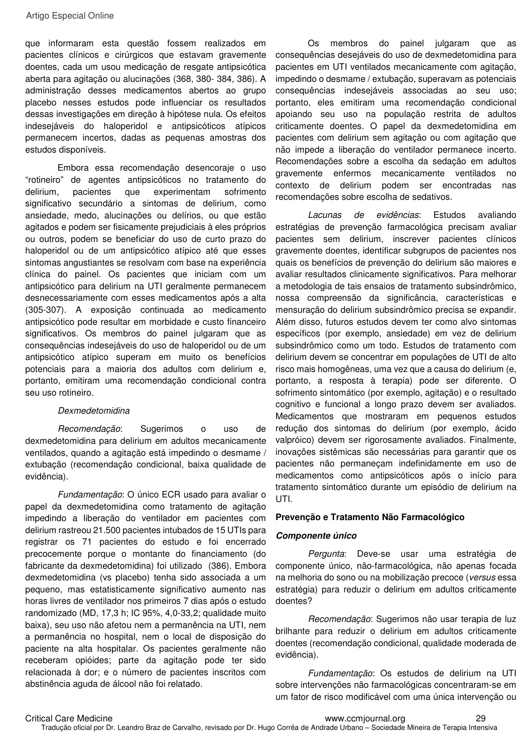que informaram esta questão fossem realizados em pacientes clínicos e cirúrgicos que estavam gravemente doentes, cada um usou medicação de resgate antipsicótica aberta para agitação ou alucinações (368, 380- 384, 386). A administração desses medicamentos abertos ao grupo placebo nesses estudos pode influenciar os resultados dessas investigações em direção à hipótese nula. Os efeitos indesejáveis do haloperidol e antipsicóticos atípicos permanecem incertos, dadas as pequenas amostras dos estudos disponíveis.

Embora essa recomendação desencoraje o uso "rotineiro" de agentes antipsicóticos no tratamento do delirium, pacientes que experimentam sofrimento significativo secundário a sintomas de delirium, como ansiedade, medo, alucinações ou delírios, ou que estão agitados e podem ser fisicamente prejudiciais à eles próprios ou outros, podem se beneficiar do uso de curto prazo do haloperidol ou de um antipsicótico atípico até que esses sintomas angustiantes se resolvam com base na experiência clínica do painel. Os pacientes que iniciam com um antipsicótico para delirium na UTI geralmente permanecem desnecessariamente com esses medicamentos após a alta (305-307). A exposição continuada ao medicamento antipsicótico pode resultar em morbidade e custo financeiro significativos. Os membros do painel julgaram que as consequências indesejáveis do uso de haloperidol ou de um antipsicótico atípico superam em muito os benefícios potenciais para a maioria dos adultos com delirium e, portanto, emitiram uma recomendação condicional contra seu uso rotineiro.

*Dexmedetomidina*

*Recomendação*: Sugerimos o uso de dexmedetomidina para delirium em adultos mecanicamente ventilados, quando a agitação está impedindo o desmame / extubação (recomendação condicional, baixa qualidade de evidência).

*Fundamentação*: O único ECR usado para avaliar o papel da dexmedetomidina como tratamento de agitação impedindo a liberação do ventilador em pacientes com delirium rastreou 21.500 pacientes intubados de 15 UTIs para registrar os 71 pacientes do estudo e foi encerrado precocemente porque o montante do financiamento (do fabricante da dexmedetomidina) foi utilizado (386). Embora dexmedetomidina (vs placebo) tenha sido associada a um pequeno, mas estatisticamente significativo aumento nas horas livres de ventilador nos primeiros 7 dias após o estudo randomizado (MD, 17,3 h; IC 95%, 4,0-33,2; qualidade muito baixa), seu uso não afetou nem a permanência na UTI, nem a permanência no hospital, nem o local de disposição do paciente na alta hospitalar. Os pacientes geralmente não receberam opióides; parte da agitação pode ter sido relacionada à dor; e o número de pacientes inscritos com abstinência aguda de álcool não foi relatado.

Os membros do painel julgaram que as consequências desejáveis do uso de dexmedetomidina para pacientes em UTI ventilados mecanicamente com agitação, impedindo o desmame / extubação, superavam as potenciais consequências indesejáveis associadas ao seu uso; portanto, eles emitiram uma recomendação condicional apoiando seu uso na população restrita de adultos criticamente doentes. O papel da dexmedetomidina em pacientes com delirium sem agitação ou com agitação que não impede a liberação do ventilador permanece incerto. Recomendações sobre a escolha da sedação em adultos gravemente enfermos mecanicamente ventilados no contexto de delirium podem ser encontradas nas recomendações sobre escolha de sedativos.

*Lacunas de evidências*: Estudos avaliando estratégias de prevenção farmacológica precisam avaliar pacientes sem delirium, inscrever pacientes clínicos gravemente doentes, identificar subgrupos de pacientes nos quais os benefícios de prevenção do delirium são maiores e avaliar resultados clinicamente significativos. Para melhorar a metodologia de tais ensaios de tratamento subsindrômico, nossa compreensão da significância, características e mensuração do delirium subsindrômico precisa se expandir. Além disso, futuros estudos devem ter como alvo sintomas específicos (por exemplo, ansiedade) em vez de delirium subsindrômico como um todo. Estudos de tratamento com delirium devem se concentrar em populações de UTI de alto risco mais homogêneas, uma vez que a causa do delirium (e, portanto, a resposta à terapia) pode ser diferente. O sofrimento sintomático (por exemplo, agitação) e o resultado cognitivo e funcional a longo prazo devem ser avaliados. Medicamentos que mostraram em pequenos estudos redução dos sintomas do delirium (por exemplo, ácido valpróico) devem ser rigorosamente avaliados. Finalmente, inovações sistêmicas são necessárias para garantir que os pacientes não permaneçam indefinidamente em uso de medicamentos como antipsicóticos após o início para tratamento sintomático durante um episódio de delirium na UTI.

**Prevenção e Tratamento Não Farmacológico**

***Componente único***

*Pergunta*: Deve-se usar uma estratégia de componente único, não-farmacológica, não apenas focada na melhoria do sono ou na mobilização precoce (*versus* essa estratégia) para reduzir o delirium em adultos criticamente doentes?

*Recomendação*: Sugerimos não usar terapia de luz brilhante para reduzir o delirium em adultos criticamente doentes (recomendação condicional, qualidade moderada de evidência).

*Fundamentação*: Os estudos de delirium na UTI sobre intervenções não farmacológicas concentraram-se em um fator de risco modificável com uma única intervenção ou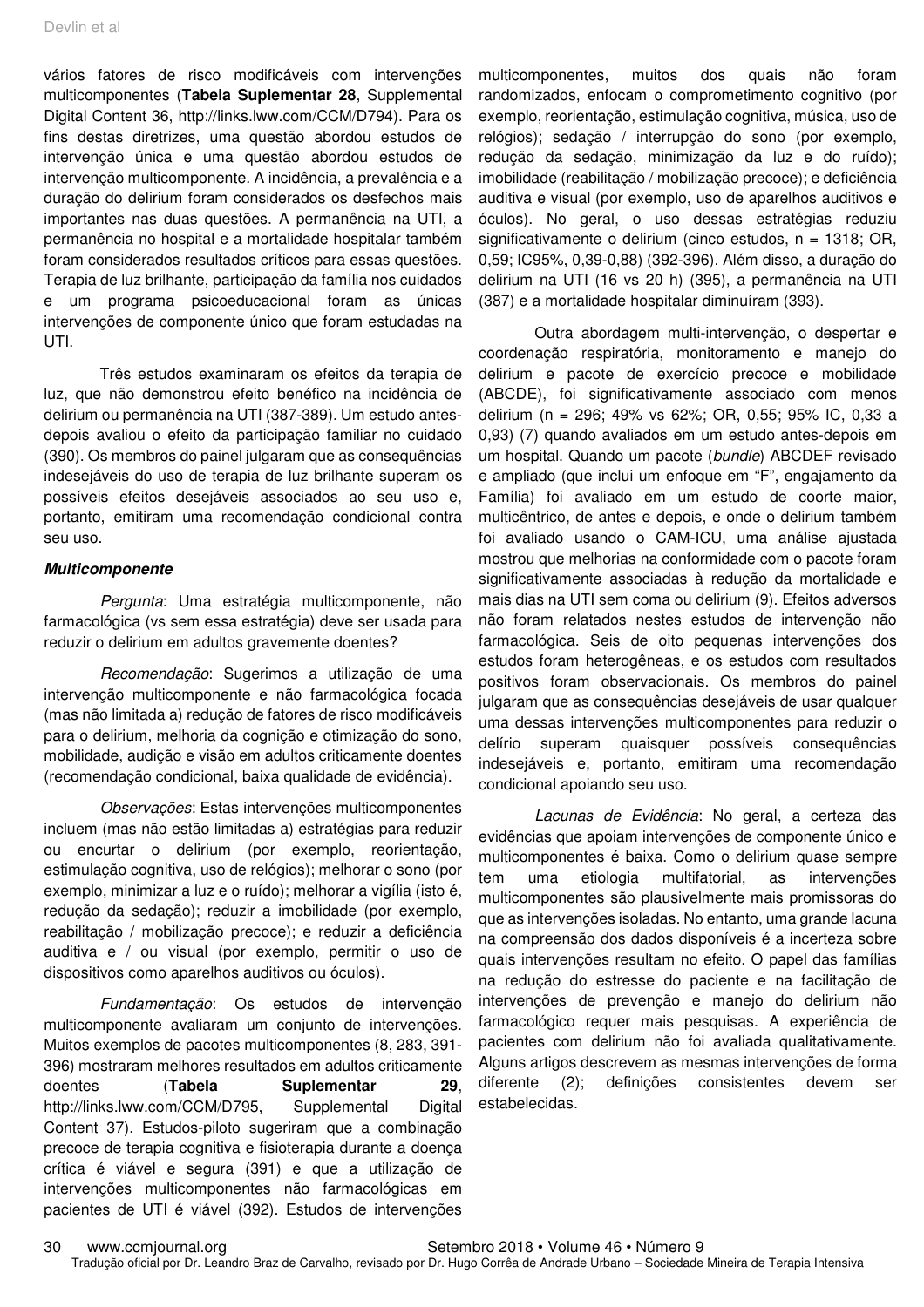vários fatores de risco modificáveis com intervenções multicomponentes (**Tabela Suplementar 28**, Supplemental Digital Content 36, http://links.lww.com/CCM/D794). Para os fins destas diretrizes, uma questão abordou estudos de intervenção única e uma questão abordou estudos de intervenção multicomponente. A incidência, a prevalência e a duração do delirium foram considerados os desfechos mais importantes nas duas questões. A permanência na UTI, a permanência no hospital e a mortalidade hospitalar também foram considerados resultados críticos para essas questões. Terapia de luz brilhante, participação da família nos cuidados e um programa psicoeducacional foram as únicas intervenções de componente único que foram estudadas na UTI.

Três estudos examinaram os efeitos da terapia de luz, que não demonstrou efeito benéfico na incidência de delirium ou permanência na UTI (387-389). Um estudo antes-depois avaliou o efeito da participação familiar no cuidado (390). Os membros do painel julgaram que as consequências indesejáveis do uso de terapia de luz brilhante superam os possíveis efeitos desejáveis associados ao seu uso e, portanto, emitiram uma recomendação condicional contra seu uso.

***Multicomponente***

*Pergunta*: Uma estratégia multicomponente, não farmacológica (vs sem essa estratégia) deve ser usada para reduzir o delirium em adultos gravemente doentes?

*Recomendação*: Sugerimos a utilização de uma intervenção multicomponente e não farmacológica focada (mas não limitada a) redução de fatores de risco modificáveis para o delirium, melhoria da cognição e otimização do sono, mobilidade, audição e visão em adultos criticamente doentes (recomendação condicional, baixa qualidade de evidência).

*Observações*: Estas intervenções multicomponentes incluem (mas não estão limitadas a) estratégias para reduzir ou encurtar o delirium (por exemplo, reorientação, estimulação cognitiva, uso de relógios); melhorar o sono (por exemplo, minimizar a luz e o ruído); melhorar a vigília (isto é, redução da sedação); reduzir a imobilidade (por exemplo, reabilitação / mobilização precoce); e reduzir a deficiência auditiva e / ou visual (por exemplo, permitir o uso de dispositivos como aparelhos auditivos ou óculos).

*Fundamentação*: Os estudos de intervenção multicomponente avaliaram um conjunto de intervenções. Muitos exemplos de pacotes multicomponentes (8, 283, 391-396) mostraram melhores resultados em adultos criticamente doentes (**Tabela Suplementar 29**, http://links.lww.com/CCM/D795, Supplemental Digital Content 37). Estudos-piloto sugeriram que a combinação precoce de terapia cognitiva e fisioterapia durante a doença crítica é viável e segura (391) e que a utilização de intervenções multicomponentes não farmacológicas em pacientes de UTI é viável (392). Estudos de intervenções multicomponentes, muitos dos quais não foram randomizados, enfocam o comprometimento cognitivo (por exemplo, reorientação, estimulação cognitiva, música, uso de relógios); sedação / interrupção do sono (por exemplo, redução da sedação, minimização da luz e do ruído); imobilidade (reabilitação / mobilização precoce); e deficiência auditiva e visual (por exemplo, uso de aparelhos auditivos e óculos). No geral, o uso dessas estratégias reduziu significativamente o delirium (cinco estudos, n = 1318; OR, 0,59; IC95%, 0,39-0,88) (392-396). Além disso, a duração do delirium na UTI (16 vs 20 h) (395), a permanência na UTI (387) e a mortalidade hospitalar diminuíram (393).

Outra abordagem multi-intervenção, o despertar e coordenação respiratória, monitoramento e manejo do delirium e pacote de exercício precoce e mobilidade (ABCDE), foi significativamente associado com menos delirium (n = 296; 49% vs 62%; OR, 0,55; 95% IC, 0,33 a 0,93) (7) quando avaliados em um estudo antes-depois em um hospital. Quando um pacote (*bundle*) ABCDEF revisado e ampliado (que inclui um enfoque em “F”, engajamento da Família) foi avaliado em um estudo de coorte maior, multicêntrico, de antes e depois, e onde o delirium também foi avaliado usando o CAM-ICU, uma análise ajustada mostrou que melhorias na conformidade com o pacote foram significativamente associadas à redução da mortalidade e mais dias na UTI sem coma ou delirium (9). Efeitos adversos não foram relatados nestes estudos de intervenção não farmacológica. Seis de oito pequenas intervenções dos estudos foram heterogêneas, e os estudos com resultados positivos foram observacionais. Os membros do painel julgaram que as consequências desejáveis de usar qualquer uma dessas intervenções multicomponentes para reduzir o delírio superam quaisquer possíveis consequências indesejáveis e, portanto, emitiram uma recomendação condicional apoiando seu uso.

*Lacunas de Evidência*: No geral, a certeza das evidências que apoiam intervenções de componente único e multicomponentes é baixa. Como o delirium quase sempre tem uma etiologia multifatorial, as intervenções multicomponentes são plausivelmente mais promissoras do que as intervenções isoladas. No entanto, uma grande lacuna na compreensão dos dados disponíveis é a incerteza sobre quais intervenções resultam no efeito. O papel das famílias na redução do estresse do paciente e na facilitação de intervenções de prevenção e manejo do delirium não farmacológico requer mais pesquisas. A experiência de pacientes com delirium não foi avaliada qualitativamente. Alguns artigos descrevem as mesmas intervenções de forma diferente (2); definições consistentes devem ser estabelecidas.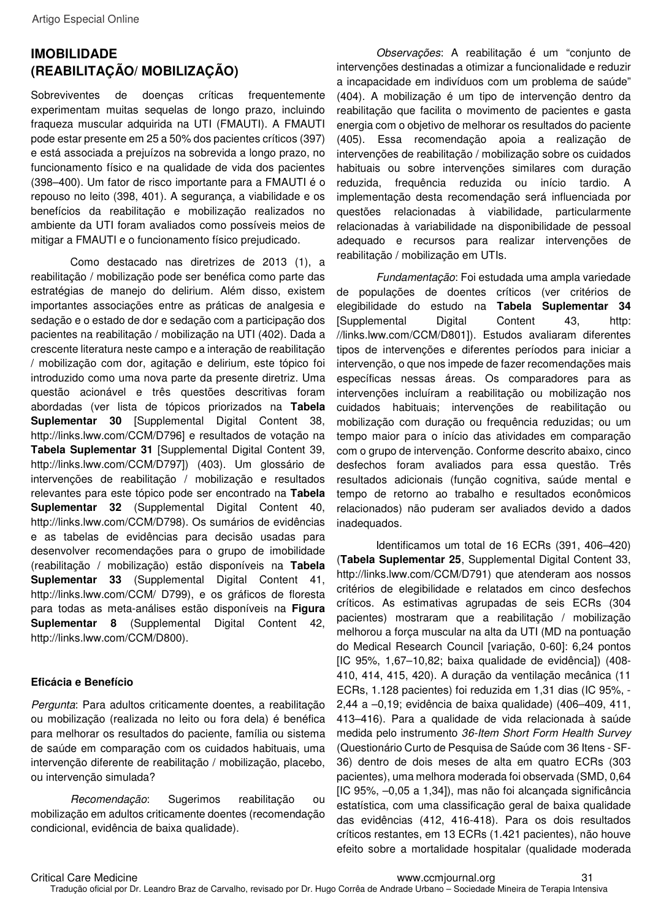## IMOBILIDADE (REABILITAÇÃO/ MOBILIZAÇÃO)

Sobreviventes de doenças críticas frequentemente experimentam muitas sequelas de longo prazo, incluindo fraqueza muscular adquirida na UTI (FMAUTI). A FMAUTI pode estar presente em 25 a 50% dos pacientes críticos (397) e está associada a prejuízos na sobrevida a longo prazo, no funcionamento físico e na qualidade de vida dos pacientes (398–400). Um fator de risco importante para a FMAUTI é o repouso no leito (398, 401). A segurança, a viabilidade e os benefícios da reabilitação e mobilização realizados no ambiente da UTI foram avaliados como possíveis meios de mitigar a FMAUTI e o funcionamento físico prejudicado.

Como destacado nas diretrizes de 2013 (1), a reabilitação / mobilização pode ser benéfica como parte das estratégias de manejo do delirium. Além disso, existem importantes associações entre as práticas de analgesia e sedação e o estado de dor e sedação com a participação dos pacientes na reabilitação / mobilização na UTI (402). Dada a crescente literatura neste campo e a interação de reabilitação / mobilização com dor, agitação e delirium, este tópico foi introduzido como uma nova parte da presente diretriz. Uma questão acionável e três questões descritivas foram abordadas (ver lista de tópicos priorizados na **Tabela Suplementar 30** [Supplemental Digital Content 38, http://links.lww.com/CCM/D796] e resultados de votação na **Tabela Suplementar 31** [Supplemental Digital Content 39, http://links.lww.com/CCM/D797]) (403). Um glossário de intervenções de reabilitação / mobilização e resultados relevantes para este tópico pode ser encontrado na **Tabela Suplementar 32** (Supplemental Digital Content 40, http://links.lww.com/CCM/D798). Os sumários de evidências e as tabelas de evidências para decisão usadas para desenvolver recomendações para o grupo de imobilidade (reabilitação / mobilização) estão disponíveis na **Tabela Suplementar 33** (Supplemental Digital Content 41, http://links.lww.com/CCM/ D799), e os gráficos de floresta para todas as meta-análises estão disponíveis na **Figura Suplementar 8** (Supplemental Digital Content 42, http://links.lww.com/CCM/D800).

### Eficácia e Benefício

*Pergunta*: Para adultos criticamente doentes, a reabilitação ou mobilização (realizada no leito ou fora dela) é benéfica para melhorar os resultados do paciente, família ou sistema de saúde em comparação com os cuidados habituais, uma intervenção diferente de reabilitação / mobilização, placebo, ou intervenção simulada?

*Recomendação*: Sugerimos reabilitação ou mobilização em adultos criticamente doentes (recomendação condicional, evidência de baixa qualidade).

*Observações*: A reabilitação é um "conjunto de intervenções destinadas a otimizar a funcionalidade e reduzir a incapacidade em indivíduos com um problema de saúde" (404). A mobilização é um tipo de intervenção dentro da reabilitação que facilita o movimento de pacientes e gasta energia com o objetivo de melhorar os resultados do paciente (405). Essa recomendação apoia a realização de intervenções de reabilitação / mobilização sobre os cuidados habituais ou sobre intervenções similares com duração reduzida, frequência reduzida ou início tardio. A implementação desta recomendação será influenciada por questões relacionadas à viabilidade, particularmente relacionadas à variabilidade na disponibilidade de pessoal adequado e recursos para realizar intervenções de reabilitação / mobilização em UTIs.

*Fundamentação*: Foi estudada uma ampla variedade de populações de doentes críticos (ver critérios de elegibilidade do estudo na **Tabela Suplementar 34** [Supplemental Digital Content 43, http: //links.lww.com/CCM/D801]). Estudos avaliaram diferentes tipos de intervenções e diferentes períodos para iniciar a intervenção, o que nos impede de fazer recomendações mais específicas nessas áreas. Os comparadores para as intervenções incluíram a reabilitação ou mobilização nos cuidados habituais; intervenções de reabilitação ou mobilização com duração ou frequência reduzidas; ou um tempo maior para o início das atividades em comparação com o grupo de intervenção. Conforme descrito abaixo, cinco desfechos foram avaliados para essa questão. Três resultados adicionais (função cognitiva, saúde mental e tempo de retorno ao trabalho e resultados econômicos relacionados) não puderam ser avaliados devido a dados inadequados.

Identificamos um total de 16 ECRs (391, 406–420) (**Tabela Suplementar 25**, Supplemental Digital Content 33, http://links.lww.com/CCM/D791) que atenderam aos nossos critérios de elegibilidade e relatados em cinco desfechos críticos. As estimativas agrupadas de seis ECRs (304 pacientes) mostraram que a reabilitação / mobilização melhorou a força muscular na alta da UTI (MD na pontuação do Medical Research Council [variação, 0-60]: 6,24 pontos [IC 95%, 1,67–10,82; baixa qualidade de evidência]) (408-410, 414, 415, 420). A duração da ventilação mecânica (11 ECRs, 1.128 pacientes) foi reduzida em 1,31 dias (IC 95%, -2,44 a –0,19; evidência de baixa qualidade) (406–409, 411, 413–416). Para a qualidade de vida relacionada à saúde medida pelo instrumento *36-Item Short Form Health Survey* (Questionário Curto de Pesquisa de Saúde com 36 Itens - SF-36) dentro de dois meses de alta em quatro ECRs (303 pacientes), uma melhora moderada foi observada (SMD, 0,64 [IC 95%, –0,05 a 1,34]), mas não foi alcançada significância estatística, com uma classificação geral de baixa qualidade das evidências (412, 416-418). Para os dois resultados críticos restantes, em 13 ECRs (1.421 pacientes), não houve efeito sobre a mortalidade hospitalar (qualidade moderada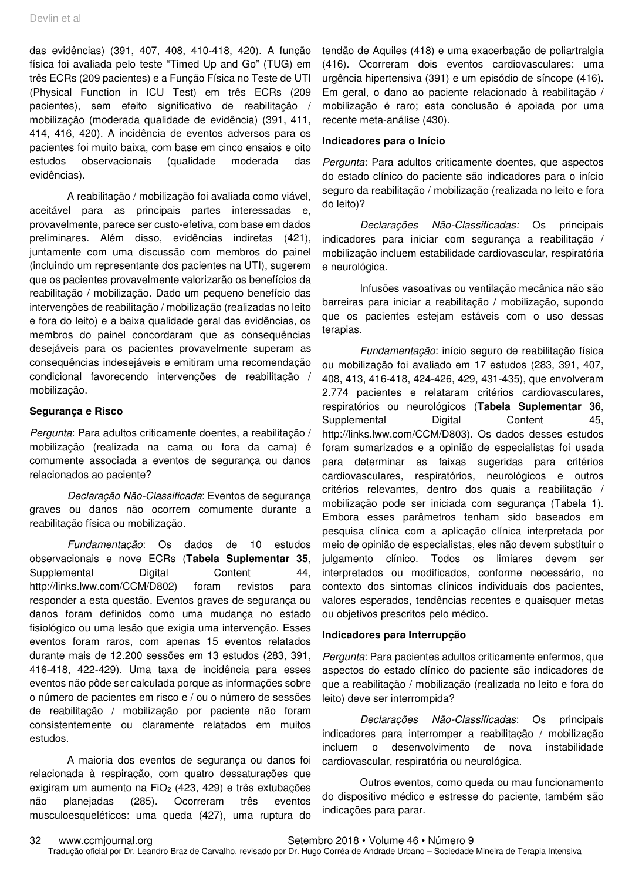das evidências) (391, 407, 408, 410-418, 420). A função física foi avaliada pelo teste "Timed Up and Go" (TUG) em três ECRs (209 pacientes) e a Função Física no Teste de UTI (Physical Function in ICU Test) em três ECRs (209 pacientes), sem efeito significativo de reabilitação / mobilização (moderada qualidade de evidência) (391, 411, 414, 416, 420). A incidência de eventos adversos para os pacientes foi muito baixa, com base em cinco ensaios e oito estudos observacionais (qualidade moderada das evidências).

A reabilitação / mobilização foi avaliada como viável, aceitável para as principais partes interessadas e, provavelmente, parece ser custo-efetiva, com base em dados preliminares. Além disso, evidências indiretas (421), juntamente com uma discussão com membros do painel (incluindo um representante dos pacientes na UTI), sugerem que os pacientes provavelmente valorizarão os benefícios da reabilitação / mobilização. Dado um pequeno benefício das intervenções de reabilitação / mobilização (realizadas no leito e fora do leito) e a baixa qualidade geral das evidências, os membros do painel concordaram que as consequências desejáveis para os pacientes provavelmente superam as consequências indesejáveis e emitiram uma recomendação condicional favorecendo intervenções de reabilitação / mobilização.

**Segurança e Risco**

*Pergunta*: Para adultos criticamente doentes, a reabilitação / mobilização (realizada na cama ou fora da cama) é comumente associada a eventos de segurança ou danos relacionados ao paciente?

*Declaração Não-Classificada*: Eventos de segurança graves ou danos não ocorrem comumente durante a reabilitação física ou mobilização.

*Fundamentação*: Os dados de 10 estudos observacionais e nove ECRs (**Tabela Suplementar 35**, Supplemental Digital Content 44, http://links.lww.com/CCM/D802) foram revistos para responder a esta questão. Eventos graves de segurança ou danos foram definidos como uma mudança no estado fisiológico ou uma lesão que exigia uma intervenção. Esses eventos foram raros, com apenas 15 eventos relatados durante mais de 12.200 sessões em 13 estudos (283, 391, 416-418, 422-429). Uma taxa de incidência para esses eventos não pôde ser calculada porque as informações sobre o número de pacientes em risco e / ou o número de sessões de reabilitação / mobilização por paciente não foram consistentemente ou claramente relatados em muitos estudos.

A maioria dos eventos de segurança ou danos foi relacionada à respiração, com quatro dessaturações que exigiram um aumento na $FiO_2$ (423, 429) e três extubações não planejadas (285). Ocorreram três eventos musculoesqueléticos: uma queda (427), uma ruptura do tendão de Aquiles (418) e uma exacerbação de poliartralgia (416). Ocorreram dois eventos cardiovasculares: uma urgência hipertensiva (391) e um episódio de síncope (416). Em geral, o dano ao paciente relacionado à reabilitação / mobilização é raro; esta conclusão é apoiada por uma recente meta-análise (430).

**Indicadores para o Início**

*Pergunta*: Para adultos criticamente doentes, que aspectos do estado clínico do paciente são indicadores para o início seguro da reabilitação / mobilização (realizada no leito e fora do leito)?

*Declarações Não-Classificadas:* Os principais indicadores para iniciar com segurança a reabilitação / mobilização incluem estabilidade cardiovascular, respiratória e neurológica.

Infusões vasoativas ou ventilação mecânica não são barreiras para iniciar a reabilitação / mobilização, supondo que os pacientes estejam estáveis com o uso dessas terapias.

*Fundamentação*: início seguro de reabilitação física ou mobilização foi avaliado em 17 estudos (283, 391, 407, 408, 413, 416-418, 424-426, 429, 431-435), que envolveram 2.774 pacientes e relataram critérios cardiovasculares, respiratórios ou neurológicos (**Tabela Suplementar 36**, Supplemental Digital Content 45, http://links.lww.com/CCM/D803). Os dados desses estudos foram sumarizados e a opinião de especialistas foi usada para determinar as faixas sugeridas para critérios cardiovasculares, respiratórios, neurológicos e outros critérios relevantes, dentro dos quais a reabilitação / mobilização pode ser iniciada com segurança (Tabela 1). Embora esses parâmetros tenham sido baseados em pesquisa clínica com a aplicação clínica interpretada por meio de opinião de especialistas, eles não devem substituir o julgamento clínico. Todos os limiares devem ser interpretados ou modificados, conforme necessário, no contexto dos sintomas clínicos individuais dos pacientes, valores esperados, tendências recentes e quaisquer metas ou objetivos prescritos pelo médico.

**Indicadores para Interrupção**

*Pergunta*: Para pacientes adultos criticamente enfermos, que aspectos do estado clínico do paciente são indicadores de que a reabilitação / mobilização (realizada no leito e fora do leito) deve ser interrompida?

*Declarações Não-Classificadas*: Os principais indicadores para interromper a reabilitação / mobilização incluem o desenvolvimento de nova instabilidade cardiovascular, respiratória ou neurológica.

Outros eventos, como queda ou mau funcionamento do dispositivo médico e estresse do paciente, também são indicações para parar.

Tradução oficial por Dr. Leandro Braz de Carvalho, revisado por Dr. Hugo Corrêa de Andrade Urbano – Sociedade Mineira de Terapia Intensiva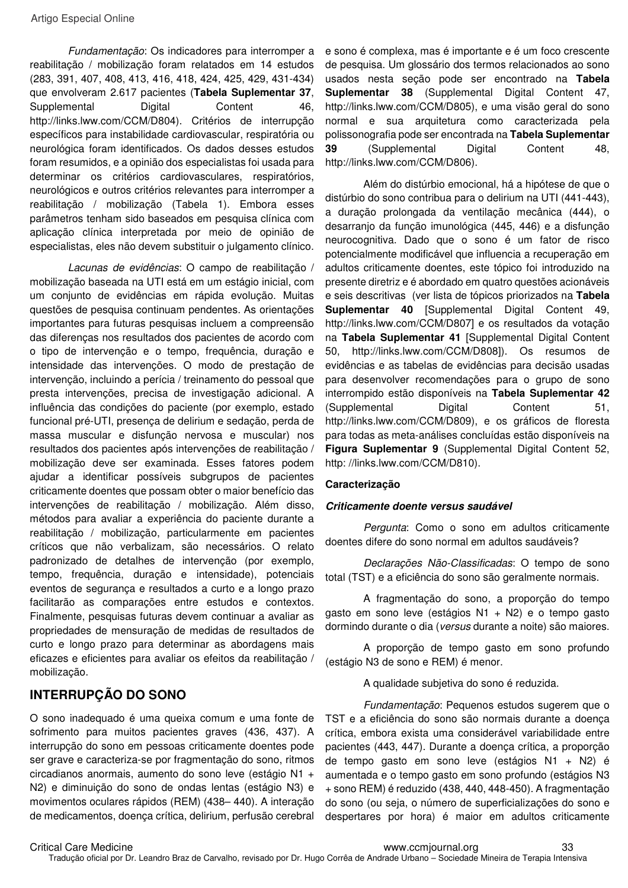*Fundamentação*: Os indicadores para interromper a reabilitação / mobilização foram relatados em 14 estudos (283, 391, 407, 408, 413, 416, 418, 424, 425, 429, 431-434) que envolveram 2.617 pacientes (**Tabela Suplementar 37**, Supplemental Digital Content 46, http://links.lww.com/CCM/D804). Critérios de interrupção específicos para instabilidade cardiovascular, respiratória ou neurológica foram identificados. Os dados desses estudos foram resumidos, e a opinião dos especialistas foi usada para determinar os critérios cardiovasculares, respiratórios, neurológicos e outros critérios relevantes para interromper a reabilitação / mobilização (Tabela 1). Embora esses parâmetros tenham sido baseados em pesquisa clínica com aplicação clínica interpretada por meio de opinião de especialistas, eles não devem substituir o julgamento clínico.

*Lacunas de evidências*: O campo de reabilitação / mobilização baseada na UTI está em um estágio inicial, com um conjunto de evidências em rápida evolução. Muitas questões de pesquisa continuam pendentes. As orientações importantes para futuras pesquisas incluem a compreensão das diferenças nos resultados dos pacientes de acordo com o tipo de intervenção e o tempo, frequência, duração e intensidade das intervenções. O modo de prestação de intervenção, incluindo a perícia / treinamento do pessoal que presta intervenções, precisa de investigação adicional. A influência das condições do paciente (por exemplo, estado funcional pré-UTI, presença de delirium e sedação, perda de massa muscular e disfunção nervosa e muscular) nos resultados dos pacientes após intervenções de reabilitação / mobilização deve ser examinada. Esses fatores podem ajudar a identificar possíveis subgrupos de pacientes criticamente doentes que possam obter o maior benefício das intervenções de reabilitação / mobilização. Além disso, métodos para avaliar a experiência do paciente durante a reabilitação / mobilização, particularmente em pacientes críticos que não verbalizam, são necessários. O relato padronizado de detalhes de intervenção (por exemplo, tempo, frequência, duração e intensidade), potenciais eventos de segurança e resultados a curto e a longo prazo facilitarão as comparações entre estudos e contextos. Finalmente, pesquisas futuras devem continuar a avaliar as propriedades de mensuração de medidas de resultados de curto e longo prazo para determinar as abordagens mais eficazes e eficientes para avaliar os efeitos da reabilitação / mobilização.

## INTERRUPÇÃO DO SONO

O sono inadequado é uma queixa comum e uma fonte de sofrimento para muitos pacientes graves (436, 437). A interrupção do sono em pessoas criticamente doentes pode ser grave e caracteriza-se por fragmentação do sono, ritmos circadianos anormais, aumento do sono leve (estágio N1 + N2) e diminuição do sono de ondas lentas (estágio N3) e movimentos oculares rápidos (REM) (438– 440). A interação de medicamentos, doença crítica, delirium, perfusão cerebral e sono é complexa, mas é importante e é um foco crescente de pesquisa. Um glossário dos termos relacionados ao sono usados nesta seção pode ser encontrado na **Tabela Suplementar 38** (Supplemental Digital Content 47, http://links.lww.com/CCM/D805), e uma visão geral do sono normal e sua arquitetura como caracterizada pela polissonografia pode ser encontrada na **Tabela Suplementar 39** (Supplemental Digital Content 48, http://links.lww.com/CCM/D806).

Além do distúrbio emocional, há a hipótese de que o distúrbio do sono contribua para o delirium na UTI (441-443), a duração prolongada da ventilação mecânica (444), o desarranjo da função imunológica (445, 446) e a disfunção neurocognitiva. Dado que o sono é um fator de risco potencialmente modificável que influencia a recuperação em adultos criticamente doentes, este tópico foi introduzido na presente diretriz e é abordado em quatro questões acionáveis e seis descritivas (ver lista de tópicos priorizados na **Tabela Suplementar 40** [Supplemental Digital Content 49, http://links.lww.com/CCM/D807] e os resultados da votação na **Tabela Suplementar 41** [Supplemental Digital Content 50, http://links.lww.com/CCM/D808]). Os resumos de evidências e as tabelas de evidências para decisão usadas para desenvolver recomendações para o grupo de sono interrompido estão disponíveis na **Tabela Suplementar 42** (Supplemental Digital Content 51, http://links.lww.com/CCM/D809), e os gráficos de floresta para todas as meta-análises concluídas estão disponíveis na **Figura Suplementar 9** (Supplemental Digital Content 52, http: //links.lww.com/CCM/D810).

### Caracterização

#### *Criticamente doente versus saudável*

*Pergunta*: Como o sono em adultos criticamente doentes difere do sono normal em adultos saudáveis?

*Declarações Não-Classificadas*: O tempo de sono total (TST) e a eficiência do sono são geralmente normais.

A fragmentação do sono, a proporção do tempo gasto em sono leve (estágios N1 + N2) e o tempo gasto dormindo durante o dia (*versus* durante a noite) são maiores.

A proporção de tempo gasto em sono profundo (estágio N3 de sono e REM) é menor.

A qualidade subjetiva do sono é reduzida.

*Fundamentação*: Pequenos estudos sugerem que o TST e a eficiência do sono são normais durante a doença crítica, embora exista uma considerável variabilidade entre pacientes (443, 447). Durante a doença crítica, a proporção de tempo gasto em sono leve (estágios N1 + N2) é aumentada e o tempo gasto em sono profundo (estágios N3 + sono REM) é reduzido (438, 440, 448-450). A fragmentação do sono (ou seja, o número de superficializações do sono e despertares por hora) é maior em adultos criticamente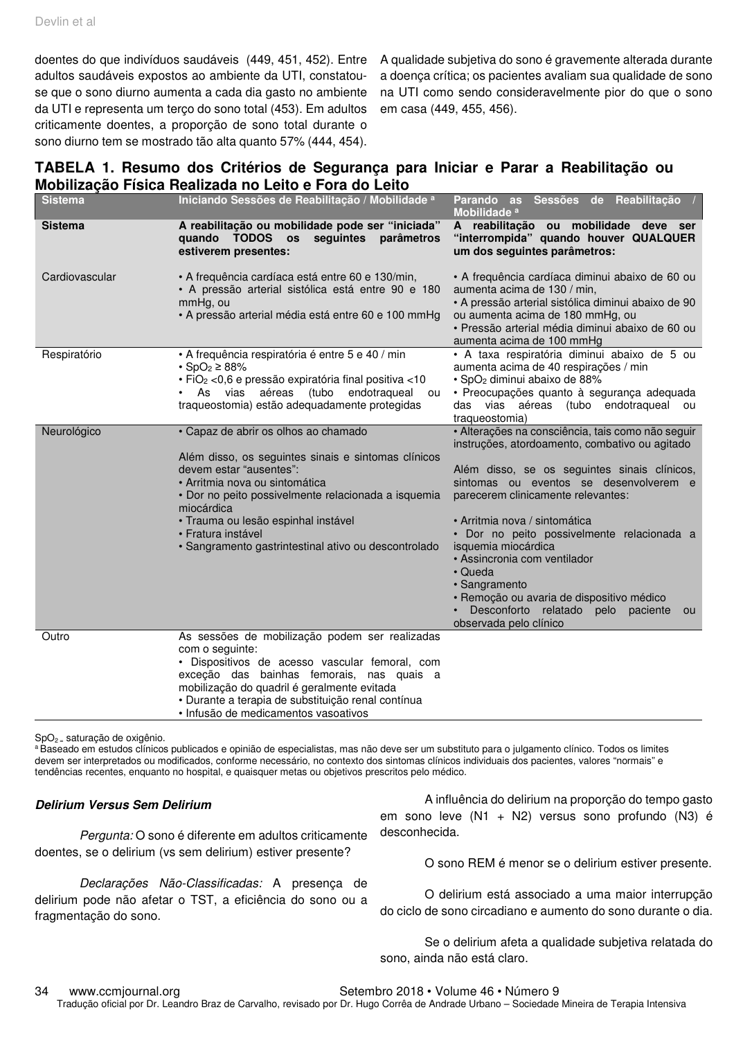doentes do que indivíduos saudáveis (449, 451, 452). Entre adultos saudáveis expostos ao ambiente da UTI, constatou-se que o sono diurno aumenta a cada dia gasto no ambiente da UTI e representa um terço do sono total (453). Em adultos criticamente doentes, a proporção de sono total durante o sono diurno tem se mostrado tão alta quanto 57% (444, 454).

A qualidade subjetiva do sono é gravemente alterada durante a doença crítica; os pacientes avaliam sua qualidade de sono na UTI como sendo consideravelmente pior do que o sono em casa (449, 455, 456).

**TABELA 1. Resumo dos Critérios de Segurança para Iniciar e Parar a Reabilitação ou Mobilização Física Realizada no Leito e Fora do Leito**

| Sistema | Iniciando Sessões de Reabilitação / Mobilidade [a] | Parando as Sessões de Reabilitação / Mobilidade [a] |
|---|---|---|
| **Sistema** | **A reabilitação ou mobilidade pode ser "iniciada" quando TODOS os seguintes parâmetros estiverem presentes:** | **A reabilitação ou mobilidade deve ser "interrompida" quando houver QUALQUER um dos seguintes parâmetros:** |
| Cardiovascular | • A frequência cardíaca está entre 60 e 130/min,<br>• A pressão arterial sistólica está entre 90 e 180 mmHg, ou<br>• A pressão arterial média está entre 60 e 100 mmHg | • A frequência cardíaca diminui abaixo de 60 ou aumenta acima de 130 / min,<br>• A pressão arterial sistólica diminui abaixo de 90 ou aumenta acima de 180 mmHg, ou<br>• Pressão arterial média diminui abaixo de 60 ou aumenta acima de 100 mmHg |
| Respiratório | • A frequência respiratória é entre 5 e 40 / min<br>• $SpO_2 \geq 88\%$<br>• $FiO_2$ <0,6 e pressão expiratória final positiva <10<br>• As vias aéreas (tubo endotraqueal ou traqueostomia) estão adequadamente protegidas | • A taxa respiratória diminui abaixo de 5 ou aumenta acima de 40 respirações / min<br>• $SpO_2$ diminui abaixo de 88%<br>• Preocupações quanto à segurança adequada das vias aéreas (tubo endotraqueal ou traqueostomia) |
| Neurológico | • Capaz de abrir os olhos ao chamado<br><br>Além disso, os seguintes sinais e sintomas clínicos devem estar "ausentes":<br>• Arritmia nova ou sintomática<br>• Dor no peito possivelmente relacionada a isquemia miocárdica<br>• Trauma ou lesão espinhal instável<br>• Fratura instável<br>• Sangramento gastrintestinal ativo ou descontrolado | • Alterações na consciência, tais como não seguir instruções, atordoamento, combativo ou agitado<br><br>Além disso, se os seguintes sinais clínicos, sintomas ou eventos se desenvolverem e parecerem clinicamente relevantes:<br><br>• Arritmia nova / sintomática<br>• Dor no peito possivelmente relacionada a isquemia miocárdica<br>• Assincronia com ventilador<br>• Queda<br>• Sangramento<br>• Remoção ou avaria de dispositivo médico<br>• Desconforto relatado pelo paciente ou observada pelo clínico |
| Outro | As sessões de mobilização podem ser realizadas com o seguinte:<br>• Dispositivos de acesso vascular femoral, com exceção das bainhas femorais, nas quais a mobilização do quadril é geralmente evitada<br>• Durante a terapia de substituição renal contínua<br>• Infusão de medicamentos vasoativos | |

$SpO_2$ = saturação de oxigênio.
[a] Baseado em estudos clínicos publicados e opinião de especialistas, mas não deve ser um substituto para o julgamento clínico. Todos os limites devem ser interpretados ou modificados, conforme necessário, no contexto dos sintomas clínicos individuais dos pacientes, valores "normais" e tendências recentes, enquanto no hospital, e quaisquer metas ou objetivos prescritos pelo médico.

### *Delirium Versus Sem Delirium*

*Pergunta:* O sono é diferente em adultos criticamente doentes, se o delirium (vs sem delirium) estiver presente?

*Declarações Não-Classificadas:* A presença de delirium pode não afetar o TST, a eficiência do sono ou a fragmentação do sono.

A influência do delirium na proporção do tempo gasto em sono leve (N1 + N2) versus sono profundo (N3) é desconhecida.

O sono REM é menor se o delirium estiver presente.

O delirium está associado a uma maior interrupção do ciclo de sono circadiano e aumento do sono durante o dia.

Se o delirium afeta a qualidade subjetiva relatada do sono, ainda não está claro.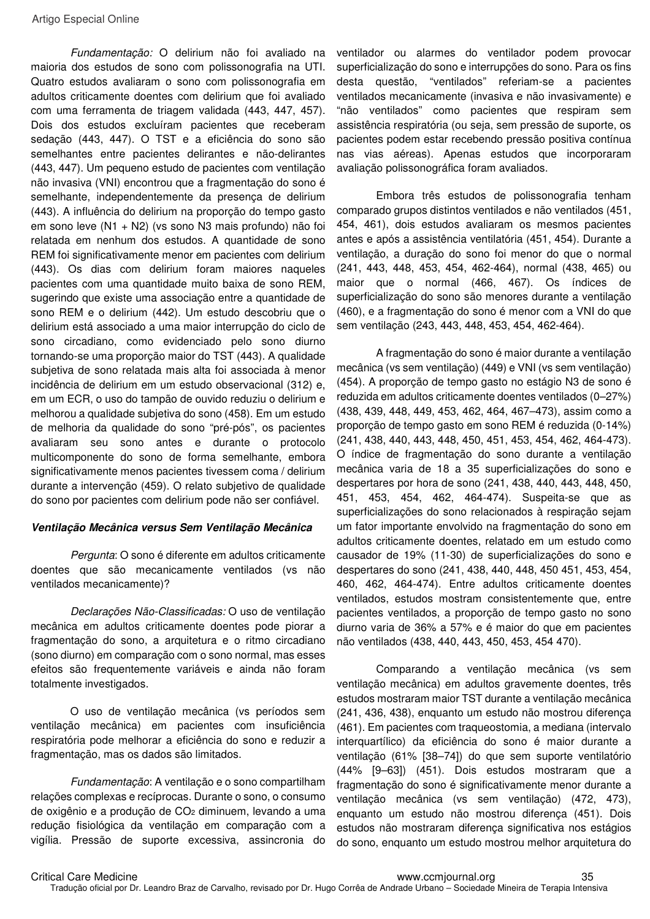*Fundamentação:* O delirium não foi avaliado na maioria dos estudos de sono com polissonografia na UTI. Quatro estudos avaliaram o sono com polissonografia em adultos criticamente doentes com delirium que foi avaliado com uma ferramenta de triagem validada (443, 447, 457). Dois dos estudos excluíram pacientes que receberam sedação (443, 447). O TST e a eficiência do sono são semelhantes entre pacientes delirantes e não-delirantes (443, 447). Um pequeno estudo de pacientes com ventilação não invasiva (VNI) encontrou que a fragmentação do sono é semelhante, independentemente da presença de delirium (443). A influência do delirium na proporção do tempo gasto em sono leve (N1 + N2) (vs sono N3 mais profundo) não foi relatada em nenhum dos estudos. A quantidade de sono REM foi significativamente menor em pacientes com delirium (443). Os dias com delirium foram maiores naqueles pacientes com uma quantidade muito baixa de sono REM, sugerindo que existe uma associação entre a quantidade de sono REM e o delirium (442). Um estudo descobriu que o delirium está associado a uma maior interrupção do ciclo de sono circadiano, como evidenciado pelo sono diurno tornando-se uma proporção maior do TST (443). A qualidade subjetiva de sono relatada mais alta foi associada à menor incidência de delirium em um estudo observacional (312) e, em um ECR, o uso do tampão de ouvido reduziu o delirium e melhorou a qualidade subjetiva do sono (458). Em um estudo de melhoria da qualidade do sono "pré-pós", os pacientes avaliaram seu sono antes e durante o protocolo multicomponente do sono de forma semelhante, embora significativamente menos pacientes tivessem coma / delirium durante a intervenção (459). O relato subjetivo de qualidade do sono por pacientes com delirium pode não ser confiável.

### Ventilação Mecânica versus Sem Ventilação Mecânica

*Pergunta*: O sono é diferente em adultos criticamente doentes que são mecanicamente ventilados (vs não ventilados mecanicamente)?

*Declarações Não-Classificadas:* O uso de ventilação mecânica em adultos criticamente doentes pode piorar a fragmentação do sono, a arquitetura e o ritmo circadiano (sono diurno) em comparação com o sono normal, mas esses efeitos são frequentemente variáveis e ainda não foram totalmente investigados.

O uso de ventilação mecânica (vs períodos sem ventilação mecânica) em pacientes com insuficiência respiratória pode melhorar a eficiência do sono e reduzir a fragmentação, mas os dados são limitados.

*Fundamentação*: A ventilação e o sono compartilham relações complexas e recíprocas. Durante o sono, o consumo de oxigênio e a produção de $CO_2$ diminuem, levando a uma redução fisiológica da ventilação em comparação com a vigília. Pressão de suporte excessiva, assincronia do ventilador ou alarmes do ventilador podem provocar superficialização do sono e interrupções do sono. Para os fins desta questão, "ventilados" referiam-se a pacientes ventilados mecanicamente (invasiva e não invasivamente) e "não ventilados" como pacientes que respiram sem assistência respiratória (ou seja, sem pressão de suporte, os pacientes podem estar recebendo pressão positiva contínua nas vias aéreas). Apenas estudos que incorporaram avaliação polissonográfica foram avaliados.

Embora três estudos de polissonografia tenham comparado grupos distintos ventilados e não ventilados (451, 454, 461), dois estudos avaliaram os mesmos pacientes antes e após a assistência ventilatória (451, 454). Durante a ventilação, a duração do sono foi menor do que o normal (241, 443, 448, 453, 454, 462-464), normal (438, 465) ou maior que o normal (466, 467). Os índices de superficialização do sono são menores durante a ventilação (460), e a fragmentação do sono é menor com a VNI do que sem ventilação (243, 443, 448, 453, 454, 462-464).

A fragmentação do sono é maior durante a ventilação mecânica (vs sem ventilação) (449) e VNI (vs sem ventilação) (454). A proporção de tempo gasto no estágio N3 de sono é reduzida em adultos criticamente doentes ventilados (0–27%) (438, 439, 448, 449, 453, 462, 464, 467–473), assim como a proporção de tempo gasto em sono REM é reduzida (0-14%) (241, 438, 440, 443, 448, 450, 451, 453, 454, 462, 464-473). O índice de fragmentação do sono durante a ventilação mecânica varia de 18 a 35 superficializações do sono e despertares por hora de sono (241, 438, 440, 443, 448, 450, 451, 453, 454, 462, 464-474). Suspeita-se que as superficializações do sono relacionados à respiração sejam um fator importante envolvido na fragmentação do sono em adultos criticamente doentes, relatado em um estudo como causador de 19% (11-30) de superficializações do sono e despertares do sono (241, 438, 440, 448, 450 451, 453, 454, 460, 462, 464-474). Entre adultos criticamente doentes ventilados, estudos mostram consistentemente que, entre pacientes ventilados, a proporção de tempo gasto no sono diurno varia de 36% a 57% e é maior do que em pacientes não ventilados (438, 440, 443, 450, 453, 454 470).

Comparando a ventilação mecânica (vs sem ventilação mecânica) em adultos gravemente doentes, três estudos mostraram maior TST durante a ventilação mecânica (241, 436, 438), enquanto um estudo não mostrou diferença (461). Em pacientes com traqueostomia, a mediana (intervalo interquartílico) da eficiência do sono é maior durante a ventilação (61% [38–74]) do que sem suporte ventilatório (44% [9–63]) (451). Dois estudos mostraram que a fragmentação do sono é significativamente menor durante a ventilação mecânica (vs sem ventilação) (472, 473), enquanto um estudo não mostrou diferença (451). Dois estudos não mostraram diferença significativa nos estágios do sono, enquanto um estudo mostrou melhor arquitetura do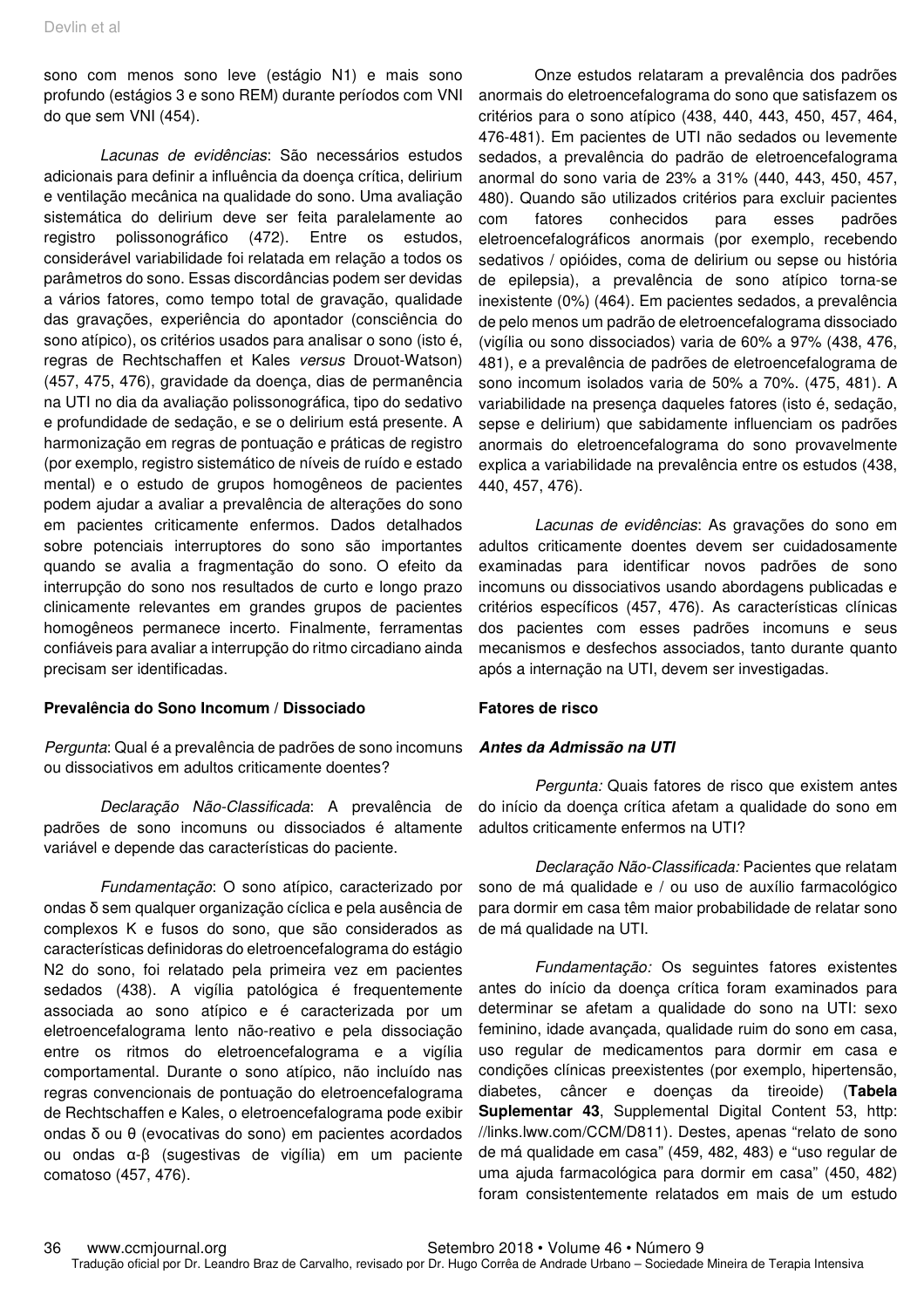sono com menos sono leve (estágio N1) e mais sono profundo (estágios 3 e sono REM) durante períodos com VNI do que sem VNI (454).

*Lacunas de evidências*: São necessários estudos adicionais para definir a influência da doença crítica, delirium e ventilação mecânica na qualidade do sono. Uma avaliação sistemática do delirium deve ser feita paralelamente ao registro polissonográfico (472). Entre os estudos, considerável variabilidade foi relatada em relação a todos os parâmetros do sono. Essas discordâncias podem ser devidas a vários fatores, como tempo total de gravação, qualidade das gravações, experiência do apontador (consciência do sono atípico), os critérios usados para analisar o sono (isto é, regras de Rechtschaffen et Kales *versus* Drouot-Watson) (457, 475, 476), gravidade da doença, dias de permanência na UTI no dia da avaliação polissonográfica, tipo do sedativo e profundidade de sedação, e se o delirium está presente. A harmonização em regras de pontuação e práticas de registro (por exemplo, registro sistemático de níveis de ruído e estado mental) e o estudo de grupos homogêneos de pacientes podem ajudar a avaliar a prevalência de alterações do sono em pacientes criticamente enfermos. Dados detalhados sobre potenciais interruptores do sono são importantes quando se avalia a fragmentação do sono. O efeito da interrupção do sono nos resultados de curto e longo prazo clinicamente relevantes em grandes grupos de pacientes homogêneos permanece incerto. Finalmente, ferramentas confiáveis para avaliar a interrupção do ritmo circadiano ainda precisam ser identificadas.

**Prevalência do Sono Incomum / Dissociado**

*Pergunta*: Qual é a prevalência de padrões de sono incomuns ou dissociativos em adultos criticamente doentes?

*Declaração Não-Classificada*: A prevalência de padrões de sono incomuns ou dissociados é altamente variável e depende das características do paciente.

*Fundamentação*: O sono atípico, caracterizado por ondas δ sem qualquer organização cíclica e pela ausência de complexos K e fusos do sono, que são considerados as características definidoras do eletroencefalograma do estágio N2 do sono, foi relatado pela primeira vez em pacientes sedados (438). A vigília patológica é frequentemente associada ao sono atípico e é caracterizada por um eletroencefalograma lento não-reativo e pela dissociação entre os ritmos do eletroencefalograma e a vigília comportamental. Durante o sono atípico, não incluído nas regras convencionais de pontuação do eletroencefalograma de Rechtschaffen e Kales, o eletroencefalograma pode exibir ondas δ ou θ (evocativas do sono) em pacientes acordados ou ondas α-β (sugestivas de vigília) em um paciente comatoso (457, 476).

Onze estudos relataram a prevalência dos padrões anormais do eletroencefalograma do sono que satisfazem os critérios para o sono atípico (438, 440, 443, 450, 457, 464, 476-481). Em pacientes de UTI não sedados ou levemente sedados, a prevalência do padrão de eletroencefalograma anormal do sono varia de 23% a 31% (440, 443, 450, 457, 480). Quando são utilizados critérios para excluir pacientes com fatores conhecidos para esses padrões eletroencefalográficos anormais (por exemplo, recebendo sedativos / opióides, coma de delirium ou sepse ou história de epilepsia), a prevalência de sono atípico torna-se inexistente (0%) (464). Em pacientes sedados, a prevalência de pelo menos um padrão de eletroencefalograma dissociado (vigília ou sono dissociados) varia de 60% a 97% (438, 476, 481), e a prevalência de padrões de eletroencefalograma de sono incomum isolados varia de 50% a 70%. (475, 481). A variabilidade na presença daqueles fatores (isto é, sedação, sepse e delirium) que sabidamente influenciam os padrões anormais do eletroencefalograma do sono provavelmente explica a variabilidade na prevalência entre os estudos (438, 440, 457, 476).

*Lacunas de evidências*: As gravações do sono em adultos criticamente doentes devem ser cuidadosamente examinadas para identificar novos padrões de sono incomuns ou dissociativos usando abordagens publicadas e critérios específicos (457, 476). As características clínicas dos pacientes com esses padrões incomuns e seus mecanismos e desfechos associados, tanto durante quanto após a internação na UTI, devem ser investigadas.

**Fatores de risco**

***Antes da Admissão na UTI***

*Pergunta:* Quais fatores de risco que existem antes do início da doença crítica afetam a qualidade do sono em adultos criticamente enfermos na UTI?

*Declaração Não-Classificada:* Pacientes que relatam sono de má qualidade e / ou uso de auxílio farmacológico para dormir em casa têm maior probabilidade de relatar sono de má qualidade na UTI.

*Fundamentação:* Os seguintes fatores existentes antes do início da doença crítica foram examinados para determinar se afetam a qualidade do sono na UTI: sexo feminino, idade avançada, qualidade ruim do sono em casa, uso regular de medicamentos para dormir em casa e condições clínicas preexistentes (por exemplo, hipertensão, diabetes, câncer e doenças da tireoide) (**Tabela Suplementar 43**, Supplemental Digital Content 53, http: //links.lww.com/CCM/D811). Destes, apenas "relato de sono de má qualidade em casa" (459, 482, 483) e "uso regular de uma ajuda farmacológica para dormir em casa" (450, 482) foram consistentemente relatados em mais de um estudo

Tradução oficial por Dr. Leandro Braz de Carvalho, revisado por Dr. Hugo Corrêa de Andrade Urbano – Sociedade Mineira de Terapia Intensiva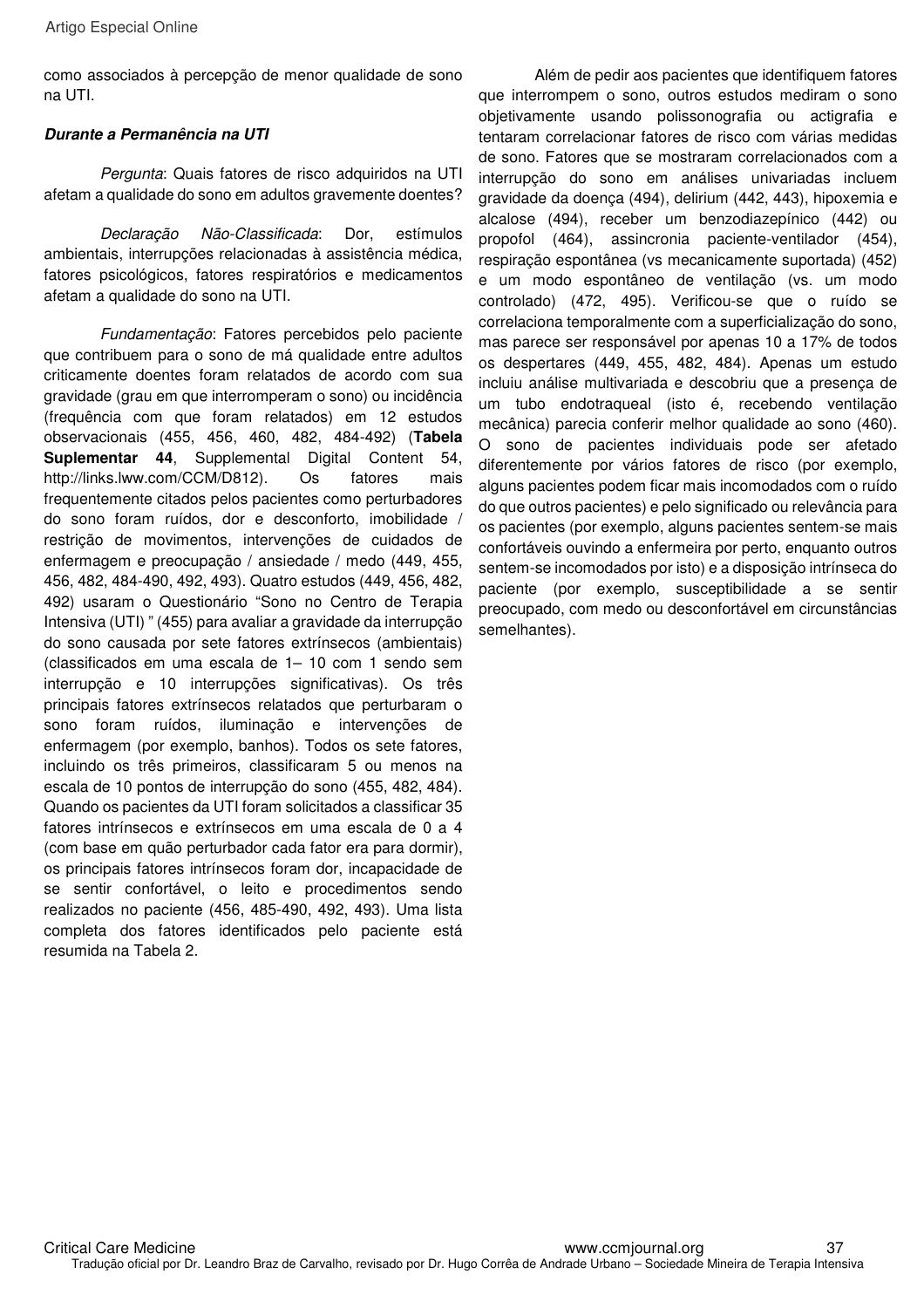como associados à percepção de menor qualidade de sono na UTI.

***Durante a Permanência na UTI***

*Pergunta*: Quais fatores de risco adquiridos na UTI afetam a qualidade do sono em adultos gravemente doentes?

*Declaração Não-Classificada*: Dor, estímulos ambientais, interrupções relacionadas à assistência médica, fatores psicológicos, fatores respiratórios e medicamentos afetam a qualidade do sono na UTI.

*Fundamentação*: Fatores percebidos pelo paciente que contribuem para o sono de má qualidade entre adultos criticamente doentes foram relatados de acordo com sua gravidade (grau em que interromperam o sono) ou incidência (frequência com que foram relatados) em 12 estudos observacionais (455, 456, 460, 482, 484-492) (**Tabela Suplementar 44**, Supplemental Digital Content 54, http://links.lww.com/CCM/D812). Os fatores mais frequentemente citados pelos pacientes como perturbadores do sono foram ruídos, dor e desconforto, imobilidade / restrição de movimentos, intervenções de cuidados de enfermagem e preocupação / ansiedade / medo (449, 455, 456, 482, 484-490, 492, 493). Quatro estudos (449, 456, 482, 492) usaram o Questionário "Sono no Centro de Terapia Intensiva (UTI) " (455) para avaliar a gravidade da interrupção do sono causada por sete fatores extrínsecos (ambientais) (classificados em uma escala de 1– 10 com 1 sendo sem interrupção e 10 interrupções significativas). Os três principais fatores extrínsecos relatados que perturbaram o sono foram ruídos, iluminação e intervenções de enfermagem (por exemplo, banhos). Todos os sete fatores, incluindo os três primeiros, classificaram 5 ou menos na escala de 10 pontos de interrupção do sono (455, 482, 484). Quando os pacientes da UTI foram solicitados a classificar 35 fatores intrínsecos e extrínsecos em uma escala de 0 a 4 (com base em quão perturbador cada fator era para dormir), os principais fatores intrínsecos foram dor, incapacidade de se sentir confortável, o leito e procedimentos sendo realizados no paciente (456, 485-490, 492, 493). Uma lista completa dos fatores identificados pelo paciente está resumida na Tabela 2.

Além de pedir aos pacientes que identifiquem fatores que interrompem o sono, outros estudos mediram o sono objetivamente usando polissonografia ou actigrafia e tentaram correlacionar fatores de risco com várias medidas de sono. Fatores que se mostraram correlacionados com a interrupção do sono em análises univariadas incluem gravidade da doença (494), delirium (442, 443), hipoxemia e alcalose (494), receber um benzodiazepínico (442) ou propofol (464), assincronia paciente-ventilador (454), respiração espontânea (vs mecanicamente suportada) (452) e um modo espontâneo de ventilação (vs. um modo controlado) (472, 495). Verificou-se que o ruído se correlaciona temporalmente com a superficialização do sono, mas parece ser responsável por apenas 10 a 17% de todos os despertares (449, 455, 482, 484). Apenas um estudo incluiu análise multivariada e descobriu que a presença de um tubo endotraqueal (isto é, recebendo ventilação mecânica) parecia conferir melhor qualidade ao sono (460). O sono de pacientes individuais pode ser afetado diferentemente por vários fatores de risco (por exemplo, alguns pacientes podem ficar mais incomodados com o ruído do que outros pacientes) e pelo significado ou relevância para os pacientes (por exemplo, alguns pacientes sentem-se mais confortáveis ouvindo a enfermeira por perto, enquanto outros sentem-se incomodados por isto) e a disposição intrínseca do paciente (por exemplo, susceptibilidade a se sentir preocupado, com medo ou desconfortável em circunstâncias semelhantes).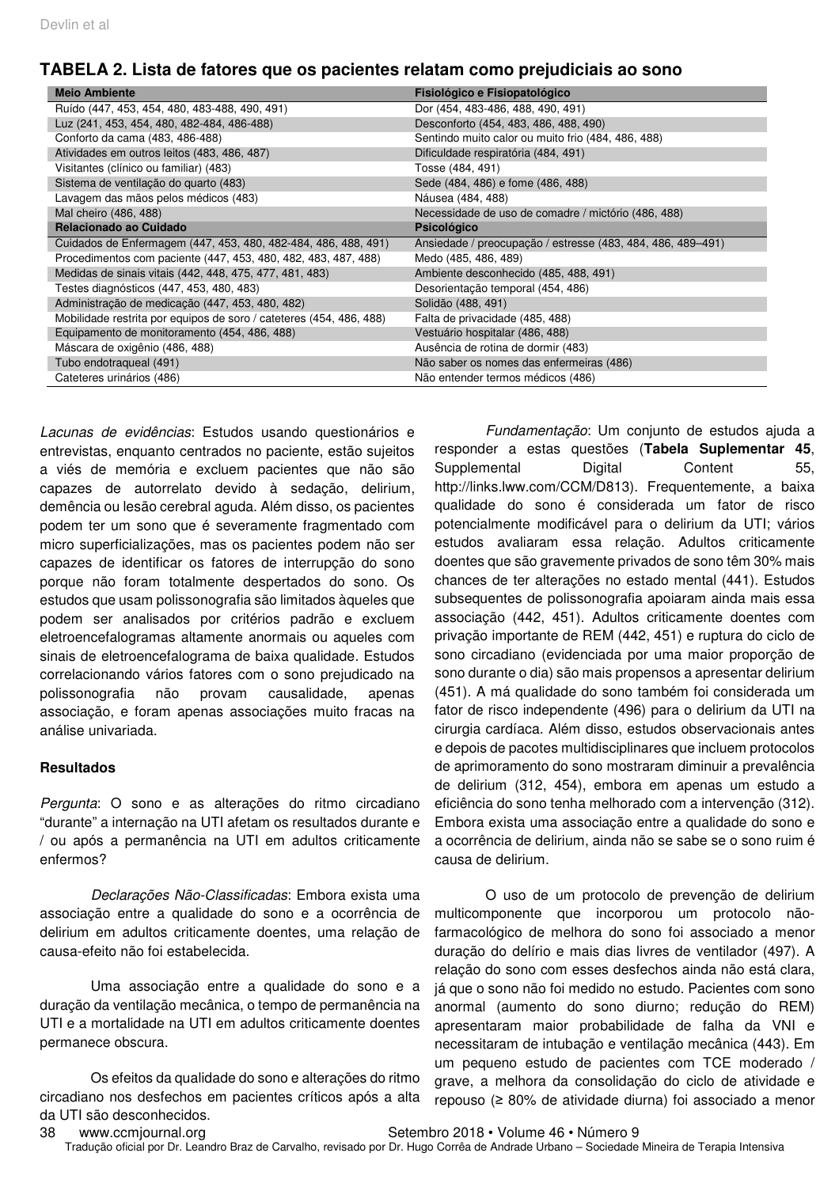**TABELA 2. Lista de fatores que os pacientes relatam como prejudiciais ao sono**

| Meio Ambiente | Fisiológico e Fisiopatológico |
| --- | --- |
| Ruído (447, 453, 454, 480, 483-488, 490, 491) | Dor (454, 483-486, 488, 490, 491) |
| Luz (241, 453, 454, 480, 482-484, 486-488) | Desconforto (454, 483, 486, 488, 490) |
| Conforto da cama (483, 486-488) | Sentindo muito calor ou muito frio (484, 486, 488) |
| Atividades em outros leitos (483, 486, 487) | Dificuldade respiratória (484, 491) |
| Visitantes (clínico ou familiar) (483) | Tosse (484, 491) |
| Sistema de ventilação do quarto (483) | Sede (484, 486) e fome (486, 488) |
| Lavagem das mãos pelos médicos (483) | Náusea (484, 488) |
| Mal cheiro (486, 488) | Necessidade de uso de comadre / mictório (486, 488) |
| **Relacionado ao Cuidado** | **Psicológico** |
| Cuidados de Enfermagem (447, 453, 480, 482-484, 486, 488, 491) | Ansiedade / preocupação / estresse (483, 484, 486, 489–491) |
| Procedimentos com paciente (447, 453, 480, 482, 483, 487, 488) | Medo (485, 486, 489) |
| Medidas de sinais vitais (442, 448, 475, 477, 481, 483) | Ambiente desconhecido (485, 488, 491) |
| Testes diagnósticos (447, 453, 480, 483) | Desorientação temporal (454, 486) |
| Administração de medicação (447, 453, 480, 482) | Solidão (488, 491) |
| Mobilidade restrita por equipos de soro / cateteres (454, 486, 488) | Falta de privacidade (485, 488) |
| Equipamento de monitoramento (454, 486, 488) | Vestuário hospitalar (486, 488) |
| Máscara de oxigênio (486, 488) | Ausência de rotina de dormir (483) |
| Tubo endotraqueal (491) | Não saber os nomes das enfermeiras (486) |
| Cateteres urinários (486) | Não entender termos médicos (486) |

*Lacunas de evidências*: Estudos usando questionários e entrevistas, enquanto centrados no paciente, estão sujeitos a viés de memória e excluem pacientes que não são capazes de autorrelato devido à sedação, delirium, demência ou lesão cerebral aguda. Além disso, os pacientes podem ter um sono que é severamente fragmentado com micro superficializações, mas os pacientes podem não ser capazes de identificar os fatores de interrupção do sono porque não foram totalmente despertados do sono. Os estudos que usam polissonografia são limitados àqueles que podem ser analisados por critérios padrão e excluem eletroencefalogramas altamente anormais ou aqueles com sinais de eletroencefalograma de baixa qualidade. Estudos correlacionando vários fatores com o sono prejudicado na polissonografia não provam causalidade, apenas associação, e foram apenas associações muito fracas na análise univariada.

**Resultados**

*Pergunta*: O sono e as alterações do ritmo circadiano "durante" a internação na UTI afetam os resultados durante e / ou após a permanência na UTI em adultos criticamente enfermos?

*Declarações Não-Classificadas*: Embora exista uma associação entre a qualidade do sono e a ocorrência de delirium em adultos criticamente doentes, uma relação de causa-efeito não foi estabelecida.

Uma associação entre a qualidade do sono e a duração da ventilação mecânica, o tempo de permanência na UTI e a mortalidade na UTI em adultos criticamente doentes permanece obscura.

Os efeitos da qualidade do sono e alterações do ritmo circadiano nos desfechos em pacientes críticos após a alta da UTI são desconhecidos.

*Fundamentação*: Um conjunto de estudos ajuda a responder a estas questões (**Tabela Suplementar 45**, Supplemental Digital Content 55, http://links.lww.com/CCM/D813). Frequentemente, a baixa qualidade do sono é considerada um fator de risco potencialmente modificável para o delirium da UTI; vários estudos avaliaram essa relação. Adultos criticamente doentes que são gravemente privados de sono têm 30% mais chances de ter alterações no estado mental (441). Estudos subsequentes de polissonografia apoiaram ainda mais essa associação (442, 451). Adultos criticamente doentes com privação importante de REM (442, 451) e ruptura do ciclo de sono circadiano (evidenciada por uma maior proporção de sono durante o dia) são mais propensos a apresentar delirium (451). A má qualidade do sono também foi considerada um fator de risco independente (496) para o delirium da UTI na cirurgia cardíaca. Além disso, estudos observacionais antes e depois de pacotes multidisciplinares que incluem protocolos de aprimoramento do sono mostraram diminuir a prevalência de delirium (312, 454), embora em apenas um estudo a eficiência do sono tenha melhorado com a intervenção (312). Embora exista uma associação entre a qualidade do sono e a ocorrência de delirium, ainda não se sabe se o sono ruim é causa de delirium.

O uso de um protocolo de prevenção de delirium multicomponente que incorporou um protocolo não-farmacológico de melhora do sono foi associado a menor duração do delírio e mais dias livres de ventilador (497). A relação do sono com esses desfechos ainda não está clara, já que o sono não foi medido no estudo. Pacientes com sono anormal (aumento do sono diurno; redução do REM) apresentaram maior probabilidade de falha da VNI e necessitaram de intubação e ventilação mecânica (443). Em um pequeno estudo de pacientes com TCE moderado / grave, a melhora da consolidação do ciclo de atividade e repouso (≥ 80% de atividade diurna) foi associado a menor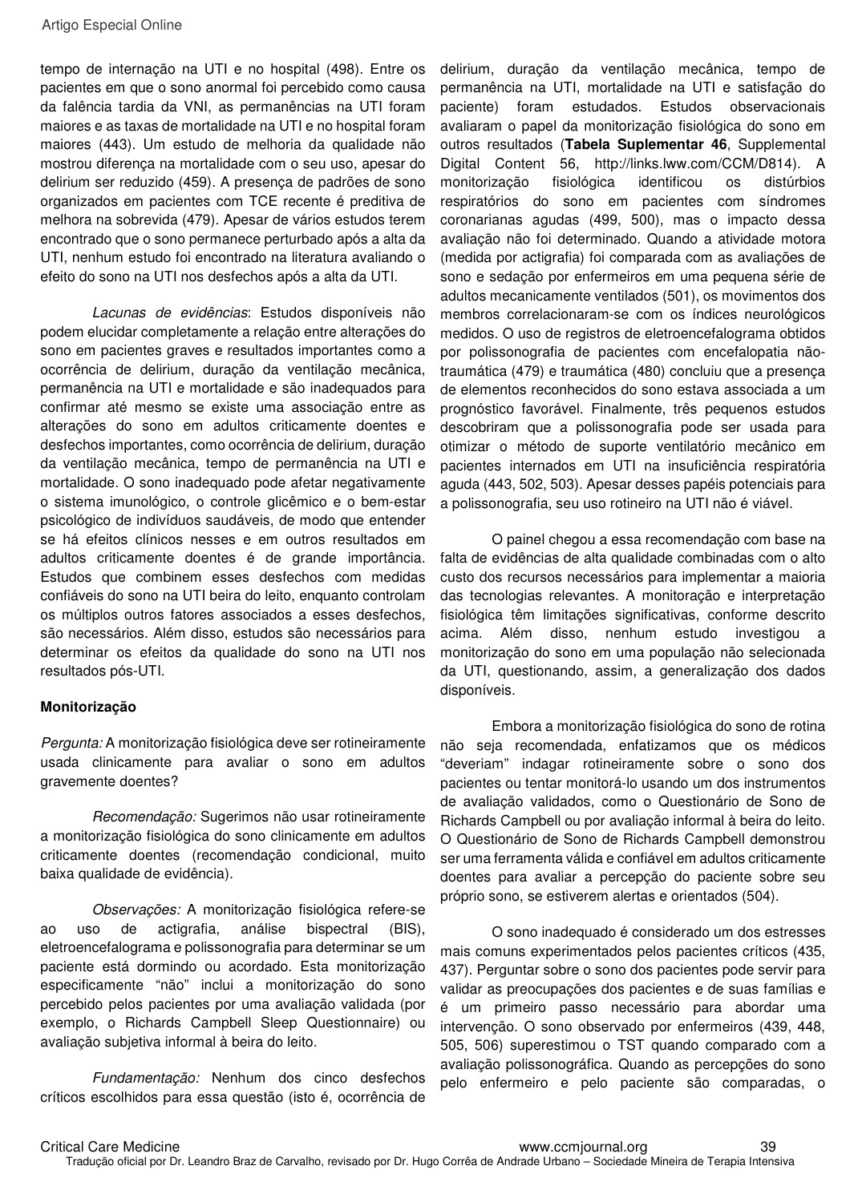tempo de internação na UTI e no hospital (498). Entre os pacientes em que o sono anormal foi percebido como causa da falência tardia da VNI, as permanências na UTI foram maiores e as taxas de mortalidade na UTI e no hospital foram maiores (443). Um estudo de melhoria da qualidade não mostrou diferença na mortalidade com o seu uso, apesar do delirium ser reduzido (459). A presença de padrões de sono organizados em pacientes com TCE recente é preditiva de melhora na sobrevida (479). Apesar de vários estudos terem encontrado que o sono permanece perturbado após a alta da UTI, nenhum estudo foi encontrado na literatura avaliando o efeito do sono na UTI nos desfechos após a alta da UTI.

*Lacunas de evidências*: Estudos disponíveis não podem elucidar completamente a relação entre alterações do sono em pacientes graves e resultados importantes como a ocorrência de delirium, duração da ventilação mecânica, permanência na UTI e mortalidade e são inadequados para confirmar até mesmo se existe uma associação entre as alterações do sono em adultos criticamente doentes e desfechos importantes, como ocorrência de delirium, duração da ventilação mecânica, tempo de permanência na UTI e mortalidade. O sono inadequado pode afetar negativamente o sistema imunológico, o controle glicêmico e o bem-estar psicológico de indivíduos saudáveis, de modo que entender se há efeitos clínicos nesses e em outros resultados em adultos criticamente doentes é de grande importância. Estudos que combinem esses desfechos com medidas confiáveis do sono na UTI beira do leito, enquanto controlam os múltiplos outros fatores associados a esses desfechos, são necessários. Além disso, estudos são necessários para determinar os efeitos da qualidade do sono na UTI nos resultados pós-UTI.

**Monitorização**

*Pergunta:* A monitorização fisiológica deve ser rotineiramente usada clinicamente para avaliar o sono em adultos gravemente doentes?

*Recomendação:* Sugerimos não usar rotineiramente a monitorização fisiológica do sono clinicamente em adultos criticamente doentes (recomendação condicional, muito baixa qualidade de evidência).

*Observações:* A monitorização fisiológica refere-se ao uso de actigrafia, análise bispectral (BIS), eletroencefalograma e polissonografia para determinar se um paciente está dormindo ou acordado. Esta monitorização especificamente "não" inclui a monitorização do sono percebido pelos pacientes por uma avaliação validada (por exemplo, o Richards Campbell Sleep Questionnaire) ou avaliação subjetiva informal à beira do leito.

*Fundamentação:* Nenhum dos cinco desfechos críticos escolhidos para essa questão (isto é, ocorrência de delirium, duração da ventilação mecânica, tempo de permanência na UTI, mortalidade na UTI e satisfação do paciente) foram estudados. Estudos observacionais avaliaram o papel da monitorização fisiológica do sono em outros resultados (**Tabela Suplementar 46**, Supplemental Digital Content 56, http://links.lww.com/CCM/D814). A monitorização fisiológica identificou os distúrbios respiratórios do sono em pacientes com síndromes coronarianas agudas (499, 500), mas o impacto dessa avaliação não foi determinado. Quando a atividade motora (medida por actigrafia) foi comparada com as avaliações de sono e sedação por enfermeiros em uma pequena série de adultos mecanicamente ventilados (501), os movimentos dos membros correlacionaram-se com os índices neurológicos medidos. O uso de registros de eletroencefalograma obtidos por polissonografia de pacientes com encefalopatia não-traumática (479) e traumática (480) concluiu que a presença de elementos reconhecidos do sono estava associada a um prognóstico favorável. Finalmente, três pequenos estudos descobriram que a polissonografia pode ser usada para otimizar o método de suporte ventilatório mecânico em pacientes internados em UTI na insuficiência respiratória aguda (443, 502, 503). Apesar desses papéis potenciais para a polissonografia, seu uso rotineiro na UTI não é viável.

O painel chegou a essa recomendação com base na falta de evidências de alta qualidade combinadas com o alto custo dos recursos necessários para implementar a maioria das tecnologias relevantes. A monitoração e interpretação fisiológica têm limitações significativas, conforme descrito acima. Além disso, nenhum estudo investigou a monitorização do sono em uma população não selecionada da UTI, questionando, assim, a generalização dos dados disponíveis.

Embora a monitorização fisiológica do sono de rotina não seja recomendada, enfatizamos que os médicos "deveriam" indagar rotineiramente sobre o sono dos pacientes ou tentar monitorá-lo usando um dos instrumentos de avaliação validados, como o Questionário de Sono de Richards Campbell ou por avaliação informal à beira do leito. O Questionário de Sono de Richards Campbell demonstrou ser uma ferramenta válida e confiável em adultos criticamente doentes para avaliar a percepção do paciente sobre seu próprio sono, se estiverem alertas e orientados (504).

O sono inadequado é considerado um dos estresses mais comuns experimentados pelos pacientes críticos (435, 437). Perguntar sobre o sono dos pacientes pode servir para validar as preocupações dos pacientes e de suas famílias e é um primeiro passo necessário para abordar uma intervenção. O sono observado por enfermeiros (439, 448, 505, 506) superestimou o TST quando comparado com a avaliação polissonográfica. Quando as percepções do sono pelo enfermeiro e pelo paciente são comparadas, o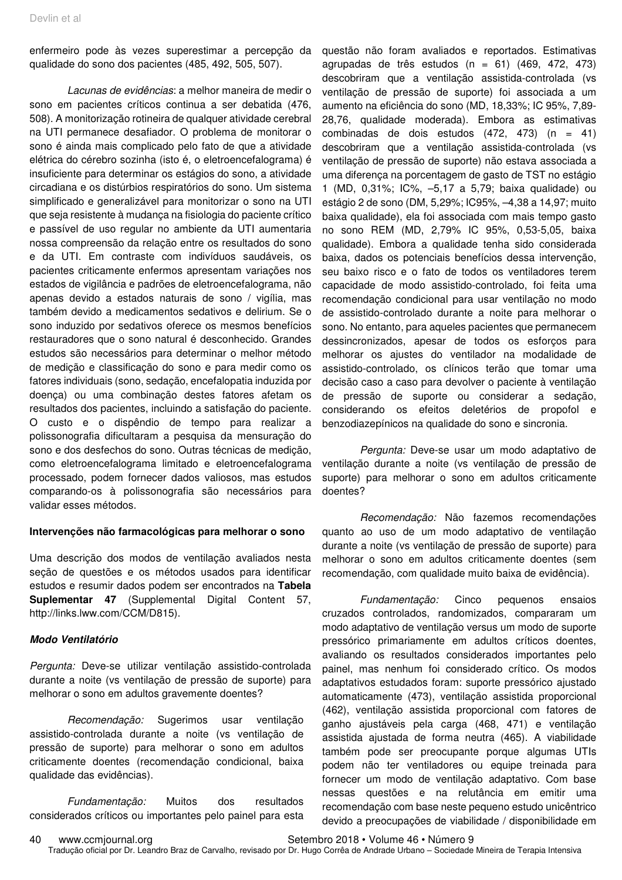enfermeiro pode às vezes superestimar a percepção da qualidade do sono dos pacientes (485, 492, 505, 507).

*Lacunas de evidências*: a melhor maneira de medir o sono em pacientes críticos continua a ser debatida (476, 508). A monitorização rotineira de qualquer atividade cerebral na UTI permanece desafiador. O problema de monitorar o sono é ainda mais complicado pelo fato de que a atividade elétrica do cérebro sozinha (isto é, o eletroencefalograma) é insuficiente para determinar os estágios do sono, a atividade circadiana e os distúrbios respiratórios do sono. Um sistema simplificado e generalizável para monitorizar o sono na UTI que seja resistente à mudança na fisiologia do paciente crítico e passível de uso regular no ambiente da UTI aumentaria nossa compreensão da relação entre os resultados do sono e da UTI. Em contraste com indivíduos saudáveis, os pacientes criticamente enfermos apresentam variações nos estados de vigilância e padrões de eletroencefalograma, não apenas devido a estados naturais de sono / vigília, mas também devido a medicamentos sedativos e delirium. Se o sono induzido por sedativos oferece os mesmos benefícios restauradores que o sono natural é desconhecido. Grandes estudos são necessários para determinar o melhor método de medição e classificação do sono e para medir como os fatores individuais (sono, sedação, encefalopatia induzida por doença) ou uma combinação destes fatores afetam os resultados dos pacientes, incluindo a satisfação do paciente. O custo e o dispêndio de tempo para realizar a polissonografia dificultaram a pesquisa da mensuração do sono e dos desfechos do sono. Outras técnicas de medição, como eletroencefalograma limitado e eletroencefalograma processado, podem fornecer dados valiosos, mas estudos comparando-os à polissonografia são necessários para validar esses métodos.

**Intervenções não farmacológicas para melhorar o sono**

Uma descrição dos modos de ventilação avaliados nesta seção de questões e os métodos usados para identificar estudos e resumir dados podem ser encontrados na **Tabela Suplementar 47** (Supplemental Digital Content 57, http://links.lww.com/CCM/D815).

***Modo Ventilatório***

*Pergunta:* Deve-se utilizar ventilação assistido-controlada durante a noite (vs ventilação de pressão de suporte) para melhorar o sono em adultos gravemente doentes?

*Recomendação:* Sugerimos usar ventilação assistido-controlada durante a noite (vs ventilação de pressão de suporte) para melhorar o sono em adultos criticamente doentes (recomendação condicional, baixa qualidade das evidências).

*Fundamentação:* Muitos dos resultados considerados críticos ou importantes pelo painel para esta questão não foram avaliados e reportados. Estimativas agrupadas de três estudos (n = 61) (469, 472, 473) descobriram que a ventilação assistida-controlada (vs ventilação de pressão de suporte) foi associada a um aumento na eficiência do sono (MD, 18,33%; IC 95%, 7,89-28,76, qualidade moderada). Embora as estimativas combinadas de dois estudos (472, 473) (n = 41) descobriram que a ventilação assistida-controlada (vs ventilação de pressão de suporte) não estava associada a uma diferença na porcentagem de gasto de TST no estágio 1 (MD, 0,31%; IC%, –5,17 a 5,79; baixa qualidade) ou estágio 2 de sono (DM, 5,29%; IC95%, –4,38 a 14,97; muito baixa qualidade), ela foi associada com mais tempo gasto no sono REM (MD, 2,79% IC 95%, 0,53-5,05, baixa qualidade). Embora a qualidade tenha sido considerada baixa, dados os potenciais benefícios dessa intervenção, seu baixo risco e o fato de todos os ventiladores terem capacidade de modo assistido-controlado, foi feita uma recomendação condicional para usar ventilação no modo de assistido-controlado durante a noite para melhorar o sono. No entanto, para aqueles pacientes que permanecem dessincronizados, apesar de todos os esforços para melhorar os ajustes do ventilador na modalidade de assistido-controlado, os clínicos terão que tomar uma decisão caso a caso para devolver o paciente à ventilação de pressão de suporte ou considerar a sedação, considerando os efeitos deletérios de propofol e benzodiazepínicos na qualidade do sono e sincronia.

*Pergunta:* Deve-se usar um modo adaptativo de ventilação durante a noite (vs ventilação de pressão de suporte) para melhorar o sono em adultos criticamente doentes?

*Recomendação:* Não fazemos recomendações quanto ao uso de um modo adaptativo de ventilação durante a noite (vs ventilação de pressão de suporte) para melhorar o sono em adultos criticamente doentes (sem recomendação, com qualidade muito baixa de evidência).

*Fundamentação:* Cinco pequenos ensaios cruzados controlados, randomizados, compararam um modo adaptativo de ventilação versus um modo de suporte pressórico primariamente em adultos críticos doentes, avaliando os resultados considerados importantes pelo painel, mas nenhum foi considerado crítico. Os modos adaptativos estudados foram: suporte pressórico ajustado automaticamente (473), ventilação assistida proporcional (462), ventilação assistida proporcional com fatores de ganho ajustáveis pela carga (468, 471) e ventilação assistida ajustada de forma neutra (465). A viabilidade também pode ser preocupante porque algumas UTIs podem não ter ventiladores ou equipe treinada para fornecer um modo de ventilação adaptativo. Com base nessas questões e na relutância em emitir uma recomendação com base neste pequeno estudo unicêntrico devido a preocupações de viabilidade / disponibilidade em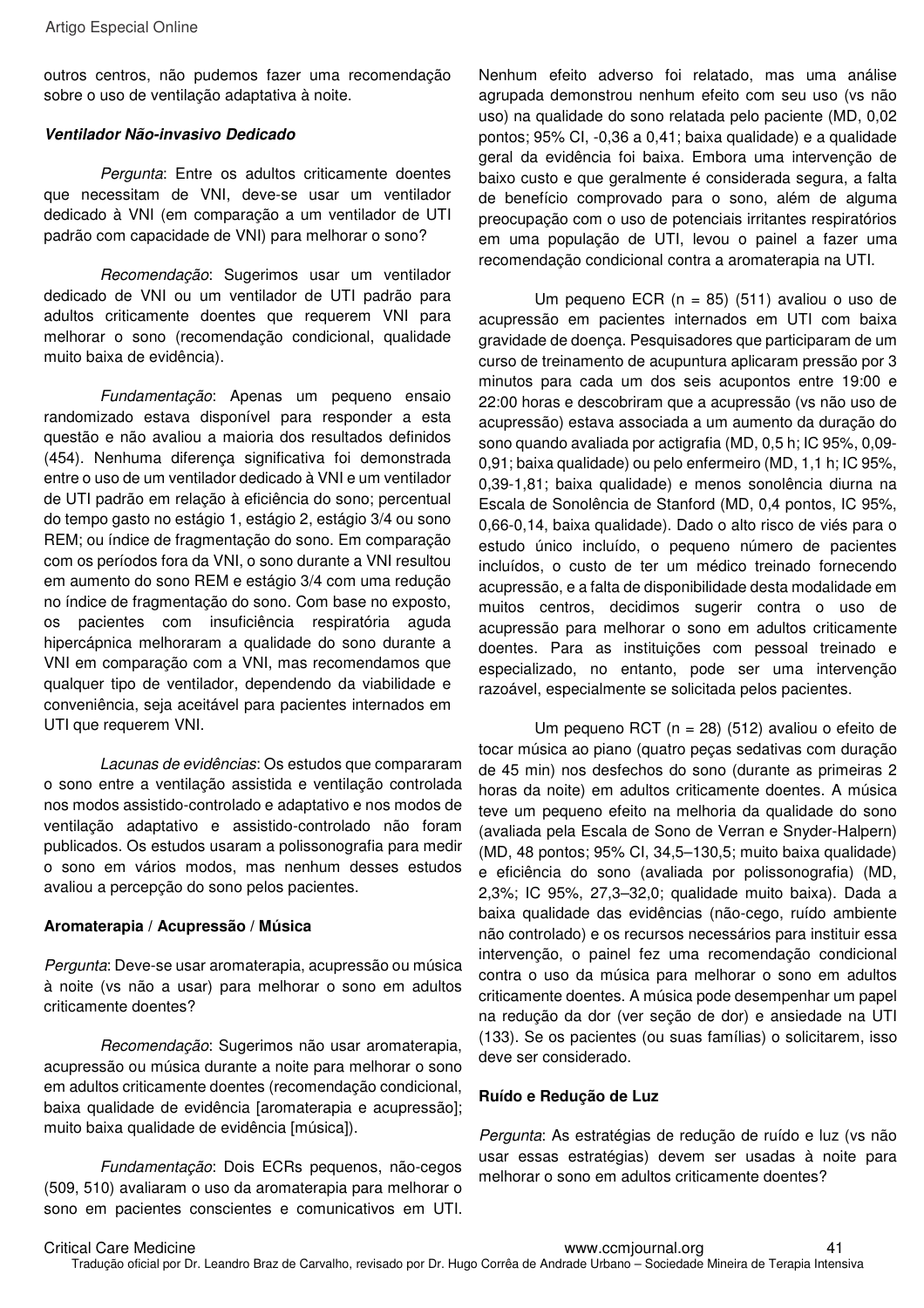outros centros, não pudemos fazer uma recomendação sobre o uso de ventilação adaptativa à noite.

***Ventilador Não-invasivo Dedicado***

*Pergunta*: Entre os adultos criticamente doentes que necessitam de VNI, deve-se usar um ventilador dedicado à VNI (em comparação a um ventilador de UTI padrão com capacidade de VNI) para melhorar o sono?

*Recomendação*: Sugerimos usar um ventilador dedicado de VNI ou um ventilador de UTI padrão para adultos criticamente doentes que requerem VNI para melhorar o sono (recomendação condicional, qualidade muito baixa de evidência).

*Fundamentação*: Apenas um pequeno ensaio randomizado estava disponível para responder a esta questão e não avaliou a maioria dos resultados definidos (454). Nenhuma diferença significativa foi demonstrada entre o uso de um ventilador dedicado à VNI e um ventilador de UTI padrão em relação à eficiência do sono; percentual do tempo gasto no estágio 1, estágio 2, estágio 3/4 ou sono REM; ou índice de fragmentação do sono. Em comparação com os períodos fora da VNI, o sono durante a VNI resultou em aumento do sono REM e estágio 3/4 com uma redução no índice de fragmentação do sono. Com base no exposto, os pacientes com insuficiência respiratória aguda hipercápnica melhoraram a qualidade do sono durante a VNI em comparação com a VNI, mas recomendamos que qualquer tipo de ventilador, dependendo da viabilidade e conveniência, seja aceitável para pacientes internados em UTI que requerem VNI.

*Lacunas de evidências*: Os estudos que compararam o sono entre a ventilação assistida e ventilação controlada nos modos assistido-controlado e adaptativo e nos modos de ventilação adaptativo e assistido-controlado não foram publicados. Os estudos usaram a polissonografia para medir o sono em vários modos, mas nenhum desses estudos avaliou a percepção do sono pelos pacientes.

**Aromaterapia / Acupressão / Música**

*Pergunta*: Deve-se usar aromaterapia, acupressão ou música à noite (vs não a usar) para melhorar o sono em adultos criticamente doentes?

*Recomendação*: Sugerimos não usar aromaterapia, acupressão ou música durante a noite para melhorar o sono em adultos criticamente doentes (recomendação condicional, baixa qualidade de evidência [aromaterapia e acupressão]; muito baixa qualidade de evidência [música]).

*Fundamentação*: Dois ECRs pequenos, não-cegos (509, 510) avaliaram o uso da aromaterapia para melhorar o sono em pacientes conscientes e comunicativos em UTI. Nenhum efeito adverso foi relatado, mas uma análise agrupada demonstrou nenhum efeito com seu uso (vs não uso) na qualidade do sono relatada pelo paciente (MD, 0,02 pontos; 95% CI, -0,36 a 0,41; baixa qualidade) e a qualidade geral da evidência foi baixa. Embora uma intervenção de baixo custo e que geralmente é considerada segura, a falta de benefício comprovado para o sono, além de alguma preocupação com o uso de potenciais irritantes respiratórios em uma população de UTI, levou o painel a fazer uma recomendação condicional contra a aromaterapia na UTI.

Um pequeno ECR (n = 85) (511) avaliou o uso de acupressão em pacientes internados em UTI com baixa gravidade de doença. Pesquisadores que participaram de um curso de treinamento de acupuntura aplicaram pressão por 3 minutos para cada um dos seis acupontos entre 19:00 e 22:00 horas e descobriram que a acupressão (vs não uso de acupressão) estava associada a um aumento da duração do sono quando avaliada por actigrafia (MD, 0,5 h; IC 95%, 0,09-0,91; baixa qualidade) ou pelo enfermeiro (MD, 1,1 h; IC 95%, 0,39-1,81; baixa qualidade) e menos sonolência diurna na Escala de Sonolência de Stanford (MD, 0,4 pontos, IC 95%, 0,66-0,14, baixa qualidade). Dado o alto risco de viés para o estudo único incluído, o pequeno número de pacientes incluídos, o custo de ter um médico treinado fornecendo acupressão, e a falta de disponibilidade desta modalidade em muitos centros, decidimos sugerir contra o uso de acupressão para melhorar o sono em adultos criticamente doentes. Para as instituições com pessoal treinado e especializado, no entanto, pode ser uma intervenção razoável, especialmente se solicitada pelos pacientes.

Um pequeno RCT (n = 28) (512) avaliou o efeito de tocar música ao piano (quatro peças sedativas com duração de 45 min) nos desfechos do sono (durante as primeiras 2 horas da noite) em adultos criticamente doentes. A música teve um pequeno efeito na melhoria da qualidade do sono (avaliada pela Escala de Sono de Verran e Snyder-Halpern) (MD, 48 pontos; 95% CI, 34,5–130,5; muito baixa qualidade) e eficiência do sono (avaliada por polissonografia) (MD, 2,3%; IC 95%, 27,3–32,0; qualidade muito baixa). Dada a baixa qualidade das evidências (não-cego, ruído ambiente não controlado) e os recursos necessários para instituir essa intervenção, o painel fez uma recomendação condicional contra o uso da música para melhorar o sono em adultos criticamente doentes. A música pode desempenhar um papel na redução da dor (ver seção de dor) e ansiedade na UTI (133). Se os pacientes (ou suas famílias) o solicitarem, isso deve ser considerado.

**Ruído e Redução de Luz**

*Pergunta*: As estratégias de redução de ruído e luz (vs não usar essas estratégias) devem ser usadas à noite para melhorar o sono em adultos criticamente doentes?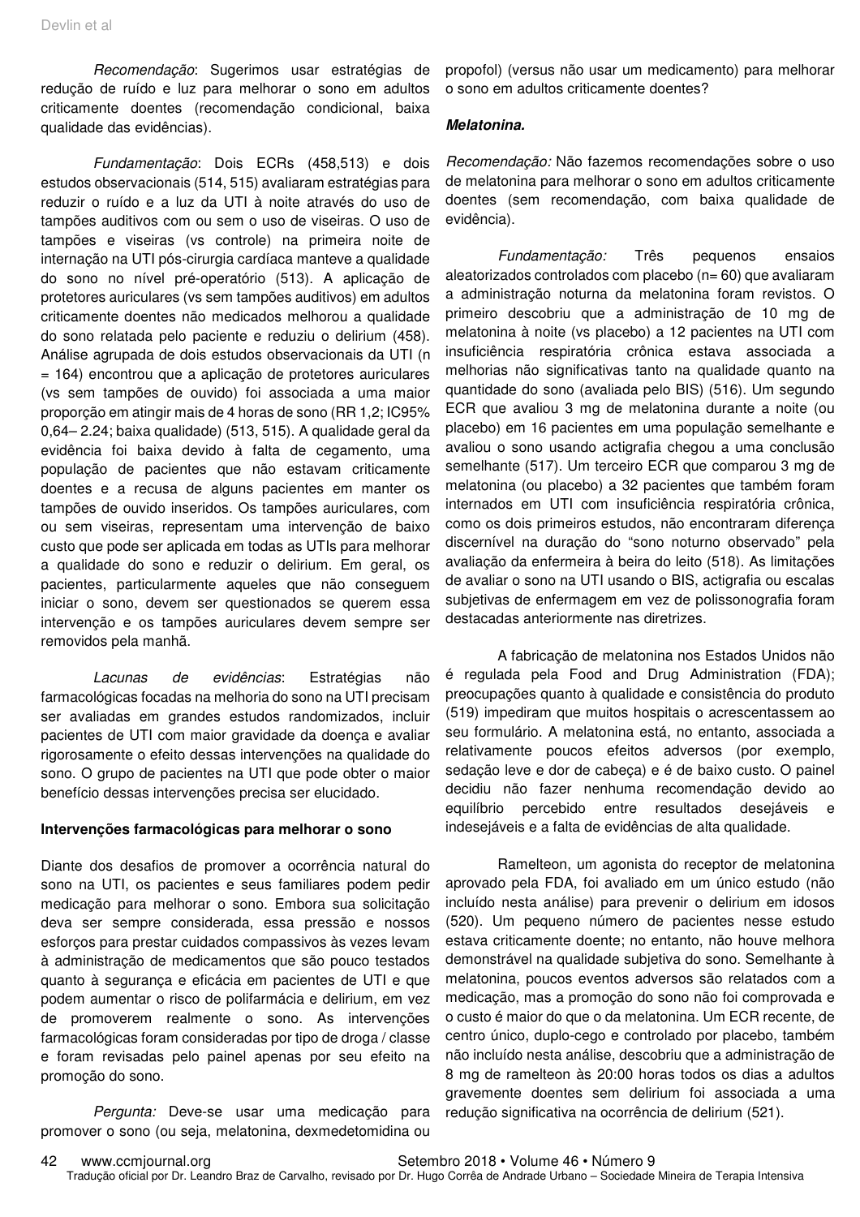*Recomendação*: Sugerimos usar estratégias de redução de ruído e luz para melhorar o sono em adultos criticamente doentes (recomendação condicional, baixa qualidade das evidências).

*Fundamentação*: Dois ECRs (458,513) e dois estudos observacionais (514, 515) avaliaram estratégias para reduzir o ruído e a luz da UTI à noite através do uso de tampões auditivos com ou sem o uso de viseiras. O uso de tampões e viseiras (vs controle) na primeira noite de internação na UTI pós-cirurgia cardíaca manteve a qualidade do sono no nível pré-operatório (513). A aplicação de protetores auriculares (vs sem tampões auditivos) em adultos criticamente doentes não medicados melhorou a qualidade do sono relatada pelo paciente e reduziu o delirium (458). Análise agrupada de dois estudos observacionais da UTI (n = 164) encontrou que a aplicação de protetores auriculares (vs sem tampões de ouvido) foi associada a uma maior proporção em atingir mais de 4 horas de sono (RR 1,2; IC95% 0,64– 2.24; baixa qualidade) (513, 515). A qualidade geral da evidência foi baixa devido à falta de cegamento, uma população de pacientes que não estavam criticamente doentes e a recusa de alguns pacientes em manter os tampões de ouvido inseridos. Os tampões auriculares, com ou sem viseiras, representam uma intervenção de baixo custo que pode ser aplicada em todas as UTIs para melhorar a qualidade do sono e reduzir o delirium. Em geral, os pacientes, particularmente aqueles que não conseguem iniciar o sono, devem ser questionados se querem essa intervenção e os tampões auriculares devem sempre ser removidos pela manhã.

*Lacunas de evidências*: Estratégias não farmacológicas focadas na melhoria do sono na UTI precisam ser avaliadas em grandes estudos randomizados, incluir pacientes de UTI com maior gravidade da doença e avaliar rigorosamente o efeito dessas intervenções na qualidade do sono. O grupo de pacientes na UTI que pode obter o maior benefício dessas intervenções precisa ser elucidado.

**Intervenções farmacológicas para melhorar o sono**

Diante dos desafios de promover a ocorrência natural do sono na UTI, os pacientes e seus familiares podem pedir medicação para melhorar o sono. Embora sua solicitação deva ser sempre considerada, essa pressão e nossos esforços para prestar cuidados compassivos às vezes levam à administração de medicamentos que são pouco testados quanto à segurança e eficácia em pacientes de UTI e que podem aumentar o risco de polifarmácia e delirium, em vez de promoverem realmente o sono. As intervenções farmacológicas foram consideradas por tipo de droga / classe e foram revisadas pelo painel apenas por seu efeito na promoção do sono.

*Pergunta:* Deve-se usar uma medicação para promover o sono (ou seja, melatonina, dexmedetomidina ou propofol) (versus não usar um medicamento) para melhorar o sono em adultos criticamente doentes?

***Melatonina.***

*Recomendação:* Não fazemos recomendações sobre o uso de melatonina para melhorar o sono em adultos criticamente doentes (sem recomendação, com baixa qualidade de evidência).

*Fundamentação:* Três pequenos ensaios aleatorizados controlados com placebo (n= 60) que avaliaram a administração noturna da melatonina foram revistos. O primeiro descobriu que a administração de 10 mg de melatonina à noite (vs placebo) a 12 pacientes na UTI com insuficiência respiratória crônica estava associada a melhorias não significativas tanto na qualidade quanto na quantidade do sono (avaliada pelo BIS) (516). Um segundo ECR que avaliou 3 mg de melatonina durante a noite (ou placebo) em 16 pacientes em uma população semelhante e avaliou o sono usando actigrafia chegou a uma conclusão semelhante (517). Um terceiro ECR que comparou 3 mg de melatonina (ou placebo) a 32 pacientes que também foram internados em UTI com insuficiência respiratória crônica, como os dois primeiros estudos, não encontraram diferença discernível na duração do "sono noturno observado" pela avaliação da enfermeira à beira do leito (518). As limitações de avaliar o sono na UTI usando o BIS, actigrafia ou escalas subjetivas de enfermagem em vez de polissonografia foram destacadas anteriormente nas diretrizes.

A fabricação de melatonina nos Estados Unidos não é regulada pela Food and Drug Administration (FDA); preocupações quanto à qualidade e consistência do produto (519) impediram que muitos hospitais o acrescentassem ao seu formulário. A melatonina está, no entanto, associada a relativamente poucos efeitos adversos (por exemplo, sedação leve e dor de cabeça) e é de baixo custo. O painel decidiu não fazer nenhuma recomendação devido ao equilíbrio percebido entre resultados desejáveis e indesejáveis e a falta de evidências de alta qualidade.

Ramelteon, um agonista do receptor de melatonina aprovado pela FDA, foi avaliado em um único estudo (não incluído nesta análise) para prevenir o delirium em idosos (520). Um pequeno número de pacientes nesse estudo estava criticamente doente; no entanto, não houve melhora demonstrável na qualidade subjetiva do sono. Semelhante à melatonina, poucos eventos adversos são relatados com a medicação, mas a promoção do sono não foi comprovada e o custo é maior do que o da melatonina. Um ECR recente, de centro único, duplo-cego e controlado por placebo, também não incluído nesta análise, descobriu que a administração de 8 mg de ramelteon às 20:00 horas todos os dias a adultos gravemente doentes sem delirium foi associada a uma redução significativa na ocorrência de delirium (521).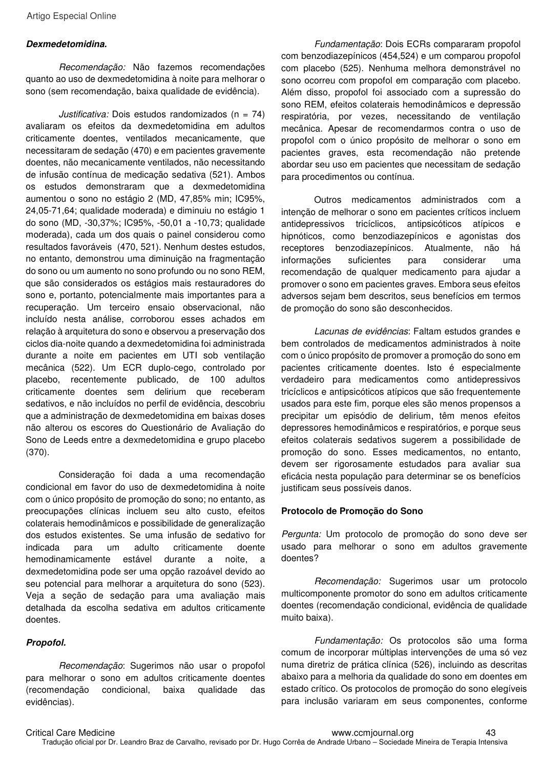***Dexmedetomidina.***

*Recomendação:* Não fazemos recomendações quanto ao uso de dexmedetomidina à noite para melhorar o sono (sem recomendação, baixa qualidade de evidência).

*Justificativa:* Dois estudos randomizados (n = 74) avaliaram os efeitos da dexmedetomidina em adultos criticamente doentes, ventilados mecanicamente, que necessitaram de sedação (470) e em pacientes gravemente doentes, não mecanicamente ventilados, não necessitando de infusão contínua de medicação sedativa (521). Ambos os estudos demonstraram que a dexmedetomidina aumentou o sono no estágio 2 (MD, 47,85% min; IC95%, 24,05-71,64; qualidade moderada) e diminuiu no estágio 1 do sono (MD, -30,37%; IC95%, -50,01 a -10,73; qualidade moderada), cada um dos quais o painel considerou como resultados favoráveis (470, 521). Nenhum destes estudos, no entanto, demonstrou uma diminuição na fragmentação do sono ou um aumento no sono profundo ou no sono REM, que são considerados os estágios mais restauradores do sono e, portanto, potencialmente mais importantes para a recuperação. Um terceiro ensaio observacional, não incluído nesta análise, corroborou esses achados em relação à arquitetura do sono e observou a preservação dos ciclos dia-noite quando a dexmedetomidina foi administrada durante a noite em pacientes em UTI sob ventilação mecânica (522). Um ECR duplo-cego, controlado por placebo, recentemente publicado, de 100 adultos criticamente doentes sem delirium que receberam sedativos, e não incluídos no perfil de evidência, descobriu que a administração de dexmedetomidina em baixas doses não alterou os escores do Questionário de Avaliação do Sono de Leeds entre a dexmedetomidina e grupo placebo (370).

Consideração foi dada a uma recomendação condicional em favor do uso de dexmedetomidina à noite com o único propósito de promoção do sono; no entanto, as preocupações clínicas incluem seu alto custo, efeitos colaterais hemodinâmicos e possibilidade de generalização dos estudos existentes. Se uma infusão de sedativo for indicada para um adulto criticamente doente hemodinamicamente estável durante a noite, a dexmedetomidina pode ser uma opção razoável devido ao seu potencial para melhorar a arquitetura do sono (523). Veja a seção de sedação para uma avaliação mais detalhada da escolha sedativa em adultos criticamente doentes.

***Propofol.***

*Recomendação*: Sugerimos não usar o propofol para melhorar o sono em adultos criticamente doentes (recomendação condicional, baixa qualidade das evidências).

*Fundamentação*: Dois ECRs compararam propofol com benzodiazepínicos (454,524) e um comparou propofol com placebo (525). Nenhuma melhora demonstrável no sono ocorreu com propofol em comparação com placebo. Além disso, propofol foi associado com a supressão do sono REM, efeitos colaterais hemodinâmicos e depressão respiratória, por vezes, necessitando de ventilação mecânica. Apesar de recomendarmos contra o uso de propofol com o único propósito de melhorar o sono em pacientes graves, esta recomendação não pretende abordar seu uso em pacientes que necessitam de sedação para procedimentos ou contínua.

Outros medicamentos administrados com a intenção de melhorar o sono em pacientes críticos incluem antidepressivos tricíclicos, antipsicóticos atípicos e hipnóticos, como benzodiazepínicos e agonistas dos receptores benzodiazepínicos. Atualmente, não há informações suficientes para considerar uma recomendação de qualquer medicamento para ajudar a promover o sono em pacientes graves. Embora seus efeitos adversos sejam bem descritos, seus benefícios em termos de promoção do sono são desconhecidos.

*Lacunas de evidências*: Faltam estudos grandes e bem controlados de medicamentos administrados à noite com o único propósito de promover a promoção do sono em pacientes criticamente doentes. Isto é especialmente verdadeiro para medicamentos como antidepressivos tricíclicos e antipsicóticos atípicos que são frequentemente usados para este fim, porque eles são menos propensos a precipitar um episódio de delirium, têm menos efeitos depressores hemodinâmicos e respiratórios, e porque seus efeitos colaterais sedativos sugerem a possibilidade de promoção do sono. Esses medicamentos, no entanto, devem ser rigorosamente estudados para avaliar sua eficácia nesta população para determinar se os benefícios justificam seus possíveis danos.

**Protocolo de Promoção do Sono**

*Pergunta:* Um protocolo de promoção do sono deve ser usado para melhorar o sono em adultos gravemente doentes?

*Recomendação:* Sugerimos usar um protocolo multicomponente promotor do sono em adultos criticamente doentes (recomendação condicional, evidência de qualidade muito baixa).

*Fundamentação:* Os protocolos são uma forma comum de incorporar múltiplas intervenções de uma só vez numa diretriz de prática clínica (526), incluindo as descritas abaixo para a melhoria da qualidade do sono em doentes em estado crítico. Os protocolos de promoção do sono elegíveis para inclusão variaram em seus componentes, conforme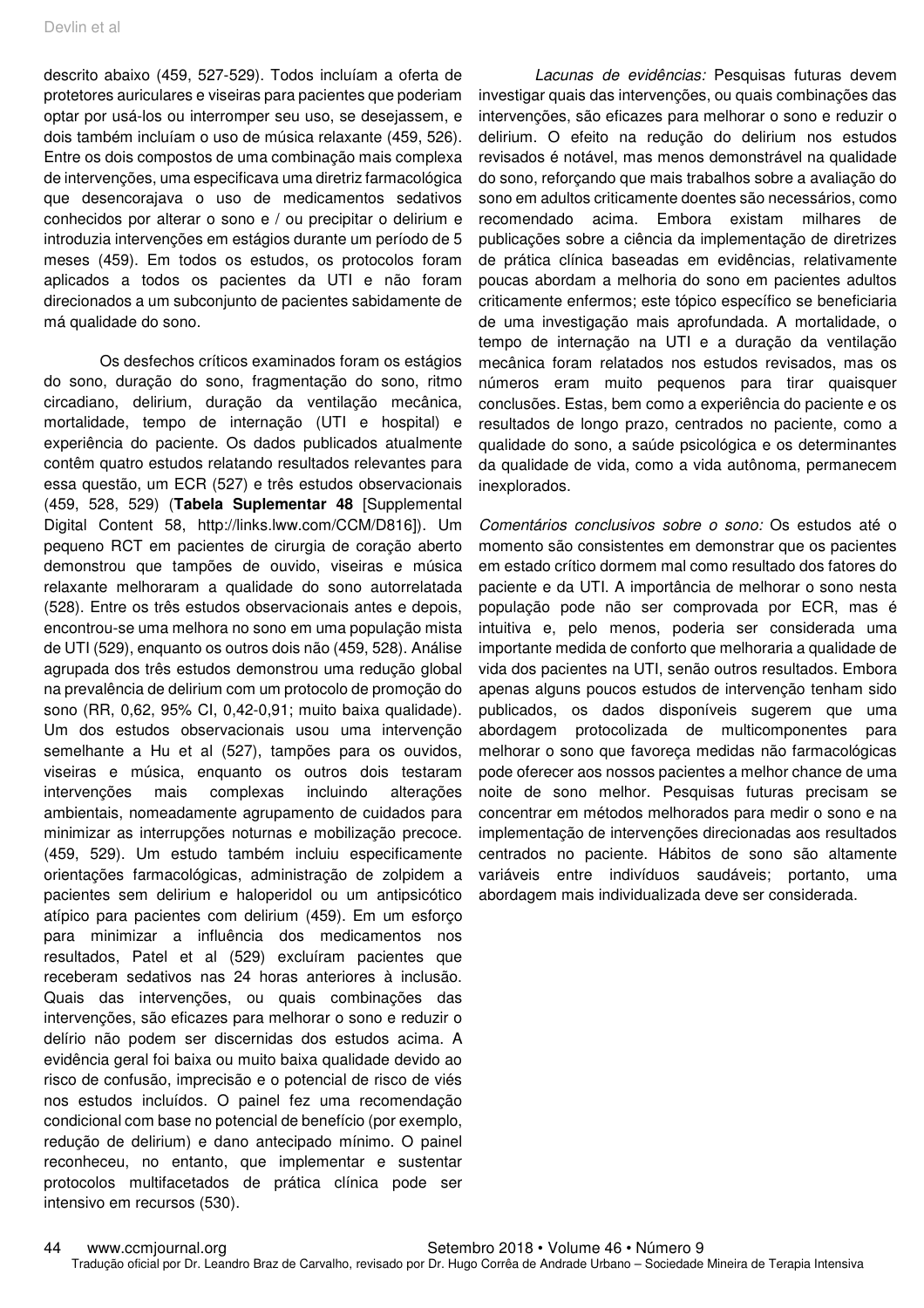descrito abaixo (459, 527-529). Todos incluíam a oferta de protetores auriculares e viseiras para pacientes que poderiam optar por usá-los ou interromper seu uso, se desejassem, e dois também incluíam o uso de música relaxante (459, 526). Entre os dois compostos de uma combinação mais complexa de intervenções, uma especificava uma diretriz farmacológica que desencorajava o uso de medicamentos sedativos conhecidos por alterar o sono e / ou precipitar o delirium e introduzia intervenções em estágios durante um período de 5 meses (459). Em todos os estudos, os protocolos foram aplicados a todos os pacientes da UTI e não foram direcionados a um subconjunto de pacientes sabidamente de má qualidade do sono.

Os desfechos críticos examinados foram os estágios do sono, duração do sono, fragmentação do sono, ritmo circadiano, delirium, duração da ventilação mecânica, mortalidade, tempo de internação (UTI e hospital) e experiência do paciente. Os dados publicados atualmente contêm quatro estudos relatando resultados relevantes para essa questão, um ECR (527) e três estudos observacionais (459, 528, 529) (**Tabela Suplementar 48** [Supplemental Digital Content 58, http://links.lww.com/CCM/D816]). Um pequeno RCT em pacientes de cirurgia de coração aberto demonstrou que tampões de ouvido, viseiras e música relaxante melhoraram a qualidade do sono autorrelatada (528). Entre os três estudos observacionais antes e depois, encontrou-se uma melhora no sono em uma população mista de UTI (529), enquanto os outros dois não (459, 528). Análise agrupada dos três estudos demonstrou uma redução global na prevalência de delirium com um protocolo de promoção do sono (RR, 0,62, 95% CI, 0,42-0,91; muito baixa qualidade). Um dos estudos observacionais usou uma intervenção semelhante a Hu et al (527), tampões para os ouvidos, viseiras e música, enquanto os outros dois testaram intervenções mais complexas incluindo alterações ambientais, nomeadamente agrupamento de cuidados para minimizar as interrupções noturnas e mobilização precoce. (459, 529). Um estudo também incluiu especificamente orientações farmacológicas, administração de zolpidem a pacientes sem delirium e haloperidol ou um antipsicótico atípico para pacientes com delirium (459). Em um esforço para minimizar a influência dos medicamentos nos resultados, Patel et al (529) excluíram pacientes que receberam sedativos nas 24 horas anteriores à inclusão. Quais das intervenções, ou quais combinações das intervenções, são eficazes para melhorar o sono e reduzir o delírio não podem ser discernidas dos estudos acima. A evidência geral foi baixa ou muito baixa qualidade devido ao risco de confusão, imprecisão e o potencial de risco de viés nos estudos incluídos. O painel fez uma recomendação condicional com base no potencial de benefício (por exemplo, redução de delirium) e dano antecipado mínimo. O painel reconheceu, no entanto, que implementar e sustentar protocolos multifacetados de prática clínica pode ser intensivo em recursos (530).

*Lacunas de evidências:* Pesquisas futuras devem investigar quais das intervenções, ou quais combinações das intervenções, são eficazes para melhorar o sono e reduzir o delirium. O efeito na redução do delirium nos estudos revisados é notável, mas menos demonstrável na qualidade do sono, reforçando que mais trabalhos sobre a avaliação do sono em adultos criticamente doentes são necessários, como recomendado acima. Embora existam milhares de publicações sobre a ciência da implementação de diretrizes de prática clínica baseadas em evidências, relativamente poucas abordam a melhoria do sono em pacientes adultos criticamente enfermos; este tópico específico se beneficiaria de uma investigação mais aprofundada. A mortalidade, o tempo de internação na UTI e a duração da ventilação mecânica foram relatados nos estudos revisados, mas os números eram muito pequenos para tirar quaisquer conclusões. Estas, bem como a experiência do paciente e os resultados de longo prazo, centrados no paciente, como a qualidade do sono, a saúde psicológica e os determinantes da qualidade de vida, como a vida autônoma, permanecem inexplorados.

*Comentários conclusivos sobre o sono:* Os estudos até o momento são consistentes em demonstrar que os pacientes em estado crítico dormem mal como resultado dos fatores do paciente e da UTI. A importância de melhorar o sono nesta população pode não ser comprovada por ECR, mas é intuitiva e, pelo menos, poderia ser considerada uma importante medida de conforto que melhoraria a qualidade de vida dos pacientes na UTI, senão outros resultados. Embora apenas alguns poucos estudos de intervenção tenham sido publicados, os dados disponíveis sugerem que uma abordagem protocolizada de multicomponentes para melhorar o sono que favoreça medidas não farmacológicas pode oferecer aos nossos pacientes a melhor chance de uma noite de sono melhor. Pesquisas futuras precisam se concentrar em métodos melhorados para medir o sono e na implementação de intervenções direcionadas aos resultados centrados no paciente. Hábitos de sono são altamente variáveis entre indivíduos saudáveis; portanto, uma abordagem mais individualizada deve ser considerada.

Tradução oficial por Dr. Leandro Braz de Carvalho, revisado por Dr. Hugo Corrêa de Andrade Urbano – Sociedade Mineira de Terapia Intensiva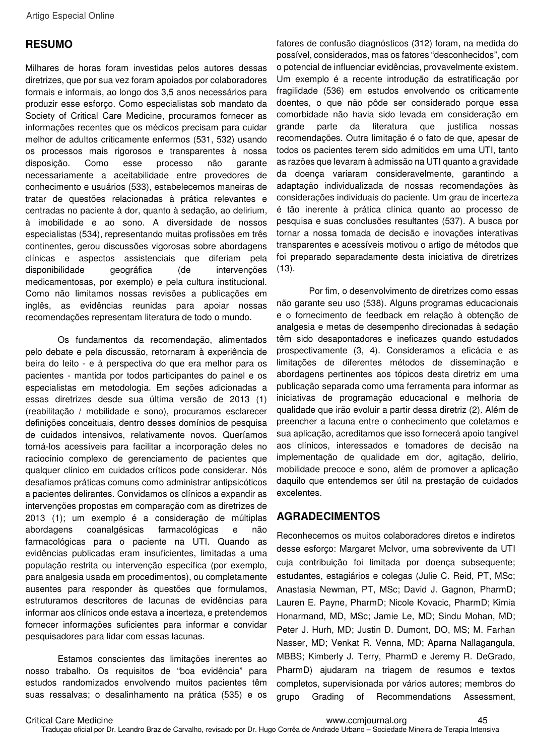## RESUMO

Milhares de horas foram investidas pelos autores dessas diretrizes, que por sua vez foram apoiados por colaboradores formais e informais, ao longo dos 3,5 anos necessários para produzir esse esforço. Como especialistas sob mandato da Society of Critical Care Medicine, procuramos fornecer as informações recentes que os médicos precisam para cuidar melhor de adultos criticamente enfermos (531, 532) usando os processos mais rigorosos e transparentes à nossa disposição. Como esse processo não garante necessariamente a aceitabilidade entre provedores de conhecimento e usuários (533), estabelecemos maneiras de tratar de questões relacionadas à prática relevantes e centradas no paciente à dor, quanto à sedação, ao delirium, à imobilidade e ao sono. A diversidade de nossos especialistas (534), representando muitas profissões em três continentes, gerou discussões vigorosas sobre abordagens clínicas e aspectos assistenciais que diferiam pela disponibilidade geográfica (de intervenções medicamentosas, por exemplo) e pela cultura institucional. Como não limitamos nossas revisões a publicações em inglês, as evidências reunidas para apoiar nossas recomendações representam literatura de todo o mundo.

Os fundamentos da recomendação, alimentados pelo debate e pela discussão, retornaram à experiência de beira do leito - e à perspectiva do que era melhor para os pacientes - mantida por todos participantes do painel e os especialistas em metodologia. Em seções adicionadas a essas diretrizes desde sua última versão de 2013 (1) (reabilitação / mobilidade e sono), procuramos esclarecer definições conceituais, dentro desses domínios de pesquisa de cuidados intensivos, relativamente novos. Queríamos torná-los acessíveis para facilitar a incorporação deles no raciocínio complexo de gerenciamento de pacientes que qualquer clínico em cuidados críticos pode considerar. Nós desafiamos práticas comuns como administrar antipsicóticos a pacientes delirantes. Convidamos os clínicos a expandir as intervenções propostas em comparação com as diretrizes de 2013 (1); um exemplo é a consideração de múltiplas abordagens coanalgésicas farmacológicas e não farmacológicas para o paciente na UTI. Quando as evidências publicadas eram insuficientes, limitadas a uma população restrita ou intervenção específica (por exemplo, para analgesia usada em procedimentos), ou completamente ausentes para responder às questões que formulamos, estruturamos descritores de lacunas de evidências para informar aos clínicos onde estava a incerteza, e pretendemos fornecer informações suficientes para informar e convidar pesquisadores para lidar com essas lacunas.

Estamos conscientes das limitações inerentes ao nosso trabalho. Os requisitos de "boa evidência" para estudos randomizados envolvendo muitos pacientes têm suas ressalvas; o desalinhamento na prática (535) e os fatores de confusão diagnósticos (312) foram, na medida do possível, considerados, mas os fatores "desconhecidos", com o potencial de influenciar evidências, provavelmente existem. Um exemplo é a recente introdução da estratificação por fragilidade (536) em estudos envolvendo os criticamente doentes, o que não pôde ser considerado porque essa comorbidade não havia sido levada em consideração em grande parte da literatura que justifica nossas recomendações. Outra limitação é o fato de que, apesar de todos os pacientes terem sido admitidos em uma UTI, tanto as razões que levaram à admissão na UTI quanto a gravidade da doença variaram consideravelmente, garantindo a adaptação individualizada de nossas recomendações às considerações individuais do paciente. Um grau de incerteza é tão inerente à prática clínica quanto ao processo de pesquisa e suas conclusões resultantes (537). A busca por tornar a nossa tomada de decisão e inovações interativas transparentes e acessíveis motivou o artigo de métodos que foi preparado separadamente desta iniciativa de diretrizes (13).

Por fim, o desenvolvimento de diretrizes como essas não garante seu uso (538). Alguns programas educacionais e o fornecimento de feedback em relação à obtenção de analgesia e metas de desempenho direcionadas à sedação têm sido desapontadores e ineficazes quando estudados prospectivamente (3, 4). Consideramos a eficácia e as limitações de diferentes métodos de disseminação e abordagens pertinentes aos tópicos desta diretriz em uma publicação separada como uma ferramenta para informar as iniciativas de programação educacional e melhoria de qualidade que irão evoluir a partir dessa diretriz (2). Além de preencher a lacuna entre o conhecimento que coletamos e sua aplicação, acreditamos que isso fornecerá apoio tangível aos clínicos, interessados e tomadores de decisão na implementação de qualidade em dor, agitação, delírio, mobilidade precoce e sono, além de promover a aplicação daquilo que entendemos ser útil na prestação de cuidados excelentes.

## AGRADECIMENTOS

Reconhecemos os muitos colaboradores diretos e indiretos desse esforço: Margaret McIvor, uma sobrevivente da UTI cuja contribuição foi limitada por doença subsequente; estudantes, estagiários e colegas (Julie C. Reid, PT, MSc; Anastasia Newman, PT, MSc; David J. Gagnon, PharmD; Lauren E. Payne, PharmD; Nicole Kovacic, PharmD; Kimia Honarmand, MD, MSc; Jamie Le, MD; Sindu Mohan, MD; Peter J. Hurh, MD; Justin D. Dumont, DO, MS; M. Farhan Nasser, MD; Venkat R. Venna, MD; Aparna Nallagangula, MBBS; Kimberly J. Terry, PharmD e Jeremy R. DeGrado, PharmD) ajudaram na triagem de resumos e textos completos, supervisionada por vários autores; membros do grupo Grading of Recommendations Assessment,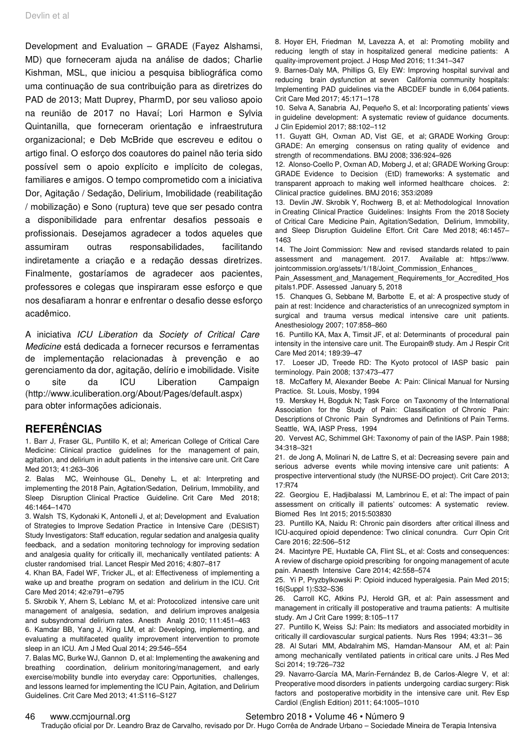Development and Evaluation – GRADE (Fayez Alshamsi, MD) que forneceram ajuda na análise de dados; Charlie Kishman, MSL, que iniciou a pesquisa bibliográfica como uma continuação de sua contribuição para as diretrizes do PAD de 2013; Matt Duprey, PharmD, por seu valioso apoio na reunião de 2017 no Havaí; Lori Harmon e Sylvia Quintanilla, que forneceram orientação e infraestrutura organizacional; e Deb McBride que escreveu e editou o artigo final. O esforço dos coautores do painel não teria sido possível sem o apoio explícito e implícito de colegas, familiares e amigos. O tempo comprometido com a iniciativa Dor, Agitação / Sedação, Delirium, Imobilidade (reabilitação / mobilização) e Sono (ruptura) teve que ser pesado contra a disponibilidade para enfrentar desafios pessoais e profissionais. Desejamos agradecer a todos aqueles que assumiram outras responsabilidades, facilitando indiretamente a criação e a redação dessas diretrizes. Finalmente, gostaríamos de agradecer aos pacientes, professores e colegas que inspiraram esse esforço e que nos desafiaram a honrar e enfrentar o desafio desse esforço acadêmico.

A iniciativa *ICU Liberation* da *Society of Critical Care Medicine* está dedicada a fornecer recursos e ferramentas de implementação relacionadas à prevenção e ao gerenciamento da dor, agitação, delírio e imobilidade. Visite o site da ICU Liberation Campaign (http://www.iculiberation.org/About/Pages/default.aspx) para obter informações adicionais.

## REFERÊNCIAS

1. Barr J, Fraser GL, Puntillo K, et al; American College of Critical Care Medicine: Clinical practice guidelines for the management of pain, agitation, and delirium in adult patients in the intensive care unit. Crit Care Med 2013; 41:263–306
2. Balas MC, Weinhouse GL, Denehy L, et al: Interpreting and implementing the 2018 Pain, Agitation/Sedation, Delirium, Immobility, and Sleep Disruption Clinical Practice Guideline. Crit Care Med 2018; 46:1464–1470
3. Walsh TS, Kydonaki K, Antonelli J, et al; Development and Evaluation of Strategies to Improve Sedation Practice in Intensive Care (DESIST) Study Investigators: Staff education, regular sedation and analgesia quality feedback, and a sedation monitoring technology for improving sedation and analgesia quality for critically ill, mechanically ventilated patients: A cluster randomised trial. Lancet Respir Med 2016; 4:807–817
4. Khan BA, Fadel WF, Tricker JL, et al: Effectiveness of implementing a wake up and breathe program on sedation and delirium in the ICU. Crit Care Med 2014; 42:e791–e795
5. Skrobik Y, Ahern S, Leblanc M, et al: Protocolized intensive care unit management of analgesia, sedation, and delirium improves analgesia and subsyndromal delirium rates. Anesth Analg 2010; 111:451–463
6. Kamdar BB, Yang J, King LM, et al: Developing, implementing, and evaluating a multifaceted quality improvement intervention to promote sleep in an ICU. Am J Med Qual 2014; 29:546–554
7. Balas MC, Burke WJ, Gannon D, et al: Implementing the awakening and breathing coordination, delirium monitoring/management, and early exercise/mobility bundle into everyday care: Opportunities, challenges, and lessons learned for implementing the ICU Pain, Agitation, and Delirium Guidelines. Crit Care Med 2013; 41:S116–S127
8. Hoyer EH, Friedman M, Lavezza A, et al: Promoting mobility and reducing length of stay in hospitalized general medicine patients: A quality-improvement project. J Hosp Med 2016; 11:341–347
9. Barnes-Daly MA, Phillips G, Ely EW: Improving hospital survival and reducing brain dysfunction at seven California community hospitals: Implementing PAD guidelines via the ABCDEF bundle in 6,064 patients. Crit Care Med 2017; 45:171–178
10. Selva A, Sanabria AJ, Pequeño S, et al: Incorporating patients' views in guideline development: A systematic review of guidance documents. J Clin Epidemiol 2017; 88:102–112
11. Guyatt GH, Oxman AD, Vist GE, et al; GRADE Working Group: GRADE: An emerging consensus on rating quality of evidence and strength of recommendations. BMJ 2008; 336:924–926
12. Alonso-Coello P, Oxman AD, Moberg J, et al; GRADE Working Group: GRADE Evidence to Decision (EtD) frameworks: A systematic and transparent approach to making well informed healthcare choices. 2: Clinical practice guidelines. BMJ 2016; 353:i2089
13. Devlin JW. Skrobik Y, Rochwerg B, et al: Methodological Innovation in Creating Clinical Practice Guidelines: Insights From the 2018 Society of Critical Care Medicine Pain, Agitation/Sedation, Delirium, Immobility, and Sleep Disruption Guideline Effort. Crit Care Med 2018; 46:1457–1463
14. The Joint Commission: New and revised standards related to pain assessment and management. 2017. Available at: https://www.jointcommission.org/assets/1/18/Joint_Commission_Enhances_Pain_Assessment_and_Management_Requirements_for_Accredited_Hospitals1.PDF. Assessed January 5, 2018
15. Chanques G, Sebbane M, Barbotte E, et al: A prospective study of pain at rest: Incidence and characteristics of an unrecognized symptom in surgical and trauma versus medical intensive care unit patients. Anesthesiology 2007; 107:858–860
16. Puntillo KA, Max A, Timsit JF, et al: Determinants of procedural pain intensity in the intensive care unit. The Europain® study. Am J Respir Crit Care Med 2014; 189:39–47
17. Loeser JD, Treede RD: The Kyoto protocol of IASP basic pain terminology. Pain 2008; 137:473–477
18. McCaffery M, Alexander Beebe A: Pain: Clinical Manual for Nursing Practice. St. Louis, Mosby, 1994
19. Merskey H, Bogduk N; Task Force on Taxonomy of the International Association for the Study of Pain: Classification of Chronic Pain: Descriptions of Chronic Pain Syndromes and Definitions of Pain Terms. Seattle, WA, IASP Press, 1994
20. Vervest AC, Schimmel GH: Taxonomy of pain of the IASP. Pain 1988; 34:318–321
21. de Jong A, Molinari N, de Lattre S, et al: Decreasing severe pain and serious adverse events while moving intensive care unit patients: A prospective interventional study (the NURSE-DO project). Crit Care 2013; 17:R74
22. Georgiou E, Hadjibalassi M, Lambrinou E, et al: The impact of pain assessment on critically ill patients' outcomes: A systematic review. Biomed Res Int 2015; 2015:503830
23. Puntillo KA, Naidu R: Chronic pain disorders after critical illness and ICU-acquired opioid dependence: Two clinical conundra. Curr Opin Crit Care 2016; 22:506–512
24. Macintyre PE, Huxtable CA, Flint SL, et al: Costs and consequences: A review of discharge opioid prescribing for ongoing management of acute pain. Anaesth Intensive Care 2014; 42:558–574
25. Yi P, Pryzbylkowski P: Opioid induced hyperalgesia. Pain Med 2015; 16(Suppl 1):S32–S36
26. Carroll KC, Atkins PJ, Herold GR, et al: Pain assessment and management in critically ill postoperative and trauma patients: A multisite study. Am J Crit Care 1999; 8:105–117
27. Puntillo K, Weiss SJ: Pain: Its mediators and associated morbidity in critically ill cardiovascular surgical patients. Nurs Res 1994; 43:31– 36
28. Al Sutari MM, Abdalrahim MS, Hamdan-Mansour AM, et al: Pain among mechanically ventilated patients in critical care units. J Res Med Sci 2014; 19:726–732
29. Navarro-García MA, Marín-Fernández B, de Carlos-Alegre V, et al: Preoperative mood disorders in patients undergoing cardiac surgery: Risk factors and postoperative morbidity in the intensive care unit. Rev Esp Cardiol (English Edition) 2011; 64:1005–1010

Tradução oficial por Dr. Leandro Braz de Carvalho, revisado por Dr. Hugo Corrêa de Andrade Urbano – Sociedade Mineira de Terapia Intensiva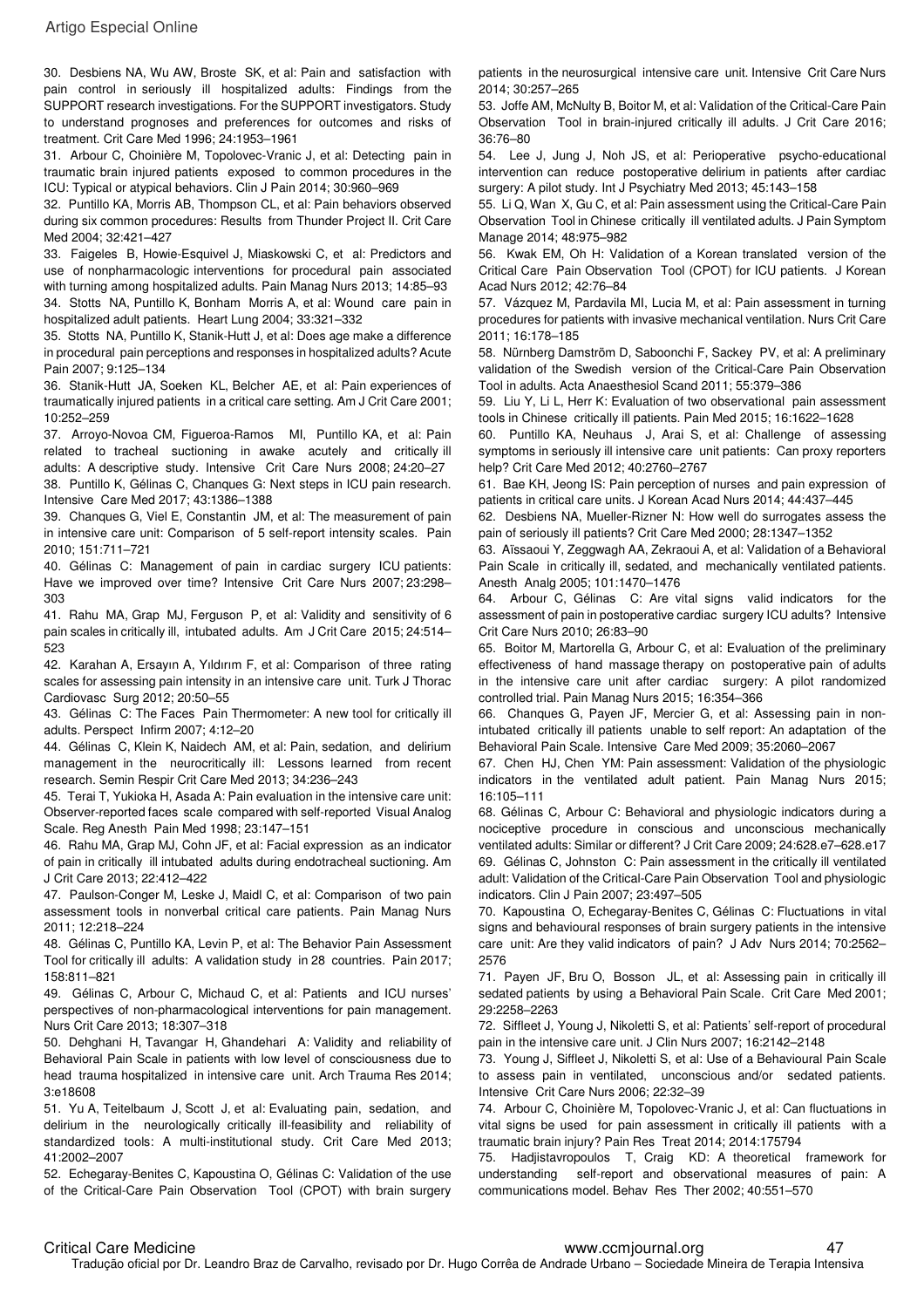30. Desbiens NA, Wu AW, Broste SK, et al: Pain and satisfaction with pain control in seriously ill hospitalized adults: Findings from the SUPPORT research investigations. For the SUPPORT investigators. Study to understand prognoses and preferences for outcomes and risks of treatment. Crit Care Med 1996; 24:1953–1961

31. Arbour C, Choinière M, Topolovec-Vranic J, et al: Detecting pain in traumatic brain injured patients exposed to common procedures in the ICU: Typical or atypical behaviors. Clin J Pain 2014; 30:960–969

32. Puntillo KA, Morris AB, Thompson CL, et al: Pain behaviors observed during six common procedures: Results from Thunder Project II. Crit Care Med 2004; 32:421–427

33. Faigeles B, Howie-Esquivel J, Miaskowski C, et al: Predictors and use of nonpharmacologic interventions for procedural pain associated with turning among hospitalized adults. Pain Manag Nurs 2013; 14:85–93

34. Stotts NA, Puntillo K, Bonham Morris A, et al: Wound care pain in hospitalized adult patients. Heart Lung 2004; 33:321–332

35. Stotts NA, Puntillo K, Stanik-Hutt J, et al: Does age make a difference in procedural pain perceptions and responses in hospitalized adults? Acute Pain 2007; 9:125–134

36. Stanik-Hutt JA, Soeken KL, Belcher AE, et al: Pain experiences of traumatically injured patients in a critical care setting. Am J Crit Care 2001; 10:252–259

37. Arroyo-Novoa CM, Figueroa-Ramos MI, Puntillo KA, et al: Pain related to tracheal suctioning in awake acutely and critically ill adults: A descriptive study. Intensive Crit Care Nurs 2008; 24:20–27

38. Puntillo K, Gélinas C, Chanques G: Next steps in ICU pain research. Intensive Care Med 2017; 43:1386–1388

39. Chanques G, Viel E, Constantin JM, et al: The measurement of pain in intensive care unit: Comparison of 5 self-report intensity scales. Pain 2010; 151:711–721

40. Gélinas C: Management of pain in cardiac surgery ICU patients: Have we improved over time? Intensive Crit Care Nurs 2007; 23:298–303

41. Rahu MA, Grap MJ, Ferguson P, et al: Validity and sensitivity of 6 pain scales in critically ill, intubated adults. Am J Crit Care 2015; 24:514–523

42. Karahan A, Ersayın A, Yıldırım F, et al: Comparison of three rating scales for assessing pain intensity in an intensive care unit. Turk J Thorac Cardiovasc Surg 2012; 20:50–55

43. Gélinas C: The Faces Pain Thermometer: A new tool for critically ill adults. Perspect Infirm 2007; 4:12–20

44. Gélinas C, Klein K, Naidech AM, et al: Pain, sedation, and delirium management in the neurocritically ill: Lessons learned from recent research. Semin Respir Crit Care Med 2013; 34:236–243

45. Terai T, Yukioka H, Asada A: Pain evaluation in the intensive care unit: Observer-reported faces scale compared with self-reported Visual Analog Scale. Reg Anesth Pain Med 1998; 23:147–151

46. Rahu MA, Grap MJ, Cohn JF, et al: Facial expression as an indicator of pain in critically ill intubated adults during endotracheal suctioning. Am J Crit Care 2013; 22:412–422

47. Paulson-Conger M, Leske J, Maidl C, et al: Comparison of two pain assessment tools in nonverbal critical care patients. Pain Manag Nurs 2011; 12:218–224

48. Gélinas C, Puntillo KA, Levin P, et al: The Behavior Pain Assessment Tool for critically ill adults: A validation study in 28 countries. Pain 2017; 158:811–821

49. Gélinas C, Arbour C, Michaud C, et al: Patients and ICU nurses' perspectives of non-pharmacological interventions for pain management. Nurs Crit Care 2013; 18:307–318

50. Dehghani H, Tavangar H, Ghandehari A: Validity and reliability of Behavioral Pain Scale in patients with low level of consciousness due to head trauma hospitalized in intensive care unit. Arch Trauma Res 2014; 3:e18608

51. Yu A, Teitelbaum J, Scott J, et al: Evaluating pain, sedation, and delirium in the neurologically critically ill-feasibility and reliability of standardized tools: A multi-institutional study. Crit Care Med 2013; 41:2002–2007

52. Echegaray-Benites C, Kapoustina O, Gélinas C: Validation of the use of the Critical-Care Pain Observation Tool (CPOT) with brain surgery patients in the neurosurgical intensive care unit. Intensive Crit Care Nurs 2014; 30:257–265

53. Joffe AM, McNulty B, Boitor M, et al: Validation of the Critical-Care Pain Observation Tool in brain-injured critically ill adults. J Crit Care 2016; 36:76–80

54. Lee J, Jung J, Noh JS, et al: Perioperative psycho-educational intervention can reduce postoperative delirium in patients after cardiac surgery: A pilot study. Int J Psychiatry Med 2013; 45:143–158

55. Li Q, Wan X, Gu C, et al: Pain assessment using the Critical-Care Pain Observation Tool in Chinese critically ill ventilated adults. J Pain Symptom Manage 2014; 48:975–982

56. Kwak EM, Oh H: Validation of a Korean translated version of the Critical Care Pain Observation Tool (CPOT) for ICU patients. J Korean Acad Nurs 2012; 42:76–84

57. Vázquez M, Pardavila MI, Lucia M, et al: Pain assessment in turning procedures for patients with invasive mechanical ventilation. Nurs Crit Care 2011; 16:178–185

58. Nürnberg Damström D, Saboonchi F, Sackey PV, et al: A preliminary validation of the Swedish version of the Critical-Care Pain Observation Tool in adults. Acta Anaesthesiol Scand 2011; 55:379–386

59. Liu Y, Li L, Herr K: Evaluation of two observational pain assessment tools in Chinese critically ill patients. Pain Med 2015; 16:1622–1628

60. Puntillo KA, Neuhaus J, Arai S, et al: Challenge of assessing symptoms in seriously ill intensive care unit patients: Can proxy reporters help? Crit Care Med 2012; 40:2760–2767

61. Bae KH, Jeong IS: Pain perception of nurses and pain expression of patients in critical care units. J Korean Acad Nurs 2014; 44:437–445

62. Desbiens NA, Mueller-Rizner N: How well do surrogates assess the pain of seriously ill patients? Crit Care Med 2000; 28:1347–1352

63. Aïssaoui Y, Zeggwagh AA, Zekraoui A, et al: Validation of a Behavioral Pain Scale in critically ill, sedated, and mechanically ventilated patients. Anesth Analg 2005; 101:1470–1476

64. Arbour C, Gélinas C: Are vital signs valid indicators for the assessment of pain in postoperative cardiac surgery ICU adults? Intensive Crit Care Nurs 2010; 26:83–90

65. Boitor M, Martorella G, Arbour C, et al: Evaluation of the preliminary effectiveness of hand massage therapy on postoperative pain of adults in the intensive care unit after cardiac surgery: A pilot randomized controlled trial. Pain Manag Nurs 2015; 16:354–366

66. Chanques G, Payen JF, Mercier G, et al: Assessing pain in non-intubated critically ill patients unable to self report: An adaptation of the Behavioral Pain Scale. Intensive Care Med 2009; 35:2060–2067

67. Chen HJ, Chen YM: Pain assessment: Validation of the physiologic indicators in the ventilated adult patient. Pain Manag Nurs 2015; 16:105–111

68. Gélinas C, Arbour C: Behavioral and physiologic indicators during a nociceptive procedure in conscious and unconscious mechanically ventilated adults: Similar or different? J Crit Care 2009; 24:628.e7–628.e17

69. Gélinas C, Johnston C: Pain assessment in the critically ill ventilated adult: Validation of the Critical-Care Pain Observation Tool and physiologic indicators. Clin J Pain 2007; 23:497–505

70. Kapoustina O, Echegaray-Benites C, Gélinas C: Fluctuations in vital signs and behavioural responses of brain surgery patients in the intensive care unit: Are they valid indicators of pain? J Adv Nurs 2014; 70:2562–2576

71. Payen JF, Bru O, Bosson JL, et al: Assessing pain in critically ill sedated patients by using a Behavioral Pain Scale. Crit Care Med 2001; 29:2258–2263

72. Siffleet J, Young J, Nikoletti S, et al: Patients' self-report of procedural pain in the intensive care unit. J Clin Nurs 2007; 16:2142–2148

73. Young J, Siffleet J, Nikoletti S, et al: Use of a Behavioural Pain Scale to assess pain in ventilated, unconscious and/or sedated patients. Intensive Crit Care Nurs 2006; 22:32–39

74. Arbour C, Choinière M, Topolovec-Vranic J, et al: Can fluctuations in vital signs be used for pain assessment in critically ill patients with a traumatic brain injury? Pain Res Treat 2014; 2014:175794

75. Hadjistavropoulos T, Craig KD: A theoretical framework for understanding self-report and observational measures of pain: A communications model. Behav Res Ther 2002; 40:551–570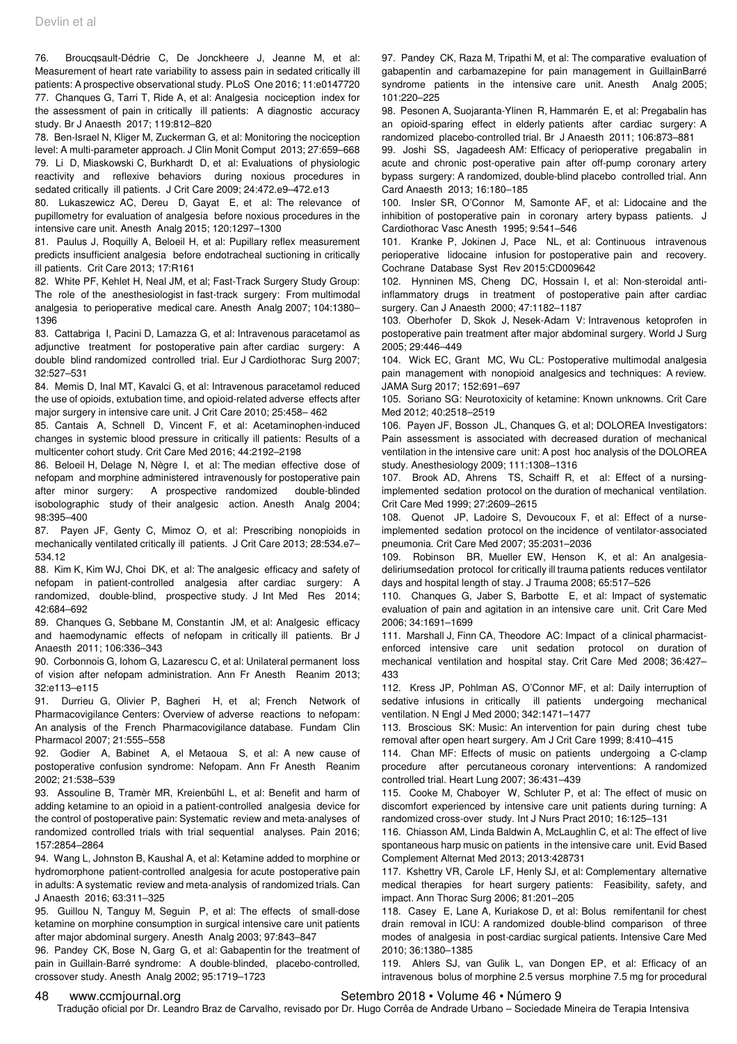76. Broucqsault-Dédrie C, De Jonckheere J, Jeanne M, et al: Measurement of heart rate variability to assess pain in sedated critically ill patients: A prospective observational study. PLoS One 2016; 11:e0147720

77. Chanques G, Tarri T, Ride A, et al: Analgesia nociception index for the assessment of pain in critically ill patients: A diagnostic accuracy study. Br J Anaesth 2017; 119:812–820

78. Ben-Israel N, Kliger M, Zuckerman G, et al: Monitoring the nociception level: A multi-parameter approach. J Clin Monit Comput 2013; 27:659–668

79. Li D, Miaskowski C, Burkhardt D, et al: Evaluations of physiologic reactivity and reflexive behaviors during noxious procedures in sedated critically ill patients. J Crit Care 2009; 24:472.e9–472.e13

80. Lukaszewicz AC, Dereu D, Gayat E, et al: The relevance of pupillometry for evaluation of analgesia before noxious procedures in the intensive care unit. Anesth Analg 2015; 120:1297–1300

81. Paulus J, Roquilly A, Beloeil H, et al: Pupillary reflex measurement predicts insufficient analgesia before endotracheal suctioning in critically ill patients. Crit Care 2013; 17:R161

82. White PF, Kehlet H, Neal JM, et al; Fast-Track Surgery Study Group: The role of the anesthesiologist in fast-track surgery: From multimodal analgesia to perioperative medical care. Anesth Analg 2007; 104:1380–1396

83. Cattabriga I, Pacini D, Lamazza G, et al: Intravenous paracetamol as adjunctive treatment for postoperative pain after cardiac surgery: A double blind randomized controlled trial. Eur J Cardiothorac Surg 2007; 32:527–531

84. Memis D, Inal MT, Kavalci G, et al: Intravenous paracetamol reduced the use of opioids, extubation time, and opioid-related adverse effects after major surgery in intensive care unit. J Crit Care 2010; 25:458– 462

85. Cantais A, Schnell D, Vincent F, et al: Acetaminophen-induced changes in systemic blood pressure in critically ill patients: Results of a multicenter cohort study. Crit Care Med 2016; 44:2192–2198

86. Beloeil H, Delage N, Nègre I, et al: The median effective dose of nefopam and morphine administered intravenously for postoperative pain after minor surgery: A prospective randomized double-blinded isobolographic study of their analgesic action. Anesth Analg 2004; 98:395–400

87. Payen JF, Genty C, Mimoz O, et al: Prescribing nonopioids in mechanically ventilated critically ill patients. J Crit Care 2013; 28:534.e7–534.12

88. Kim K, Kim WJ, Choi DK, et al: The analgesic efficacy and safety of nefopam in patient-controlled analgesia after cardiac surgery: A randomized, double-blind, prospective study. J Int Med Res 2014; 42:684–692

89. Chanques G, Sebbane M, Constantin JM, et al: Analgesic efficacy and haemodynamic effects of nefopam in critically ill patients. Br J Anaesth 2011; 106:336–343

90. Corbonnois G, Iohom G, Lazarescu C, et al: Unilateral permanent loss of vision after nefopam administration. Ann Fr Anesth Reanim 2013; 32:e113–e115

91. Durrieu G, Olivier P, Bagheri H, et al; French Network of Pharmacovigilance Centers: Overview of adverse reactions to nefopam: An analysis of the French Pharmacovigilance database. Fundam Clin Pharmacol 2007; 21:555–558

92. Godier A, Babinet A, el Metaoua S, et al: A new cause of postoperative confusion syndrome: Nefopam. Ann Fr Anesth Reanim 2002; 21:538–539

93. Assouline B, Tramèr MR, Kreienbühl L, et al: Benefit and harm of adding ketamine to an opioid in a patient-controlled analgesia device for the control of postoperative pain: Systematic review and meta-analyses of randomized controlled trials with trial sequential analyses. Pain 2016; 157:2854–2864

94. Wang L, Johnston B, Kaushal A, et al: Ketamine added to morphine or hydromorphone patient-controlled analgesia for acute postoperative pain in adults: A systematic review and meta-analysis of randomized trials. Can J Anaesth 2016; 63:311–325

95. Guillou N, Tanguy M, Seguin P, et al: The effects of small-dose ketamine on morphine consumption in surgical intensive care unit patients after major abdominal surgery. Anesth Analg 2003; 97:843–847

96. Pandey CK, Bose N, Garg G, et al: Gabapentin for the treatment of pain in Guillain-Barré syndrome: A double-blinded, placebo-controlled, crossover study. Anesth Analg 2002; 95:1719–1723

97. Pandey CK, Raza M, Tripathi M, et al: The comparative evaluation of gabapentin and carbamazepine for pain management in GuillainBarré syndrome patients in the intensive care unit. Anesth Analg 2005; 101:220–225

98. Pesonen A, Suojaranta-Ylinen R, Hammarén E, et al: Pregabalin has an opioid-sparing effect in elderly patients after cardiac surgery: A randomized placebo-controlled trial. Br J Anaesth 2011; 106:873–881

99. Joshi SS, Jagadeesh AM: Efficacy of perioperative pregabalin in acute and chronic post-operative pain after off-pump coronary artery bypass surgery: A randomized, double-blind placebo controlled trial. Ann Card Anaesth 2013; 16:180–185

100. Insler SR, O'Connor M, Samonte AF, et al: Lidocaine and the inhibition of postoperative pain in coronary artery bypass patients. J Cardiothorac Vasc Anesth 1995; 9:541–546

101. Kranke P, Jokinen J, Pace NL, et al: Continuous intravenous perioperative lidocaine infusion for postoperative pain and recovery. Cochrane Database Syst Rev 2015:CD009642

102. Hynninen MS, Cheng DC, Hossain I, et al: Non-steroidal anti-inflammatory drugs in treatment of postoperative pain after cardiac surgery. Can J Anaesth 2000; 47:1182–1187

103. Oberhofer D, Skok J, Nesek-Adam V: Intravenous ketoprofen in postoperative pain treatment after major abdominal surgery. World J Surg 2005; 29:446–449

104. Wick EC, Grant MC, Wu CL: Postoperative multimodal analgesia pain management with nonopioid analgesics and techniques: A review. JAMA Surg 2017; 152:691–697

105. Soriano SG: Neurotoxicity of ketamine: Known unknowns. Crit Care Med 2012; 40:2518–2519

106. Payen JF, Bosson JL, Chanques G, et al; DOLOREA Investigators: Pain assessment is associated with decreased duration of mechanical ventilation in the intensive care unit: A post hoc analysis of the DOLOREA study. Anesthesiology 2009; 111:1308–1316

107. Brook AD, Ahrens TS, Schaiff R, et al: Effect of a nursing-implemented sedation protocol on the duration of mechanical ventilation. Crit Care Med 1999; 27:2609–2615

108. Quenot JP, Ladoire S, Devoucoux F, et al: Effect of a nurse-implemented sedation protocol on the incidence of ventilator-associated pneumonia. Crit Care Med 2007; 35:2031–2036

109. Robinson BR, Mueller EW, Henson K, et al: An analgesia-deliriumsedation protocol for critically ill trauma patients reduces ventilator days and hospital length of stay. J Trauma 2008; 65:517–526

110. Chanques G, Jaber S, Barbotte E, et al: Impact of systematic evaluation of pain and agitation in an intensive care unit. Crit Care Med 2006; 34:1691–1699

111. Marshall J, Finn CA, Theodore AC: Impact of a clinical pharmacist-enforced intensive care unit sedation protocol on duration of mechanical ventilation and hospital stay. Crit Care Med 2008; 36:427–433

112. Kress JP, Pohlman AS, O'Connor MF, et al: Daily interruption of sedative infusions in critically ill patients undergoing mechanical ventilation. N Engl J Med 2000; 342:1471–1477

113. Broscious SK: Music: An intervention for pain during chest tube removal after open heart surgery. Am J Crit Care 1999; 8:410–415

114. Chan MF: Effects of music on patients undergoing a C-clamp procedure after percutaneous coronary interventions: A randomized controlled trial. Heart Lung 2007; 36:431–439

115. Cooke M, Chaboyer W, Schluter P, et al: The effect of music on discomfort experienced by intensive care unit patients during turning: A randomized cross-over study. Int J Nurs Pract 2010; 16:125–131

116. Chiasson AM, Linda Baldwin A, McLaughlin C, et al: The effect of live spontaneous harp music on patients in the intensive care unit. Evid Based Complement Alternat Med 2013; 2013:428731

117. Kshettry VR, Carole LF, Henly SJ, et al: Complementary alternative medical therapies for heart surgery patients: Feasibility, safety, and impact. Ann Thorac Surg 2006; 81:201–205

118. Casey E, Lane A, Kuriakose D, et al: Bolus remifentanil for chest drain removal in ICU: A randomized double-blind comparison of three modes of analgesia in post-cardiac surgical patients. Intensive Care Med 2010; 36:1380–1385

119. Ahlers SJ, van Gulik L, van Dongen EP, et al: Efficacy of an intravenous bolus of morphine 2.5 versus morphine 7.5 mg for procedural

Tradução oficial por Dr. Leandro Braz de Carvalho, revisado por Dr. Hugo Corrêa de Andrade Urbano – Sociedade Mineira de Terapia Intensiva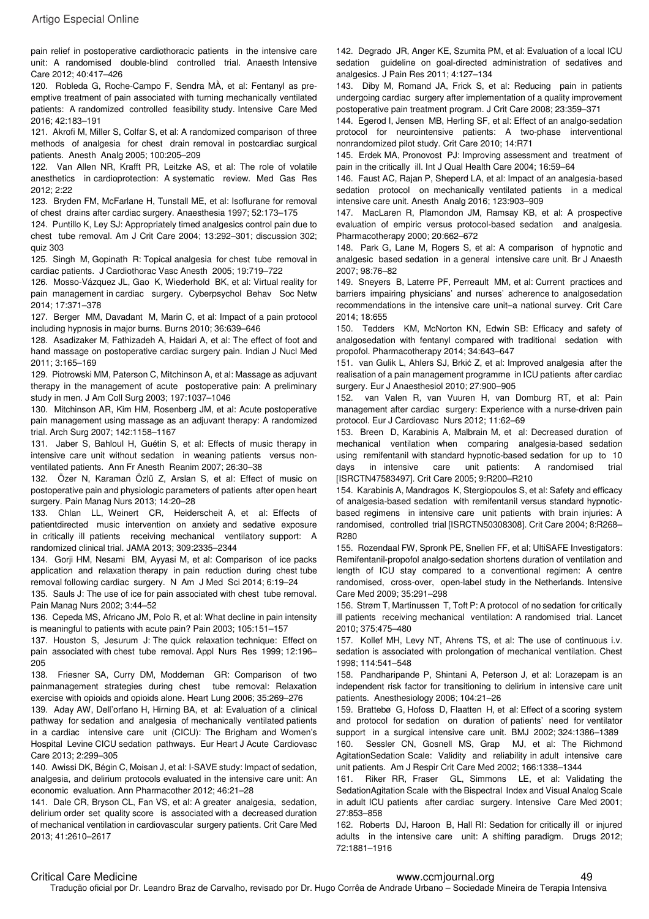pain relief in postoperative cardiothoracic patients in the intensive care unit: A randomised double-blind controlled trial. Anaesth Intensive Care 2012; 40:417–426

120. Robleda G, Roche-Campo F, Sendra MÀ, et al: Fentanyl as preemptive treatment of pain associated with turning mechanically ventilated patients: A randomized controlled feasibility study. Intensive Care Med 2016; 42:183–191

121. Akrofi M, Miller S, Colfar S, et al: A randomized comparison of three methods of analgesia for chest drain removal in postcardiac surgical patients. Anesth Analg 2005; 100:205–209

122. Van Allen NR, Krafft PR, Leitzke AS, et al: The role of volatile anesthetics in cardioprotection: A systematic review. Med Gas Res 2012; 2:22

123. Bryden FM, McFarlane H, Tunstall ME, et al: Isoflurane for removal of chest drains after cardiac surgery. Anaesthesia 1997; 52:173–175

124. Puntillo K, Ley SJ: Appropriately timed analgesics control pain due to chest tube removal. Am J Crit Care 2004; 13:292–301; discussion 302; quiz 303

125. Singh M, Gopinath R: Topical analgesia for chest tube removal in cardiac patients. J Cardiothorac Vasc Anesth 2005; 19:719–722

126. Mosso-Vázquez JL, Gao K, Wiederhold BK, et al: Virtual reality for pain management in cardiac surgery. Cyberpsychol Behav Soc Netw 2014; 17:371–378

127. Berger MM, Davadant M, Marin C, et al: Impact of a pain protocol including hypnosis in major burns. Burns 2010; 36:639–646

128. Asadizaker M, Fathizadeh A, Haidari A, et al: The effect of foot and hand massage on postoperative cardiac surgery pain. Indian J Nucl Med 2011; 3:165–169

129. Piotrowski MM, Paterson C, Mitchinson A, et al: Massage as adjuvant therapy in the management of acute postoperative pain: A preliminary study in men. J Am Coll Surg 2003; 197:1037–1046

130. Mitchinson AR, Kim HM, Rosenberg JM, et al: Acute postoperative pain management using massage as an adjuvant therapy: A randomized trial. Arch Surg 2007; 142:1158–1167

131. Jaber S, Bahloul H, Guétin S, et al: Effects of music therapy in intensive care unit without sedation in weaning patients versus non-ventilated patients. Ann Fr Anesth Reanim 2007; 26:30–38

132. Özer N, Karaman Özlü Z, Arslan S, et al: Effect of music on postoperative pain and physiologic parameters of patients after open heart surgery. Pain Manag Nurs 2013; 14:20–28

133. Chlan LL, Weinert CR, Heiderscheit A, et al: Effects of patientdirected music intervention on anxiety and sedative exposure in critically ill patients receiving mechanical ventilatory support: A randomized clinical trial. JAMA 2013; 309:2335–2344

134. Gorji HM, Nesami BM, Ayyasi M, et al: Comparison of ice packs application and relaxation therapy in pain reduction during chest tube removal following cardiac surgery. N Am J Med Sci 2014; 6:19–24

135. Sauls J: The use of ice for pain associated with chest tube removal. Pain Manag Nurs 2002; 3:44–52

136. Cepeda MS, Africano JM, Polo R, et al: What decline in pain intensity is meaningful to patients with acute pain? Pain 2003; 105:151–157

137. Houston S, Jesurum J: The quick relaxation technique: Effect on pain associated with chest tube removal. Appl Nurs Res 1999; 12:196–205

138. Friesner SA, Curry DM, Moddeman GR: Comparison of two painmanagement strategies during chest tube removal: Relaxation exercise with opioids and opioids alone. Heart Lung 2006; 35:269–276

139. Aday AW, Dell'orfano H, Hirning BA, et al: Evaluation of a clinical pathway for sedation and analgesia of mechanically ventilated patients in a cardiac intensive care unit (CICU): The Brigham and Women's Hospital Levine CICU sedation pathways. Eur Heart J Acute Cardiovasc Care 2013; 2:299–305

140. Awissi DK, Bégin C, Moisan J, et al: I-SAVE study: Impact of sedation, analgesia, and delirium protocols evaluated in the intensive care unit: An economic evaluation. Ann Pharmacother 2012; 46:21–28

141. Dale CR, Bryson CL, Fan VS, et al: A greater analgesia, sedation, delirium order set quality score is associated with a decreased duration of mechanical ventilation in cardiovascular surgery patients. Crit Care Med 2013; 41:2610–2617

142. Degrado JR, Anger KE, Szumita PM, et al: Evaluation of a local ICU sedation guideline on goal-directed administration of sedatives and analgesics. J Pain Res 2011; 4:127–134

143. Diby M, Romand JA, Frick S, et al: Reducing pain in patients undergoing cardiac surgery after implementation of a quality improvement postoperative pain treatment program. J Crit Care 2008; 23:359–371

144. Egerod I, Jensen MB, Herling SF, et al: Effect of an analgo-sedation protocol for neurointensive patients: A two-phase interventional nonrandomized pilot study. Crit Care 2010; 14:R71

145. Erdek MA, Pronovost PJ: Improving assessment and treatment of pain in the critically ill. Int J Qual Health Care 2004; 16:59–64

146. Faust AC, Rajan P, Sheperd LA, et al: Impact of an analgesia-based sedation protocol on mechanically ventilated patients in a medical intensive care unit. Anesth Analg 2016; 123:903–909

147. MacLaren R, Plamondon JM, Ramsay KB, et al: A prospective evaluation of empiric versus protocol-based sedation and analgesia. Pharmacotherapy 2000; 20:662–672

148. Park G, Lane M, Rogers S, et al: A comparison of hypnotic and analgesic based sedation in a general intensive care unit. Br J Anaesth 2007; 98:76–82

149. Sneyers B, Laterre PF, Perreault MM, et al: Current practices and barriers impairing physicians' and nurses' adherence to analgosedation recommendations in the intensive care unit–a national survey. Crit Care 2014; 18:655

150. Tedders KM, McNorton KN, Edwin SB: Efficacy and safety of analgosedation with fentanyl compared with traditional sedation with propofol. Pharmacotherapy 2014; 34:643–647

151. van Gulik L, Ahlers SJ, Brkić Z, et al: Improved analgesia after the realisation of a pain management programme in ICU patients after cardiac surgery. Eur J Anaesthesiol 2010; 27:900–905

152. van Valen R, van Vuuren H, van Domburg RT, et al: Pain management after cardiac surgery: Experience with a nurse-driven pain protocol. Eur J Cardiovasc Nurs 2012; 11:62–69

153. Breen D, Karabinis A, Malbrain M, et al: Decreased duration of mechanical ventilation when comparing analgesia-based sedation using remifentanil with standard hypnotic-based sedation for up to 10 days in intensive care unit patients: A randomised trial [ISRCTN47583497]. Crit Care 2005; 9:R200–R210

154. Karabinis A, Mandragos K, Stergiopoulos S, et al: Safety and efficacy of analgesia-based sedation with remifentanil versus standard hypnotic-based regimens in intensive care unit patients with brain injuries: A randomised, controlled trial [ISRCTN50308308]. Crit Care 2004; 8:R268–R280

155. Rozendaal FW, Spronk PE, Snellen FF, et al; UltiSAFE Investigators: Remifentanil-propofol analgo-sedation shortens duration of ventilation and length of ICU stay compared to a conventional regimen: A centre randomised, cross-over, open-label study in the Netherlands. Intensive Care Med 2009; 35:291–298

156. Strøm T, Martinussen T, Toft P: A protocol of no sedation for critically ill patients receiving mechanical ventilation: A randomised trial. Lancet 2010; 375:475–480

157. Kollef MH, Levy NT, Ahrens TS, et al: The use of continuous i.v. sedation is associated with prolongation of mechanical ventilation. Chest 1998; 114:541–548

158. Pandharipande P, Shintani A, Peterson J, et al: Lorazepam is an independent risk factor for transitioning to delirium in intensive care unit patients. Anesthesiology 2006; 104:21–26

159. Brattebø G, Hofoss D, Flaatten H, et al: Effect of a scoring system and protocol for sedation on duration of patients' need for ventilator support in a surgical intensive care unit. BMJ 2002; 324:1386–1389

160. Sessler CN, Gosnell MS, Grap MJ, et al: The Richmond AgitationSedation Scale: Validity and reliability in adult intensive care unit patients. Am J Respir Crit Care Med 2002; 166:1338–1344

161. Riker RR, Fraser GL, Simmons LE, et al: Validating the SedationAgitation Scale with the Bispectral Index and Visual Analog Scale in adult ICU patients after cardiac surgery. Intensive Care Med 2001; 27:853–858

162. Roberts DJ, Haroon B, Hall RI: Sedation for critically ill or injured adults in the intensive care unit: A shifting paradigm. Drugs 2012; 72:1881–1916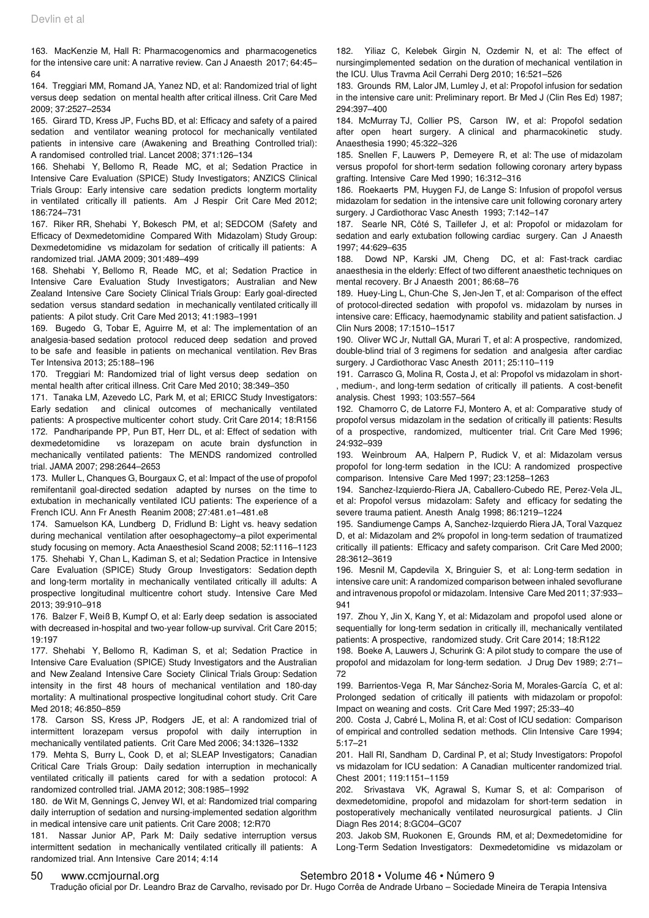163. MacKenzie M, Hall R: Pharmacogenomics and pharmacogenetics for the intensive care unit: A narrative review. Can J Anaesth 2017; 64:45–64

164. Treggiari MM, Romand JA, Yanez ND, et al: Randomized trial of light versus deep sedation on mental health after critical illness. Crit Care Med 2009; 37:2527–2534

165. Girard TD, Kress JP, Fuchs BD, et al: Efficacy and safety of a paired sedation and ventilator weaning protocol for mechanically ventilated patients in intensive care (Awakening and Breathing Controlled trial): A randomised controlled trial. Lancet 2008; 371:126–134

166. Shehabi Y, Bellomo R, Reade MC, et al; Sedation Practice in Intensive Care Evaluation (SPICE) Study Investigators; ANZICS Clinical Trials Group: Early intensive care sedation predicts longterm mortality in ventilated critically ill patients. Am J Respir Crit Care Med 2012; 186:724–731

167. Riker RR, Shehabi Y, Bokesch PM, et al; SEDCOM (Safety and Efficacy of Dexmedetomidine Compared With Midazolam) Study Group: Dexmedetomidine vs midazolam for sedation of critically ill patients: A randomized trial. JAMA 2009; 301:489–499

168. Shehabi Y, Bellomo R, Reade MC, et al; Sedation Practice in Intensive Care Evaluation Study Investigators; Australian and New Zealand Intensive Care Society Clinical Trials Group: Early goal-directed sedation versus standard sedation in mechanically ventilated critically ill patients: A pilot study. Crit Care Med 2013; 41:1983–1991

169. Bugedo G, Tobar E, Aguirre M, et al: The implementation of an analgesia-based sedation protocol reduced deep sedation and proved to be safe and feasible in patients on mechanical ventilation. Rev Bras Ter Intensiva 2013; 25:188–196

170. Treggiari M: Randomized trial of light versus deep sedation on mental health after critical illness. Crit Care Med 2010; 38:349–350

171. Tanaka LM, Azevedo LC, Park M, et al; ERICC Study Investigators: Early sedation and clinical outcomes of mechanically ventilated patients: A prospective multicenter cohort study. Crit Care 2014; 18:R156

172. Pandharipande PP, Pun BT, Herr DL, et al: Effect of sedation with dexmedetomidine vs lorazepam on acute brain dysfunction in mechanically ventilated patients: The MENDS randomized controlled trial. JAMA 2007; 298:2644–2653

173. Muller L, Chanques G, Bourgaux C, et al: Impact of the use of propofol remifentanil goal-directed sedation adapted by nurses on the time to extubation in mechanically ventilated ICU patients: The experience of a French ICU. Ann Fr Anesth Reanim 2008; 27:481.e1–481.e8

174. Samuelson KA, Lundberg D, Fridlund B: Light vs. heavy sedation during mechanical ventilation after oesophagectomy–a pilot experimental study focusing on memory. Acta Anaesthesiol Scand 2008; 52:1116–1123

175. Shehabi Y, Chan L, Kadiman S, et al; Sedation Practice in Intensive Care Evaluation (SPICE) Study Group Investigators: Sedation depth and long-term mortality in mechanically ventilated critically ill adults: A prospective longitudinal multicentre cohort study. Intensive Care Med 2013; 39:910–918

176. Balzer F, Weiß B, Kumpf O, et al: Early deep sedation is associated with decreased in-hospital and two-year follow-up survival. Crit Care 2015; 19:197

177. Shehabi Y, Bellomo R, Kadiman S, et al; Sedation Practice in Intensive Care Evaluation (SPICE) Study Investigators and the Australian and New Zealand Intensive Care Society Clinical Trials Group: Sedation intensity in the first 48 hours of mechanical ventilation and 180-day mortality: A multinational prospective longitudinal cohort study. Crit Care Med 2018; 46:850–859

178. Carson SS, Kress JP, Rodgers JE, et al: A randomized trial of intermittent lorazepam versus propofol with daily interruption in mechanically ventilated patients. Crit Care Med 2006; 34:1326–1332

179. Mehta S, Burry L, Cook D, et al; SLEAP Investigators; Canadian Critical Care Trials Group: Daily sedation interruption in mechanically ventilated critically ill patients cared for with a sedation protocol: A randomized controlled trial. JAMA 2012; 308:1985–1992

180. de Wit M, Gennings C, Jenvey WI, et al: Randomized trial comparing daily interruption of sedation and nursing-implemented sedation algorithm in medical intensive care unit patients. Crit Care 2008; 12:R70

181. Nassar Junior AP, Park M: Daily sedative interruption versus intermittent sedation in mechanically ventilated critically ill patients: A randomized trial. Ann Intensive Care 2014; 4:14

182. Yiliaz C, Kelebek Girgin N, Ozdemir N, et al: The effect of nursingimplemented sedation on the duration of mechanical ventilation in the ICU. Ulus Travma Acil Cerrahi Derg 2010; 16:521–526

183. Grounds RM, Lalor JM, Lumley J, et al: Propofol infusion for sedation in the intensive care unit: Preliminary report. Br Med J (Clin Res Ed) 1987; 294:397–400

184. McMurray TJ, Collier PS, Carson IW, et al: Propofol sedation after open heart surgery. A clinical and pharmacokinetic study. Anaesthesia 1990; 45:322–326

185. Snellen F, Lauwers P, Demeyere R, et al: The use of midazolam versus propofol for short-term sedation following coronary artery bypass grafting. Intensive Care Med 1990; 16:312–316

186. Roekaerts PM, Huygen FJ, de Lange S: Infusion of propofol versus midazolam for sedation in the intensive care unit following coronary artery surgery. J Cardiothorac Vasc Anesth 1993; 7:142–147

187. Searle NR, Côté S, Taillefer J, et al: Propofol or midazolam for sedation and early extubation following cardiac surgery. Can J Anaesth 1997; 44:629–635

188. Dowd NP, Karski JM, Cheng DC, et al: Fast-track cardiac anaesthesia in the elderly: Effect of two different anaesthetic techniques on mental recovery. Br J Anaesth 2001; 86:68–76

189. Huey-Ling L, Chun-Che S, Jen-Jen T, et al: Comparison of the effect of protocol-directed sedation with propofol vs. midazolam by nurses in intensive care: Efficacy, haemodynamic stability and patient satisfaction. J Clin Nurs 2008; 17:1510–1517

190. Oliver WC Jr, Nuttall GA, Murari T, et al: A prospective, randomized, double-blind trial of 3 regimens for sedation and analgesia after cardiac surgery. J Cardiothorac Vasc Anesth 2011; 25:110–119

191. Carrasco G, Molina R, Costa J, et al: Propofol vs midazolam in short-, medium-, and long-term sedation of critically ill patients. A cost-benefit analysis. Chest 1993; 103:557–564

192. Chamorro C, de Latorre FJ, Montero A, et al: Comparative study of propofol versus midazolam in the sedation of critically ill patients: Results of a prospective, randomized, multicenter trial. Crit Care Med 1996; 24:932–939

193. Weinbroum AA, Halpern P, Rudick V, et al: Midazolam versus propofol for long-term sedation in the ICU: A randomized prospective comparison. Intensive Care Med 1997; 23:1258–1263

194. Sanchez-Izquierdo-Riera JA, Caballero-Cubedo RE, Perez-Vela JL, et al: Propofol versus midazolam: Safety and efficacy for sedating the severe trauma patient. Anesth Analg 1998; 86:1219–1224

195. Sandiumenge Camps A, Sanchez-Izquierdo Riera JA, Toral Vazquez D, et al: Midazolam and 2% propofol in long-term sedation of traumatized critically ill patients: Efficacy and safety comparison. Crit Care Med 2000; 28:3612–3619

196. Mesnil M, Capdevila X, Bringuier S, et al: Long-term sedation in intensive care unit: A randomized comparison between inhaled sevoflurane and intravenous propofol or midazolam. Intensive Care Med 2011; 37:933–941

197. Zhou Y, Jin X, Kang Y, et al: Midazolam and propofol used alone or sequentially for long-term sedation in critically ill, mechanically ventilated patients: A prospective, randomized study. Crit Care 2014; 18:R122

198. Boeke A, Lauwers J, Schurink G: A pilot study to compare the use of propofol and midazolam for long-term sedation. J Drug Dev 1989; 2:71–72

199. Barrientos-Vega R, Mar Sánchez-Soria M, Morales-García C, et al: Prolonged sedation of critically ill patients with midazolam or propofol: Impact on weaning and costs. Crit Care Med 1997; 25:33–40

200. Costa J, Cabré L, Molina R, et al: Cost of ICU sedation: Comparison of empirical and controlled sedation methods. Clin Intensive Care 1994; 5:17–21

201. Hall RI, Sandham D, Cardinal P, et al; Study Investigators: Propofol vs midazolam for ICU sedation: A Canadian multicenter randomized trial. Chest 2001; 119:1151–1159

202. Srivastava VK, Agrawal S, Kumar S, et al: Comparison of dexmedetomidine, propofol and midazolam for short-term sedation in postoperatively mechanically ventilated neurosurgical patients. J Clin Diagn Res 2014; 8:GC04–GC07

203. Jakob SM, Ruokonen E, Grounds RM, et al; Dexmedetomidine for Long-Term Sedation Investigators: Dexmedetomidine vs midazolam or

Tradução oficial por Dr. Leandro Braz de Carvalho, revisado por Dr. Hugo Corrêa de Andrade Urbano – Sociedade Mineira de Terapia Intensiva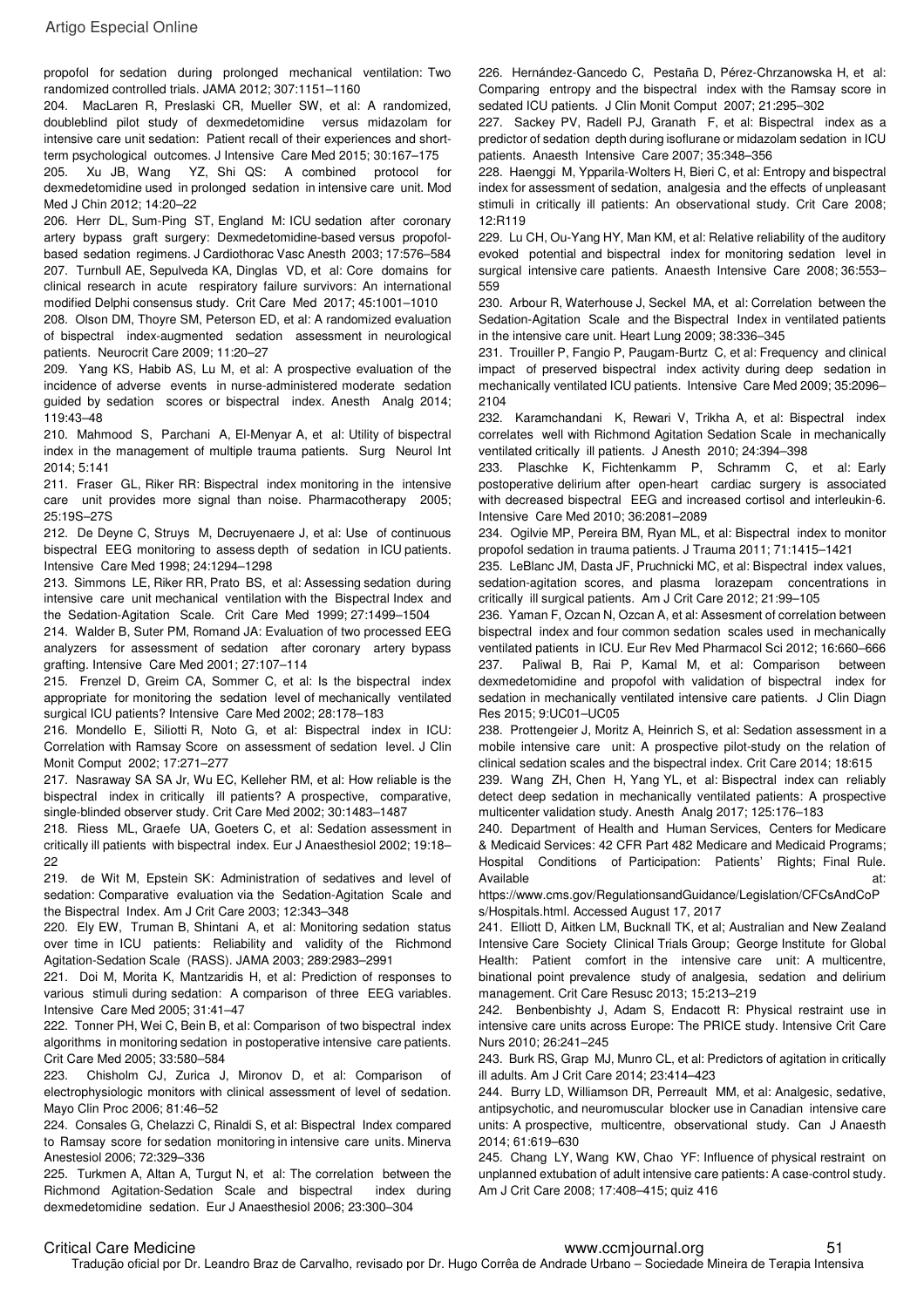propofol for sedation during prolonged mechanical ventilation: Two randomized controlled trials. JAMA 2012; 307:1151–1160

204. MacLaren R, Preslaski CR, Mueller SW, et al: A randomized, doubleblind pilot study of dexmedetomidine versus midazolam for intensive care unit sedation: Patient recall of their experiences and short-term psychological outcomes. J Intensive Care Med 2015; 30:167–175

205. Xu JB, Wang YZ, Shi QS: A combined protocol for dexmedetomidine used in prolonged sedation in intensive care unit. Mod Med J Chin 2012; 14:20–22

206. Herr DL, Sum-Ping ST, England M: ICU sedation after coronary artery bypass graft surgery: Dexmedetomidine-based versus propofol-based sedation regimens. J Cardiothorac Vasc Anesth 2003; 17:576–584

207. Turnbull AE, Sepulveda KA, Dinglas VD, et al: Core domains for clinical research in acute respiratory failure survivors: An international modified Delphi consensus study. Crit Care Med 2017; 45:1001–1010

208. Olson DM, Thoyre SM, Peterson ED, et al: A randomized evaluation of bispectral index-augmented sedation assessment in neurological patients. Neurocrit Care 2009; 11:20–27

209. Yang KS, Habib AS, Lu M, et al: A prospective evaluation of the incidence of adverse events in nurse-administered moderate sedation guided by sedation scores or bispectral index. Anesth Analg 2014; 119:43–48

210. Mahmood S, Parchani A, El-Menyar A, et al: Utility of bispectral index in the management of multiple trauma patients. Surg Neurol Int 2014; 5:141

211. Fraser GL, Riker RR: Bispectral index monitoring in the intensive care unit provides more signal than noise. Pharmacotherapy 2005; 25:19S–27S

212. De Deyne C, Struys M, Decruyenaere J, et al: Use of continuous bispectral EEG monitoring to assess depth of sedation in ICU patients. Intensive Care Med 1998; 24:1294–1298

213. Simmons LE, Riker RR, Prato BS, et al: Assessing sedation during intensive care unit mechanical ventilation with the Bispectral Index and the Sedation-Agitation Scale. Crit Care Med 1999; 27:1499–1504

214. Walder B, Suter PM, Romand JA: Evaluation of two processed EEG analyzers for assessment of sedation after coronary artery bypass grafting. Intensive Care Med 2001; 27:107–114

215. Frenzel D, Greim CA, Sommer C, et al: Is the bispectral index appropriate for monitoring the sedation level of mechanically ventilated surgical ICU patients? Intensive Care Med 2002; 28:178–183

216. Mondello E, Siliotti R, Noto G, et al: Bispectral index in ICU: Correlation with Ramsay Score on assessment of sedation level. J Clin Monit Comput 2002; 17:271–277

217. Nasraway SA SA Jr, Wu EC, Kelleher RM, et al: How reliable is the bispectral index in critically ill patients? A prospective, comparative, single-blinded observer study. Crit Care Med 2002; 30:1483–1487

218. Riess ML, Graefe UA, Goeters C, et al: Sedation assessment in critically ill patients with bispectral index. Eur J Anaesthesiol 2002; 19:18–22

219. de Wit M, Epstein SK: Administration of sedatives and level of sedation: Comparative evaluation via the Sedation-Agitation Scale and the Bispectral Index. Am J Crit Care 2003; 12:343–348

220. Ely EW, Truman B, Shintani A, et al: Monitoring sedation status over time in ICU patients: Reliability and validity of the Richmond Agitation-Sedation Scale (RASS). JAMA 2003; 289:2983–2991

221. Doi M, Morita K, Mantzaridis H, et al: Prediction of responses to various stimuli during sedation: A comparison of three EEG variables. Intensive Care Med 2005; 31:41–47

222. Tonner PH, Wei C, Bein B, et al: Comparison of two bispectral index algorithms in monitoring sedation in postoperative intensive care patients. Crit Care Med 2005; 33:580–584

223. Chisholm CJ, Zurica J, Mironov D, et al: Comparison of electrophysiologic monitors with clinical assessment of level of sedation. Mayo Clin Proc 2006; 81:46–52

224. Consales G, Chelazzi C, Rinaldi S, et al: Bispectral Index compared to Ramsay score for sedation monitoring in intensive care units. Minerva Anestesiol 2006; 72:329–336

225. Turkmen A, Altan A, Turgut N, et al: The correlation between the Richmond Agitation-Sedation Scale and bispectral index during dexmedetomidine sedation. Eur J Anaesthesiol 2006; 23:300–304

226. Hernández-Gancedo C, Pestaña D, Pérez-Chrzanowska H, et al: Comparing entropy and the bispectral index with the Ramsay score in sedated ICU patients. J Clin Monit Comput 2007; 21:295–302

227. Sackey PV, Radell PJ, Granath F, et al: Bispectral index as a predictor of sedation depth during isoflurane or midazolam sedation in ICU patients. Anaesth Intensive Care 2007; 35:348–356

228. Haenggi M, Ypparila-Wolters H, Bieri C, et al: Entropy and bispectral index for assessment of sedation, analgesia and the effects of unpleasant stimuli in critically ill patients: An observational study. Crit Care 2008; 12:R119

229. Lu CH, Ou-Yang HY, Man KM, et al: Relative reliability of the auditory evoked potential and bispectral index for monitoring sedation level in surgical intensive care patients. Anaesth Intensive Care 2008; 36:553–559

230. Arbour R, Waterhouse J, Seckel MA, et al: Correlation between the Sedation-Agitation Scale and the Bispectral Index in ventilated patients in the intensive care unit. Heart Lung 2009; 38:336–345

231. Trouiller P, Fangio P, Paugam-Burtz C, et al: Frequency and clinical impact of preserved bispectral index activity during deep sedation in mechanically ventilated ICU patients. Intensive Care Med 2009; 35:2096–2104

232. Karamchandani K, Rewari V, Trikha A, et al: Bispectral index correlates well with Richmond Agitation Sedation Scale in mechanically ventilated critically ill patients. J Anesth 2010; 24:394–398

233. Plaschke K, Fichtenkamm P, Schramm C, et al: Early postoperative delirium after open-heart cardiac surgery is associated with decreased bispectral EEG and increased cortisol and interleukin-6. Intensive Care Med 2010; 36:2081–2089

234. Ogilvie MP, Pereira BM, Ryan ML, et al: Bispectral index to monitor propofol sedation in trauma patients. J Trauma 2011; 71:1415–1421

235. LeBlanc JM, Dasta JF, Pruchnicki MC, et al: Bispectral index values, sedation-agitation scores, and plasma lorazepam concentrations in critically ill surgical patients. Am J Crit Care 2012; 21:99–105

236. Yaman F, Ozcan N, Ozcan A, et al: Assesment of correlation between bispectral index and four common sedation scales used in mechanically ventilated patients in ICU. Eur Rev Med Pharmacol Sci 2012; 16:660–666

237. Paliwal B, Rai P, Kamal M, et al: Comparison between dexmedetomidine and propofol with validation of bispectral index for sedation in mechanically ventilated intensive care patients. J Clin Diagn Res 2015; 9:UC01–UC05

238. Prottengeier J, Moritz A, Heinrich S, et al: Sedation assessment in a mobile intensive care unit: A prospective pilot-study on the relation of clinical sedation scales and the bispectral index. Crit Care 2014; 18:615

239. Wang ZH, Chen H, Yang YL, et al: Bispectral index can reliably detect deep sedation in mechanically ventilated patients: A prospective multicenter validation study. Anesth Analg 2017; 125:176–183

240. Department of Health and Human Services, Centers for Medicare & Medicaid Services: 42 CFR Part 482 Medicare and Medicaid Programs; Hospital Conditions of Participation: Patients' Rights; Final Rule. Available at: https://www.cms.gov/RegulationsandGuidance/Legislation/CFCsAndCoPs/Hospitals.html. Accessed August 17, 2017

241. Elliott D, Aitken LM, Bucknall TK, et al; Australian and New Zealand Intensive Care Society Clinical Trials Group; George Institute for Global Health: Patient comfort in the intensive care unit: A multicentre, binational point prevalence study of analgesia, sedation and delirium management. Crit Care Resusc 2013; 15:213–219

242. Benbenbishty J, Adam S, Endacott R: Physical restraint use in intensive care units across Europe: The PRICE study. Intensive Crit Care Nurs 2010; 26:241–245

243. Burk RS, Grap MJ, Munro CL, et al: Predictors of agitation in critically ill adults. Am J Crit Care 2014; 23:414–423

244. Burry LD, Williamson DR, Perreault MM, et al: Analgesic, sedative, antipsychotic, and neuromuscular blocker use in Canadian intensive care units: A prospective, multicentre, observational study. Can J Anaesth 2014; 61:619–630

245. Chang LY, Wang KW, Chao YF: Influence of physical restraint on unplanned extubation of adult intensive care patients: A case-control study. Am J Crit Care 2008; 17:408–415; quiz 416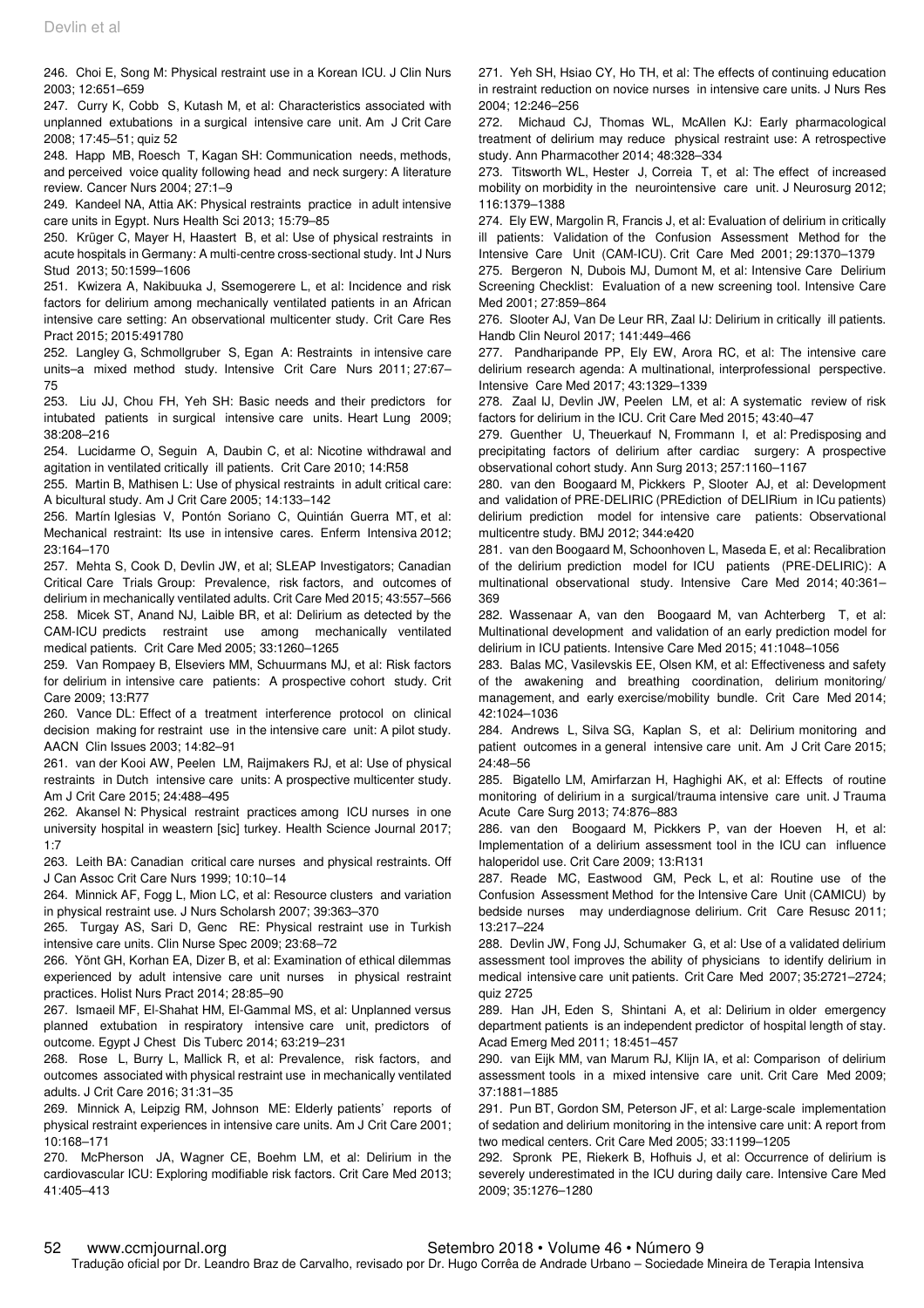246. Choi E, Song M: Physical restraint use in a Korean ICU. J Clin Nurs 2003; 12:651–659

247. Curry K, Cobb S, Kutash M, et al: Characteristics associated with unplanned extubations in a surgical intensive care unit. Am J Crit Care 2008; 17:45–51; quiz 52

248. Happ MB, Roesch T, Kagan SH: Communication needs, methods, and perceived voice quality following head and neck surgery: A literature review. Cancer Nurs 2004; 27:1–9

249. Kandeel NA, Attia AK: Physical restraints practice in adult intensive care units in Egypt. Nurs Health Sci 2013; 15:79–85

250. Krüger C, Mayer H, Haastert B, et al: Use of physical restraints in acute hospitals in Germany: A multi-centre cross-sectional study. Int J Nurs Stud 2013; 50:1599–1606

251. Kwizera A, Nakibuuka J, Ssemogerere L, et al: Incidence and risk factors for delirium among mechanically ventilated patients in an African intensive care setting: An observational multicenter study. Crit Care Res Pract 2015; 2015:491780

252. Langley G, Schmollgruber S, Egan A: Restraints in intensive care units–a mixed method study. Intensive Crit Care Nurs 2011; 27:67–75

253. Liu JJ, Chou FH, Yeh SH: Basic needs and their predictors for intubated patients in surgical intensive care units. Heart Lung 2009; 38:208–216

254. Lucidarme O, Seguin A, Daubin C, et al: Nicotine withdrawal and agitation in ventilated critically ill patients. Crit Care 2010; 14:R58

255. Martin B, Mathisen L: Use of physical restraints in adult critical care: A bicultural study. Am J Crit Care 2005; 14:133–142

256. Martín Iglesias V, Pontón Soriano C, Quintián Guerra MT, et al: Mechanical restraint: Its use in intensive cares. Enferm Intensiva 2012; 23:164–170

257. Mehta S, Cook D, Devlin JW, et al; SLEAP Investigators; Canadian Critical Care Trials Group: Prevalence, risk factors, and outcomes of delirium in mechanically ventilated adults. Crit Care Med 2015; 43:557–566

258. Micek ST, Anand NJ, Laible BR, et al: Delirium as detected by the CAM-ICU predicts restraint use among mechanically ventilated medical patients. Crit Care Med 2005; 33:1260–1265

259. Van Rompaey B, Elseviers MM, Schuurmans MJ, et al: Risk factors for delirium in intensive care patients: A prospective cohort study. Crit Care 2009; 13:R77

260. Vance DL: Effect of a treatment interference protocol on clinical decision making for restraint use in the intensive care unit: A pilot study. AACN Clin Issues 2003; 14:82–91

261. van der Kooi AW, Peelen LM, Raijmakers RJ, et al: Use of physical restraints in Dutch intensive care units: A prospective multicenter study. Am J Crit Care 2015; 24:488–495

262. Akansel N: Physical restraint practices among ICU nurses in one university hospital in weastern [sic] turkey. Health Science Journal 2017; 1:7

263. Leith BA: Canadian critical care nurses and physical restraints. Off J Can Assoc Crit Care Nurs 1999; 10:10–14

264. Minnick AF, Fogg L, Mion LC, et al: Resource clusters and variation in physical restraint use. J Nurs Scholarsh 2007; 39:363–370

265. Turgay AS, Sari D, Genc RE: Physical restraint use in Turkish intensive care units. Clin Nurse Spec 2009; 23:68–72

266. Yönt GH, Korhan EA, Dizer B, et al: Examination of ethical dilemmas experienced by adult intensive care unit nurses in physical restraint practices. Holist Nurs Pract 2014; 28:85–90

267. Ismaeil MF, El-Shahat HM, El-Gammal MS, et al: Unplanned versus planned extubation in respiratory intensive care unit, predictors of outcome. Egypt J Chest Dis Tuberc 2014; 63:219–231

268. Rose L, Burry L, Mallick R, et al: Prevalence, risk factors, and outcomes associated with physical restraint use in mechanically ventilated adults. J Crit Care 2016; 31:31–35

269. Minnick A, Leipzig RM, Johnson ME: Elderly patients' reports of physical restraint experiences in intensive care units. Am J Crit Care 2001; 10:168–171

270. McPherson JA, Wagner CE, Boehm LM, et al: Delirium in the cardiovascular ICU: Exploring modifiable risk factors. Crit Care Med 2013; 41:405–413

271. Yeh SH, Hsiao CY, Ho TH, et al: The effects of continuing education in restraint reduction on novice nurses in intensive care units. J Nurs Res 2004; 12:246–256

272. Michaud CJ, Thomas WL, McAllen KJ: Early pharmacological treatment of delirium may reduce physical restraint use: A retrospective study. Ann Pharmacother 2014; 48:328–334

273. Titsworth WL, Hester J, Correia T, et al: The effect of increased mobility on morbidity in the neurointensive care unit. J Neurosurg 2012; 116:1379–1388

274. Ely EW, Margolin R, Francis J, et al: Evaluation of delirium in critically ill patients: Validation of the Confusion Assessment Method for the Intensive Care Unit (CAM-ICU). Crit Care Med 2001; 29:1370–1379

275. Bergeron N, Dubois MJ, Dumont M, et al: Intensive Care Delirium Screening Checklist: Evaluation of a new screening tool. Intensive Care Med 2001; 27:859–864

276. Slooter AJ, Van De Leur RR, Zaal IJ: Delirium in critically ill patients. Handb Clin Neurol 2017; 141:449–466

277. Pandharipande PP, Ely EW, Arora RC, et al: The intensive care delirium research agenda: A multinational, interprofessional perspective. Intensive Care Med 2017; 43:1329–1339

278. Zaal IJ, Devlin JW, Peelen LM, et al: A systematic review of risk factors for delirium in the ICU. Crit Care Med 2015; 43:40–47

279. Guenther U, Theuerkauf N, Frommann I, et al: Predisposing and precipitating factors of delirium after cardiac surgery: A prospective observational cohort study. Ann Surg 2013; 257:1160–1167

280. van den Boogaard M, Pickkers P, Slooter AJ, et al: Development and validation of PRE-DELIRIC (PREdiction of DELIRium in ICu patients) delirium prediction model for intensive care patients: Observational multicentre study. BMJ 2012; 344:e420

281. van den Boogaard M, Schoonhoven L, Maseda E, et al: Recalibration of the delirium prediction model for ICU patients (PRE-DELIRIC): A multinational observational study. Intensive Care Med 2014; 40:361–369

282. Wassenaar A, van den Boogaard M, van Achterberg T, et al: Multinational development and validation of an early prediction model for delirium in ICU patients. Intensive Care Med 2015; 41:1048–1056

283. Balas MC, Vasilevskis EE, Olsen KM, et al: Effectiveness and safety of the awakening and breathing coordination, delirium monitoring/management, and early exercise/mobility bundle. Crit Care Med 2014; 42:1024–1036

284. Andrews L, Silva SG, Kaplan S, et al: Delirium monitoring and patient outcomes in a general intensive care unit. Am J Crit Care 2015; 24:48–56

285. Bigatello LM, Amirfarzan H, Haghighi AK, et al: Effects of routine monitoring of delirium in a surgical/trauma intensive care unit. J Trauma Acute Care Surg 2013; 74:876–883

286. van den Boogaard M, Pickkers P, van der Hoeven H, et al: Implementation of a delirium assessment tool in the ICU can influence haloperidol use. Crit Care 2009; 13:R131

287. Reade MC, Eastwood GM, Peck L, et al: Routine use of the Confusion Assessment Method for the Intensive Care Unit (CAMICU) by bedside nurses may underdiagnose delirium. Crit Care Resusc 2011; 13:217–224

288. Devlin JW, Fong JJ, Schumaker G, et al: Use of a validated delirium assessment tool improves the ability of physicians to identify delirium in medical intensive care unit patients. Crit Care Med 2007; 35:2721–2724; quiz 2725

289. Han JH, Eden S, Shintani A, et al: Delirium in older emergency department patients is an independent predictor of hospital length of stay. Acad Emerg Med 2011; 18:451–457

290. van Eijk MM, van Marum RJ, Klijn IA, et al: Comparison of delirium assessment tools in a mixed intensive care unit. Crit Care Med 2009; 37:1881–1885

291. Pun BT, Gordon SM, Peterson JF, et al: Large-scale implementation of sedation and delirium monitoring in the intensive care unit: A report from two medical centers. Crit Care Med 2005; 33:1199–1205

292. Spronk PE, Riekerk B, Hofhuis J, et al: Occurrence of delirium is severely underestimated in the ICU during daily care. Intensive Care Med 2009; 35:1276–1280

Tradução oficial por Dr. Leandro Braz de Carvalho, revisado por Dr. Hugo Corrêa de Andrade Urbano – Sociedade Mineira de Terapia Intensiva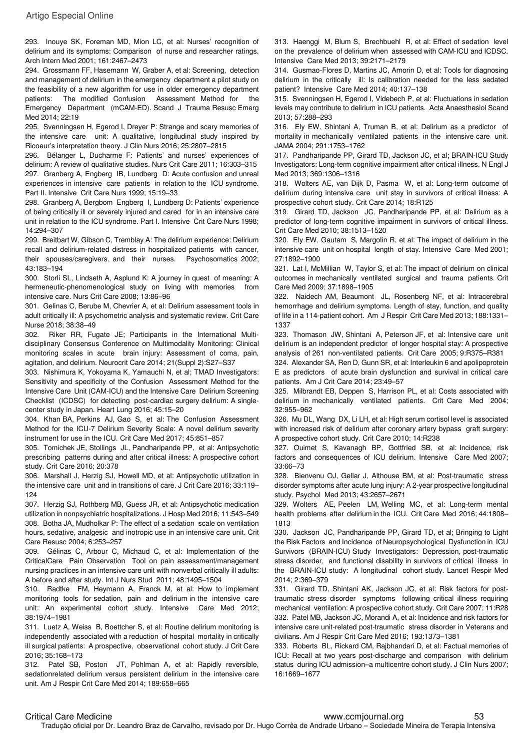293. Inouye SK, Foreman MD, Mion LC, et al: Nurses' recognition of delirium and its symptoms: Comparison of nurse and researcher ratings. Arch Intern Med 2001; 161:2467–2473

294. Grossmann FF, Hasemann W, Graber A, et al: Screening, detection and management of delirium in the emergency department a pilot study on the feasibility of a new algorithm for use in older emergency department patients: The modified Confusion Assessment Method for the Emergency Department (mCAM-ED). Scand J Trauma Resusc Emerg Med 2014; 22:19

295. Svenningsen H, Egerod I, Dreyer P: Strange and scary memories of the intensive care unit: A qualitative, longitudinal study inspired by Ricoeur's interpretation theory. J Clin Nurs 2016; 25:2807–2815

296. Bélanger L, Ducharme F: Patients' and nurses' experiences of delirium: A review of qualitative studies. Nurs Crit Care 2011; 16:303–315

297. Granberg A, Engberg IB, Lundberg D: Acute confusion and unreal experiences in intensive care patients in relation to the ICU syndrome. Part II. Intensive Crit Care Nurs 1999; 15:19–33

298. Granberg A, Bergbom Engberg I, Lundberg D: Patients' experience of being critically ill or severely injured and cared for in an intensive care unit in relation to the ICU syndrome. Part I. Intensive Crit Care Nurs 1998; 14:294–307

299. Breitbart W, Gibson C, Tremblay A: The delirium experience: Delirium recall and delirium-related distress in hospitalized patients with cancer, their spouses/caregivers, and their nurses. Psychosomatics 2002; 43:183–194

300. Storli SL, Lindseth A, Asplund K: A journey in quest of meaning: A hermeneutic-phenomenological study on living with memories from intensive care. Nurs Crit Care 2008; 13:86–96

301. Gelinas C, Berube M, Chevrier A, et al: Delirium assessment tools in adult critically ill: A psychometric analysis and systematic review. Crit Care Nurse 2018; 38:38–49

302. Riker RR, Fugate JE; Participants in the International Multi-disciplinary Consensus Conference on Multimodality Monitoring: Clinical monitoring scales in acute brain injury: Assessment of coma, pain, agitation, and delirium. Neurocrit Care 2014; 21(Suppl 2):S27–S37

303. Nishimura K, Yokoyama K, Yamauchi N, et al; TMAD Investigators: Sensitivity and specificity of the Confusion Assessment Method for the Intensive Care Unit (CAM-ICU) and the Intensive Care Delirium Screening Checklist (ICDSC) for detecting post-cardiac surgery delirium: A single-center study in Japan. Heart Lung 2016; 45:15–20

304. Khan BA, Perkins AJ, Gao S, et al: The Confusion Assessment Method for the ICU-7 Delirium Severity Scale: A novel delirium severity instrument for use in the ICU. Crit Care Med 2017; 45:851–857

305. Tomichek JE, Stollings JL, Pandharipande PP, et al: Antipsychotic prescribing patterns during and after critical illness: A prospective cohort study. Crit Care 2016; 20:378

306. Marshall J, Herzig SJ, Howell MD, et al: Antipsychotic utilization in the intensive care unit and in transitions of care. J Crit Care 2016; 33:119–124

307. Herzig SJ, Rothberg MB, Guess JR, et al: Antipsychotic medication utilization in nonpsychiatric hospitalizations. J Hosp Med 2016; 11:543–549

308. Botha JA, Mudholkar P: The effect of a sedation scale on ventilation hours, sedative, analgesic and inotropic use in an intensive care unit. Crit Care Resusc 2004; 6:253–257

309. Gélinas C, Arbour C, Michaud C, et al: Implementation of the CriticalCare Pain Observation Tool on pain assessment/management nursing practices in an intensive care unit with nonverbal critically ill adults: A before and after study. Int J Nurs Stud 2011; 48:1495–1504

310. Radtke FM, Heymann A, Franck M, et al: How to implement monitoring tools for sedation, pain and delirium in the intensive care unit: An experimental cohort study. Intensive Care Med 2012; 38:1974–1981

311. Luetz A, Weiss B, Boettcher S, et al: Routine delirium monitoring is independently associated with a reduction of hospital mortality in critically ill surgical patients: A prospective, observational cohort study. J Crit Care 2016; 35:168–173

312. Patel SB, Poston JT, Pohlman A, et al: Rapidly reversible, sedationrelated delirium versus persistent delirium in the intensive care unit. Am J Respir Crit Care Med 2014; 189:658–665

313. Haenggi M, Blum S, Brechbuehl R, et al: Effect of sedation level on the prevalence of delirium when assessed with CAM-ICU and ICDSC. Intensive Care Med 2013; 39:2171–2179

314. Gusmao-Flores D, Martins JC, Amorin D, et al: Tools for diagnosing delirium in the critically ill: Is calibration needed for the less sedated patient? Intensive Care Med 2014; 40:137–138

315. Svenningsen H, Egerod I, Videbech P, et al: Fluctuations in sedation levels may contribute to delirium in ICU patients. Acta Anaesthesiol Scand 2013; 57:288–293

316. Ely EW, Shintani A, Truman B, et al: Delirium as a predictor of mortality in mechanically ventilated patients in the intensive care unit. JAMA 2004; 291:1753–1762

317. Pandharipande PP, Girard TD, Jackson JC, et al; BRAIN-ICU Study Investigators: Long-term cognitive impairment after critical illness. N Engl J Med 2013; 369:1306–1316

318. Wolters AE, van Dijk D, Pasma W, et al: Long-term outcome of delirium during intensive care unit stay in survivors of critical illness: A prospective cohort study. Crit Care 2014; 18:R125

319. Girard TD, Jackson JC, Pandharipande PP, et al: Delirium as a predictor of long-term cognitive impairment in survivors of critical illness. Crit Care Med 2010; 38:1513–1520

320. Ely EW, Gautam S, Margolin R, et al: The impact of delirium in the intensive care unit on hospital length of stay. Intensive Care Med 2001; 27:1892–1900

321. Lat I, McMillian W, Taylor S, et al: The impact of delirium on clinical outcomes in mechanically ventilated surgical and trauma patients. Crit Care Med 2009; 37:1898–1905

322. Naidech AM, Beaumont JL, Rosenberg NF, et al: Intracerebral hemorrhage and delirium symptoms. Length of stay, function, and quality of life in a 114-patient cohort. Am J Respir Crit Care Med 2013; 188:1331–1337

323. Thomason JW, Shintani A, Peterson JF, et al: Intensive care unit delirium is an independent predictor of longer hospital stay: A prospective analysis of 261 non-ventilated patients. Crit Care 2005; 9:R375–R381

324. Alexander SA, Ren D, Gunn SR, et al: Interleukin 6 and apolipoprotein E as predictors of acute brain dysfunction and survival in critical care patients. Am J Crit Care 2014; 23:49–57

325. Milbrandt EB, Deppen S, Harrison PL, et al: Costs associated with delirium in mechanically ventilated patients. Crit Care Med 2004; 32:955–962

326. Mu DL, Wang DX, Li LH, et al: High serum cortisol level is associated with increased risk of delirium after coronary artery bypass graft surgery: A prospective cohort study. Crit Care 2010; 14:R238

327. Ouimet S, Kavanagh BP, Gottfried SB, et al: Incidence, risk factors and consequences of ICU delirium. Intensive Care Med 2007; 33:66–73

328. Bienvenu OJ, Gellar J, Althouse BM, et al: Post-traumatic stress disorder symptoms after acute lung injury: A 2-year prospective longitudinal study. Psychol Med 2013; 43:2657–2671

329. Wolters AE, Peelen LM, Welling MC, et al: Long-term mental health problems after delirium in the ICU. Crit Care Med 2016; 44:1808–1813

330. Jackson JC, Pandharipande PP, Girard TD, et al; Bringing to Light the Risk Factors and Incidence of Neuropsychological Dysfunction in ICU Survivors (BRAIN-ICU) Study Investigators: Depression, post-traumatic stress disorder, and functional disability in survivors of critical illness in the BRAIN-ICU study: A longitudinal cohort study. Lancet Respir Med 2014; 2:369–379

331. Girard TD, Shintani AK, Jackson JC, et al: Risk factors for post-traumatic stress disorder symptoms following critical illness requiring mechanical ventilation: A prospective cohort study. Crit Care 2007; 11:R28

332. Patel MB, Jackson JC, Morandi A, et al: Incidence and risk factors for intensive care unit-related post-traumatic stress disorder in Veterans and civilians. Am J Respir Crit Care Med 2016; 193:1373–1381

333. Roberts BL, Rickard CM, Rajbhandari D, et al: Factual memories of ICU: Recall at two years post-discharge and comparison with delirium status during ICU admission–a multicentre cohort study. J Clin Nurs 2007; 16:1669–1677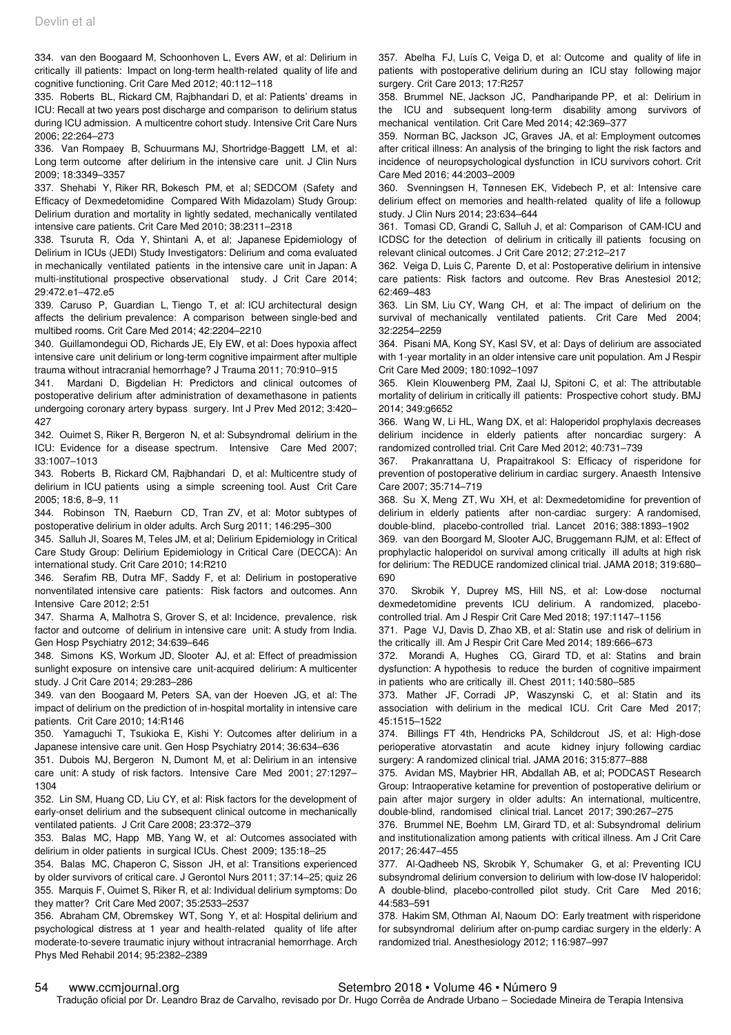334. van den Boogaard M, Schoonhoven L, Evers AW, et al: Delirium in critically ill patients: Impact on long-term health-related quality of life and cognitive functioning. Crit Care Med 2012; 40:112–118

335. Roberts BL, Rickard CM, Rajbhandari D, et al: Patients' dreams in ICU: Recall at two years post discharge and comparison to delirium status during ICU admission. A multicentre cohort study. Intensive Crit Care Nurs 2006; 22:264–273

336. Van Rompaey B, Schuurmans MJ, Shortridge-Baggett LM, et al: Long term outcome after delirium in the intensive care unit. J Clin Nurs 2009; 18:3349–3357

337. Shehabi Y, Riker RR, Bokesch PM, et al; SEDCOM (Safety and Efficacy of Dexmedetomidine Compared With Midazolam) Study Group: Delirium duration and mortality in lightly sedated, mechanically ventilated intensive care patients. Crit Care Med 2010; 38:2311–2318

338. Tsuruta R, Oda Y, Shintani A, et al; Japanese Epidemiology of Delirium in ICUs (JEDI) Study Investigators: Delirium and coma evaluated in mechanically ventilated patients in the intensive care unit in Japan: A multi-institutional prospective observational study. J Crit Care 2014; 29:472.e1–472.e5

339. Caruso P, Guardian L, Tiengo T, et al: ICU architectural design affects the delirium prevalence: A comparison between single-bed and multibed rooms. Crit Care Med 2014; 42:2204–2210

340. Guillamondegui OD, Richards JE, Ely EW, et al: Does hypoxia affect intensive care unit delirium or long-term cognitive impairment after multiple trauma without intracranial hemorrhage? J Trauma 2011; 70:910–915

341. Mardani D, Bigdelian H: Predictors and clinical outcomes of postoperative delirium after administration of dexamethasone in patients undergoing coronary artery bypass surgery. Int J Prev Med 2012; 3:420–427

342. Ouimet S, Riker R, Bergeron N, et al: Subsyndromal delirium in the ICU: Evidence for a disease spectrum. Intensive Care Med 2007; 33:1007–1013

343. Roberts B, Rickard CM, Rajbhandari D, et al: Multicentre study of delirium in ICU patients using a simple screening tool. Aust Crit Care 2005; 18:6, 8–9, 11

344. Robinson TN, Raeburn CD, Tran ZV, et al: Motor subtypes of postoperative delirium in older adults. Arch Surg 2011; 146:295–300

345. Salluh JI, Soares M, Teles JM, et al; Delirium Epidemiology in Critical Care Study Group: Delirium Epidemiology in Critical Care (DECCA): An international study. Crit Care 2010; 14:R210

346. Serafim RB, Dutra MF, Saddy F, et al: Delirium in postoperative nonventilated intensive care patients: Risk factors and outcomes. Ann Intensive Care 2012; 2:51

347. Sharma A, Malhotra S, Grover S, et al: Incidence, prevalence, risk factor and outcome of delirium in intensive care unit: A study from India. Gen Hosp Psychiatry 2012; 34:639–646

348. Simons KS, Workum JD, Slooter AJ, et al: Effect of preadmission sunlight exposure on intensive care unit-acquired delirium: A multicenter study. J Crit Care 2014; 29:283–286

349. van den Boogaard M, Peters SA, van der Hoeven JG, et al: The impact of delirium on the prediction of in-hospital mortality in intensive care patients. Crit Care 2010; 14:R146

350. Yamaguchi T, Tsukioka E, Kishi Y: Outcomes after delirium in a Japanese intensive care unit. Gen Hosp Psychiatry 2014; 36:634–636

351. Dubois MJ, Bergeron N, Dumont M, et al: Delirium in an intensive care unit: A study of risk factors. Intensive Care Med 2001; 27:1297–1304

352. Lin SM, Huang CD, Liu CY, et al: Risk factors for the development of early-onset delirium and the subsequent clinical outcome in mechanically ventilated patients. J Crit Care 2008; 23:372–379

353. Balas MC, Happ MB, Yang W, et al: Outcomes associated with delirium in older patients in surgical ICUs. Chest 2009; 135:18–25

354. Balas MC, Chaperon C, Sisson JH, et al: Transitions experienced by older survivors of critical care. J Gerontol Nurs 2011; 37:14–25; quiz 26

355. Marquis F, Ouimet S, Riker R, et al: Individual delirium symptoms: Do they matter? Crit Care Med 2007; 35:2533–2537

356. Abraham CM, Obremskey WT, Song Y, et al: Hospital delirium and psychological distress at 1 year and health-related quality of life after moderate-to-severe traumatic injury without intracranial hemorrhage. Arch Phys Med Rehabil 2014; 95:2382–2389

357. Abelha FJ, Luís C, Veiga D, et al: Outcome and quality of life in patients with postoperative delirium during an ICU stay following major surgery. Crit Care 2013; 17:R257

358. Brummel NE, Jackson JC, Pandharipande PP, et al: Delirium in the ICU and subsequent long-term disability among survivors of mechanical ventilation. Crit Care Med 2014; 42:369–377

359. Norman BC, Jackson JC, Graves JA, et al: Employment outcomes after critical illness: An analysis of the bringing to light the risk factors and incidence of neuropsychological dysfunction in ICU survivors cohort. Crit Care Med 2016; 44:2003–2009

360. Svenningsen H, Tønnesen EK, Videbech P, et al: Intensive care delirium effect on memories and health-related quality of life a followup study. J Clin Nurs 2014; 23:634–644

361. Tomasi CD, Grandi C, Salluh J, et al: Comparison of CAM-ICU and ICDSC for the detection of delirium in critically ill patients focusing on relevant clinical outcomes. J Crit Care 2012; 27:212–217

362. Veiga D, Luis C, Parente D, et al: Postoperative delirium in intensive care patients: Risk factors and outcome. Rev Bras Anestesiol 2012; 62:469–483

363. Lin SM, Liu CY, Wang CH, et al: The impact of delirium on the survival of mechanically ventilated patients. Crit Care Med 2004; 32:2254–2259

364. Pisani MA, Kong SY, Kasl SV, et al: Days of delirium are associated with 1-year mortality in an older intensive care unit population. Am J Respir Crit Care Med 2009; 180:1092–1097

365. Klein Klouwenberg PM, Zaal IJ, Spitoni C, et al: The attributable mortality of delirium in critically ill patients: Prospective cohort study. BMJ 2014; 349:g6652

366. Wang W, Li HL, Wang DX, et al: Haloperidol prophylaxis decreases delirium incidence in elderly patients after noncardiac surgery: A randomized controlled trial. Crit Care Med 2012; 40:731–739

367. Prakanrattana U, Prapaitrakool S: Efficacy of risperidone for prevention of postoperative delirium in cardiac surgery. Anaesth Intensive Care 2007; 35:714–719

368. Su X, Meng ZT, Wu XH, et al: Dexmedetomidine for prevention of delirium in elderly patients after non-cardiac surgery: A randomised, double-blind, placebo-controlled trial. Lancet 2016; 388:1893–1902

369. van den Boorgard M, Slooter AJC, Bruggemann RJM, et al: Effect of prophylactic haloperidol on survival among critically ill adults at high risk for delirium: The REDUCE randomized clinical trial. JAMA 2018; 319:680–690

370. Skrobik Y, Duprey MS, Hill NS, et al: Low-dose nocturnal dexmedetomidine prevents ICU delirium. A randomized, placebo-controlled trial. Am J Respir Crit Care Med 2018; 197:1147–1156

371. Page VJ, Davis D, Zhao XB, et al: Statin use and risk of delirium in the critically ill. Am J Respir Crit Care Med 2014; 189:666–673

372. Morandi A, Hughes CG, Girard TD, et al: Statins and brain dysfunction: A hypothesis to reduce the burden of cognitive impairment in patients who are critically ill. Chest 2011; 140:580–585

373. Mather JF, Corradi JP, Waszynski C, et al: Statin and its association with delirium in the medical ICU. Crit Care Med 2017; 45:1515–1522

374. Billings FT 4th, Hendricks PA, Schildcrout JS, et al: High-dose perioperative atorvastatin and acute kidney injury following cardiac surgery: A randomized clinical trial. JAMA 2016; 315:877–888

375. Avidan MS, Maybrier HR, Abdallah AB, et al; PODCAST Research Group: Intraoperative ketamine for prevention of postoperative delirium or pain after major surgery in older adults: An international, multicentre, double-blind, randomised clinical trial. Lancet 2017; 390:267–275

376. Brummel NE, Boehm LM, Girard TD, et al: Subsyndromal delirium and institutionalization among patients with critical illness. Am J Crit Care 2017; 26:447–455

377. Al-Qadheeb NS, Skrobik Y, Schumaker G, et al: Preventing ICU subsyndromal delirium conversion to delirium with low-dose IV haloperidol: A double-blind, placebo-controlled pilot study. Crit Care Med 2016; 44:583–591

378. Hakim SM, Othman AI, Naoum DO: Early treatment with risperidone for subsyndromal delirium after on-pump cardiac surgery in the elderly: A randomized trial. Anesthesiology 2012; 116:987–997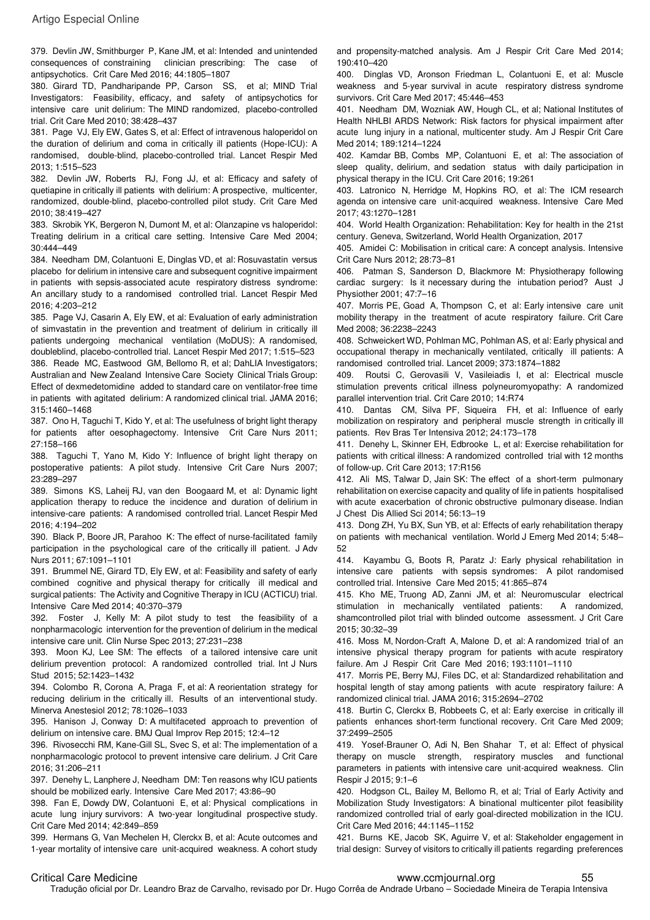379. Devlin JW, Smithburger P, Kane JM, et al: Intended and unintended consequences of constraining clinician prescribing: The case of antipsychotics. Crit Care Med 2016; 44:1805–1807

380. Girard TD, Pandharipande PP, Carson SS, et al; MIND Trial Investigators: Feasibility, efficacy, and safety of antipsychotics for intensive care unit delirium: The MIND randomized, placebo-controlled trial. Crit Care Med 2010; 38:428–437

381. Page VJ, Ely EW, Gates S, et al: Effect of intravenous haloperidol on the duration of delirium and coma in critically ill patients (Hope-ICU): A randomised, double-blind, placebo-controlled trial. Lancet Respir Med 2013; 1:515–523

382. Devlin JW, Roberts RJ, Fong JJ, et al: Efficacy and safety of quetiapine in critically ill patients with delirium: A prospective, multicenter, randomized, double-blind, placebo-controlled pilot study. Crit Care Med 2010; 38:419–427

383. Skrobik YK, Bergeron N, Dumont M, et al: Olanzapine vs haloperidol: Treating delirium in a critical care setting. Intensive Care Med 2004; 30:444–449

384. Needham DM, Colantuoni E, Dinglas VD, et al: Rosuvastatin versus placebo for delirium in intensive care and subsequent cognitive impairment in patients with sepsis-associated acute respiratory distress syndrome: An ancillary study to a randomised controlled trial. Lancet Respir Med 2016; 4:203–212

385. Page VJ, Casarin A, Ely EW, et al: Evaluation of early administration of simvastatin in the prevention and treatment of delirium in critically ill patients undergoing mechanical ventilation (MoDUS): A randomised, doubleblind, placebo-controlled trial. Lancet Respir Med 2017; 1:515–523

386. Reade MC, Eastwood GM, Bellomo R, et al; DahLIA Investigators; Australian and New Zealand Intensive Care Society Clinical Trials Group: Effect of dexmedetomidine added to standard care on ventilator-free time in patients with agitated delirium: A randomized clinical trial. JAMA 2016; 315:1460–1468

387. Ono H, Taguchi T, Kido Y, et al: The usefulness of bright light therapy for patients after oesophagectomy. Intensive Crit Care Nurs 2011; 27:158–166

388. Taguchi T, Yano M, Kido Y: Influence of bright light therapy on postoperative patients: A pilot study. Intensive Crit Care Nurs 2007; 23:289–297

389. Simons KS, Laheij RJ, van den Boogaard M, et al: Dynamic light application therapy to reduce the incidence and duration of delirium in intensive-care patients: A randomised controlled trial. Lancet Respir Med 2016; 4:194–202

390. Black P, Boore JR, Parahoo K: The effect of nurse-facilitated family participation in the psychological care of the critically ill patient. J Adv Nurs 2011; 67:1091–1101

391. Brummel NE, Girard TD, Ely EW, et al: Feasibility and safety of early combined cognitive and physical therapy for critically ill medical and surgical patients: The Activity and Cognitive Therapy in ICU (ACTICU) trial. Intensive Care Med 2014; 40:370–379

392. Foster J, Kelly M: A pilot study to test the feasibility of a nonpharmacologic intervention for the prevention of delirium in the medical intensive care unit. Clin Nurse Spec 2013; 27:231–238

393. Moon KJ, Lee SM: The effects of a tailored intensive care unit delirium prevention protocol: A randomized controlled trial. Int J Nurs Stud 2015; 52:1423–1432

394. Colombo R, Corona A, Praga F, et al: A reorientation strategy for reducing delirium in the critically ill. Results of an interventional study. Minerva Anestesiol 2012; 78:1026–1033

395. Hanison J, Conway D: A multifaceted approach to prevention of delirium on intensive care. BMJ Qual Improv Rep 2015; 12:4–12

396. Rivosecchi RM, Kane-Gill SL, Svec S, et al: The implementation of a nonpharmacologic protocol to prevent intensive care delirium. J Crit Care 2016; 31:206–211

397. Denehy L, Lanphere J, Needham DM: Ten reasons why ICU patients should be mobilized early. Intensive Care Med 2017; 43:86–90

398. Fan E, Dowdy DW, Colantuoni E, et al: Physical complications in acute lung injury survivors: A two-year longitudinal prospective study. Crit Care Med 2014; 42:849–859

399. Hermans G, Van Mechelen H, Clerckx B, et al: Acute outcomes and 1-year mortality of intensive care unit-acquired weakness. A cohort study and propensity-matched analysis. Am J Respir Crit Care Med 2014; 190:410–420

400. Dinglas VD, Aronson Friedman L, Colantuoni E, et al: Muscle weakness and 5-year survival in acute respiratory distress syndrome survivors. Crit Care Med 2017; 45:446–453

401. Needham DM, Wozniak AW, Hough CL, et al; National Institutes of Health NHLBI ARDS Network: Risk factors for physical impairment after acute lung injury in a national, multicenter study. Am J Respir Crit Care Med 2014; 189:1214–1224

402. Kamdar BB, Combs MP, Colantuoni E, et al: The association of sleep quality, delirium, and sedation status with daily participation in physical therapy in the ICU. Crit Care 2016; 19:261

403. Latronico N, Herridge M, Hopkins RO, et al: The ICM research agenda on intensive care unit-acquired weakness. Intensive Care Med 2017; 43:1270–1281

404. World Health Organization: Rehabilitation: Key for health in the 21st century. Geneva, Switzerland, World Health Organization, 2017

405. Amidei C: Mobilisation in critical care: A concept analysis. Intensive Crit Care Nurs 2012; 28:73–81

406. Patman S, Sanderson D, Blackmore M: Physiotherapy following cardiac surgery: Is it necessary during the intubation period? Aust J Physiother 2001; 47:7–16

407. Morris PE, Goad A, Thompson C, et al: Early intensive care unit mobility therapy in the treatment of acute respiratory failure. Crit Care Med 2008; 36:2238–2243

408. Schweickert WD, Pohlman MC, Pohlman AS, et al: Early physical and occupational therapy in mechanically ventilated, critically ill patients: A randomised controlled trial. Lancet 2009; 373:1874–1882

409. Routsi C, Gerovasili V, Vasileiadis I, et al: Electrical muscle stimulation prevents critical illness polyneuromyopathy: A randomized parallel intervention trial. Crit Care 2010; 14:R74

410. Dantas CM, Silva PF, Siqueira FH, et al: Influence of early mobilization on respiratory and peripheral muscle strength in critically ill patients. Rev Bras Ter Intensiva 2012; 24:173–178

411. Denehy L, Skinner EH, Edbrooke L, et al: Exercise rehabilitation for patients with critical illness: A randomized controlled trial with 12 months of follow-up. Crit Care 2013; 17:R156

412. Ali MS, Talwar D, Jain SK: The effect of a short-term pulmonary rehabilitation on exercise capacity and quality of life in patients hospitalised with acute exacerbation of chronic obstructive pulmonary disease. Indian J Chest Dis Allied Sci 2014; 56:13–19

413. Dong ZH, Yu BX, Sun YB, et al: Effects of early rehabilitation therapy on patients with mechanical ventilation. World J Emerg Med 2014; 5:48–52

414. Kayambu G, Boots R, Paratz J: Early physical rehabilitation in intensive care patients with sepsis syndromes: A pilot randomised controlled trial. Intensive Care Med 2015; 41:865–874

415. Kho ME, Truong AD, Zanni JM, et al: Neuromuscular electrical stimulation in mechanically ventilated patients: A randomized, shamcontrolled pilot trial with blinded outcome assessment. J Crit Care 2015; 30:32–39

416. Moss M, Nordon-Craft A, Malone D, et al: A randomized trial of an intensive physical therapy program for patients with acute respiratory failure. Am J Respir Crit Care Med 2016; 193:1101–1110

417. Morris PE, Berry MJ, Files DC, et al: Standardized rehabilitation and hospital length of stay among patients with acute respiratory failure: A randomized clinical trial. JAMA 2016; 315:2694–2702

418. Burtin C, Clerckx B, Robbeets C, et al: Early exercise in critically ill patients enhances short-term functional recovery. Crit Care Med 2009; 37:2499–2505

419. Yosef-Brauner O, Adi N, Ben Shahar T, et al: Effect of physical therapy on muscle strength, respiratory muscles and functional parameters in patients with intensive care unit-acquired weakness. Clin Respir J 2015; 9:1–6

420. Hodgson CL, Bailey M, Bellomo R, et al; Trial of Early Activity and Mobilization Study Investigators: A binational multicenter pilot feasibility randomized controlled trial of early goal-directed mobilization in the ICU. Crit Care Med 2016; 44:1145–1152

421. Burns KE, Jacob SK, Aguirre V, et al: Stakeholder engagement in trial design: Survey of visitors to critically ill patients regarding preferences

Tradução oficial por Dr. Leandro Braz de Carvalho, revisado por Dr. Hugo Corrêa de Andrade Urbano – Sociedade Mineira de Terapia Intensiva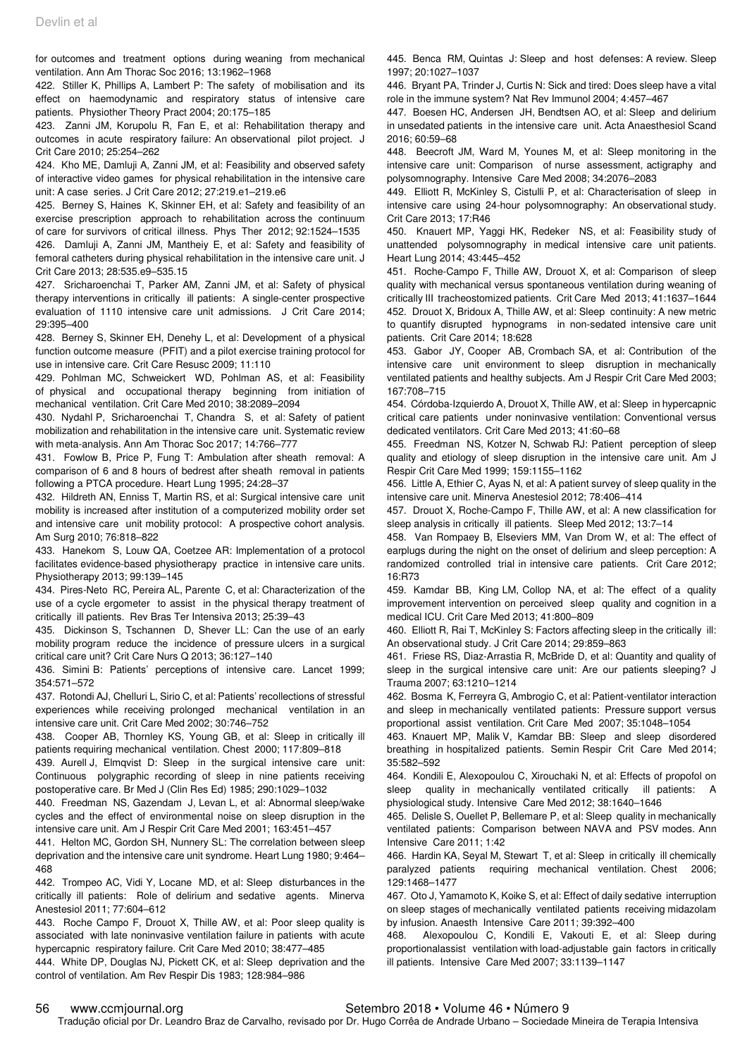for outcomes and treatment options during weaning from mechanical ventilation. Ann Am Thorac Soc 2016; 13:1962–1968

422. Stiller K, Phillips A, Lambert P: The safety of mobilisation and its effect on haemodynamic and respiratory status of intensive care patients. Physiother Theory Pract 2004; 20:175–185

423. Zanni JM, Korupolu R, Fan E, et al: Rehabilitation therapy and outcomes in acute respiratory failure: An observational pilot project. J Crit Care 2010; 25:254–262

424. Kho ME, Damluji A, Zanni JM, et al: Feasibility and observed safety of interactive video games for physical rehabilitation in the intensive care unit: A case series. J Crit Care 2012; 27:219.e1–219.e6

425. Berney S, Haines K, Skinner EH, et al: Safety and feasibility of an exercise prescription approach to rehabilitation across the continuum of care for survivors of critical illness. Phys Ther 2012; 92:1524–1535

426. Damluji A, Zanni JM, Mantheiy E, et al: Safety and feasibility of femoral catheters during physical rehabilitation in the intensive care unit. J Crit Care 2013; 28:535.e9–535.15

427. Sricharoenchai T, Parker AM, Zanni JM, et al: Safety of physical therapy interventions in critically ill patients: A single-center prospective evaluation of 1110 intensive care unit admissions. J Crit Care 2014; 29:395–400

428. Berney S, Skinner EH, Denehy L, et al: Development of a physical function outcome measure (PFIT) and a pilot exercise training protocol for use in intensive care. Crit Care Resusc 2009; 11:110

429. Pohlman MC, Schweickert WD, Pohlman AS, et al: Feasibility of physical and occupational therapy beginning from initiation of mechanical ventilation. Crit Care Med 2010; 38:2089–2094

430. Nydahl P, Sricharoenchai T, Chandra S, et al: Safety of patient mobilization and rehabilitation in the intensive care unit. Systematic review with meta-analysis. Ann Am Thorac Soc 2017; 14:766–777

431. Fowlow B, Price P, Fung T: Ambulation after sheath removal: A comparison of 6 and 8 hours of bedrest after sheath removal in patients following a PTCA procedure. Heart Lung 1995; 24:28–37

432. Hildreth AN, Enniss T, Martin RS, et al: Surgical intensive care unit mobility is increased after institution of a computerized mobility order set and intensive care unit mobility protocol: A prospective cohort analysis. Am Surg 2010; 76:818–822

433. Hanekom S, Louw QA, Coetzee AR: Implementation of a protocol facilitates evidence-based physiotherapy practice in intensive care units. Physiotherapy 2013; 99:139–145

434. Pires-Neto RC, Pereira AL, Parente C, et al: Characterization of the use of a cycle ergometer to assist in the physical therapy treatment of critically ill patients. Rev Bras Ter Intensiva 2013; 25:39–43

435. Dickinson S, Tschannen D, Shever LL: Can the use of an early mobility program reduce the incidence of pressure ulcers in a surgical critical care unit? Crit Care Nurs Q 2013; 36:127–140

436. Simini B: Patients' perceptions of intensive care. Lancet 1999; 354:571–572

437. Rotondi AJ, Chelluri L, Sirio C, et al: Patients' recollections of stressful experiences while receiving prolonged mechanical ventilation in an intensive care unit. Crit Care Med 2002; 30:746–752

438. Cooper AB, Thornley KS, Young GB, et al: Sleep in critically ill patients requiring mechanical ventilation. Chest 2000; 117:809–818

439. Aurell J, Elmqvist D: Sleep in the surgical intensive care unit: Continuous polygraphic recording of sleep in nine patients receiving postoperative care. Br Med J (Clin Res Ed) 1985; 290:1029–1032

440. Freedman NS, Gazendam J, Levan L, et al: Abnormal sleep/wake cycles and the effect of environmental noise on sleep disruption in the intensive care unit. Am J Respir Crit Care Med 2001; 163:451–457

441. Helton MC, Gordon SH, Nunnery SL: The correlation between sleep deprivation and the intensive care unit syndrome. Heart Lung 1980; 9:464–468

442. Trompeo AC, Vidi Y, Locane MD, et al: Sleep disturbances in the critically ill patients: Role of delirium and sedative agents. Minerva Anestesiol 2011; 77:604–612

443. Roche Campo F, Drouot X, Thille AW, et al: Poor sleep quality is associated with late noninvasive ventilation failure in patients with acute hypercapnic respiratory failure. Crit Care Med 2010; 38:477–485

444. White DP, Douglas NJ, Pickett CK, et al: Sleep deprivation and the control of ventilation. Am Rev Respir Dis 1983; 128:984–986

445. Benca RM, Quintas J: Sleep and host defenses: A review. Sleep 1997; 20:1027–1037

446. Bryant PA, Trinder J, Curtis N: Sick and tired: Does sleep have a vital role in the immune system? Nat Rev Immunol 2004; 4:457–467

447. Boesen HC, Andersen JH, Bendtsen AO, et al: Sleep and delirium in unsedated patients in the intensive care unit. Acta Anaesthesiol Scand 2016; 60:59–68

448. Beecroft JM, Ward M, Younes M, et al: Sleep monitoring in the intensive care unit: Comparison of nurse assessment, actigraphy and polysomnography. Intensive Care Med 2008; 34:2076–2083

449. Elliott R, McKinley S, Cistulli P, et al: Characterisation of sleep in intensive care using 24-hour polysomnography: An observational study. Crit Care 2013; 17:R46

450. Knauert MP, Yaggi HK, Redeker NS, et al: Feasibility study of unattended polysomnography in medical intensive care unit patients. Heart Lung 2014; 43:445–452

451. Roche-Campo F, Thille AW, Drouot X, et al: Comparison of sleep quality with mechanical versus spontaneous ventilation during weaning of critically III tracheostomized patients. Crit Care Med 2013; 41:1637–1644

452. Drouot X, Bridoux A, Thille AW, et al: Sleep continuity: A new metric to quantify disrupted hypnograms in non-sedated intensive care unit patients. Crit Care 2014; 18:628

453. Gabor JY, Cooper AB, Crombach SA, et al: Contribution of the intensive care unit environment to sleep disruption in mechanically ventilated patients and healthy subjects. Am J Respir Crit Care Med 2003; 167:708–715

454. Córdoba-Izquierdo A, Drouot X, Thille AW, et al: Sleep in hypercapnic critical care patients under noninvasive ventilation: Conventional versus dedicated ventilators. Crit Care Med 2013; 41:60–68

455. Freedman NS, Kotzer N, Schwab RJ: Patient perception of sleep quality and etiology of sleep disruption in the intensive care unit. Am J Respir Crit Care Med 1999; 159:1155–1162

456. Little A, Ethier C, Ayas N, et al: A patient survey of sleep quality in the intensive care unit. Minerva Anestesiol 2012; 78:406–414

457. Drouot X, Roche-Campo F, Thille AW, et al: A new classification for sleep analysis in critically ill patients. Sleep Med 2012; 13:7–14

458. Van Rompaey B, Elseviers MM, Van Drom W, et al: The effect of earplugs during the night on the onset of delirium and sleep perception: A randomized controlled trial in intensive care patients. Crit Care 2012; 16:R73

459. Kamdar BB, King LM, Collop NA, et al: The effect of a quality improvement intervention on perceived sleep quality and cognition in a medical ICU. Crit Care Med 2013; 41:800–809

460. Elliott R, Rai T, McKinley S: Factors affecting sleep in the critically ill: An observational study. J Crit Care 2014; 29:859–863

461. Friese RS, Diaz-Arrastia R, McBride D, et al: Quantity and quality of sleep in the surgical intensive care unit: Are our patients sleeping? J Trauma 2007; 63:1210–1214

462. Bosma K, Ferreyra G, Ambrogio C, et al: Patient-ventilator interaction and sleep in mechanically ventilated patients: Pressure support versus proportional assist ventilation. Crit Care Med 2007; 35:1048–1054

463. Knauert MP, Malik V, Kamdar BB: Sleep and sleep disordered breathing in hospitalized patients. Semin Respir Crit Care Med 2014; 35:582–592

464. Kondili E, Alexopoulou C, Xirouchaki N, et al: Effects of propofol on sleep quality in mechanically ventilated critically ill patients: A physiological study. Intensive Care Med 2012; 38:1640–1646

465. Delisle S, Ouellet P, Bellemare P, et al: Sleep quality in mechanically ventilated patients: Comparison between NAVA and PSV modes. Ann Intensive Care 2011; 1:42

466. Hardin KA, Seyal M, Stewart T, et al: Sleep in critically ill chemically paralyzed patients requiring mechanical ventilation. Chest 2006; 129:1468–1477

467. Oto J, Yamamoto K, Koike S, et al: Effect of daily sedative interruption on sleep stages of mechanically ventilated patients receiving midazolam by infusion. Anaesth Intensive Care 2011; 39:392–400

468. Alexopoulou C, Kondili E, Vakouti E, et al: Sleep during proportionalassist ventilation with load-adjustable gain factors in critically ill patients. Intensive Care Med 2007; 33:1139–1147

Tradução oficial por Dr. Leandro Braz de Carvalho, revisado por Dr. Hugo Corrêa de Andrade Urbano – Sociedade Mineira de Terapia Intensiva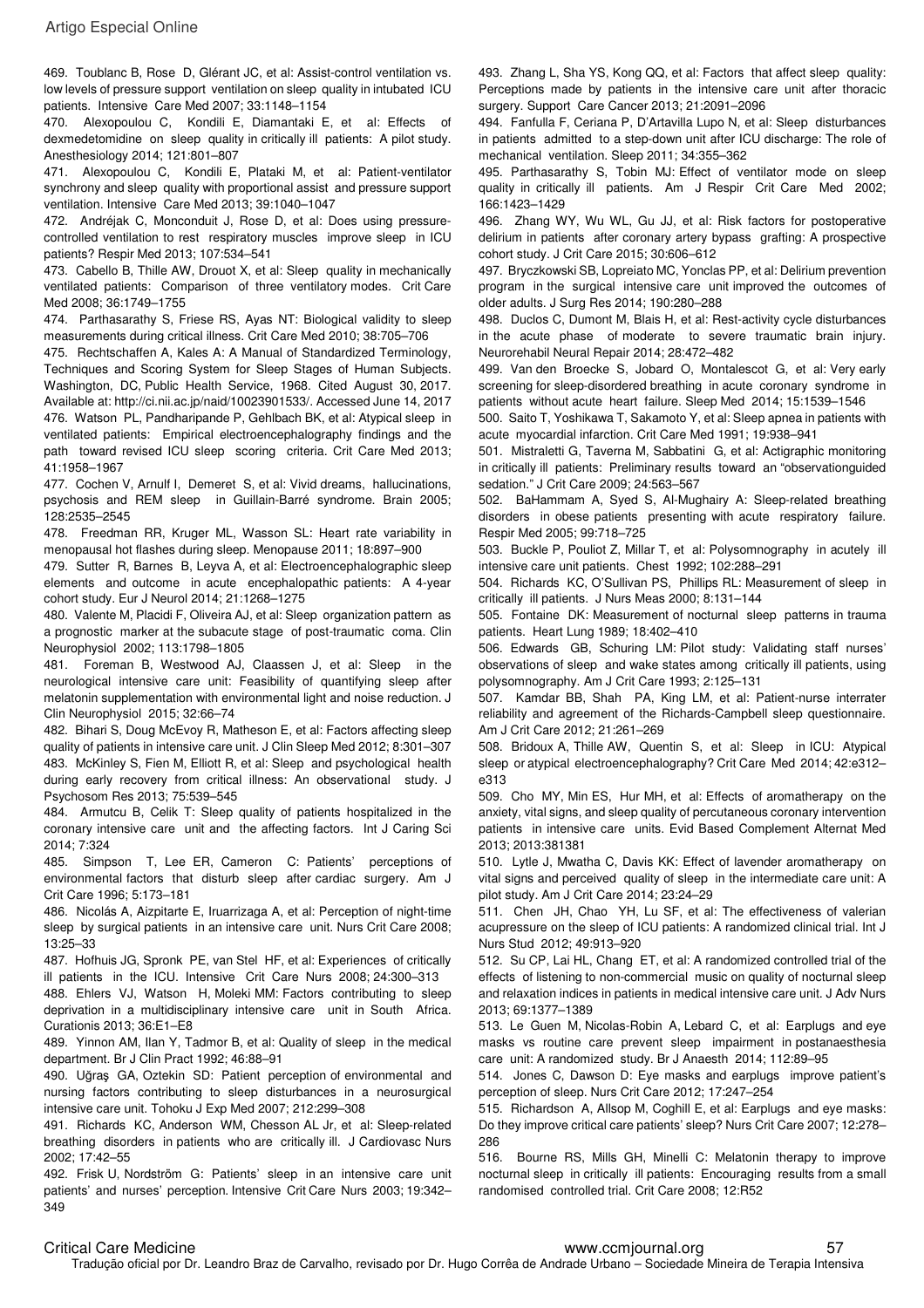469. Toublanc B, Rose D, Glérant JC, et al: Assist-control ventilation vs. low levels of pressure support ventilation on sleep quality in intubated ICU patients. Intensive Care Med 2007; 33:1148–1154

470. Alexopoulou C, Kondili E, Diamantaki E, et al: Effects of dexmedetomidine on sleep quality in critically ill patients: A pilot study. Anesthesiology 2014; 121:801–807

471. Alexopoulou C, Kondili E, Plataki M, et al: Patient-ventilator synchrony and sleep quality with proportional assist and pressure support ventilation. Intensive Care Med 2013; 39:1040–1047

472. Andréjak C, Monconduit J, Rose D, et al: Does using pressure-controlled ventilation to rest respiratory muscles improve sleep in ICU patients? Respir Med 2013; 107:534–541

473. Cabello B, Thille AW, Drouot X, et al: Sleep quality in mechanically ventilated patients: Comparison of three ventilatory modes. Crit Care Med 2008; 36:1749–1755

474. Parthasarathy S, Friese RS, Ayas NT: Biological validity to sleep measurements during critical illness. Crit Care Med 2010; 38:705–706

475. Rechtschaffen A, Kales A: A Manual of Standardized Terminology, Techniques and Scoring System for Sleep Stages of Human Subjects. Washington, DC, Public Health Service, 1968. Cited August 30, 2017. Available at: http://ci.nii.ac.jp/naid/10023901533/. Accessed June 14, 2017

476. Watson PL, Pandharipande P, Gehlbach BK, et al: Atypical sleep in ventilated patients: Empirical electroencephalography findings and the path toward revised ICU sleep scoring criteria. Crit Care Med 2013; 41:1958–1967

477. Cochen V, Arnulf I, Demeret S, et al: Vivid dreams, hallucinations, psychosis and REM sleep in Guillain-Barré syndrome. Brain 2005; 128:2535–2545

478. Freedman RR, Kruger ML, Wasson SL: Heart rate variability in menopausal hot flashes during sleep. Menopause 2011; 18:897–900

479. Sutter R, Barnes B, Leyva A, et al: Electroencephalographic sleep elements and outcome in acute encephalopathic patients: A 4-year cohort study. Eur J Neurol 2014; 21:1268–1275

480. Valente M, Placidi F, Oliveira AJ, et al: Sleep organization pattern as a prognostic marker at the subacute stage of post-traumatic coma. Clin Neurophysiol 2002; 113:1798–1805

481. Foreman B, Westwood AJ, Claassen J, et al: Sleep in the neurological intensive care unit: Feasibility of quantifying sleep after melatonin supplementation with environmental light and noise reduction. J Clin Neurophysiol 2015; 32:66–74

482. Bihari S, Doug McEvoy R, Matheson E, et al: Factors affecting sleep quality of patients in intensive care unit. J Clin Sleep Med 2012; 8:301–307

483. McKinley S, Fien M, Elliott R, et al: Sleep and psychological health during early recovery from critical illness: An observational study. J Psychosom Res 2013; 75:539–545

484. Armutcu B, Celik T: Sleep quality of patients hospitalized in the coronary intensive care unit and the affecting factors. Int J Caring Sci 2014; 7:324

485. Simpson T, Lee ER, Cameron C: Patients' perceptions of environmental factors that disturb sleep after cardiac surgery. Am J Crit Care 1996; 5:173–181

486. Nicolás A, Aizpitarte E, Iruarrizaga A, et al: Perception of night-time sleep by surgical patients in an intensive care unit. Nurs Crit Care 2008; 13:25–33

487. Hofhuis JG, Spronk PE, van Stel HF, et al: Experiences of critically ill patients in the ICU. Intensive Crit Care Nurs 2008; 24:300–313

488. Ehlers VJ, Watson H, Moleki MM: Factors contributing to sleep deprivation in a multidisciplinary intensive care unit in South Africa. Curationis 2013; 36:E1–E8

489. Yinnon AM, Ilan Y, Tadmor B, et al: Quality of sleep in the medical department. Br J Clin Pract 1992; 46:88–91

490. Uğraş GA, Oztekin SD: Patient perception of environmental and nursing factors contributing to sleep disturbances in a neurosurgical intensive care unit. Tohoku J Exp Med 2007; 212:299–308

491. Richards KC, Anderson WM, Chesson AL Jr, et al: Sleep-related breathing disorders in patients who are critically ill. J Cardiovasc Nurs 2002; 17:42–55

492. Frisk U, Nordström G: Patients' sleep in an intensive care unit patients' and nurses' perception. Intensive Crit Care Nurs 2003; 19:342–349

493. Zhang L, Sha YS, Kong QQ, et al: Factors that affect sleep quality: Perceptions made by patients in the intensive care unit after thoracic surgery. Support Care Cancer 2013; 21:2091–2096

494. Fanfulla F, Ceriana P, D'Artavilla Lupo N, et al: Sleep disturbances in patients admitted to a step-down unit after ICU discharge: The role of mechanical ventilation. Sleep 2011; 34:355–362

495. Parthasarathy S, Tobin MJ: Effect of ventilator mode on sleep quality in critically ill patients. Am J Respir Crit Care Med 2002; 166:1423–1429

496. Zhang WY, Wu WL, Gu JJ, et al: Risk factors for postoperative delirium in patients after coronary artery bypass grafting: A prospective cohort study. J Crit Care 2015; 30:606–612

497. Bryczkowski SB, Lopreiato MC, Yonclas PP, et al: Delirium prevention program in the surgical intensive care unit improved the outcomes of older adults. J Surg Res 2014; 190:280–288

498. Duclos C, Dumont M, Blais H, et al: Rest-activity cycle disturbances in the acute phase of moderate to severe traumatic brain injury. Neurorehabil Neural Repair 2014; 28:472–482

499. Van den Broecke S, Jobard O, Montalescot G, et al: Very early screening for sleep-disordered breathing in acute coronary syndrome in patients without acute heart failure. Sleep Med 2014; 15:1539–1546

500. Saito T, Yoshikawa T, Sakamoto Y, et al: Sleep apnea in patients with acute myocardial infarction. Crit Care Med 1991; 19:938–941

501. Mistraletti G, Taverna M, Sabbatini G, et al: Actigraphic monitoring in critically ill patients: Preliminary results toward an "observationguided sedation." J Crit Care 2009; 24:563–567

502. BaHammam A, Syed S, Al-Mughairy A: Sleep-related breathing disorders in obese patients presenting with acute respiratory failure. Respir Med 2005; 99:718–725

503. Buckle P, Pouliot Z, Millar T, et al: Polysomnography in acutely ill intensive care unit patients. Chest 1992; 102:288–291

504. Richards KC, O'Sullivan PS, Phillips RL: Measurement of sleep in critically ill patients. J Nurs Meas 2000; 8:131–144

505. Fontaine DK: Measurement of nocturnal sleep patterns in trauma patients. Heart Lung 1989; 18:402–410

506. Edwards GB, Schuring LM: Pilot study: Validating staff nurses' observations of sleep and wake states among critically ill patients, using polysomnography. Am J Crit Care 1993; 2:125–131

507. Kamdar BB, Shah PA, King LM, et al: Patient-nurse interrater reliability and agreement of the Richards-Campbell sleep questionnaire. Am J Crit Care 2012; 21:261–269

508. Bridoux A, Thille AW, Quentin S, et al: Sleep in ICU: Atypical sleep or atypical electroencephalography? Crit Care Med 2014; 42:e312–e313

509. Cho MY, Min ES, Hur MH, et al: Effects of aromatherapy on the anxiety, vital signs, and sleep quality of percutaneous coronary intervention patients in intensive care units. Evid Based Complement Alternat Med 2013; 2013:381381

510. Lytle J, Mwatha C, Davis KK: Effect of lavender aromatherapy on vital signs and perceived quality of sleep in the intermediate care unit: A pilot study. Am J Crit Care 2014; 23:24–29

511. Chen JH, Chao YH, Lu SF, et al: The effectiveness of valerian acupressure on the sleep of ICU patients: A randomized clinical trial. Int J Nurs Stud 2012; 49:913–920

512. Su CP, Lai HL, Chang ET, et al: A randomized controlled trial of the effects of listening to non-commercial music on quality of nocturnal sleep and relaxation indices in patients in medical intensive care unit. J Adv Nurs 2013; 69:1377–1389

513. Le Guen M, Nicolas-Robin A, Lebard C, et al: Earplugs and eye masks vs routine care prevent sleep impairment in postanaesthesia care unit: A randomized study. Br J Anaesth 2014; 112:89–95

514. Jones C, Dawson D: Eye masks and earplugs improve patient's perception of sleep. Nurs Crit Care 2012; 17:247–254

515. Richardson A, Allsop M, Coghill E, et al: Earplugs and eye masks: Do they improve critical care patients' sleep? Nurs Crit Care 2007; 12:278–286

516. Bourne RS, Mills GH, Minelli C: Melatonin therapy to improve nocturnal sleep in critically ill patients: Encouraging results from a small randomised controlled trial. Crit Care 2008; 12:R52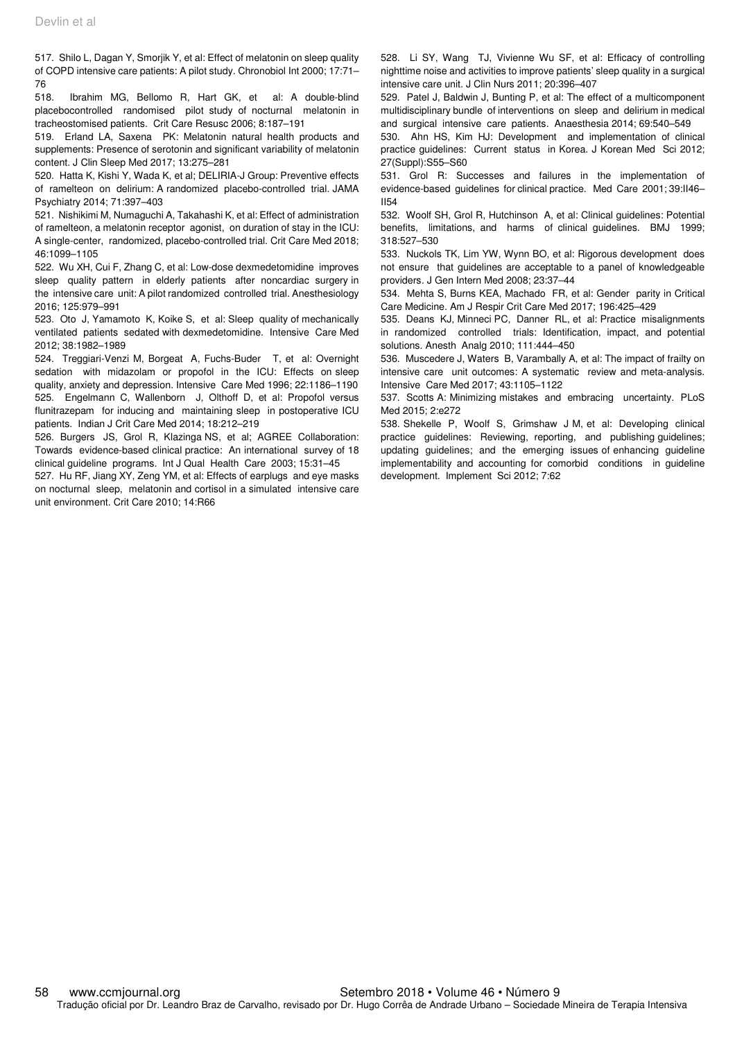517. Shilo L, Dagan Y, Smorjik Y, et al: Effect of melatonin on sleep quality of COPD intensive care patients: A pilot study. Chronobiol Int 2000; 17:71–76

518. Ibrahim MG, Bellomo R, Hart GK, et al: A double-blind placebocontrolled randomised pilot study of nocturnal melatonin in tracheostomised patients. Crit Care Resusc 2006; 8:187–191

519. Erland LA, Saxena PK: Melatonin natural health products and supplements: Presence of serotonin and significant variability of melatonin content. J Clin Sleep Med 2017; 13:275–281

520. Hatta K, Kishi Y, Wada K, et al; DELIRIA-J Group: Preventive effects of ramelteon on delirium: A randomized placebo-controlled trial. JAMA Psychiatry 2014; 71:397–403

521. Nishikimi M, Numaguchi A, Takahashi K, et al: Effect of administration of ramelteon, a melatonin receptor agonist, on duration of stay in the ICU: A single-center, randomized, placebo-controlled trial. Crit Care Med 2018; 46:1099–1105

522. Wu XH, Cui F, Zhang C, et al: Low-dose dexmedetomidine improves sleep quality pattern in elderly patients after noncardiac surgery in the intensive care unit: A pilot randomized controlled trial. Anesthesiology 2016; 125:979–991

523. Oto J, Yamamoto K, Koike S, et al: Sleep quality of mechanically ventilated patients sedated with dexmedetomidine. Intensive Care Med 2012; 38:1982–1989

524. Treggiari-Venzi M, Borgeat A, Fuchs-Buder T, et al: Overnight sedation with midazolam or propofol in the ICU: Effects on sleep quality, anxiety and depression. Intensive Care Med 1996; 22:1186–1190

525. Engelmann C, Wallenborn J, Olthoff D, et al: Propofol versus flunitrazepam for inducing and maintaining sleep in postoperative ICU patients. Indian J Crit Care Med 2014; 18:212–219

526. Burgers JS, Grol R, Klazinga NS, et al; AGREE Collaboration: Towards evidence-based clinical practice: An international survey of 18 clinical guideline programs. Int J Qual Health Care 2003; 15:31–45

527. Hu RF, Jiang XY, Zeng YM, et al: Effects of earplugs and eye masks on nocturnal sleep, melatonin and cortisol in a simulated intensive care unit environment. Crit Care 2010; 14:R66

528. Li SY, Wang TJ, Vivienne Wu SF, et al: Efficacy of controlling nighttime noise and activities to improve patients' sleep quality in a surgical intensive care unit. J Clin Nurs 2011; 20:396–407

529. Patel J, Baldwin J, Bunting P, et al: The effect of a multicomponent multidisciplinary bundle of interventions on sleep and delirium in medical and surgical intensive care patients. Anaesthesia 2014; 69:540–549

530. Ahn HS, Kim HJ: Development and implementation of clinical practice guidelines: Current status in Korea. J Korean Med Sci 2012; 27(Suppl):S55–S60

531. Grol R: Successes and failures in the implementation of evidence-based guidelines for clinical practice. Med Care 2001; 39:II46–II54

532. Woolf SH, Grol R, Hutchinson A, et al: Clinical guidelines: Potential benefits, limitations, and harms of clinical guidelines. BMJ 1999; 318:527–530

533. Nuckols TK, Lim YW, Wynn BO, et al: Rigorous development does not ensure that guidelines are acceptable to a panel of knowledgeable providers. J Gen Intern Med 2008; 23:37–44

534. Mehta S, Burns KEA, Machado FR, et al: Gender parity in Critical Care Medicine. Am J Respir Crit Care Med 2017; 196:425–429

535. Deans KJ, Minneci PC, Danner RL, et al: Practice misalignments in randomized controlled trials: Identification, impact, and potential solutions. Anesth Analg 2010; 111:444–450

536. Muscedere J, Waters B, Varambally A, et al: The impact of frailty on intensive care unit outcomes: A systematic review and meta-analysis. Intensive Care Med 2017; 43:1105–1122

537. Scotts A: Minimizing mistakes and embracing uncertainty. PLoS Med 2015; 2:e272

538. Shekelle P, Woolf S, Grimshaw J M, et al: Developing clinical practice guidelines: Reviewing, reporting, and publishing guidelines; updating guidelines; and the emerging issues of enhancing guideline implementability and accounting for comorbid conditions in guideline development. Implement Sci 2012; 7:62

Tradução oficial por Dr. Leandro Braz de Carvalho, revisado por Dr. Hugo Corrêa de Andrade Urbano – Sociedade Mineira de Terapia Intensiva